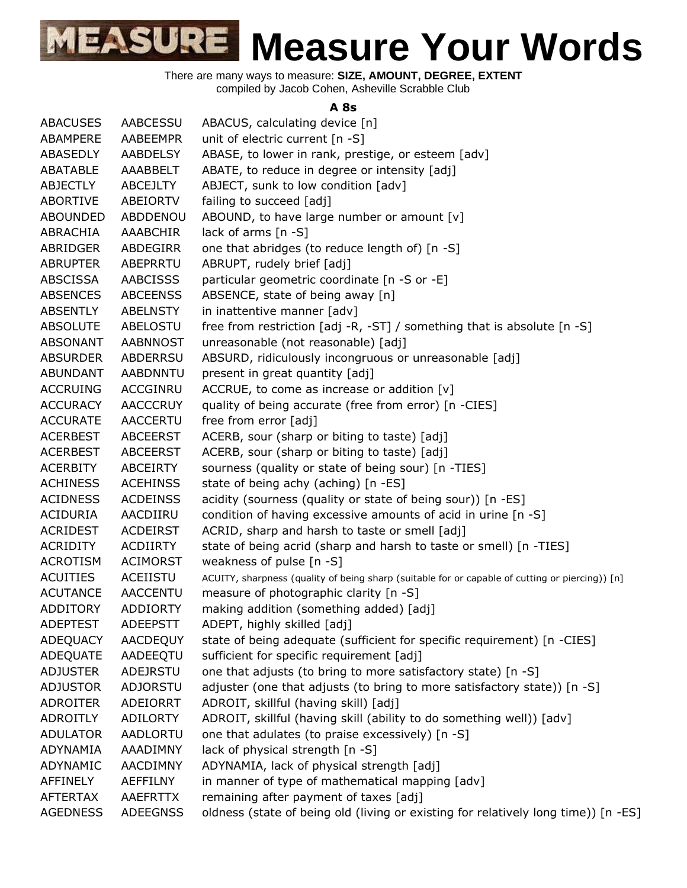# MEASURE Measure Your Words

There are many ways to measure: **SIZE, AMOUNT, DEGREE, EXTENT**
compiled by Jacob Cohen, Asheville Scrabble Club

### A 8s

| | | |
|---|---|---|
| ABACUSES | AABCESSU | ABACUS, calculating device [n] |
| ABAMPERE | AABEEMPR | unit of electric current [n -S] |
| ABASEDLY | AABDELSY | ABASE, to lower in rank, prestige, or esteem [adv] |
| ABATABLE | AAABBELT | ABATE, to reduce in degree or intensity [adj] |
| ABJECTLY | ABCEJLTY | ABJECT, sunk to low condition [adv] |
| ABORTIVE | ABEIORTV | failing to succeed [adj] |
| ABOUNDED | ABDDENOU | ABOUND, to have large number or amount [v] |
| ABRACHIA | AAABCHIR | lack of arms [n -S] |
| ABRIDGER | ABDEGIRR | one that abridges (to reduce length of) [n -S] |
| ABRUPTER | ABEPRRTU | ABRUPT, rudely brief [adj] |
| ABSCISSA | AABCISSS | particular geometric coordinate [n -S or -E] |
| ABSENCES | ABCEENSS | ABSENCE, state of being away [n] |
| ABSENTLY | ABELNSTY | in inattentive manner [adv] |
| ABSOLUTE | ABELOSTU | free from restriction [adj -R, -ST] / something that is absolute [n -S] |
| ABSONANT | AABNNOST | unreasonable (not reasonable) [adj] |
| ABSURDER | ABDERRSU | ABSURD, ridiculously incongruous or unreasonable [adj] |
| ABUNDANT | AABDNNTU | present in great quantity [adj] |
| ACCRUING | ACCGINRU | ACCRUE, to come as increase or addition [v] |
| ACCURACY | AACCCRUY | quality of being accurate (free from error) [n -CIES] |
| ACCURATE | AACCERTU | free from error [adj] |
| ACERBEST | ABCEERST | ACERB, sour (sharp or biting to taste) [adj] |
| ACERBEST | ABCEERST | ACERB, sour (sharp or biting to taste) [adj] |
| ACERBITY | ABCEIRTY | sourness (quality or state of being sour) [n -TIES] |
| ACHINESS | ACEHINSS | state of being achy (aching) [n -ES] |
| ACIDNESS | ACDEINSS | acidity (sourness (quality or state of being sour)) [n -ES] |
| ACIDURIA | AACDIIRU | condition of having excessive amounts of acid in urine [n -S] |
| ACRIDEST | ACDEIRST | ACRID, sharp and harsh to taste or smell [adj] |
| ACRIDITY | ACDIIRTY | state of being acrid (sharp and harsh to taste or smell) [n -TIES] |
| ACROTISM | ACIMORST | weakness of pulse [n -S] |
| ACUITIES | ACEIISTU | ACUITY, sharpness (quality of being sharp (suitable for or capable of cutting or piercing)) [n] |
| ACUTANCE | AACCENTU | measure of photographic clarity [n -S] |
| ADDITORY | ADDIORTY | making addition (something added) [adj] |
| ADEPTEST | ADEEPSTT | ADEPT, highly skilled [adj] |
| ADEQUACY | AACDEQUY | state of being adequate (sufficient for specific requirement) [n -CIES] |
| ADEQUATE | AADEEQTU | sufficient for specific requirement [adj] |
| ADJUSTER | ADEJRSTU | one that adjusts (to bring to more satisfactory state) [n -S] |
| ADJUSTOR | ADJORSTU | adjuster (one that adjusts (to bring to more satisfactory state)) [n -S] |
| ADROITER | ADEIORRT | ADROIT, skillful (having skill) [adj] |
| ADROITLY | ADILORTY | ADROIT, skillful (having skill (ability to do something well)) [adv] |
| ADULATOR | AADLORTU | one that adulates (to praise excessively) [n -S] |
| ADYNAMIA | AAADIMNY | lack of physical strength [n -S] |
| ADYNAMIC | AACDIMNY | ADYNAMIA, lack of physical strength [adj] |
| AFFINELY | AEFFILNY | in manner of type of mathematical mapping [adv] |
| AFTERTAX | AAEFRTTX | remaining after payment of taxes [adj] |
| AGEDNESS | ADEEGNSS | oldness (state of being old (living or existing for relatively long time)) [n -ES] |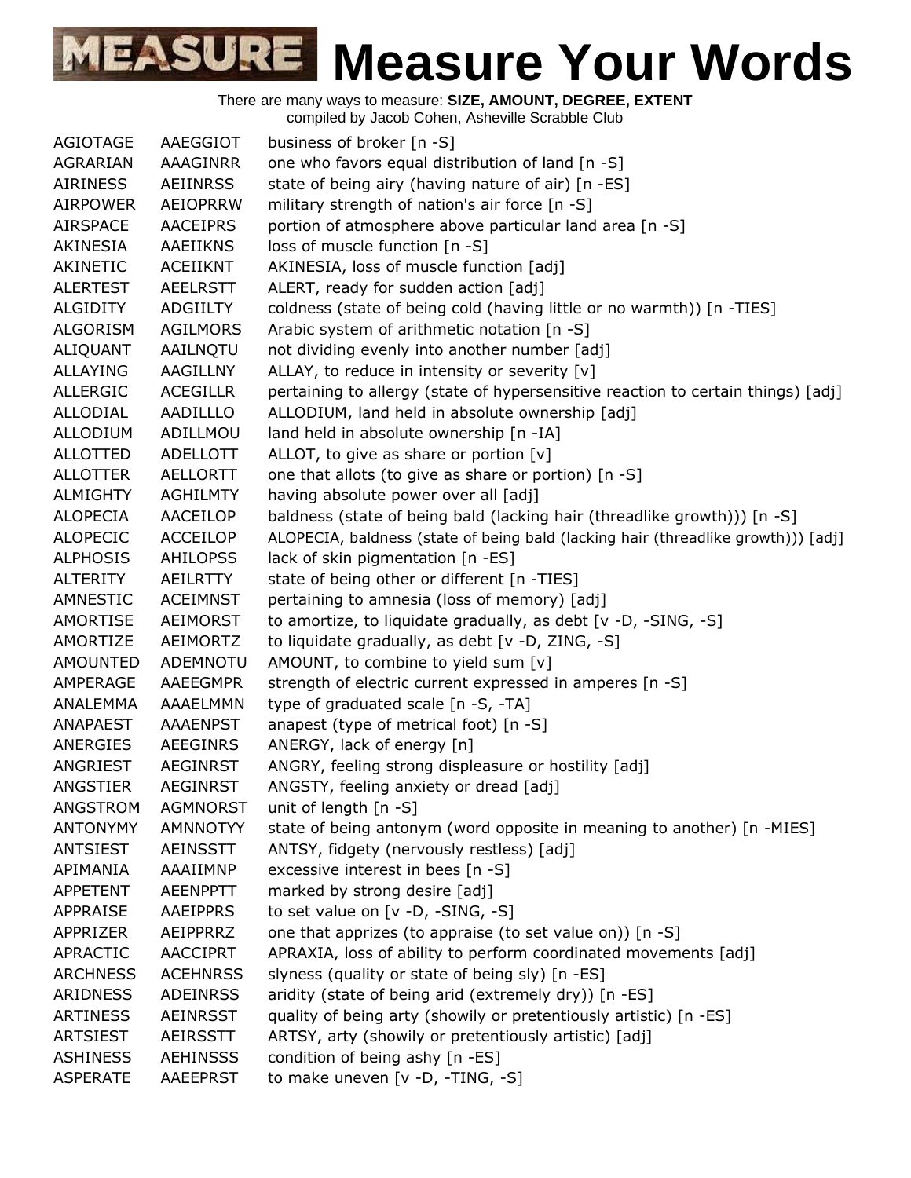# MEASURE Measure Your Words

There are many ways to measure: **SIZE, AMOUNT, DEGREE, EXTENT**
compiled by Jacob Cohen, Asheville Scrabble Club

| | | |
|---|---|---|
| AGIOTAGE | AAEGGIOT | business of broker [n -S] |
| AGRARIAN | AAAGINRR | one who favors equal distribution of land [n -S] |
| AIRINESS | AEIINRSS | state of being airy (having nature of air) [n -ES] |
| AIRPOWER | AEIOPRRW | military strength of nation's air force [n -S] |
| AIRSPACE | AACEIPRS | portion of atmosphere above particular land area [n -S] |
| AKINESIA | AAEIIKNS | loss of muscle function [n -S] |
| AKINETIC | ACEIIKNT | AKINESIA, loss of muscle function [adj] |
| ALERTEST | AEELRSTT | ALERT, ready for sudden action [adj] |
| ALGIDITY | ADGIILTY | coldness (state of being cold (having little or no warmth)) [n -TIES] |
| ALGORISM | AGILMORS | Arabic system of arithmetic notation [n -S] |
| ALIQUANT | AAILNQTU | not dividing evenly into another number [adj] |
| ALLAYING | AAGILLNY | ALLAY, to reduce in intensity or severity [v] |
| ALLERGIC | ACEGILLR | pertaining to allergy (state of hypersensitive reaction to certain things) [adj] |
| ALLODIAL | AADILLLO | ALLODIUM, land held in absolute ownership [adj] |
| ALLODIUM | ADILLMOU | land held in absolute ownership [n -IA] |
| ALLOTTED | ADELLOTT | ALLOT, to give as share or portion [v] |
| ALLOTTER | AELLORTT | one that allots (to give as share or portion) [n -S] |
| ALMIGHTY | AGHILMTY | having absolute power over all [adj] |
| ALOPECIA | AACEILOP | baldness (state of being bald (lacking hair (threadlike growth))) [n -S] |
| ALOPECIC | ACCEILOP | ALOPECIA, baldness (state of being bald (lacking hair (threadlike growth))) [adj] |
| ALPHOSIS | AHILOPSS | lack of skin pigmentation [n -ES] |
| ALTERITY | AEILRTTY | state of being other or different [n -TIES] |
| AMNESTIC | ACEIMNST | pertaining to amnesia (loss of memory) [adj] |
| AMORTISE | AEIMORST | to amortize, to liquidate gradually, as debt [v -D, -SING, -S] |
| AMORTIZE | AEIMORTZ | to liquidate gradually, as debt [v -D, ZING, -S] |
| AMOUNTED | ADEMNOTU | AMOUNT, to combine to yield sum [v] |
| AMPERAGE | AAEEGMPR | strength of electric current expressed in amperes [n -S] |
| ANALEMMA | AAAELMMN | type of graduated scale [n -S, -TA] |
| ANAPAEST | AAAENPST | anapest (type of metrical foot) [n -S] |
| ANERGIES | AEEGINRS | ANERGY, lack of energy [n] |
| ANGRIEST | AEGINRST | ANGRY, feeling strong displeasure or hostility [adj] |
| ANGSTIER | AEGINRST | ANGSTY, feeling anxiety or dread [adj] |
| ANGSTROM | AGMNORST | unit of length [n -S] |
| ANTONYMY | AMNNOTYY | state of being antonym (word opposite in meaning to another) [n -MIES] |
| ANTSIEST | AEINSSTT | ANTSY, fidgety (nervously restless) [adj] |
| APIMANIA | AAAIIMNP | excessive interest in bees [n -S] |
| APPETENT | AEENPPTT | marked by strong desire [adj] |
| APPRAISE | AAEIPPRS | to set value on [v -D, -SING, -S] |
| APPRIZER | AEIPPRRZ | one that apprizes (to appraise (to set value on)) [n -S] |
| APRACTIC | AACCIPRT | APRAXIA, loss of ability to perform coordinated movements [adj] |
| ARCHNESS | ACEHNRSS | slyness (quality or state of being sly) [n -ES] |
| ARIDNESS | ADEINRSS | aridity (state of being arid (extremely dry)) [n -ES] |
| ARTINESS | AEINRSST | quality of being arty (showily or pretentiously artistic) [n -ES] |
| ARTSIEST | AEIRSSTT | ARTSY, arty (showily or pretentiously artistic) [adj] |
| ASHINESS | AEHINSSS | condition of being ashy [n -ES] |
| ASPERATE | AAEEPRST | to make uneven [v -D, -TING, -S] |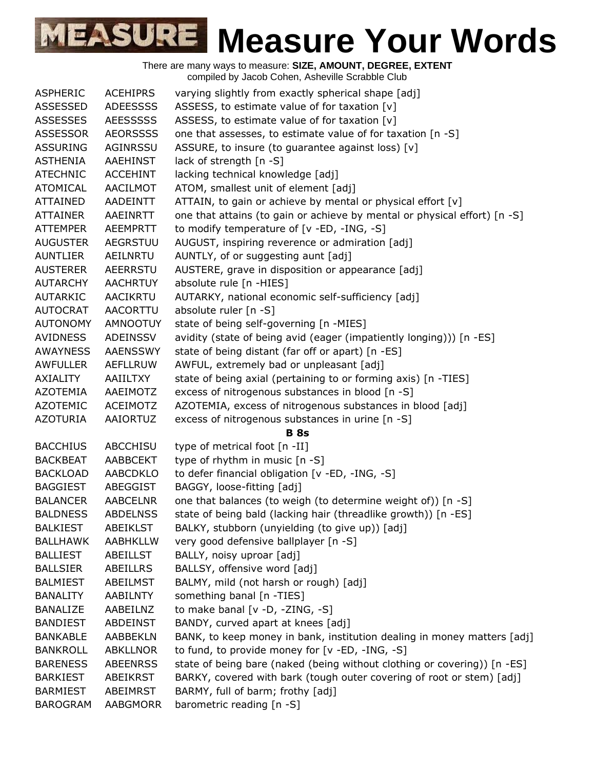# Measure Your Words

There are many ways to measure: **SIZE, AMOUNT, DEGREE, EXTENT**
compiled by Jacob Cohen, Asheville Scrabble Club

| | | |
|---|---|---|
| ASPHERIC | ACEHIPRS | varying slightly from exactly spherical shape [adj] |
| ASSESSED | ADEESSSS | ASSESS, to estimate value of for taxation [v] |
| ASSESSES | AEESSSSS | ASSESS, to estimate value of for taxation [v] |
| ASSESSOR | AEORSSSS | one that assesses, to estimate value of for taxation [n -S] |
| ASSURING | AGINRSSU | ASSURE, to insure (to guarantee against loss) [v] |
| ASTHENIA | AAEHINST | lack of strength [n -S] |
| ATECHNIC | ACCEHINT | lacking technical knowledge [adj] |
| ATOMICAL | AACILMOT | ATOM, smallest unit of element [adj] |
| ATTAINED | AADEINTT | ATTAIN, to gain or achieve by mental or physical effort [v] |
| ATTAINER | AAEINRTT | one that attains (to gain or achieve by mental or physical effort) [n -S] |
| ATTEMPER | AEEMPRTT | to modify temperature of [v -ED, -ING, -S] |
| AUGUSTER | AEGRSTUU | AUGUST, inspiring reverence or admiration [adj] |
| AUNTLIER | AEILNRTU | AUNTLY, of or suggesting aunt [adj] |
| AUSTERER | AEERRSTU | AUSTERE, grave in disposition or appearance [adj] |
| AUTARCHY | AACHRTUY | absolute rule [n -HIES] |
| AUTARKIC | AACIKRTU | AUTARKY, national economic self-sufficiency [adj] |
| AUTOCRAT | AACORTTU | absolute ruler [n -S] |
| AUTONOMY | AMNOOTUY | state of being self-governing [n -MIES] |
| AVIDNESS | ADEINSSV | avidity (state of being avid (eager (impatiently longing))) [n -ES] |
| AWAYNESS | AAENSSWY | state of being distant (far off or apart) [n -ES] |
| AWFULLER | AEFLLRUW | AWFUL, extremely bad or unpleasant [adj] |
| AXIALITY | AAIILTXY | state of being axial (pertaining to or forming axis) [n -TIES] |
| AZOTEMIA | AAEIMOTZ | excess of nitrogenous substances in blood [n -S] |
| AZOTEMIC | ACEIMOTZ | AZOTEMIA, excess of nitrogenous substances in blood [adj] |
| AZOTURIA | AAIORTUZ | excess of nitrogenous substances in urine [n -S] |
| | | **B 8s** |
| BACCHIUS | ABCCHISU | type of metrical foot [n -II] |
| BACKBEAT | AABBCEKT | type of rhythm in music [n -S] |
| BACKLOAD | AABCDKLO | to defer financial obligation [v -ED, -ING, -S] |
| BAGGIEST | ABEGGIST | BAGGY, loose-fitting [adj] |
| BALANCER | AABCELNR | one that balances (to weigh (to determine weight of)) [n -S] |
| BALDNESS | ABDELNSS | state of being bald (lacking hair (threadlike growth)) [n -ES] |
| BALKIEST | ABEIKLST | BALKY, stubborn (unyielding (to give up)) [adj] |
| BALLHAWK | AABHKLLW | very good defensive ballplayer [n -S] |
| BALLIEST | ABEILLST | BALLY, noisy uproar [adj] |
| BALLSIER | ABEILLRS | BALLSY, offensive word [adj] |
| BALMIEST | ABEILMST | BALMY, mild (not harsh or rough) [adj] |
| BANALITY | AABILNTY | something banal [n -TIES] |
| BANALIZE | AABEILNZ | to make banal [v -D, -ZING, -S] |
| BANDIEST | ABDEINST | BANDY, curved apart at knees [adj] |
| BANKABLE | AABBEKLN | BANK, to keep money in bank, institution dealing in money matters [adj] |
| BANKROLL | ABKLLNOR | to fund, to provide money for [v -ED, -ING, -S] |
| BARENESS | ABEENRSS | state of being bare (naked (being without clothing or covering)) [n -ES] |
| BARKIEST | ABEIKRST | BARKY, covered with bark (tough outer covering of root or stem) [adj] |
| BARMIEST | ABEIMRST | BARMY, full of barm; frothy [adj] |
| BAROGRAM | AABGMORR | barometric reading [n -S] |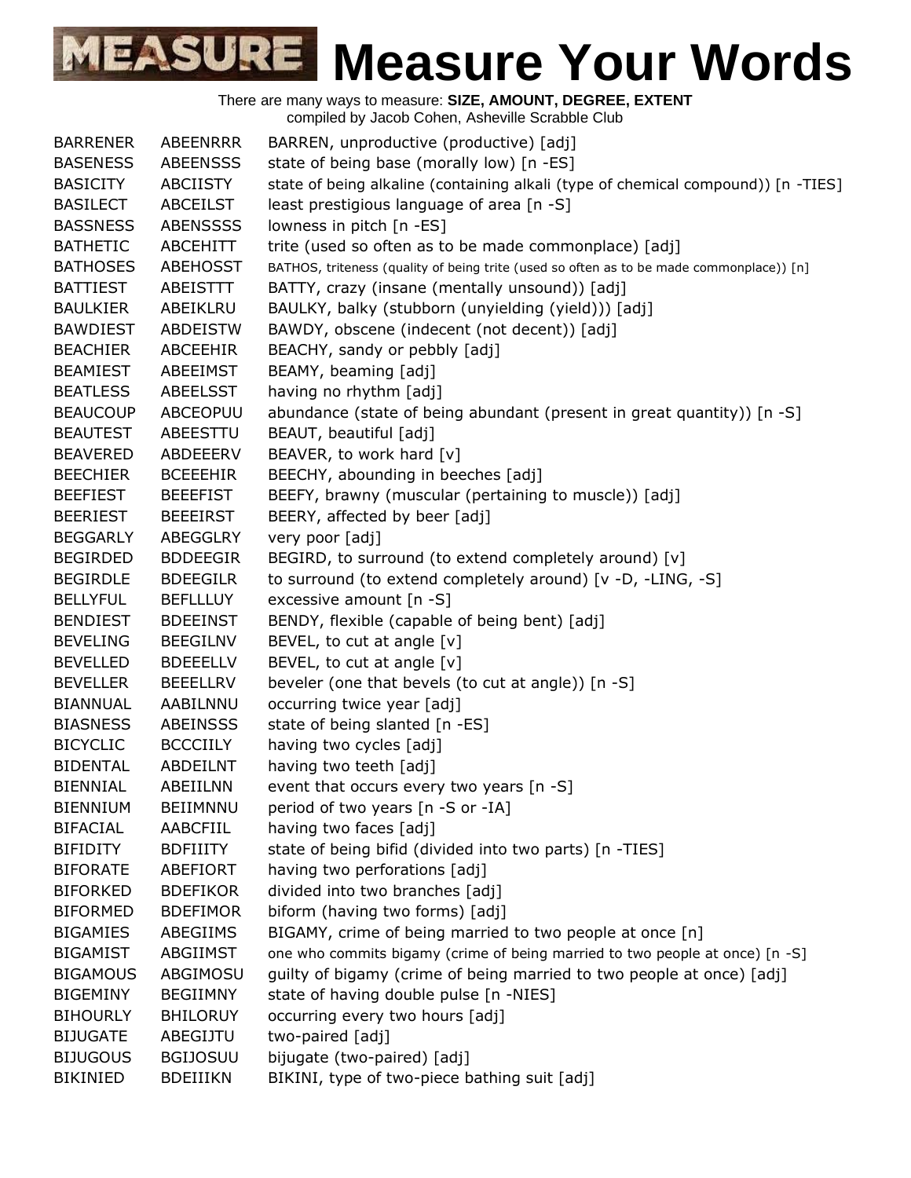# Measure Your Words

There are many ways to measure: **SIZE, AMOUNT, DEGREE, EXTENT**
compiled by Jacob Cohen, Asheville Scrabble Club

| | | |
|---|---|---|
| BARRENER | ABEENRRR | BARREN, unproductive (productive) [adj] |
| BASENESS | ABEENSSS | state of being base (morally low) [n -ES] |
| BASICITY | ABCIISTY | state of being alkaline (containing alkali (type of chemical compound)) [n -TIES] |
| BASILECT | ABCEILST | least prestigious language of area [n -S] |
| BASSNESS | ABENSSSS | lowness in pitch [n -ES] |
| BATHETIC | ABCEHITT | trite (used so often as to be made commonplace) [adj] |
| BATHOSES | ABEHOSST | BATHOS, triteness (quality of being trite (used so often as to be made commonplace)) [n] |
| BATTIEST | ABEISTTT | BATTY, crazy (insane (mentally unsound)) [adj] |
| BAULKIER | ABEIKLRU | BAULKY, balky (stubborn (unyielding (yield))) [adj] |
| BAWDIEST | ABDEISTW | BAWDY, obscene (indecent (not decent)) [adj] |
| BEACHIER | ABCEEHIR | BEACHY, sandy or pebbly [adj] |
| BEAMIEST | ABEEIMST | BEAMY, beaming [adj] |
| BEATLESS | ABEELSST | having no rhythm [adj] |
| BEAUCOUP | ABCEOPUU | abundance (state of being abundant (present in great quantity)) [n -S] |
| BEAUTEST | ABEESTTU | BEAUT, beautiful [adj] |
| BEAVERED | ABDEEERV | BEAVER, to work hard [v] |
| BEECHIER | BCEEEHIR | BEECHY, abounding in beeches [adj] |
| BEEFIEST | BEEEFIST | BEEFY, brawny (muscular (pertaining to muscle)) [adj] |
| BEERIEST | BEEEIRST | BEERY, affected by beer [adj] |
| BEGGARLY | ABEGGLRY | very poor [adj] |
| BEGIRDED | BDDEEGIR | BEGIRD, to surround (to extend completely around) [v] |
| BEGIRDLE | BDEEGILR | to surround (to extend completely around) [v -D, -LING, -S] |
| BELLYFUL | BEFLLLUY | excessive amount [n -S] |
| BENDIEST | BDEEINST | BENDY, flexible (capable of being bent) [adj] |
| BEVELING | BEEGILNV | BEVEL, to cut at angle [v] |
| BEVELLED | BDEEELLV | BEVEL, to cut at angle [v] |
| BEVELLER | BEEELLRV | beveler (one that bevels (to cut at angle)) [n -S] |
| BIANNUAL | AABILNNU | occurring twice year [adj] |
| BIASNESS | ABEINSSS | state of being slanted [n -ES] |
| BICYCLIC | BCCCIILY | having two cycles [adj] |
| BIDENTAL | ABDEILNT | having two teeth [adj] |
| BIENNIAL | ABEIILNN | event that occurs every two years [n -S] |
| BIENNIUM | BEIIMNNU | period of two years [n -S or -IA] |
| BIFACIAL | AABCFIIL | having two faces [adj] |
| BIFIDITY | BDFIIITY | state of being bifid (divided into two parts) [n -TIES] |
| BIFORATE | ABEFIORT | having two perforations [adj] |
| BIFORKED | BDEFIKOR | divided into two branches [adj] |
| BIFORMED | BDEFIMOR | biform (having two forms) [adj] |
| BIGAMIES | ABEGIIMS | BIGAMY, crime of being married to two people at once [n] |
| BIGAMIST | ABGIIMST | one who commits bigamy (crime of being married to two people at once) [n -S] |
| BIGAMOUS | ABGIMOSU | guilty of bigamy (crime of being married to two people at once) [adj] |
| BIGEMINY | BEGIIMNY | state of having double pulse [n -NIES] |
| BIHOURLY | BHILORUY | occurring every two hours [adj] |
| BIJUGATE | ABEGIJTU | two-paired [adj] |
| BIJUGOUS | BGIJOSUU | bijugate (two-paired) [adj] |
| BIKINIED | BDEIIIKN | BIKINI, type of two-piece bathing suit [adj] |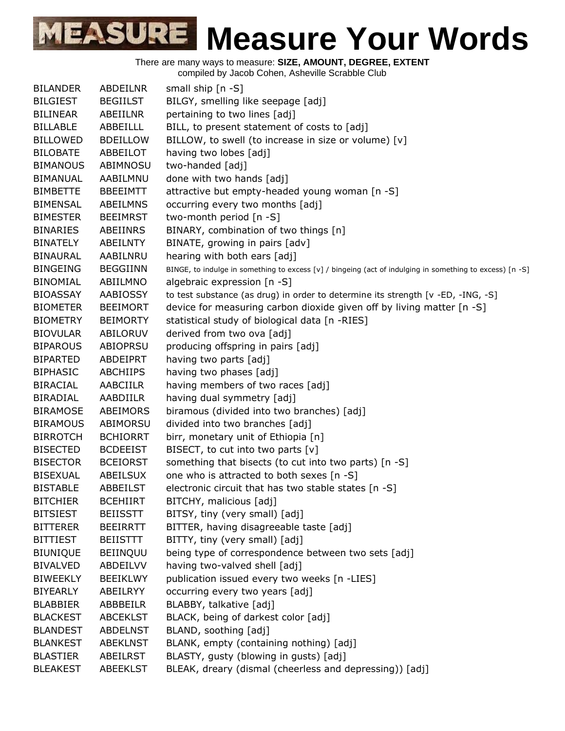# Measure Your Words

There are many ways to measure: **SIZE, AMOUNT, DEGREE, EXTENT**
compiled by Jacob Cohen, Asheville Scrabble Club

| | | |
|---|---|---|
| BILANDER | ABDEILNR | small ship [n -S] |
| BILGIEST | BEGIILST | BILGY, smelling like seepage [adj] |
| BILINEAR | ABEIILNR | pertaining to two lines [adj] |
| BILLABLE | ABBEILLL | BILL, to present statement of costs to [adj] |
| BILLOWED | BDEILLOW | BILLOW, to swell (to increase in size or volume) [v] |
| BILOBATE | ABBEILOT | having two lobes [adj] |
| BIMANOUS | ABIMNOSU | two-handed [adj] |
| BIMANUAL | AABILMNU | done with two hands [adj] |
| BIMBETTE | BBEEIMTT | attractive but empty-headed young woman [n -S] |
| BIMENSAL | ABEILMNS | occurring every two months [adj] |
| BIMESTER | BEEIMRST | two-month period [n -S] |
| BINARIES | ABEIINRS | BINARY, combination of two things [n] |
| BINATELY | ABEILNTY | BINATE, growing in pairs [adv] |
| BINAURAL | AABILNRU | hearing with both ears [adj] |
| BINGEING | BEGGIINN | BINGE, to indulge in something to excess [v] / bingeing (act of indulging in something to excess) [n -S] |
| BINOMIAL | ABIILMNO | algebraic expression [n -S] |
| BIOASSAY | AABIOSSY | to test substance (as drug) in order to determine its strength [v -ED, -ING, -S] |
| BIOMETER | BEEIMORT | device for measuring carbon dioxide given off by living matter [n -S] |
| BIOMETRY | BEIMORTY | statistical study of biological data [n -RIES] |
| BIOVULAR | ABILORUV | derived from two ova [adj] |
| BIPAROUS | ABIOPRSU | producing offspring in pairs [adj] |
| BIPARTED | ABDEIPRT | having two parts [adj] |
| BIPHASIC | ABCHIIPS | having two phases [adj] |
| BIRACIAL | AABCIILR | having members of two races [adj] |
| BIRADIAL | AABDIILR | having dual symmetry [adj] |
| BIRAMOSE | ABEIMORS | biramous (divided into two branches) [adj] |
| BIRAMOUS | ABIMORSU | divided into two branches [adj] |
| BIRROTCH | BCHIORRT | birr, monetary unit of Ethiopia [n] |
| BISECTED | BCDEEIST | BISECT, to cut into two parts [v] |
| BISECTOR | BCEIORST | something that bisects (to cut into two parts) [n -S] |
| BISEXUAL | ABEILSUX | one who is attracted to both sexes [n -S] |
| BISTABLE | ABBEILST | electronic circuit that has two stable states [n -S] |
| BITCHIER | BCEHIIRT | BITCHY, malicious [adj] |
| BITSIEST | BEIISSTT | BITSY, tiny (very small) [adj] |
| BITTERER | BEEIRRTT | BITTER, having disagreeable taste [adj] |
| BITTIEST | BEIISTTT | BITTY, tiny (very small) [adj] |
| BIUNIQUE | BEIINQUU | being type of correspondence between two sets [adj] |
| BIVALVED | ABDEILVV | having two-valved shell [adj] |
| BIWEEKLY | BEEIKLWY | publication issued every two weeks [n -LIES] |
| BIYEARLY | ABEILRYY | occurring every two years [adj] |
| BLABBIER | ABBBEILR | BLABBY, talkative [adj] |
| BLACKEST | ABCEKLST | BLACK, being of darkest color [adj] |
| BLANDEST | ABDELNST | BLAND, soothing [adj] |
| BLANKEST | ABEKLNST | BLANK, empty (containing nothing) [adj] |
| BLASTIER | ABEILRST | BLASTY, gusty (blowing in gusts) [adj] |
| BLEAKEST | ABEEKLST | BLEAK, dreary (dismal (cheerless and depressing)) [adj] |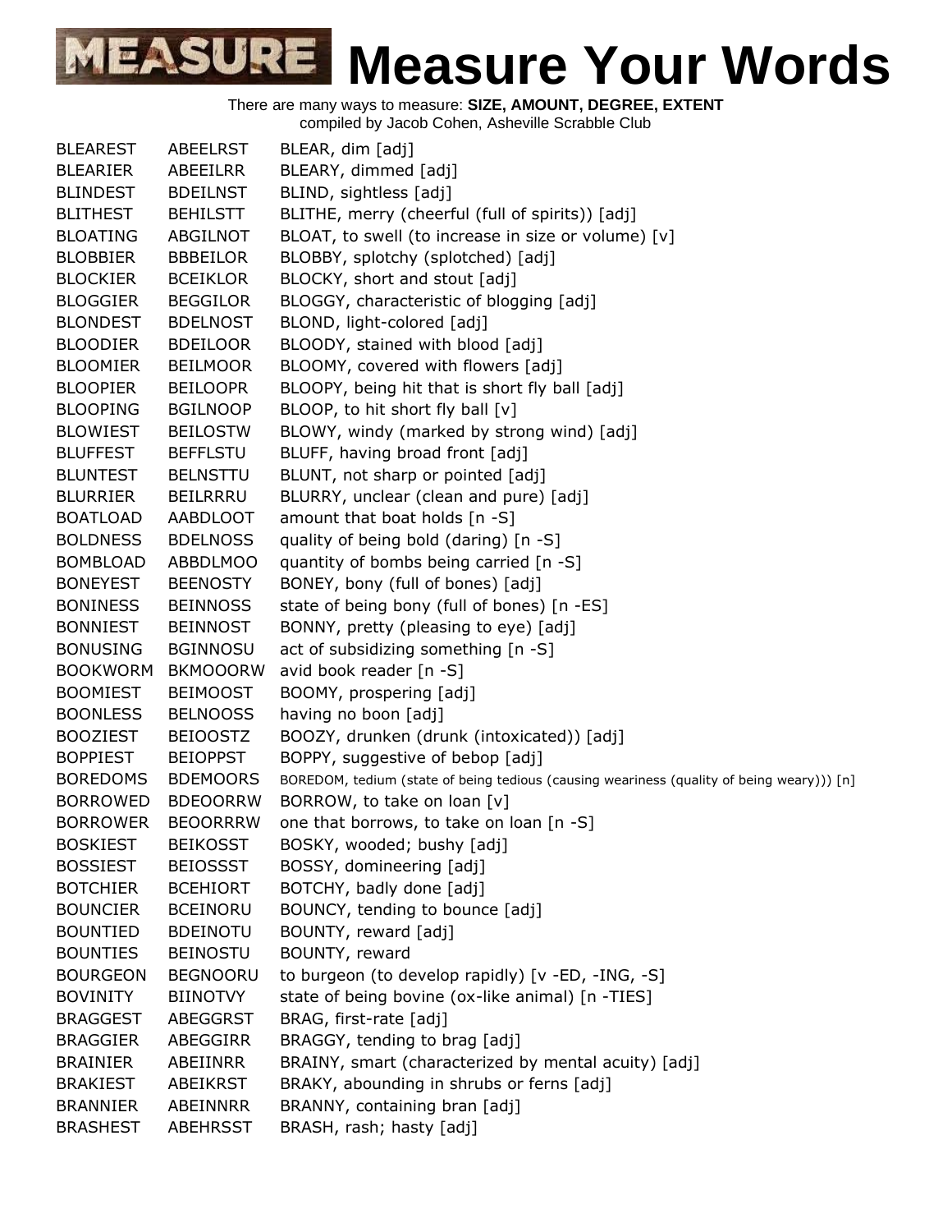# Measure Your Words

There are many ways to measure: **SIZE, AMOUNT, DEGREE, EXTENT**
compiled by Jacob Cohen, Asheville Scrabble Club

| | | |
|---|---|---|
| BLEAREST | ABEELRST | BLEAR, dim [adj] |
| BLEARIER | ABEEILRR | BLEARY, dimmed [adj] |
| BLINDEST | BDEILNST | BLIND, sightless [adj] |
| BLITHEST | BEHILSTT | BLITHE, merry (cheerful (full of spirits)) [adj] |
| BLOATING | ABGILNOT | BLOAT, to swell (to increase in size or volume) [v] |
| BLOBBIER | BBBEILOR | BLOBBY, splotchy (splotched) [adj] |
| BLOCKIER | BCEIKLOR | BLOCKY, short and stout [adj] |
| BLOGGIER | BEGGILOR | BLOGGY, characteristic of blogging [adj] |
| BLONDEST | BDELNOST | BLOND, light-colored [adj] |
| BLOODIER | BDEILOOR | BLOODY, stained with blood [adj] |
| BLOOMIER | BEILMOOR | BLOOMY, covered with flowers [adj] |
| BLOOPIER | BEILOOPR | BLOOPY, being hit that is short fly ball [adj] |
| BLOOPING | BGILNOOP | BLOOP, to hit short fly ball [v] |
| BLOWIEST | BEILOSTW | BLOWY, windy (marked by strong wind) [adj] |
| BLUFFEST | BEFFLSTU | BLUFF, having broad front [adj] |
| BLUNTEST | BELNSTTU | BLUNT, not sharp or pointed [adj] |
| BLURRIER | BEILRRRU | BLURRY, unclear (clean and pure) [adj] |
| BOATLOAD | AABDLOOT | amount that boat holds [n -S] |
| BOLDNESS | BDELNOSS | quality of being bold (daring) [n -S] |
| BOMBLOAD | ABBDLMOO | quantity of bombs being carried [n -S] |
| BONEYEST | BEENOSTY | BONEY, bony (full of bones) [adj] |
| BONINESS | BEINNOSS | state of being bony (full of bones) [n -ES] |
| BONNIEST | BEINNOST | BONNY, pretty (pleasing to eye) [adj] |
| BONUSING | BGINNOSU | act of subsidizing something [n -S] |
| BOOKWORM | BKMOOORW | avid book reader [n -S] |
| BOOMIEST | BEIMOOST | BOOMY, prospering [adj] |
| BOONLESS | BELNOOSS | having no boon [adj] |
| BOOZIEST | BEIOOSTZ | BOOZY, drunken (drunk (intoxicated)) [adj] |
| BOPPIEST | BEIOPPST | BOPPY, suggestive of bebop [adj] |
| BOREDOMS | BDEMOORS | BOREDOM, tedium (state of being tedious (causing weariness (quality of being weary))) [n] |
| BORROWED | BDEOORRW | BORROW, to take on loan [v] |
| BORROWER | BEOORRRW | one that borrows, to take on loan [n -S] |
| BOSKIEST | BEIKOSST | BOSKY, wooded; bushy [adj] |
| BOSSIEST | BEIOSSST | BOSSY, domineering [adj] |
| BOTCHIER | BCEHIORT | BOTCHY, badly done [adj] |
| BOUNCIER | BCEINORU | BOUNCY, tending to bounce [adj] |
| BOUNTIED | BDEINOTU | BOUNTY, reward [adj] |
| BOUNTIES | BEINOSTU | BOUNTY, reward |
| BOURGEON | BEGNOORU | to burgeon (to develop rapidly) [v -ED, -ING, -S] |
| BOVINITY | BIINOTVY | state of being bovine (ox-like animal) [n -TIES] |
| BRAGGEST | ABEGGRST | BRAG, first-rate [adj] |
| BRAGGIER | ABEGGIRR | BRAGGY, tending to brag [adj] |
| BRAINIER | ABEIINRR | BRAINY, smart (characterized by mental acuity) [adj] |
| BRAKIEST | ABEIKRST | BRAKY, abounding in shrubs or ferns [adj] |
| BRANNIER | ABEINNRR | BRANNY, containing bran [adj] |
| BRASHEST | ABEHRSST | BRASH, rash; hasty [adj] |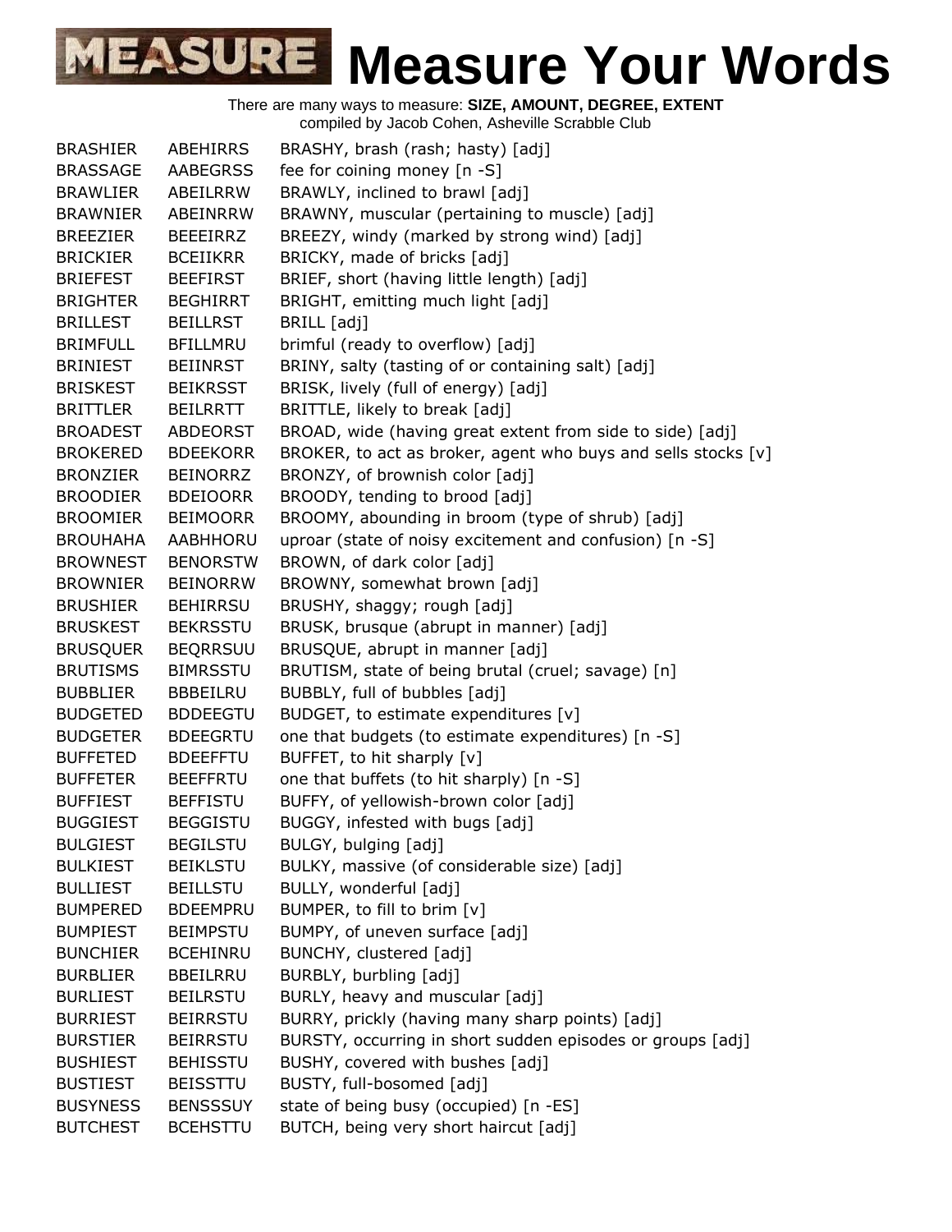# Measure Your Words

There are many ways to measure: **SIZE, AMOUNT, DEGREE, EXTENT**
compiled by Jacob Cohen, Asheville Scrabble Club

| | | |
|---|---|---|
| BRASHIER | ABEHIRRS | BRASHY, brash (rash; hasty) [adj] |
| BRASSAGE | AABEGRSS | fee for coining money [n -S] |
| BRAWLIER | ABEILRRW | BRAWLY, inclined to brawl [adj] |
| BRAWNIER | ABEINRRW | BRAWNY, muscular (pertaining to muscle) [adj] |
| BREEZIER | BEEEIRRZ | BREEZY, windy (marked by strong wind) [adj] |
| BRICKIER | BCEIIKRR | BRICKY, made of bricks [adj] |
| BRIEFEST | BEEFIRST | BRIEF, short (having little length) [adj] |
| BRIGHTER | BEGHIRRT | BRIGHT, emitting much light [adj] |
| BRILLEST | BEILLRST | BRILL [adj] |
| BRIMFULL | BFILLMRU | brimful (ready to overflow) [adj] |
| BRINIEST | BEIINRST | BRINY, salty (tasting of or containing salt) [adj] |
| BRISKEST | BEIKRSST | BRISK, lively (full of energy) [adj] |
| BRITTLER | BEILRRTT | BRITTLE, likely to break [adj] |
| BROADEST | ABDEORST | BROAD, wide (having great extent from side to side) [adj] |
| BROKERED | BDEEKORR | BROKER, to act as broker, agent who buys and sells stocks [v] |
| BRONZIER | BEINORRZ | BRONZY, of brownish color [adj] |
| BROODIER | BDEIOORR | BROODY, tending to brood [adj] |
| BROOMIER | BEIMOORR | BROOMY, abounding in broom (type of shrub) [adj] |
| BROUHAHA | AABHHORU | uproar (state of noisy excitement and confusion) [n -S] |
| BROWNEST | BENORSTW | BROWN, of dark color [adj] |
| BROWNIER | BEINORRW | BROWNY, somewhat brown [adj] |
| BRUSHIER | BEHIRRSU | BRUSHY, shaggy; rough [adj] |
| BRUSKEST | BEKRSSTU | BRUSK, brusque (abrupt in manner) [adj] |
| BRUSQUER | BEQRRSUU | BRUSQUE, abrupt in manner [adj] |
| BRUTISMS | BIMRSSTU | BRUTISM, state of being brutal (cruel; savage) [n] |
| BUBBLIER | BBBEILRU | BUBBLY, full of bubbles [adj] |
| BUDGETED | BDDEEGTU | BUDGET, to estimate expenditures [v] |
| BUDGETER | BDEEGRTU | one that budgets (to estimate expenditures) [n -S] |
| BUFFETED | BDEEFFTU | BUFFET, to hit sharply [v] |
| BUFFETER | BEEFFRTU | one that buffets (to hit sharply) [n -S] |
| BUFFIEST | BEFFISTU | BUFFY, of yellowish-brown color [adj] |
| BUGGIEST | BEGGISTU | BUGGY, infested with bugs [adj] |
| BULGIEST | BEGILSTU | BULGY, bulging [adj] |
| BULKIEST | BEIKLSTU | BULKY, massive (of considerable size) [adj] |
| BULLIEST | BEILLSTU | BULLY, wonderful [adj] |
| BUMPERED | BDEEMPRU | BUMPER, to fill to brim [v] |
| BUMPIEST | BEIMPSTU | BUMPY, of uneven surface [adj] |
| BUNCHIER | BCEHINRU | BUNCHY, clustered [adj] |
| BURBLIER | BBEILRRU | BURBLY, burbling [adj] |
| BURLIEST | BEILRSTU | BURLY, heavy and muscular [adj] |
| BURRIEST | BEIRRSTU | BURRY, prickly (having many sharp points) [adj] |
| BURSTIER | BEIRRSTU | BURSTY, occurring in short sudden episodes or groups [adj] |
| BUSHIEST | BEHISSTU | BUSHY, covered with bushes [adj] |
| BUSTIEST | BEISSTTU | BUSTY, full-bosomed [adj] |
| BUSYNESS | BENSSSUY | state of being busy (occupied) [n -ES] |
| BUTCHEST | BCEHSTTU | BUTCH, being very short haircut [adj] |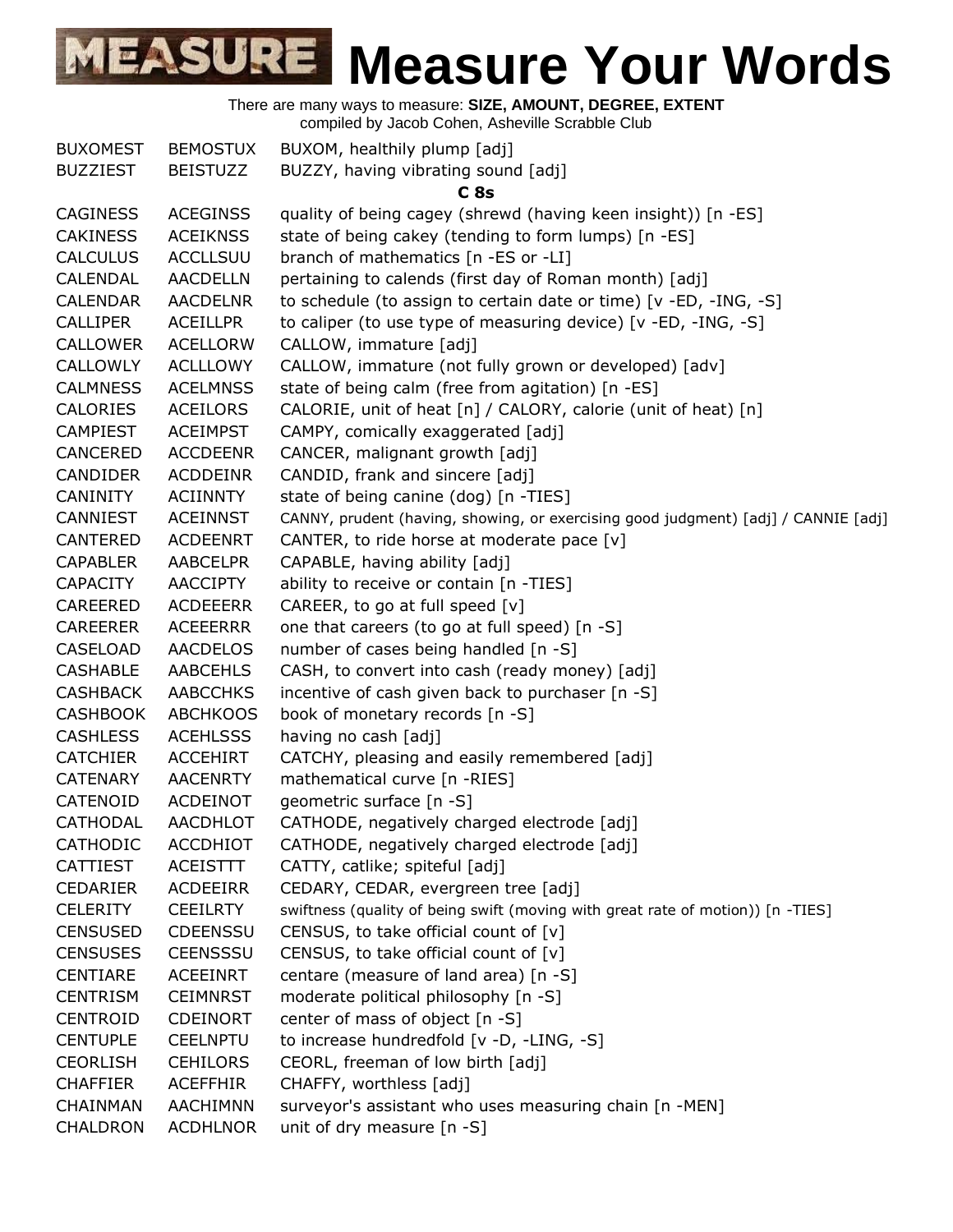# Measure Your Words

There are many ways to measure: **SIZE, AMOUNT, DEGREE, EXTENT**
compiled by Jacob Cohen, Asheville Scrabble Club

| | | |
|---|---|---|
| BUXOMEST | BEMOSTUX | BUXOM, healthily plump [adj] |
| BUZZIEST | BEISTUZZ | BUZZY, having vibrating sound [adj] |
| | | **C 8s** |
| CAGINESS | ACEGINSS | quality of being cagey (shrewd (having keen insight)) [n -ES] |
| CAKINESS | ACEIKNSS | state of being cakey (tending to form lumps) [n -ES] |
| CALCULUS | ACCLLSUU | branch of mathematics [n -ES or -LI] |
| CALENDAL | AACDELLN | pertaining to calends (first day of Roman month) [adj] |
| CALENDAR | AACDELNR | to schedule (to assign to certain date or time) [v -ED, -ING, -S] |
| CALLIPER | ACEILLPR | to caliper (to use type of measuring device) [v -ED, -ING, -S] |
| CALLOWER | ACELLORW | CALLOW, immature [adj] |
| CALLOWLY | ACLLLOWY | CALLOW, immature (not fully grown or developed) [adv] |
| CALMNESS | ACELMNSS | state of being calm (free from agitation) [n -ES] |
| CALORIES | ACEILORS | CALORIE, unit of heat [n] / CALORY, calorie (unit of heat) [n] |
| CAMPIEST | ACEIMPST | CAMPY, comically exaggerated [adj] |
| CANCERED | ACCDEENR | CANCER, malignant growth [adj] |
| CANDIDER | ACDDEINR | CANDID, frank and sincere [adj] |
| CANINITY | ACIINNTY | state of being canine (dog) [n -TIES] |
| CANNIEST | ACEINNST | CANNY, prudent (having, showing, or exercising good judgment) [adj] / CANNIE [adj] |
| CANTERED | ACDEENRT | CANTER, to ride horse at moderate pace [v] |
| CAPABLER | AABCELPR | CAPABLE, having ability [adj] |
| CAPACITY | AACCIPTY | ability to receive or contain [n -TIES] |
| CAREERED | ACDEEERR | CAREER, to go at full speed [v] |
| CAREERER | ACEEERRR | one that careers (to go at full speed) [n -S] |
| CASELOAD | AACDELOS | number of cases being handled [n -S] |
| CASHABLE | AABCEHLS | CASH, to convert into cash (ready money) [adj] |
| CASHBACK | AABCCHKS | incentive of cash given back to purchaser [n -S] |
| CASHBOOK | ABCHKOOS | book of monetary records [n -S] |
| CASHLESS | ACEHLSSS | having no cash [adj] |
| CATCHIER | ACCEHIRT | CATCHY, pleasing and easily remembered [adj] |
| CATENARY | AACENRTY | mathematical curve [n -RIES] |
| CATENOID | ACDEINOT | geometric surface [n -S] |
| CATHODAL | AACDHLOT | CATHODE, negatively charged electrode [adj] |
| CATHODIC | ACCDHIOT | CATHODE, negatively charged electrode [adj] |
| CATTIEST | ACEISTTT | CATTY, catlike; spiteful [adj] |
| CEDARIER | ACDEEIRR | CEDARY, CEDAR, evergreen tree [adj] |
| CELERITY | CEEILRTY | swiftness (quality of being swift (moving with great rate of motion)) [n -TIES] |
| CENSUSED | CDEENSSU | CENSUS, to take official count of [v] |
| CENSUSES | CEENSSSU | CENSUS, to take official count of [v] |
| CENTIARE | ACEEINRT | centare (measure of land area) [n -S] |
| CENTRISM | CEIMNRST | moderate political philosophy [n -S] |
| CENTROID | CDEINORT | center of mass of object [n -S] |
| CENTUPLE | CEELNPTU | to increase hundredfold [v -D, -LING, -S] |
| CEORLISH | CEHILORS | CEORL, freeman of low birth [adj] |
| CHAFFIER | ACEFFHIR | CHAFFY, worthless [adj] |
| CHAINMAN | AACHIMNN | surveyor's assistant who uses measuring chain [n -MEN] |
| CHALDRON | ACDHLNOR | unit of dry measure [n -S] |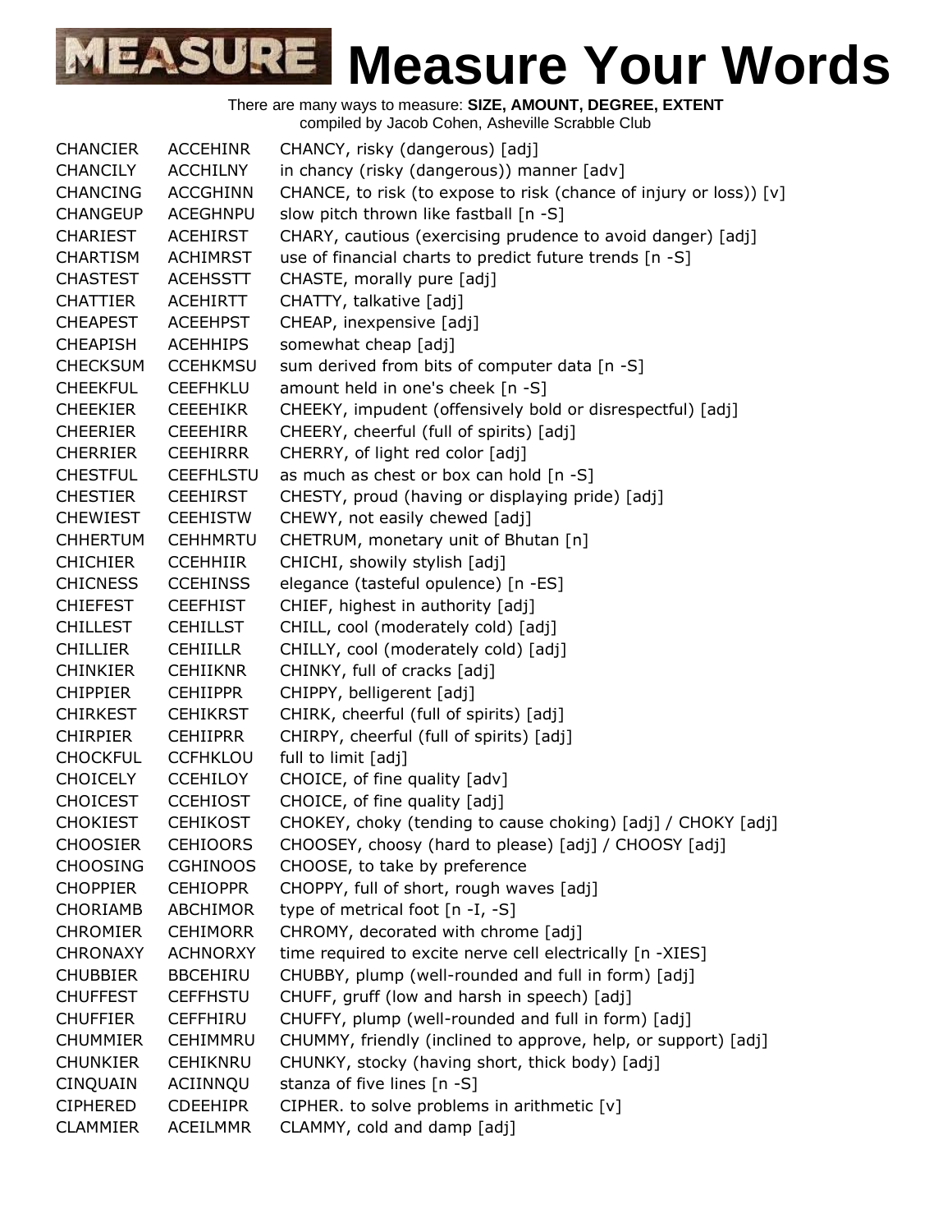# Measure Your Words

There are many ways to measure: **SIZE, AMOUNT, DEGREE, EXTENT**
compiled by Jacob Cohen, Asheville Scrabble Club

| | | |
|---|---|---|
| CHANCIER | ACCEHINR | CHANCY, risky (dangerous) [adj] |
| CHANCILY | ACCHILNY | in chancy (risky (dangerous)) manner [adv] |
| CHANCING | ACCGHINN | CHANCE, to risk (to expose to risk (chance of injury or loss)) [v] |
| CHANGEUP | ACEGHNPU | slow pitch thrown like fastball [n -S] |
| CHARIEST | ACEHIRST | CHARY, cautious (exercising prudence to avoid danger) [adj] |
| CHARTISM | ACHIMRST | use of financial charts to predict future trends [n -S] |
| CHASTEST | ACEHSSTT | CHASTE, morally pure [adj] |
| CHATTIER | ACEHIRTT | CHATTY, talkative [adj] |
| CHEAPEST | ACEEHPST | CHEAP, inexpensive [adj] |
| CHEAPISH | ACEHHIPS | somewhat cheap [adj] |
| CHECKSUM | CCEHKMSU | sum derived from bits of computer data [n -S] |
| CHEEKFUL | CEEFHKLU | amount held in one's cheek [n -S] |
| CHEEKIER | CEEEHIKR | CHEEKY, impudent (offensively bold or disrespectful) [adj] |
| CHEERIER | CEEEHIRR | CHEERY, cheerful (full of spirits) [adj] |
| CHERRIER | CEEHIRRR | CHERRY, of light red color [adj] |
| CHESTFUL | CEEFHLSTU | as much as chest or box can hold [n -S] |
| CHESTIER | CEEHIRST | CHESTY, proud (having or displaying pride) [adj] |
| CHEWIEST | CEEHISTW | CHEWY, not easily chewed [adj] |
| CHHERTUM | CEHHMRTU | CHETRUM, monetary unit of Bhutan [n] |
| CHICHIER | CCEHHIIR | CHICHI, showily stylish [adj] |
| CHICNESS | CCEHINSS | elegance (tasteful opulence) [n -ES] |
| CHIEFEST | CEEFHIST | CHIEF, highest in authority [adj] |
| CHILLEST | CEHILLST | CHILL, cool (moderately cold) [adj] |
| CHILLIER | CEHIILLR | CHILLY, cool (moderately cold) [adj] |
| CHINKIER | CEHIIKNR | CHINKY, full of cracks [adj] |
| CHIPPIER | CEHIIPPR | CHIPPY, belligerent [adj] |
| CHIRKEST | CEHIKRST | CHIRK, cheerful (full of spirits) [adj] |
| CHIRPIER | CEHIIPRR | CHIRPY, cheerful (full of spirits) [adj] |
| CHOCKFUL | CCFHKLOU | full to limit [adj] |
| CHOICELY | CCEHILOY | CHOICE, of fine quality [adv] |
| CHOICEST | CCEHIOST | CHOICE, of fine quality [adj] |
| CHOKIEST | CEHIKOST | CHOKEY, choky (tending to cause choking) [adj] / CHOKY [adj] |
| CHOOSIER | CEHIOORS | CHOOSEY, choosy (hard to please) [adj] / CHOOSY [adj] |
| CHOOSING | CGHINOOS | CHOOSE, to take by preference |
| CHOPPIER | CEHIOPPR | CHOPPY, full of short, rough waves [adj] |
| CHORIAMB | ABCHIMOR | type of metrical foot [n -I, -S] |
| CHROMIER | CEHIMORR | CHROMY, decorated with chrome [adj] |
| CHRONAXY | ACHNORXY | time required to excite nerve cell electrically [n -XIES] |
| CHUBBIER | BBCEHIRU | CHUBBY, plump (well-rounded and full in form) [adj] |
| CHUFFEST | CEFFHSTU | CHUFF, gruff (low and harsh in speech) [adj] |
| CHUFFIER | CEFFHIRU | CHUFFY, plump (well-rounded and full in form) [adj] |
| CHUMMIER | CEHIMMRU | CHUMMY, friendly (inclined to approve, help, or support) [adj] |
| CHUNKIER | CEHIKNRU | CHUNKY, stocky (having short, thick body) [adj] |
| CINQUAIN | ACIINNQU | stanza of five lines [n -S] |
| CIPHERED | CDEEHIPR | CIPHER. to solve problems in arithmetic [v] |
| CLAMMIER | ACEILMMR | CLAMMY, cold and damp [adj] |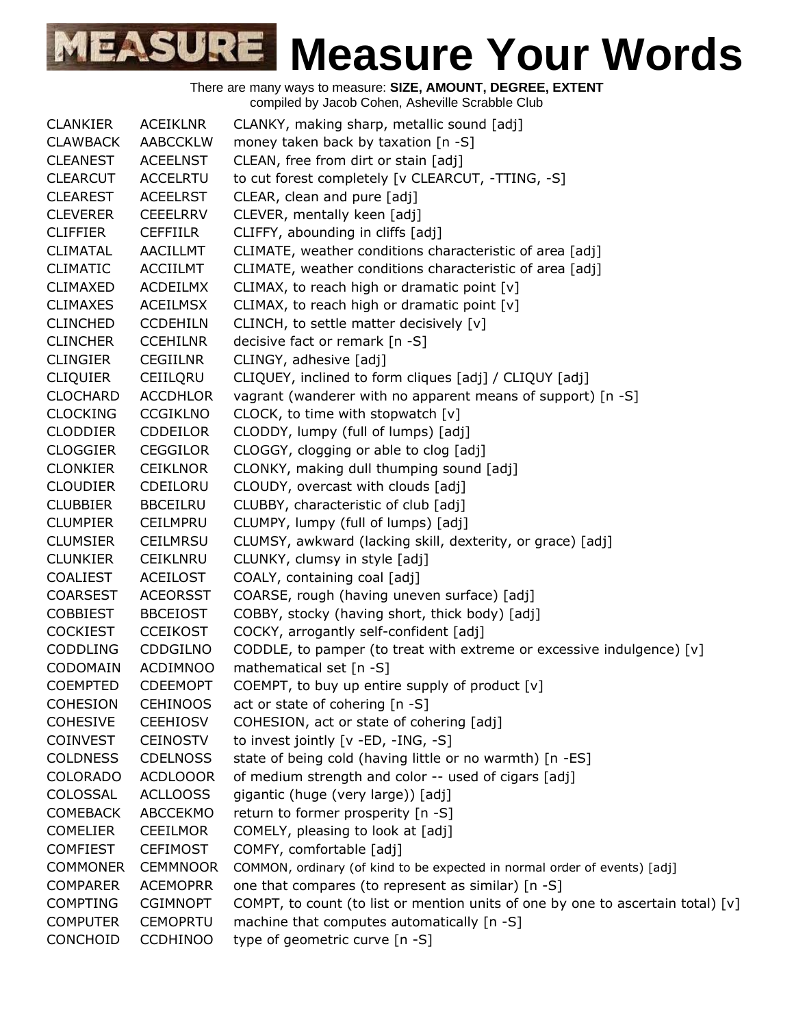# Measure Your Words

There are many ways to measure: **SIZE, AMOUNT, DEGREE, EXTENT**
compiled by Jacob Cohen, Asheville Scrabble Club

| | | |
|---|---|---|
| CLANKIER | ACEIKLNR | CLANKY, making sharp, metallic sound [adj] |
| CLAWBACK | AABCCKLW | money taken back by taxation [n -S] |
| CLEANEST | ACEELNST | CLEAN, free from dirt or stain [adj] |
| CLEARCUT | ACCELRTU | to cut forest completely [v CLEARCUT, -TTING, -S] |
| CLEAREST | ACEELRST | CLEAR, clean and pure [adj] |
| CLEVERER | CEEELRRV | CLEVER, mentally keen [adj] |
| CLIFFIER | CEFFIILR | CLIFFY, abounding in cliffs [adj] |
| CLIMATAL | AACILLMT | CLIMATE, weather conditions characteristic of area [adj] |
| CLIMATIC | ACCIILMT | CLIMATE, weather conditions characteristic of area [adj] |
| CLIMAXED | ACDEILMX | CLIMAX, to reach high or dramatic point [v] |
| CLIMAXES | ACEILMSX | CLIMAX, to reach high or dramatic point [v] |
| CLINCHED | CCDEHILN | CLINCH, to settle matter decisively [v] |
| CLINCHER | CCEHILNR | decisive fact or remark [n -S] |
| CLINGIER | CEGIILNR | CLINGY, adhesive [adj] |
| CLIQUIER | CEIILQRU | CLIQUEY, inclined to form cliques [adj] / CLIQUY [adj] |
| CLOCHARD | ACCDHLOR | vagrant (wanderer with no apparent means of support) [n -S] |
| CLOCKING | CCGIKLNO | CLOCK, to time with stopwatch [v] |
| CLODDIER | CDDEILOR | CLODDY, lumpy (full of lumps) [adj] |
| CLOGGIER | CEGGILOR | CLOGGY, clogging or able to clog [adj] |
| CLONKIER | CEIKLNOR | CLONKY, making dull thumping sound [adj] |
| CLOUDIER | CDEILORU | CLOUDY, overcast with clouds [adj] |
| CLUBBIER | BBCEILRU | CLUBBY, characteristic of club [adj] |
| CLUMPIER | CEILMPRU | CLUMPY, lumpy (full of lumps) [adj] |
| CLUMSIER | CEILMRSU | CLUMSY, awkward (lacking skill, dexterity, or grace) [adj] |
| CLUNKIER | CEIKLNRU | CLUNKY, clumsy in style [adj] |
| COALIEST | ACEILOST | COALY, containing coal [adj] |
| COARSEST | ACEORSST | COARSE, rough (having uneven surface) [adj] |
| COBBIEST | BBCEIOST | COBBY, stocky (having short, thick body) [adj] |
| COCKIEST | CCEIKOST | COCKY, arrogantly self-confident [adj] |
| CODDLING | CDDGILNO | CODDLE, to pamper (to treat with extreme or excessive indulgence) [v] |
| CODOMAIN | ACDIMNOO | mathematical set [n -S] |
| COEMPTED | CDEEMOPT | COEMPT, to buy up entire supply of product [v] |
| COHESION | CEHINOOS | act or state of cohering [n -S] |
| COHESIVE | CEEHIOSV | COHESION, act or state of cohering [adj] |
| COINVEST | CEINOSTV | to invest jointly [v -ED, -ING, -S] |
| COLDNESS | CDELNOSS | state of being cold (having little or no warmth) [n -ES] |
| COLORADO | ACDLOOOR | of medium strength and color -- used of cigars [adj] |
| COLOSSAL | ACLLOOSS | gigantic (huge (very large)) [adj] |
| COMEBACK | ABCCEKMO | return to former prosperity [n -S] |
| COMELIER | CEEILMOR | COMELY, pleasing to look at [adj] |
| COMFIEST | CEFIMOST | COMFY, comfortable [adj] |
| COMMONER | CEMMNOOR | COMMON, ordinary (of kind to be expected in normal order of events) [adj] |
| COMPARER | ACEMOPRR | one that compares (to represent as similar) [n -S] |
| COMPTING | CGIMNOPT | COMPT, to count (to list or mention units of one by one to ascertain total) [v] |
| COMPUTER | CEMOPRTU | machine that computes automatically [n -S] |
| CONCHOID | CCDHINOO | type of geometric curve [n -S] |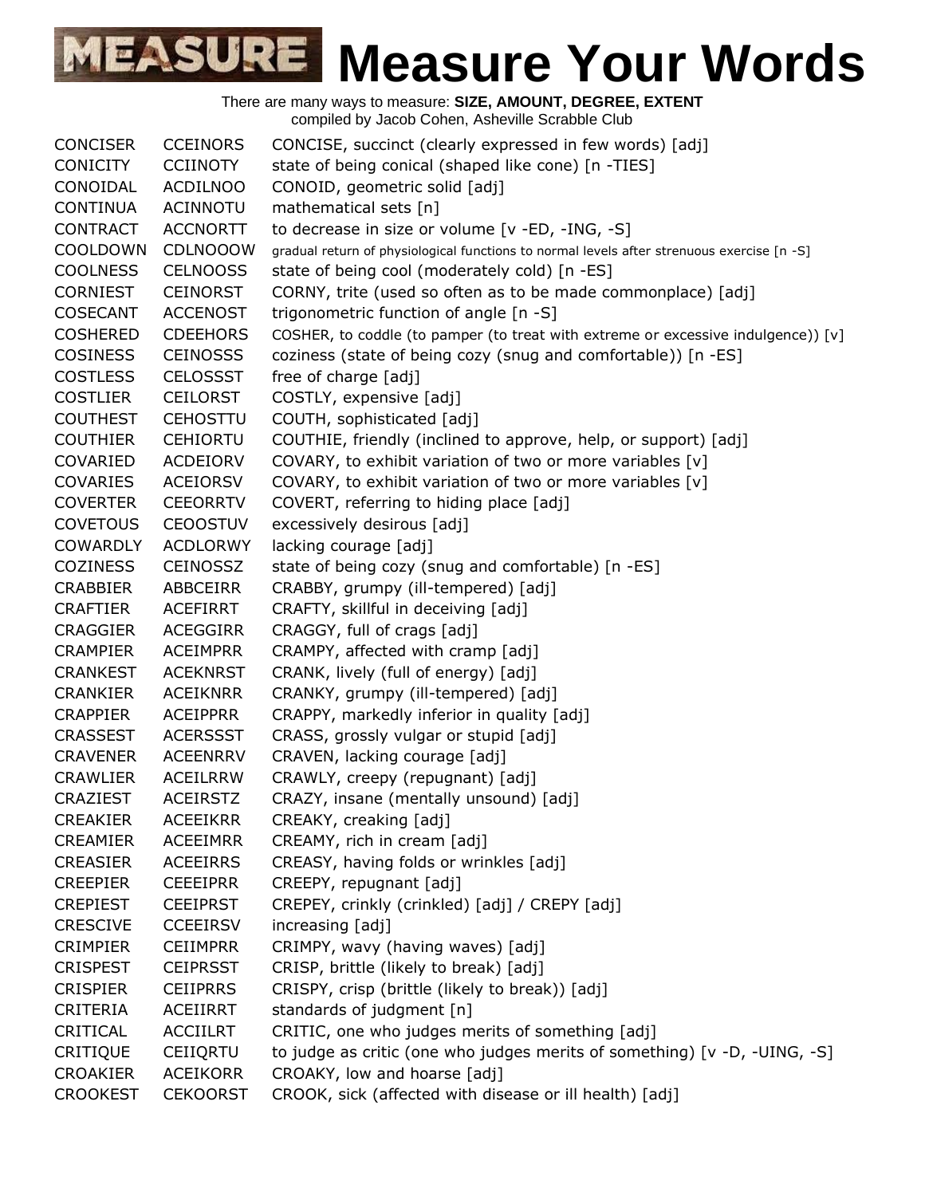# Measure Your Words

There are many ways to measure: **SIZE, AMOUNT, DEGREE, EXTENT**
compiled by Jacob Cohen, Asheville Scrabble Club

| | | |
|---|---|---|
| CONCISER | CCEINORS | CONCISE, succinct (clearly expressed in few words) [adj] |
| CONICITY | CCIINOTY | state of being conical (shaped like cone) [n -TIES] |
| CONOIDAL | ACDILNOO | CONOID, geometric solid [adj] |
| CONTINUA | ACINNOTU | mathematical sets [n] |
| CONTRACT | ACCNORTT | to decrease in size or volume [v -ED, -ING, -S] |
| COOLDOWN | CDLNOOOW | gradual return of physiological functions to normal levels after strenuous exercise [n -S] |
| COOLNESS | CELNOOSS | state of being cool (moderately cold) [n -ES] |
| CORNIEST | CEINORST | CORNY, trite (used so often as to be made commonplace) [adj] |
| COSECANT | ACCENOST | trigonometric function of angle [n -S] |
| COSHERED | CDEEHORS | COSHER, to coddle (to pamper (to treat with extreme or excessive indulgence)) [v] |
| COSINESS | CEINOSSS | coziness (state of being cozy (snug and comfortable)) [n -ES] |
| COSTLESS | CELOSSST | free of charge [adj] |
| COSTLIER | CEILORST | COSTLY, expensive [adj] |
| COUTHEST | CEHOSTTU | COUTH, sophisticated [adj] |
| COUTHIER | CEHIORTU | COUTHIE, friendly (inclined to approve, help, or support) [adj] |
| COVARIED | ACDEIORV | COVARY, to exhibit variation of two or more variables [v] |
| COVARIES | ACEIORSV | COVARY, to exhibit variation of two or more variables [v] |
| COVERTER | CEEORRTV | COVERT, referring to hiding place [adj] |
| COVETOUS | CEOOSTUV | excessively desirous [adj] |
| COWARDLY | ACDLORWY | lacking courage [adj] |
| COZINESS | CEINOSSZ | state of being cozy (snug and comfortable) [n -ES] |
| CRABBIER | ABBCEIRR | CRABBY, grumpy (ill-tempered) [adj] |
| CRAFTIER | ACEFIRRT | CRAFTY, skillful in deceiving [adj] |
| CRAGGIER | ACEGGIRR | CRAGGY, full of crags [adj] |
| CRAMPIER | ACEIMPRR | CRAMPY, affected with cramp [adj] |
| CRANKEST | ACEKNRST | CRANK, lively (full of energy) [adj] |
| CRANKIER | ACEIKNRR | CRANKY, grumpy (ill-tempered) [adj] |
| CRAPPIER | ACEIPPRR | CRAPPY, markedly inferior in quality [adj] |
| CRASSEST | ACERSSST | CRASS, grossly vulgar or stupid [adj] |
| CRAVENER | ACEENRRV | CRAVEN, lacking courage [adj] |
| CRAWLIER | ACEILRRW | CRAWLY, creepy (repugnant) [adj] |
| CRAZIEST | ACEIRSTZ | CRAZY, insane (mentally unsound) [adj] |
| CREAKIER | ACEEIKRR | CREAKY, creaking [adj] |
| CREAMIER | ACEEIMRR | CREAMY, rich in cream [adj] |
| CREASIER | ACEEIRRS | CREASY, having folds or wrinkles [adj] |
| CREEPIER | CEEEIPRR | CREEPY, repugnant [adj] |
| CREPIEST | CEEIPRST | CREPEY, crinkly (crinkled) [adj] / CREPY [adj] |
| CRESCIVE | CCEEIRSV | increasing [adj] |
| CRIMPIER | CEIIMPRR | CRIMPY, wavy (having waves) [adj] |
| CRISPEST | CEIPRSST | CRISP, brittle (likely to break) [adj] |
| CRISPIER | CEIIPRRS | CRISPY, crisp (brittle (likely to break)) [adj] |
| CRITERIA | ACEIIRRT | standards of judgment [n] |
| CRITICAL | ACCIILRT | CRITIC, one who judges merits of something [adj] |
| CRITIQUE | CEIIQRTU | to judge as critic (one who judges merits of something) [v -D, -UING, -S] |
| CROAKIER | ACEIKORR | CROAKY, low and hoarse [adj] |
| CROOKEST | CEKOORST | CROOK, sick (affected with disease or ill health) [adj] |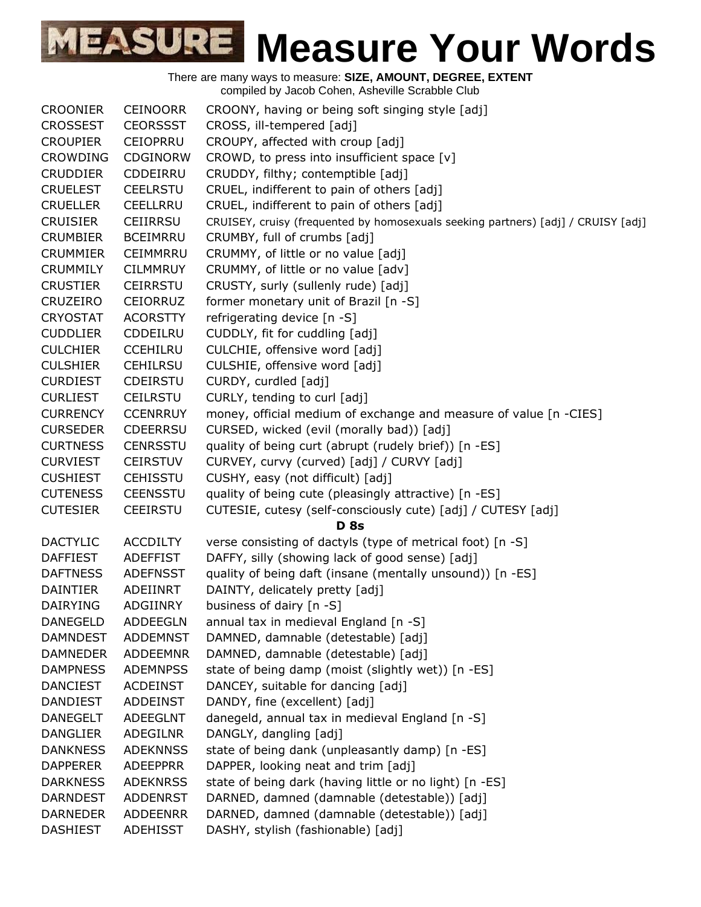# MEASURE Measure Your Words

There are many ways to measure: **SIZE, AMOUNT, DEGREE, EXTENT**
compiled by Jacob Cohen, Asheville Scrabble Club

| | | |
|---|---|---|
| CROONIER | CEINOORR | CROONY, having or being soft singing style [adj] |
| CROSSEST | CEORSSST | CROSS, ill-tempered [adj] |
| CROUPIER | CEIOPRRU | CROUPY, affected with croup [adj] |
| CROWDING | CDGINORW | CROWD, to press into insufficient space [v] |
| CRUDDIER | CDDEIRRU | CRUDDY, filthy; contemptible [adj] |
| CRUELEST | CEELRSTU | CRUEL, indifferent to pain of others [adj] |
| CRUELLER | CEELLRRU | CRUEL, indifferent to pain of others [adj] |
| CRUISIER | CEIIRRSU | CRUISEY, cruisy (frequented by homosexuals seeking partners) [adj] / CRUISY [adj] |
| CRUMBIER | BCEIMRRU | CRUMBY, full of crumbs [adj] |
| CRUMMIER | CEIMMRRU | CRUMMY, of little or no value [adj] |
| CRUMMILY | CILMMRUY | CRUMMY, of little or no value [adv] |
| CRUSTIER | CEIRRSTU | CRUSTY, surly (sullenly rude) [adj] |
| CRUZEIRO | CEIORRUZ | former monetary unit of Brazil [n -S] |
| CRYOSTAT | ACORSTTY | refrigerating device [n -S] |
| CUDDLIER | CDDEILRU | CUDDLY, fit for cuddling [adj] |
| CULCHIER | CCEHILRU | CULCHIE, offensive word [adj] |
| CULSHIER | CEHILRSU | CULSHIE, offensive word [adj] |
| CURDIEST | CDEIRSTU | CURDY, curdled [adj] |
| CURLIEST | CEILRSTU | CURLY, tending to curl [adj] |
| CURRENCY | CCENRRUY | money, official medium of exchange and measure of value [n -CIES] |
| CURSEDER | CDEERRSU | CURSED, wicked (evil (morally bad)) [adj] |
| CURTNESS | CENRSSTU | quality of being curt (abrupt (rudely brief)) [n -ES] |
| CURVIEST | CEIRSTUV | CURVEY, curvy (curved) [adj] / CURVY [adj] |
| CUSHIEST | CEHISSTU | CUSHY, easy (not difficult) [adj] |
| CUTENESS | CEENSSTU | quality of being cute (pleasingly attractive) [n -ES] |
| CUTESIER | CEEIRSTU | CUTESIE, cutesy (self-consciously cute) [adj] / CUTESY [adj] |
| | | **D 8s** |
| DACTYLIC | ACCDILTY | verse consisting of dactyls (type of metrical foot) [n -S] |
| DAFFIEST | ADEFFIST | DAFFY, silly (showing lack of good sense) [adj] |
| DAFTNESS | ADEFNSST | quality of being daft (insane (mentally unsound)) [n -ES] |
| DAINTIER | ADEIINRT | DAINTY, delicately pretty [adj] |
| DAIRYING | ADGIINRY | business of dairy [n -S] |
| DANEGELD | ADDEEGLN | annual tax in medieval England [n -S] |
| DAMNDEST | ADDEMNST | DAMNED, damnable (detestable) [adj] |
| DAMNEDER | ADDEEMNR | DAMNED, damnable (detestable) [adj] |
| DAMPNESS | ADEMNPSS | state of being damp (moist (slightly wet)) [n -ES] |
| DANCIEST | ACDEINST | DANCEY, suitable for dancing [adj] |
| DANDIEST | ADDEINST | DANDY, fine (excellent) [adj] |
| DANEGELT | ADEEGLNT | danegeld, annual tax in medieval England [n -S] |
| DANGLIER | ADEGILNR | DANGLY, dangling [adj] |
| DANKNESS | ADEKNNSS | state of being dank (unpleasantly damp) [n -ES] |
| DAPPERER | ADEEPPRR | DAPPER, looking neat and trim [adj] |
| DARKNESS | ADEKNRSS | state of being dark (having little or no light) [n -ES] |
| DARNDEST | ADDENRST | DARNED, damned (damnable (detestable)) [adj] |
| DARNEDER | ADDEENRR | DARNED, damned (damnable (detestable)) [adj] |
| DASHIEST | ADEHISST | DASHY, stylish (fashionable) [adj] |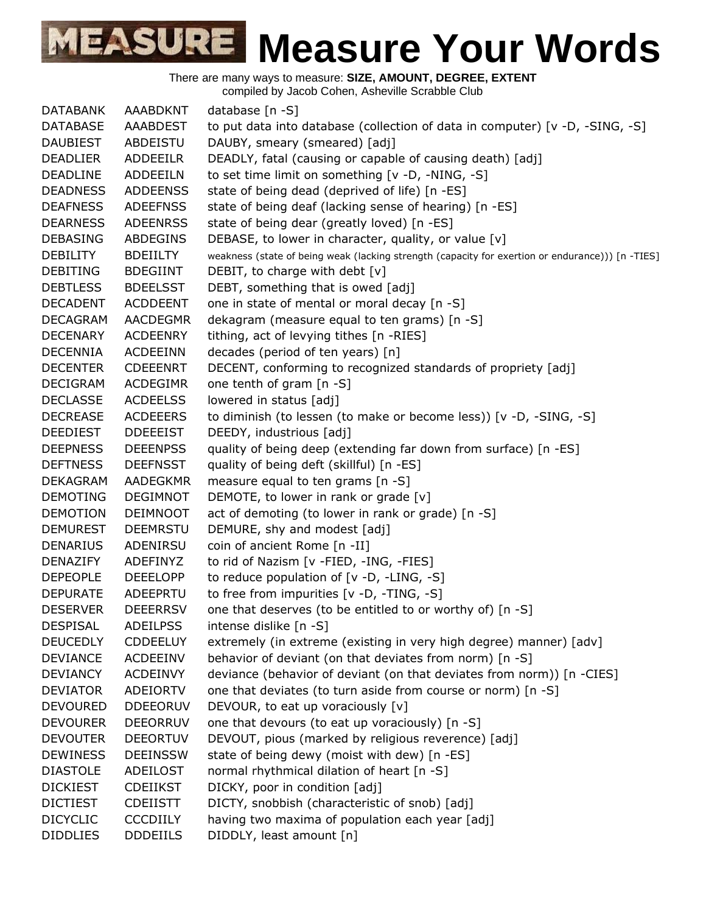# Measure Your Words

There are many ways to measure: **SIZE, AMOUNT, DEGREE, EXTENT**
compiled by Jacob Cohen, Asheville Scrabble Club

| | | |
|---|---|---|
| DATABANK | AAABDKNT | database [n -S] |
| DATABASE | AAABDEST | to put data into database (collection of data in computer) [v -D, -SING, -S] |
| DAUBIEST | ABDEISTU | DAUBY, smeary (smeared) [adj] |
| DEADLIER | ADDEEILR | DEADLY, fatal (causing or capable of causing death) [adj] |
| DEADLINE | ADDEEILN | to set time limit on something [v -D, -NING, -S] |
| DEADNESS | ADDEENSS | state of being dead (deprived of life) [n -ES] |
| DEAFNESS | ADEEFNSS | state of being deaf (lacking sense of hearing) [n -ES] |
| DEARNESS | ADEENRSS | state of being dear (greatly loved) [n -ES] |
| DEBASING | ABDEGINS | DEBASE, to lower in character, quality, or value [v] |
| DEBILITY | BDEIILTY | weakness (state of being weak (lacking strength (capacity for exertion or endurance))) [n -TIES] |
| DEBITING | BDEGIINT | DEBIT, to charge with debt [v] |
| DEBTLESS | BDEELSST | DEBT, something that is owed [adj] |
| DECADENT | ACDDEENT | one in state of mental or moral decay [n -S] |
| DECAGRAM | AACDEGMR | dekagram (measure equal to ten grams) [n -S] |
| DECENARY | ACDEENRY | tithing, act of levying tithes [n -RIES] |
| DECENNIA | ACDEEINN | decades (period of ten years) [n] |
| DECENTER | CDEEENRT | DECENT, conforming to recognized standards of propriety [adj] |
| DECIGRAM | ACDEGIMR | one tenth of gram [n -S] |
| DECLASSE | ACDEELSS | lowered in status [adj] |
| DECREASE | ACDEEERS | to diminish (to lessen (to make or become less)) [v -D, -SING, -S] |
| DEEDIEST | DDEEEIST | DEEDY, industrious [adj] |
| DEEPNESS | DEEENPSS | quality of being deep (extending far down from surface) [n -ES] |
| DEFTNESS | DEEFNSST | quality of being deft (skillful) [n -ES] |
| DEKAGRAM | AADEGKMR | measure equal to ten grams [n -S] |
| DEMOTING | DEGIMNOT | DEMOTE, to lower in rank or grade [v] |
| DEMOTION | DEIMNOOT | act of demoting (to lower in rank or grade) [n -S] |
| DEMUREST | DEEMRSTU | DEMURE, shy and modest [adj] |
| DENARIUS | ADENIRSU | coin of ancient Rome [n -II] |
| DENAZIFY | ADEFINYZ | to rid of Nazism [v -FIED, -ING, -FIES] |
| DEPEOPLE | DEEELOPP | to reduce population of [v -D, -LING, -S] |
| DEPURATE | ADEEPRTU | to free from impurities [v -D, -TING, -S] |
| DESERVER | DEEERRSV | one that deserves (to be entitled to or worthy of) [n -S] |
| DESPISAL | ADEILPSS | intense dislike [n -S] |
| DEUCEDLY | CDDEELUY | extremely (in extreme (existing in very high degree) manner) [adv] |
| DEVIANCE | ACDEEINV | behavior of deviant (on that deviates from norm) [n -S] |
| DEVIANCY | ACDEINVY | deviance (behavior of deviant (on that deviates from norm)) [n -CIES] |
| DEVIATOR | ADEIORTV | one that deviates (to turn aside from course or norm) [n -S] |
| DEVOURED | DDEEORUV | DEVOUR, to eat up voraciously [v] |
| DEVOURER | DEEORRUV | one that devours (to eat up voraciously) [n -S] |
| DEVOUTER | DEEORTUV | DEVOUT, pious (marked by religious reverence) [adj] |
| DEWINESS | DEEINSSW | state of being dewy (moist with dew) [n -ES] |
| DIASTOLE | ADEILOST | normal rhythmical dilation of heart [n -S] |
| DICKIEST | CDEIIKST | DICKY, poor in condition [adj] |
| DICTIEST | CDEIISTT | DICTY, snobbish (characteristic of snob) [adj] |
| DICYCLIC | CCCDIILY | having two maxima of population each year [adj] |
| DIDDLIES | DDDEIILS | DIDDLY, least amount [n] |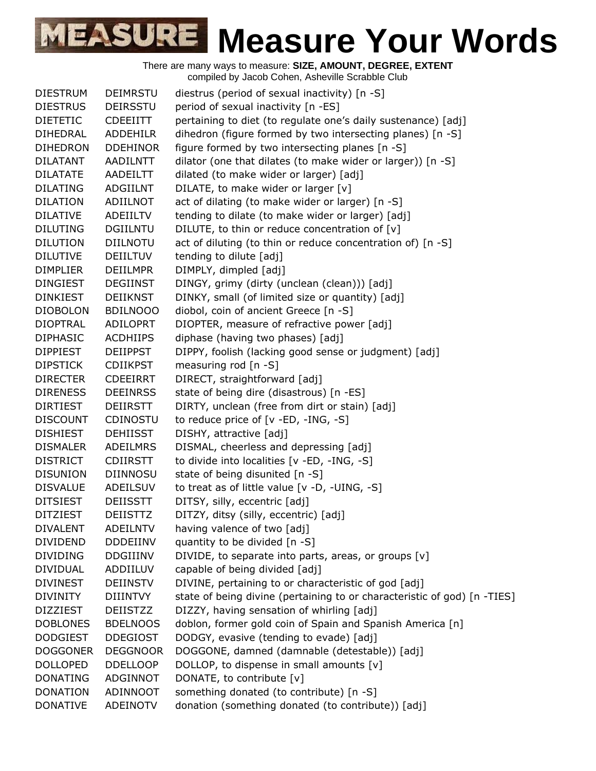# Measure Your Words

There are many ways to measure: **SIZE, AMOUNT, DEGREE, EXTENT**
compiled by Jacob Cohen, Asheville Scrabble Club

| | | |
|---|---|---|
| DIESTRUM | DEIMRSTU | diestrus (period of sexual inactivity) [n -S] |
| DIESTRUS | DEIRSSTU | period of sexual inactivity [n -ES] |
| DIETETIC | CDEEIITT | pertaining to diet (to regulate one's daily sustenance) [adj] |
| DIHEDRAL | ADDEHILR | dihedron (figure formed by two intersecting planes) [n -S] |
| DIHEDRON | DDEHINOR | figure formed by two intersecting planes [n -S] |
| DILATANT | AADILNTT | dilator (one that dilates (to make wider or larger)) [n -S] |
| DILATATE | AADEILTT | dilated (to make wider or larger) [adj] |
| DILATING | ADGIILNT | DILATE, to make wider or larger [v] |
| DILATION | ADIILNOT | act of dilating (to make wider or larger) [n -S] |
| DILATIVE | ADEIILTV | tending to dilate (to make wider or larger) [adj] |
| DILUTING | DGIILNTU | DILUTE, to thin or reduce concentration of [v] |
| DILUTION | DIILNOTU | act of diluting (to thin or reduce concentration of) [n -S] |
| DILUTIVE | DEIILTUV | tending to dilute [adj] |
| DIMPLIER | DEIILMPR | DIMPLY, dimpled [adj] |
| DINGIEST | DEGIINST | DINGY, grimy (dirty (unclean (clean))) [adj] |
| DINKIEST | DEIIKNST | DINKY, small (of limited size or quantity) [adj] |
| DIOBOLON | BDILNOOO | diobol, coin of ancient Greece [n -S] |
| DIOPTRAL | ADILOPRT | DIOPTER, measure of refractive power [adj] |
| DIPHASIC | ACDHIIPS | diphase (having two phases) [adj] |
| DIPPIEST | DEIIPPST | DIPPY, foolish (lacking good sense or judgment) [adj] |
| DIPSTICK | CDIIKPST | measuring rod [n -S] |
| DIRECTER | CDEEIRRT | DIRECT, straightforward [adj] |
| DIRENESS | DEEINRSS | state of being dire (disastrous) [n -ES] |
| DIRTIEST | DEIIRSTT | DIRTY, unclean (free from dirt or stain) [adj] |
| DISCOUNT | CDINOSTU | to reduce price of [v -ED, -ING, -S] |
| DISHIEST | DEHIISST | DISHY, attractive [adj] |
| DISMALER | ADEILMRS | DISMAL, cheerless and depressing [adj] |
| DISTRICT | CDIIRSTT | to divide into localities [v -ED, -ING, -S] |
| DISUNION | DIINNOSU | state of being disunited [n -S] |
| DISVALUE | ADEILSUV | to treat as of little value [v -D, -UING, -S] |
| DITSIEST | DEIISSTT | DITSY, silly, eccentric [adj] |
| DITZIEST | DEIISTTZ | DITZY, ditsy (silly, eccentric) [adj] |
| DIVALENT | ADEILNTV | having valence of two [adj] |
| DIVIDEND | DDDEIINV | quantity to be divided [n -S] |
| DIVIDING | DDGIIINV | DIVIDE, to separate into parts, areas, or groups [v] |
| DIVIDUAL | ADDIILUV | capable of being divided [adj] |
| DIVINEST | DEIINSTV | DIVINE, pertaining to or characteristic of god [adj] |
| DIVINITY | DIIINTVY | state of being divine (pertaining to or characteristic of god) [n -TIES] |
| DIZZIEST | DEIISTZZ | DIZZY, having sensation of whirling [adj] |
| DOBLONES | BDELNOOS | doblon, former gold coin of Spain and Spanish America [n] |
| DODGIEST | DDEGIOST | DODGY, evasive (tending to evade) [adj] |
| DOGGONER | DEGGNOOR | DOGGONE, damned (damnable (detestable)) [adj] |
| DOLLOPED | DDELLOOP | DOLLOP, to dispense in small amounts [v] |
| DONATING | ADGINNOT | DONATE, to contribute [v] |
| DONATION | ADINNOOT | something donated (to contribute) [n -S] |
| DONATIVE | ADEINOTV | donation (something donated (to contribute)) [adj] |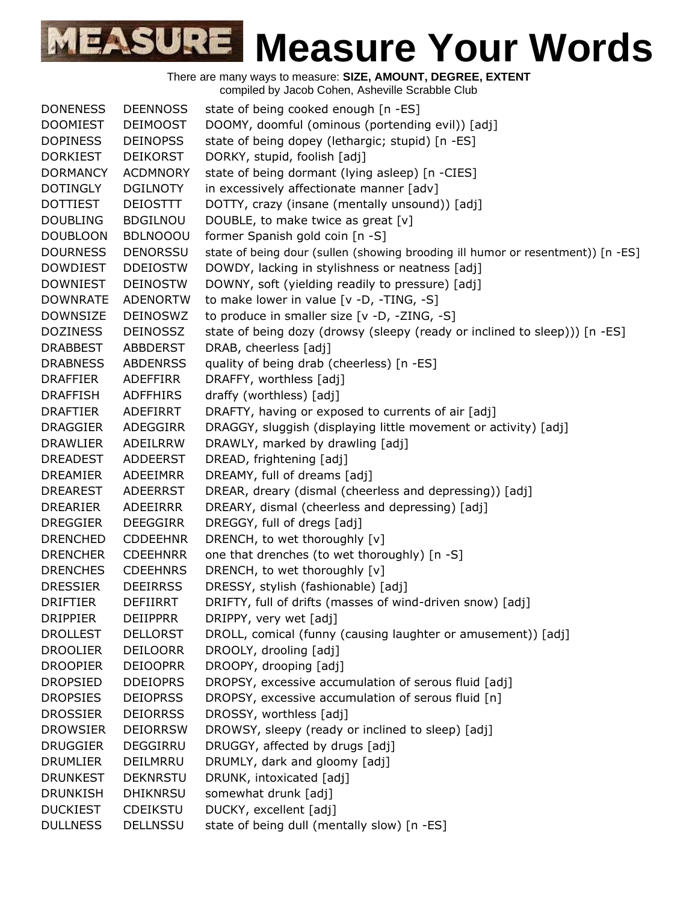# Measure Your Words

There are many ways to measure: **SIZE, AMOUNT, DEGREE, EXTENT**
compiled by Jacob Cohen, Asheville Scrabble Club

| | | |
|---|---|---|
| DONENESS | DEENNOSS | state of being cooked enough [n -ES] |
| DOOMIEST | DEIMOOST | DOOMY, doomful (ominous (portending evil)) [adj] |
| DOPINESS | DEINOPSS | state of being dopey (lethargic; stupid) [n -ES] |
| DORKIEST | DEIKORST | DORKY, stupid, foolish [adj] |
| DORMANCY | ACDMNORY | state of being dormant (lying asleep) [n -CIES] |
| DOTINGLY | DGILNOTY | in excessively affectionate manner [adv] |
| DOTTIEST | DEIOSTTT | DOTTY, crazy (insane (mentally unsound)) [adj] |
| DOUBLING | BDGILNOU | DOUBLE, to make twice as great [v] |
| DOUBLOON | BDLNOOOU | former Spanish gold coin [n -S] |
| DOURNESS | DENORSSU | state of being dour (sullen (showing brooding ill humor or resentment)) [n -ES] |
| DOWDIEST | DDEIOSTW | DOWDY, lacking in stylishness or neatness [adj] |
| DOWNIEST | DEINOSTW | DOWNY, soft (yielding readily to pressure) [adj] |
| DOWNRATE | ADENORTW | to make lower in value [v -D, -TING, -S] |
| DOWNSIZE | DEINOSWZ | to produce in smaller size [v -D, -ZING, -S] |
| DOZINESS | DEINOSSZ | state of being dozy (drowsy (sleepy (ready or inclined to sleep))) [n -ES] |
| DRABBEST | ABBDERST | DRAB, cheerless [adj] |
| DRABNESS | ABDENRSS | quality of being drab (cheerless) [n -ES] |
| DRAFFIER | ADEFFIRR | DRAFFY, worthless [adj] |
| DRAFFISH | ADFFHIRS | draffy (worthless) [adj] |
| DRAFTIER | ADEFIRRT | DRAFTY, having or exposed to currents of air [adj] |
| DRAGGIER | ADEGGIRR | DRAGGY, sluggish (displaying little movement or activity) [adj] |
| DRAWLIER | ADEILRRW | DRAWLY, marked by drawling [adj] |
| DREADEST | ADDEERST | DREAD, frightening [adj] |
| DREAMIER | ADEEIMRR | DREAMY, full of dreams [adj] |
| DREAREST | ADEERRST | DREAR, dreary (dismal (cheerless and depressing)) [adj] |
| DREARIER | ADEEIRRR | DREARY, dismal (cheerless and depressing) [adj] |
| DREGGIER | DEEGGIRR | DREGGY, full of dregs [adj] |
| DRENCHED | CDDEEHNR | DRENCH, to wet thoroughly [v] |
| DRENCHER | CDEEHNRR | one that drenches (to wet thoroughly) [n -S] |
| DRENCHES | CDEEHNRS | DRENCH, to wet thoroughly [v] |
| DRESSIER | DEEIRRSS | DRESSY, stylish (fashionable) [adj] |
| DRIFTIER | DEFIIRRT | DRIFTY, full of drifts (masses of wind-driven snow) [adj] |
| DRIPPIER | DEIIPPRR | DRIPPY, very wet [adj] |
| DROLLEST | DELLORST | DROLL, comical (funny (causing laughter or amusement)) [adj] |
| DROOLIER | DEILOORR | DROOLY, drooling [adj] |
| DROOPIER | DEIOOPRR | DROOPY, drooping [adj] |
| DROPSIED | DDEIOPRS | DROPSY, excessive accumulation of serous fluid [adj] |
| DROPSIES | DEIOPRSS | DROPSY, excessive accumulation of serous fluid [n] |
| DROSSIER | DEIORRSS | DROSSY, worthless [adj] |
| DROWSIER | DEIORRSW | DROWSY, sleepy (ready or inclined to sleep) [adj] |
| DRUGGIER | DEGGIRRU | DRUGGY, affected by drugs [adj] |
| DRUMLIER | DEILMRRU | DRUMLY, dark and gloomy [adj] |
| DRUNKEST | DEKNRSTU | DRUNK, intoxicated [adj] |
| DRUNKISH | DHIKNRSU | somewhat drunk [adj] |
| DUCKIEST | CDEIKSTU | DUCKY, excellent [adj] |
| DULLNESS | DELLNSSU | state of being dull (mentally slow) [n -ES] |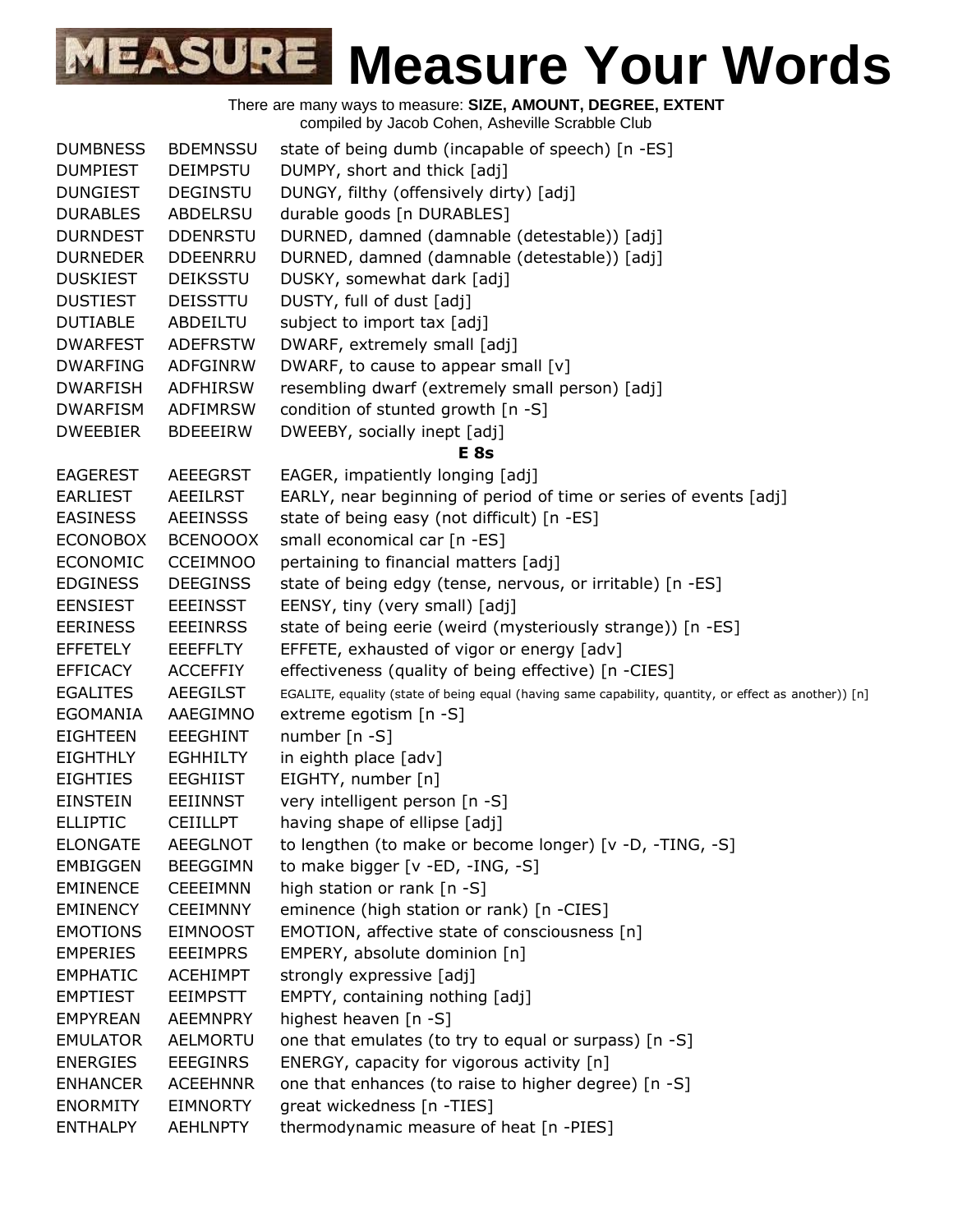# Measure Your Words

There are many ways to measure: **SIZE, AMOUNT, DEGREE, EXTENT**
compiled by Jacob Cohen, Asheville Scrabble Club

| | | |
|---|---|---|
| DUMBNESS | BDEMNSSU | state of being dumb (incapable of speech) [n -ES] |
| DUMPIEST | DEIMPSTU | DUMPY, short and thick [adj] |
| DUNGIEST | DEGINSTU | DUNGY, filthy (offensively dirty) [adj] |
| DURABLES | ABDELRSU | durable goods [n DURABLES] |
| DURNDEST | DDENRSTU | DURNED, damned (damnable (detestable)) [adj] |
| DURNEDER | DDEENRRU | DURNED, damned (damnable (detestable)) [adj] |
| DUSKIEST | DEIKSSTU | DUSKY, somewhat dark [adj] |
| DUSTIEST | DEISSTTU | DUSTY, full of dust [adj] |
| DUTIABLE | ABDEILTU | subject to import tax [adj] |
| DWARFEST | ADEFRSTW | DWARF, extremely small [adj] |
| DWARFING | ADFGINRW | DWARF, to cause to appear small [v] |
| DWARFISH | ADFHIRSW | resembling dwarf (extremely small person) [adj] |
| DWARFISM | ADFIMRSW | condition of stunted growth [n -S] |
| DWEEBIER | BDEEEIRW | DWEEBY, socially inept [adj] |

**E 8s**

| | | |
|---|---|---|
| EAGEREST | AEEEGRST | EAGER, impatiently longing [adj] |
| EARLIEST | AEEILRST | EARLY, near beginning of period of time or series of events [adj] |
| EASINESS | AEEINSSS | state of being easy (not difficult) [n -ES] |
| ECONOBOX | BCENOOOX | small economical car [n -ES] |
| ECONOMIC | CCEIMNOO | pertaining to financial matters [adj] |
| EDGINESS | DEEGINSS | state of being edgy (tense, nervous, or irritable) [n -ES] |
| EENSIEST | EEEINSST | EENSY, tiny (very small) [adj] |
| EERINESS | EEEINRSS | state of being eerie (weird (mysteriously strange)) [n -ES] |
| EFFETELY | EEEFFLTY | EFFETE, exhausted of vigor or energy [adv] |
| EFFICACY | ACCEFFIY | effectiveness (quality of being effective) [n -CIES] |
| EGALITES | AEEGILST | EGALITE, equality (state of being equal (having same capability, quantity, or effect as another)) [n] |
| EGOMANIA | AAEGIMNO | extreme egotism [n -S] |
| EIGHTEEN | EEEGHINT | number [n -S] |
| EIGHTHLY | EGHHILTY | in eighth place [adv] |
| EIGHTIES | EEGHIIST | EIGHTY, number [n] |
| EINSTEIN | EEIINNST | very intelligent person [n -S] |
| ELLIPTIC | CEIILLPT | having shape of ellipse [adj] |
| ELONGATE | AEEGLNOT | to lengthen (to make or become longer) [v -D, -TING, -S] |
| EMBIGGEN | BEEGGIMN | to make bigger [v -ED, -ING, -S] |
| EMINENCE | CEEEIMNN | high station or rank [n -S] |
| EMINENCY | CEEIMNNY | eminence (high station or rank) [n -CIES] |
| EMOTIONS | EIMNOOST | EMOTION, affective state of consciousness [n] |
| EMPERIES | EEEIMPRS | EMPERY, absolute dominion [n] |
| EMPHATIC | ACEHIMPT | strongly expressive [adj] |
| EMPTIEST | EEIMPSTT | EMPTY, containing nothing [adj] |
| EMPYREAN | AEEMNPRY | highest heaven [n -S] |
| EMULATOR | AELMORTU | one that emulates (to try to equal or surpass) [n -S] |
| ENERGIES | EEEGINRS | ENERGY, capacity for vigorous activity [n] |
| ENHANCER | ACEEHNNR | one that enhances (to raise to higher degree) [n -S] |
| ENORMITY | EIMNORTY | great wickedness [n -TIES] |
| ENTHALPY | AEHLNPTY | thermodynamic measure of heat [n -PIES] |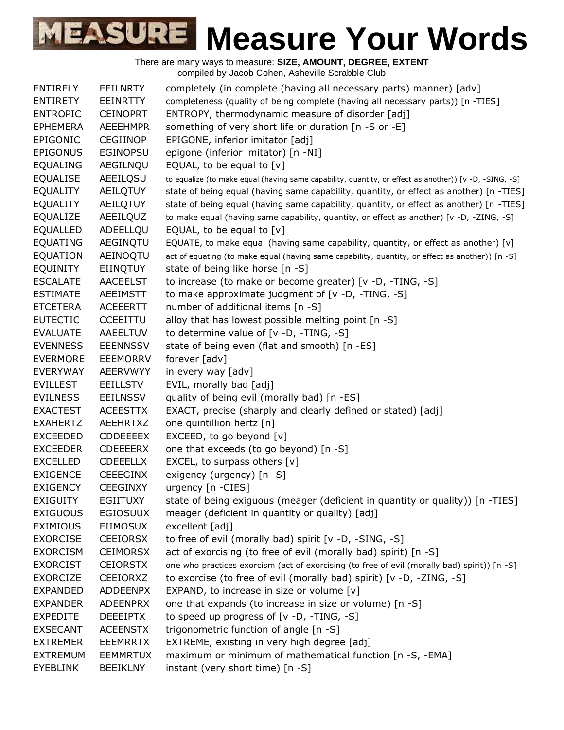# MEASURE Measure Your Words

There are many ways to measure: **SIZE, AMOUNT, DEGREE, EXTENT**
compiled by Jacob Cohen, Asheville Scrabble Club

| | | |
|---|---|---|
| ENTIRELY | EEILNRTY | completely (in complete (having all necessary parts) manner) [adv] |
| ENTIRETY | EEINRTTY | completeness (quality of being complete (having all necessary parts)) [n -TIES] |
| ENTROPIC | CEINOPRT | ENTROPY, thermodynamic measure of disorder [adj] |
| EPHEMERA | AEEEHMPR | something of very short life or duration [n -S or -E] |
| EPIGONIC | CEGIINOP | EPIGONE, inferior imitator [adj] |
| EPIGONUS | EGINOPSU | epigone (inferior imitator) [n -NI] |
| EQUALING | AEGILNQU | EQUAL, to be equal to [v] |
| EQUALISE | AEEILQSU | to equalize (to make equal (having same capability, quantity, or effect as another)) [v -D, -SING, -S] |
| EQUALITY | AEILQTUY | state of being equal (having same capability, quantity, or effect as another) [n -TIES] |
| EQUALITY | AEILQTUY | state of being equal (having same capability, quantity, or effect as another) [n -TIES] |
| EQUALIZE | AEEILQUZ | to make equal (having same capability, quantity, or effect as another) [v -D, -ZING, -S] |
| EQUALLED | ADEELLQU | EQUAL, to be equal to [v] |
| EQUATING | AEGINQTU | EQUATE, to make equal (having same capability, quantity, or effect as another) [v] |
| EQUATION | AEINOQTU | act of equating (to make equal (having same capability, quantity, or effect as another)) [n -S] |
| EQUINITY | EIINQTUY | state of being like horse [n -S] |
| ESCALATE | AACEELST | to increase (to make or become greater) [v -D, -TING, -S] |
| ESTIMATE | AEEIMSTT | to make approximate judgment of [v -D, -TING, -S] |
| ETCETERA | ACEEERTT | number of additional items [n -S] |
| EUTECTIC | CCEEITTU | alloy that has lowest possible melting point [n -S] |
| EVALUATE | AAEELTUV | to determine value of [v -D, -TING, -S] |
| EVENNESS | EEENNSSV | state of being even (flat and smooth) [n -ES] |
| EVERMORE | EEEMORRV | forever [adv] |
| EVERYWAY | AEERVWYY | in every way [adv] |
| EVILLEST | EEILLSTV | EVIL, morally bad [adj] |
| EVILNESS | EEILNSSV | quality of being evil (morally bad) [n -ES] |
| EXACTEST | ACEESTTX | EXACT, precise (sharply and clearly defined or stated) [adj] |
| EXAHERTZ | AEEHRTXZ | one quintillion hertz [n] |
| EXCEEDED | CDDEEEEX | EXCEED, to go beyond [v] |
| EXCEEDER | CDEEEERX | one that exceeds (to go beyond) [n -S] |
| EXCELLED | CDEEELLX | EXCEL, to surpass others [v] |
| EXIGENCE | CEEEGINX | exigency (urgency) [n -S] |
| EXIGENCY | CEEGINXY | urgency [n -CIES] |
| EXIGUITY | EGIITUXY | state of being exiguous (meager (deficient in quantity or quality)) [n -TIES] |
| EXIGUOUS | EGIOSUUX | meager (deficient in quantity or quality) [adj] |
| EXIMIOUS | EIIMOSUX | excellent [adj] |
| EXORCISE | CEEIORSX | to free of evil (morally bad) spirit [v -D, -SING, -S] |
| EXORCISM | CEIMORSX | act of exorcising (to free of evil (morally bad) spirit) [n -S] |
| EXORCIST | CEIORSTX | one who practices exorcism (act of exorcising (to free of evil (morally bad) spirit)) [n -S] |
| EXORCIZE | CEEIORXZ | to exorcise (to free of evil (morally bad) spirit) [v -D, -ZING, -S] |
| EXPANDED | ADDEENPX | EXPAND, to increase in size or volume [v] |
| EXPANDER | ADEENPRX | one that expands (to increase in size or volume) [n -S] |
| EXPEDITE | DEEEIPTX | to speed up progress of [v -D, -TING, -S] |
| EXSECANT | ACEENSTX | trigonometric function of angle [n -S] |
| EXTREMER | EEEMRRTX | EXTREME, existing in very high degree [adj] |
| EXTREMUM | EEMMRTUX | maximum or minimum of mathematical function [n -S, -EMA] |
| EYEBLINK | BEEIKLNY | instant (very short time) [n -S] |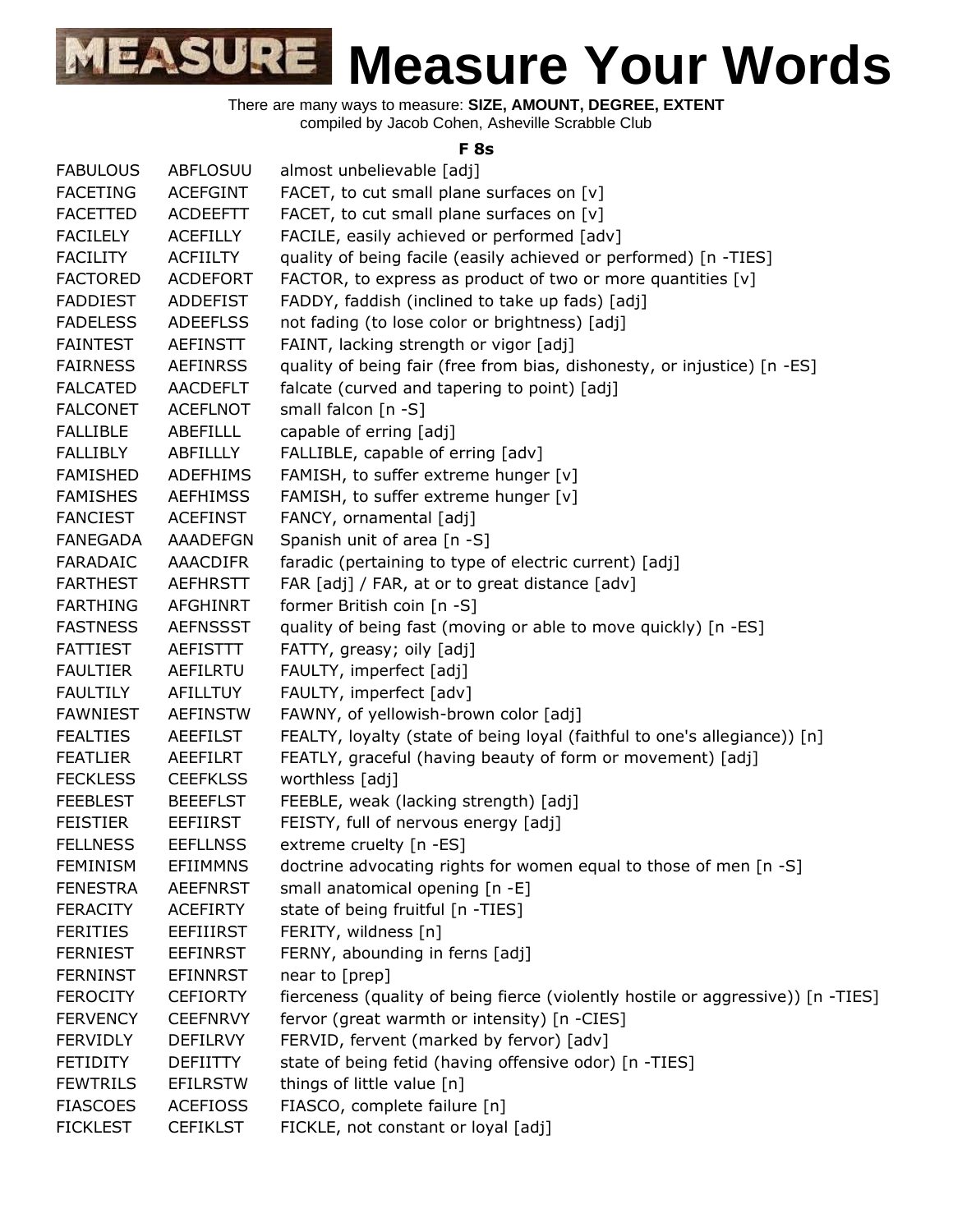# MEASURE Measure Your Words

There are many ways to measure: **SIZE, AMOUNT, DEGREE, EXTENT**
compiled by Jacob Cohen, Asheville Scrabble Club

### F 8s

| | | |
|---|---|---|
| FABULOUS | ABFLOSUU | almost unbelievable [adj] |
| FACETING | ACEFGINT | FACET, to cut small plane surfaces on [v] |
| FACETTED | ACDEEFTT | FACET, to cut small plane surfaces on [v] |
| FACILELY | ACEFILLY | FACILE, easily achieved or performed [adv] |
| FACILITY | ACFIILTY | quality of being facile (easily achieved or performed) [n -TIES] |
| FACTORED | ACDEFORT | FACTOR, to express as product of two or more quantities [v] |
| FADDIEST | ADDEFIST | FADDY, faddish (inclined to take up fads) [adj] |
| FADELESS | ADEEFLSS | not fading (to lose color or brightness) [adj] |
| FAINTEST | AEFINSTT | FAINT, lacking strength or vigor [adj] |
| FAIRNESS | AEFINRSS | quality of being fair (free from bias, dishonesty, or injustice) [n -ES] |
| FALCATED | AACDEFLT | falcate (curved and tapering to point) [adj] |
| FALCONET | ACEFLNOT | small falcon [n -S] |
| FALLIBLE | ABEFILLL | capable of erring [adj] |
| FALLIBLY | ABFILLLY | FALLIBLE, capable of erring [adv] |
| FAMISHED | ADEFHIMS | FAMISH, to suffer extreme hunger [v] |
| FAMISHES | AEFHIMSS | FAMISH, to suffer extreme hunger [v] |
| FANCIEST | ACEFINST | FANCY, ornamental [adj] |
| FANEGADA | AAADEFGN | Spanish unit of area [n -S] |
| FARADAIC | AAACDIFR | faradic (pertaining to type of electric current) [adj] |
| FARTHEST | AEFHRSTT | FAR [adj] / FAR, at or to great distance [adv] |
| FARTHING | AFGHINRT | former British coin [n -S] |
| FASTNESS | AEFNSSST | quality of being fast (moving or able to move quickly) [n -ES] |
| FATTIEST | AEFISTTT | FATTY, greasy; oily [adj] |
| FAULTIER | AEFILRTU | FAULTY, imperfect [adj] |
| FAULTILY | AFILLTUY | FAULTY, imperfect [adv] |
| FAWNIEST | AEFINSTW | FAWNY, of yellowish-brown color [adj] |
| FEALTIES | AEEFILST | FEALTY, loyalty (state of being loyal (faithful to one's allegiance)) [n] |
| FEATLIER | AEEFILRT | FEATLY, graceful (having beauty of form or movement) [adj] |
| FECKLESS | CEEFKLSS | worthless [adj] |
| FEEBLEST | BEEEFLST | FEEBLE, weak (lacking strength) [adj] |
| FEISTIER | EEFIIRST | FEISTY, full of nervous energy [adj] |
| FELLNESS | EEFLLNSS | extreme cruelty [n -ES] |
| FEMINISM | EFIIMMNS | doctrine advocating rights for women equal to those of men [n -S] |
| FENESTRA | AEEFNRST | small anatomical opening [n -E] |
| FERACITY | ACEFIRTY | state of being fruitful [n -TIES] |
| FERITIES | EEFIIIRST | FERITY, wildness [n] |
| FERNIEST | EEFINRST | FERNY, abounding in ferns [adj] |
| FERNINST | EFINNRST | near to [prep] |
| FEROCITY | CEFIORTY | fierceness (quality of being fierce (violently hostile or aggressive)) [n -TIES] |
| FERVENCY | CEEFNRVY | fervor (great warmth or intensity) [n -CIES] |
| FERVIDLY | DEFILRVY | FERVID, fervent (marked by fervor) [adv] |
| FETIDITY | DEFIITTY | state of being fetid (having offensive odor) [n -TIES] |
| FEWTRILS | EFILRSTW | things of little value [n] |
| FIASCOES | ACEFIOSS | FIASCO, complete failure [n] |
| FICKLEST | CEFIKLST | FICKLE, not constant or loyal [adj] |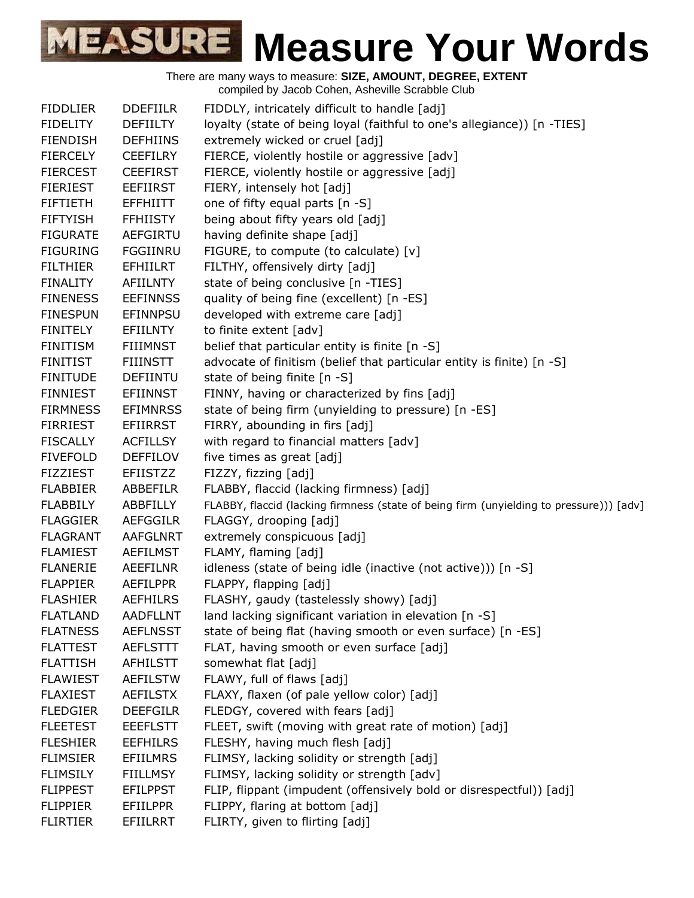# Measure Your Words

There are many ways to measure: **SIZE, AMOUNT, DEGREE, EXTENT**
compiled by Jacob Cohen, Asheville Scrabble Club

| | | |
|---|---|---|
| FIDDLIER | DDEFIILR | FIDDLY, intricately difficult to handle [adj] |
| FIDELITY | DEFIILTY | loyalty (state of being loyal (faithful to one's allegiance)) [n -TIES] |
| FIENDISH | DEFHIINS | extremely wicked or cruel [adj] |
| FIERCELY | CEEFILRY | FIERCE, violently hostile or aggressive [adv] |
| FIERCEST | CEEFIRST | FIERCE, violently hostile or aggressive [adj] |
| FIERIEST | EEFIIRST | FIERY, intensely hot [adj] |
| FIFTIETH | EFFHIITT | one of fifty equal parts [n -S] |
| FIFTYISH | FFHIISTY | being about fifty years old [adj] |
| FIGURATE | AEFGIRTU | having definite shape [adj] |
| FIGURING | FGGIINRU | FIGURE, to compute (to calculate) [v] |
| FILTHIER | EFHIILRT | FILTHY, offensively dirty [adj] |
| FINALITY | AFIILNTY | state of being conclusive [n -TIES] |
| FINENESS | EEFINNSS | quality of being fine (excellent) [n -ES] |
| FINESPUN | EFINNPSU | developed with extreme care [adj] |
| FINITELY | EFIILNTY | to finite extent [adv] |
| FINITISM | FIIIMNST | belief that particular entity is finite [n -S] |
| FINITIST | FIIINSTT | advocate of finitism (belief that particular entity is finite) [n -S] |
| FINITUDE | DEFIINTU | state of being finite [n -S] |
| FINNIEST | EFIINNST | FINNY, having or characterized by fins [adj] |
| FIRMNESS | EFIMNRSS | state of being firm (unyielding to pressure) [n -ES] |
| FIRRIEST | EFIIRRST | FIRRY, abounding in firs [adj] |
| FISCALLY | ACFILLSY | with regard to financial matters [adv] |
| FIVEFOLD | DEFFILOV | five times as great [adj] |
| FIZZIEST | EFIISTZZ | FIZZY, fizzing [adj] |
| FLABBIER | ABBEFILR | FLABBY, flaccid (lacking firmness) [adj] |
| FLABBILY | ABBFILLY | FLABBY, flaccid (lacking firmness (state of being firm (unyielding to pressure))) [adv] |
| FLAGGIER | AEFGGILR | FLAGGY, drooping [adj] |
| FLAGRANT | AAFGLNRT | extremely conspicuous [adj] |
| FLAMIEST | AEFILMST | FLAMY, flaming [adj] |
| FLANERIE | AEEFILNR | idleness (state of being idle (inactive (not active))) [n -S] |
| FLAPPIER | AEFILPPR | FLAPPY, flapping [adj] |
| FLASHIER | AEFHILRS | FLASHY, gaudy (tastelessly showy) [adj] |
| FLATLAND | AADFLLNT | land lacking significant variation in elevation [n -S] |
| FLATNESS | AEFLNSST | state of being flat (having smooth or even surface) [n -ES] |
| FLATTEST | AEFLSTTT | FLAT, having smooth or even surface [adj] |
| FLATTISH | AFHILSTT | somewhat flat [adj] |
| FLAWIEST | AEFILSTW | FLAWY, full of flaws [adj] |
| FLAXIEST | AEFILSTX | FLAXY, flaxen (of pale yellow color) [adj] |
| FLEDGIER | DEEFGILR | FLEDGY, covered with fears [adj] |
| FLEETEST | EEEFLSTT | FLEET, swift (moving with great rate of motion) [adj] |
| FLESHIER | EEFHILRS | FLESHY, having much flesh [adj] |
| FLIMSIER | EFIILMRS | FLIMSY, lacking solidity or strength [adj] |
| FLIMSILY | FIILLMSY | FLIMSY, lacking solidity or strength [adv] |
| FLIPPEST | EFILPPST | FLIP, flippant (impudent (offensively bold or disrespectful)) [adj] |
| FLIPPIER | EFIILPPR | FLIPPY, flaring at bottom [adj] |
| FLIRTIER | EFIILRRT | FLIRTY, given to flirting [adj] |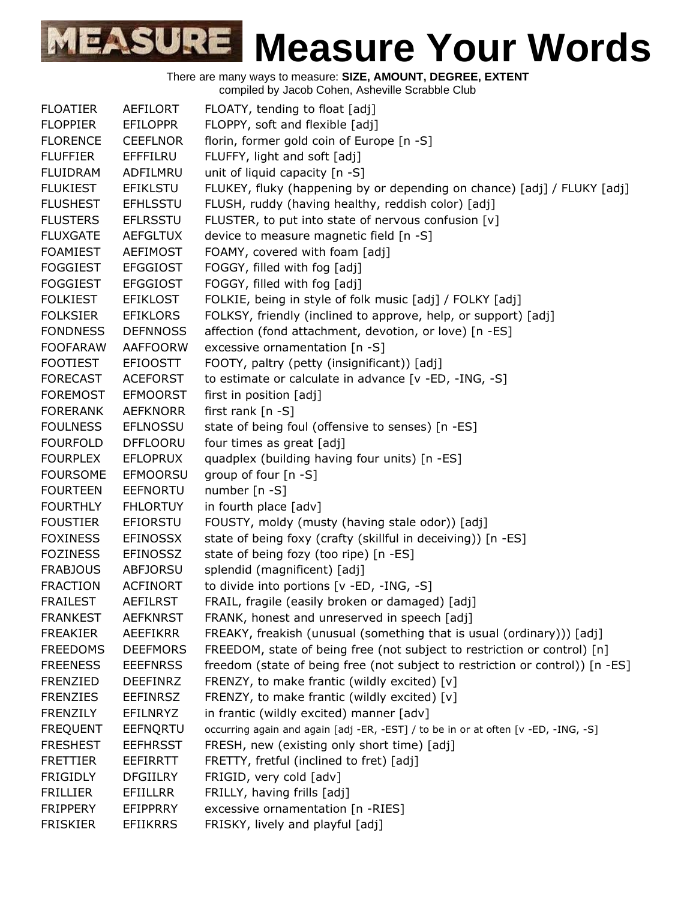# MEASURE Measure Your Words

There are many ways to measure: **SIZE, AMOUNT, DEGREE, EXTENT**
compiled by Jacob Cohen, Asheville Scrabble Club

| | | |
|---|---|---|
| FLOATIER | AEFILORT | FLOATY, tending to float [adj] |
| FLOPPIER | EFILOPPR | FLOPPY, soft and flexible [adj] |
| FLORENCE | CEEFLNOR | florin, former gold coin of Europe [n -S] |
| FLUFFIER | EFFFILRU | FLUFFY, light and soft [adj] |
| FLUIDRAM | ADFILMRU | unit of liquid capacity [n -S] |
| FLUKIEST | EFIKLSTU | FLUKEY, fluky (happening by or depending on chance) [adj] / FLUKY [adj] |
| FLUSHEST | EFHLSSTU | FLUSH, ruddy (having healthy, reddish color) [adj] |
| FLUSTERS | EFLRSSTU | FLUSTER, to put into state of nervous confusion [v] |
| FLUXGATE | AEFGLTUX | device to measure magnetic field [n -S] |
| FOAMIEST | AEFIMOST | FOAMY, covered with foam [adj] |
| FOGGIEST | EFGGIOST | FOGGY, filled with fog [adj] |
| FOGGIEST | EFGGIOST | FOGGY, filled with fog [adj] |
| FOLKIEST | EFIKLOST | FOLKIE, being in style of folk music [adj] / FOLKY [adj] |
| FOLKSIER | EFIKLORS | FOLKSY, friendly (inclined to approve, help, or support) [adj] |
| FONDNESS | DEFNNOSS | affection (fond attachment, devotion, or love) [n -ES] |
| FOOFARAW | AAFFOORW | excessive ornamentation [n -S] |
| FOOTIEST | EFIOOSTT | FOOTY, paltry (petty (insignificant)) [adj] |
| FORECAST | ACEFORST | to estimate or calculate in advance [v -ED, -ING, -S] |
| FOREMOST | EFMOORST | first in position [adj] |
| FORERANK | AEFKNORR | first rank [n -S] |
| FOULNESS | EFLNOSSU | state of being foul (offensive to senses) [n -ES] |
| FOURFOLD | DFFLOORU | four times as great [adj] |
| FOURPLEX | EFLOPRUX | quadplex (building having four units) [n -ES] |
| FOURSOME | EFMOORSU | group of four [n -S] |
| FOURTEEN | EEFNORTU | number [n -S] |
| FOURTHLY | FHLORTUY | in fourth place [adv] |
| FOUSTIER | EFIORSTU | FOUSTY, moldy (musty (having stale odor)) [adj] |
| FOXINESS | EFINOSSX | state of being foxy (crafty (skillful in deceiving)) [n -ES] |
| FOZINESS | EFINOSSZ | state of being fozy (too ripe) [n -ES] |
| FRABJOUS | ABFJORSU | splendid (magnificent) [adj] |
| FRACTION | ACFINORT | to divide into portions [v -ED, -ING, -S] |
| FRAILEST | AEFILRST | FRAIL, fragile (easily broken or damaged) [adj] |
| FRANKEST | AEFKNRST | FRANK, honest and unreserved in speech [adj] |
| FREAKIER | AEEFIKRR | FREAKY, freakish (unusual (something that is usual (ordinary))) [adj] |
| FREEDOMS | DEEFMORS | FREEDOM, state of being free (not subject to restriction or control) [n] |
| FREENESS | EEEFNRSS | freedom (state of being free (not subject to restriction or control)) [n -ES] |
| FRENZIED | DEEFINRZ | FRENZY, to make frantic (wildly excited) [v] |
| FRENZIES | EEFINRSZ | FRENZY, to make frantic (wildly excited) [v] |
| FRENZILY | EFILNRYZ | in frantic (wildly excited) manner [adv] |
| FREQUENT | EEFNQRTU | occurring again and again [adj -ER, -EST] / to be in or at often [v -ED, -ING, -S] |
| FRESHEST | EEFHRSST | FRESH, new (existing only short time) [adj] |
| FRETTIER | EEFIRRTT | FRETTY, fretful (inclined to fret) [adj] |
| FRIGIDLY | DFGIILRY | FRIGID, very cold [adv] |
| FRILLIER | EFIILLRR | FRILLY, having frills [adj] |
| FRIPPERY | EFIPPRRY | excessive ornamentation [n -RIES] |
| FRISKIER | EFIIKRRS | FRISKY, lively and playful [adj] |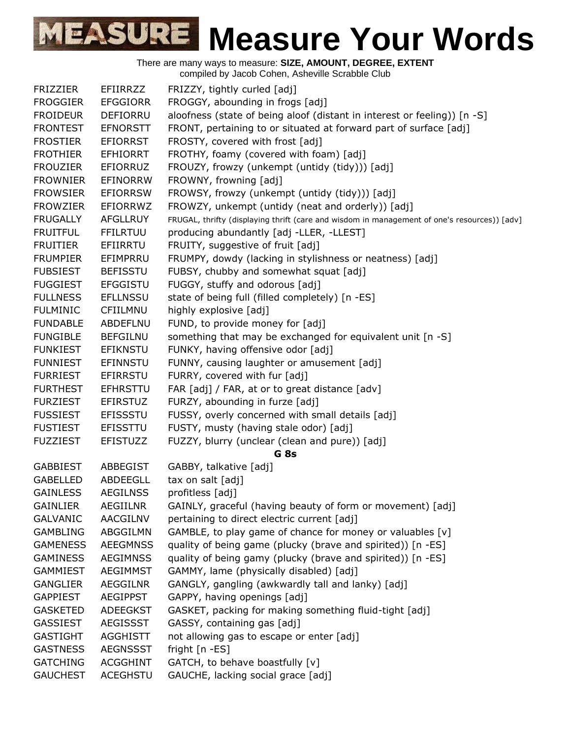# Measure Your Words

There are many ways to measure: **SIZE, AMOUNT, DEGREE, EXTENT**
compiled by Jacob Cohen, Asheville Scrabble Club

| | | |
|---|---|---|
| FRIZZIER | EFIIRRZZ | FRIZZY, tightly curled [adj] |
| FROGGIER | EFGGIORR | FROGGY, abounding in frogs [adj] |
| FROIDEUR | DEFIORRU | aloofness (state of being aloof (distant in interest or feeling)) [n -S] |
| FRONTEST | EFNORSTT | FRONT, pertaining to or situated at forward part of surface [adj] |
| FROSTIER | EFIORRST | FROSTY, covered with frost [adj] |
| FROTHIER | EFHIORRT | FROTHY, foamy (covered with foam) [adj] |
| FROUZIER | EFIORRUZ | FROUZY, frowzy (unkempt (untidy (tidy))) [adj] |
| FROWNIER | EFINORRW | FROWNY, frowning [adj] |
| FROWSIER | EFIORRSW | FROWSY, frowzy (unkempt (untidy (tidy))) [adj] |
| FROWZIER | EFIORRWZ | FROWZY, unkempt (untidy (neat and orderly)) [adj] |
| FRUGALLY | AFGLLRUY | FRUGAL, thrifty (displaying thrift (care and wisdom in management of one's resources)) [adv] |
| FRUITFUL | FFILRTUU | producing abundantly [adj -LLER, -LLEST] |
| FRUITIER | EFIIRRTU | FRUITY, suggestive of fruit [adj] |
| FRUMPIER | EFIMPRRU | FRUMPY, dowdy (lacking in stylishness or neatness) [adj] |
| FUBSIEST | BEFISSTU | FUBSY, chubby and somewhat squat [adj] |
| FUGGIEST | EFGGISTU | FUGGY, stuffy and odorous [adj] |
| FULLNESS | EFLLNSSU | state of being full (filled completely) [n -ES] |
| FULMINIC | CFIILMNU | highly explosive [adj] |
| FUNDABLE | ABDEFLNU | FUND, to provide money for [adj] |
| FUNGIBLE | BEFGILNU | something that may be exchanged for equivalent unit [n -S] |
| FUNKIEST | EFIKNSTU | FUNKY, having offensive odor [adj] |
| FUNNIEST | EFINNSTU | FUNNY, causing laughter or amusement [adj] |
| FURRIEST | EFIRRSTU | FURRY, covered with fur [adj] |
| FURTHEST | EFHRSTTU | FAR [adj] / FAR, at or to great distance [adv] |
| FURZIEST | EFIRSTUZ | FURZY, abounding in furze [adj] |
| FUSSIEST | EFISSSTU | FUSSY, overly concerned with small details [adj] |
| FUSTIEST | EFISSTTU | FUSTY, musty (having stale odor) [adj] |
| FUZZIEST | EFISTUZZ | FUZZY, blurry (unclear (clean and pure)) [adj] |
| | | **G 8s** |
| GABBIEST | ABBEGIST | GABBY, talkative [adj] |
| GABELLED | ABDEEGLL | tax on salt [adj] |
| GAINLESS | AEGILNSS | profitless [adj] |
| GAINLIER | AEGIILNR | GAINLY, graceful (having beauty of form or movement) [adj] |
| GALVANIC | AACGILNV | pertaining to direct electric current [adj] |
| GAMBLING | ABGGILMN | GAMBLE, to play game of chance for money or valuables [v] |
| GAMENESS | AEEGMNSS | quality of being game (plucky (brave and spirited)) [n -ES] |
| GAMINESS | AEGIMNSS | quality of being gamy (plucky (brave and spirited)) [n -ES] |
| GAMMIEST | AEGIMMST | GAMMY, lame (physically disabled) [adj] |
| GANGLIER | AEGGILNR | GANGLY, gangling (awkwardly tall and lanky) [adj] |
| GAPPIEST | AEGIPPST | GAPPY, having openings [adj] |
| GASKETED | ADEEGKST | GASKET, packing for making something fluid-tight [adj] |
| GASSIEST | AEGISSST | GASSY, containing gas [adj] |
| GASTIGHT | AGGHISTT | not allowing gas to escape or enter [adj] |
| GASTNESS | AEGNSSST | fright [n -ES] |
| GATCHING | ACGGHINT | GATCH, to behave boastfully [v] |
| GAUCHEST | ACEGHSTU | GAUCHE, lacking social grace [adj] |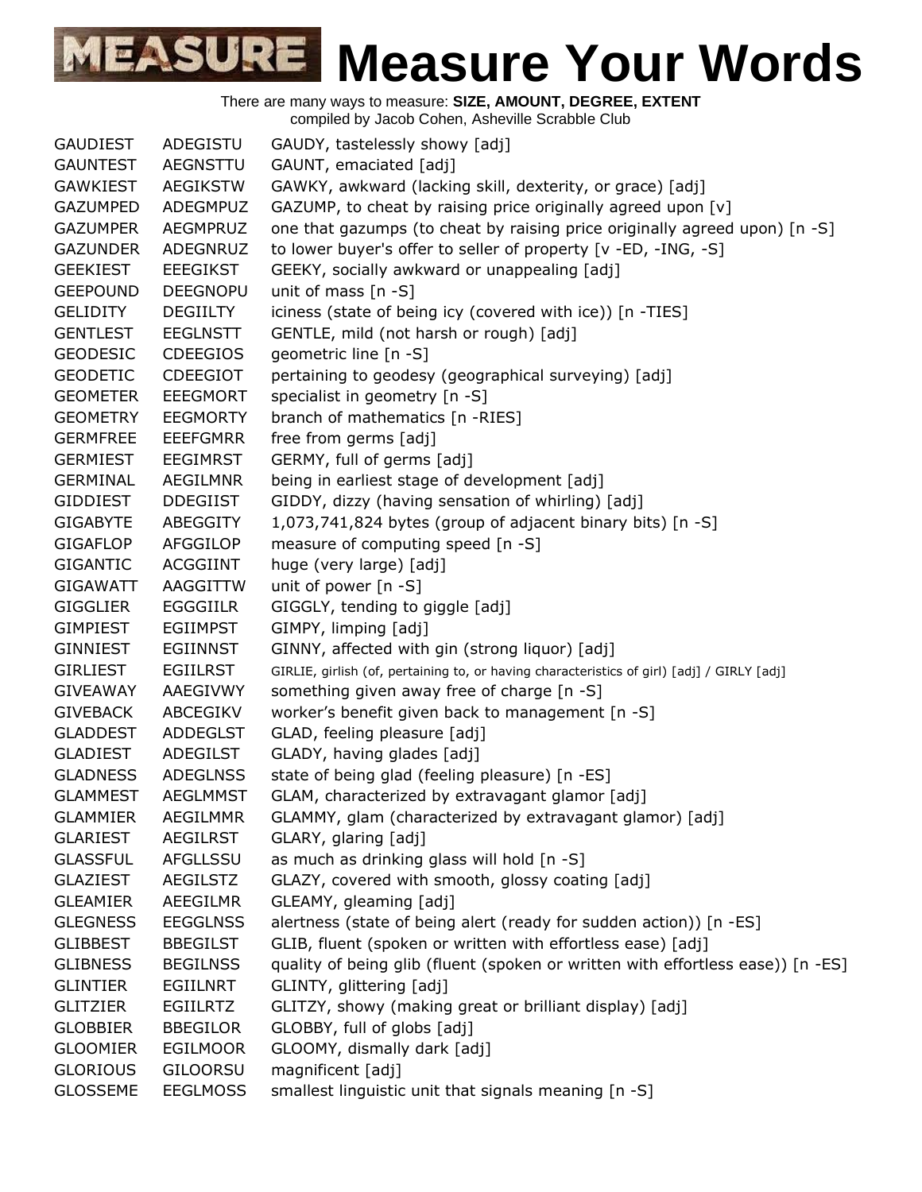# Measure Your Words

There are many ways to measure: **SIZE, AMOUNT, DEGREE, EXTENT**
compiled by Jacob Cohen, Asheville Scrabble Club

| | | |
|---|---|---|
| GAUDIEST | ADEGISTU | GAUDY, tastelessly showy [adj] |
| GAUNTEST | AEGNSTTU | GAUNT, emaciated [adj] |
| GAWKIEST | AEGIKSTW | GAWKY, awkward (lacking skill, dexterity, or grace) [adj] |
| GAZUMPED | ADEGMPUZ | GAZUMP, to cheat by raising price originally agreed upon [v] |
| GAZUMPER | AEGMPRUZ | one that gazumps (to cheat by raising price originally agreed upon) [n -S] |
| GAZUNDER | ADEGNRUZ | to lower buyer's offer to seller of property [v -ED, -ING, -S] |
| GEEKIEST | EEEGIKST | GEEKY, socially awkward or unappealing [adj] |
| GEEPOUND | DEEGNOPU | unit of mass [n -S] |
| GELIDITY | DEGIILTY | iciness (state of being icy (covered with ice)) [n -TIES] |
| GENTLEST | EEGLNSTT | GENTLE, mild (not harsh or rough) [adj] |
| GEODESIC | CDEEGIOS | geometric line [n -S] |
| GEODETIC | CDEEGIOT | pertaining to geodesy (geographical surveying) [adj] |
| GEOMETER | EEEGMORT | specialist in geometry [n -S] |
| GEOMETRY | EEGMORTY | branch of mathematics [n -RIES] |
| GERMFREE | EEEFGMRR | free from germs [adj] |
| GERMIEST | EEGIMRST | GERMY, full of germs [adj] |
| GERMINAL | AEGILMNR | being in earliest stage of development [adj] |
| GIDDIEST | DDEGIIST | GIDDY, dizzy (having sensation of whirling) [adj] |
| GIGABYTE | ABEGGITY | 1,073,741,824 bytes (group of adjacent binary bits) [n -S] |
| GIGAFLOP | AFGGILOP | measure of computing speed [n -S] |
| GIGANTIC | ACGGIINT | huge (very large) [adj] |
| GIGAWATT | AAGGITTW | unit of power [n -S] |
| GIGGLIER | EGGGIILR | GIGGLY, tending to giggle [adj] |
| GIMPIEST | EGIIMPST | GIMPY, limping [adj] |
| GINNIEST | EGIINNST | GINNY, affected with gin (strong liquor) [adj] |
| GIRLIEST | EGIILRST | GIRLIE, girlish (of, pertaining to, or having characteristics of girl) [adj] / GIRLY [adj] |
| GIVEAWAY | AAEGIVWY | something given away free of charge [n -S] |
| GIVEBACK | ABCEGIKV | worker's benefit given back to management [n -S] |
| GLADDEST | ADDEGLST | GLAD, feeling pleasure [adj] |
| GLADIEST | ADEGILST | GLADY, having glades [adj] |
| GLADNESS | ADEGLNSS | state of being glad (feeling pleasure) [n -ES] |
| GLAMMEST | AEGLMMST | GLAM, characterized by extravagant glamor [adj] |
| GLAMMIER | AEGILMMR | GLAMMY, glam (characterized by extravagant glamor) [adj] |
| GLARIEST | AEGILRST | GLARY, glaring [adj] |
| GLASSFUL | AFGLLSSU | as much as drinking glass will hold [n -S] |
| GLAZIEST | AEGILSTZ | GLAZY, covered with smooth, glossy coating [adj] |
| GLEAMIER | AEEGILMR | GLEAMY, gleaming [adj] |
| GLEGNESS | EEGGLNSS | alertness (state of being alert (ready for sudden action)) [n -ES] |
| GLIBBEST | BBEGILST | GLIB, fluent (spoken or written with effortless ease) [adj] |
| GLIBNESS | BEGILNSS | quality of being glib (fluent (spoken or written with effortless ease)) [n -ES] |
| GLINTIER | EGIILNRT | GLINTY, glittering [adj] |
| GLITZIER | EGIILRTZ | GLITZY, showy (making great or brilliant display) [adj] |
| GLOBBIER | BBEGILOR | GLOBBY, full of globs [adj] |
| GLOOMIER | EGILMOOR | GLOOMY, dismally dark [adj] |
| GLORIOUS | GILOORSU | magnificent [adj] |
| GLOSSEME | EEGLMOSS | smallest linguistic unit that signals meaning [n -S] |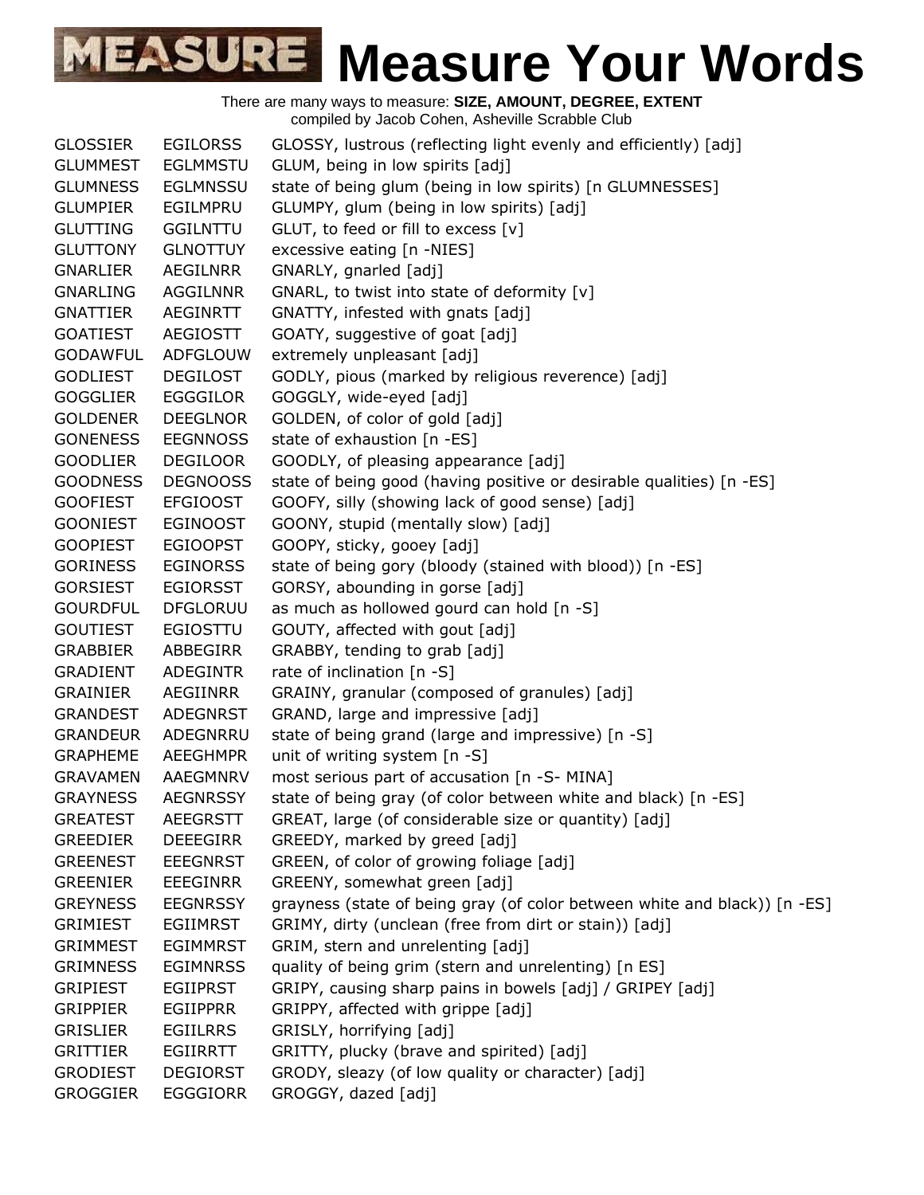# MEASURE Measure Your Words

There are many ways to measure: **SIZE, AMOUNT, DEGREE, EXTENT**
compiled by Jacob Cohen, Asheville Scrabble Club

| | | |
|---|---|---|
| GLOSSIER | EGILORSS | GLOSSY, lustrous (reflecting light evenly and efficiently) [adj] |
| GLUMMEST | EGLMMSTU | GLUM, being in low spirits [adj] |
| GLUMNESS | EGLMNSSU | state of being glum (being in low spirits) [n GLUMNESSES] |
| GLUMPIER | EGILMPRU | GLUMPY, glum (being in low spirits) [adj] |
| GLUTTING | GGILNTTU | GLUT, to feed or fill to excess [v] |
| GLUTTONY | GLNOTTUY | excessive eating [n -NIES] |
| GNARLIER | AEGILNRR | GNARLY, gnarled [adj] |
| GNARLING | AGGILNNR | GNARL, to twist into state of deformity [v] |
| GNATTIER | AEGINRTT | GNATTY, infested with gnats [adj] |
| GOATIEST | AEGIOSTT | GOATY, suggestive of goat [adj] |
| GODAWFUL | ADFGLOUW | extremely unpleasant [adj] |
| GODLIEST | DEGILOST | GODLY, pious (marked by religious reverence) [adj] |
| GOGGLIER | EGGGILOR | GOGGLY, wide-eyed [adj] |
| GOLDENER | DEEGLNOR | GOLDEN, of color of gold [adj] |
| GONENESS | EEGNNOSS | state of exhaustion [n -ES] |
| GOODLIER | DEGILOOR | GOODLY, of pleasing appearance [adj] |
| GOODNESS | DEGNOOSS | state of being good (having positive or desirable qualities) [n -ES] |
| GOOFIEST | EFGIOOST | GOOFY, silly (showing lack of good sense) [adj] |
| GOONIEST | EGINOOST | GOONY, stupid (mentally slow) [adj] |
| GOOPIEST | EGIOOPST | GOOPY, sticky, gooey [adj] |
| GORINESS | EGINORSS | state of being gory (bloody (stained with blood)) [n -ES] |
| GORSIEST | EGIORSST | GORSY, abounding in gorse [adj] |
| GOURDFUL | DFGLORUU | as much as hollowed gourd can hold [n -S] |
| GOUTIEST | EGIOSTTU | GOUTY, affected with gout [adj] |
| GRABBIER | ABBEGIRR | GRABBY, tending to grab [adj] |
| GRADIENT | ADEGINTR | rate of inclination [n -S] |
| GRAINIER | AEGIINRR | GRAINY, granular (composed of granules) [adj] |
| GRANDEST | ADEGNRST | GRAND, large and impressive [adj] |
| GRANDEUR | ADEGNRRU | state of being grand (large and impressive) [n -S] |
| GRAPHEME | AEEGHMPR | unit of writing system [n -S] |
| GRAVAMEN | AAEGMNRV | most serious part of accusation [n -S- MINA] |
| GRAYNESS | AEGNRSSY | state of being gray (of color between white and black) [n -ES] |
| GREATEST | AEEGRSTT | GREAT, large (of considerable size or quantity) [adj] |
| GREEDIER | DEEEGIRR | GREEDY, marked by greed [adj] |
| GREENEST | EEEGNRST | GREEN, of color of growing foliage [adj] |
| GREENIER | EEEGINRR | GREENY, somewhat green [adj] |
| GREYNESS | EEGNRSSY | grayness (state of being gray (of color between white and black)) [n -ES] |
| GRIMIEST | EGIIMRST | GRIMY, dirty (unclean (free from dirt or stain)) [adj] |
| GRIMMEST | EGIMMRST | GRIM, stern and unrelenting [adj] |
| GRIMNESS | EGIMNRSS | quality of being grim (stern and unrelenting) [n ES] |
| GRIPIEST | EGIIPRST | GRIPY, causing sharp pains in bowels [adj] / GRIPEY [adj] |
| GRIPPIER | EGIIPPRR | GRIPPY, affected with grippe [adj] |
| GRISLIER | EGIILRRS | GRISLY, horrifying [adj] |
| GRITTIER | EGIIRRTT | GRITTY, plucky (brave and spirited) [adj] |
| GRODIEST | DEGIORST | GRODY, sleazy (of low quality or character) [adj] |
| GROGGIER | EGGGIORR | GROGGY, dazed [adj] |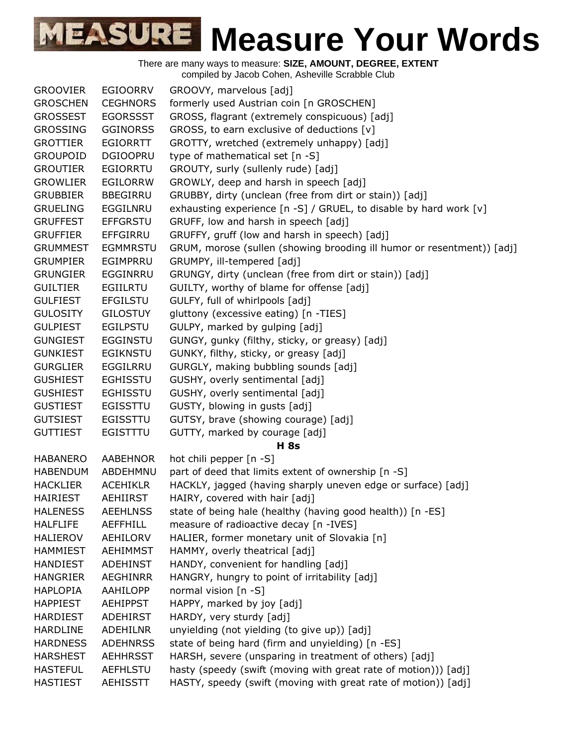# Measure Your Words

There are many ways to measure: **SIZE, AMOUNT, DEGREE, EXTENT**
compiled by Jacob Cohen, Asheville Scrabble Club

| | | |
|---|---|---|
| GROOVIER | EGIOORRV | GROOVY, marvelous [adj] |
| GROSCHEN | CEGHNORS | formerly used Austrian coin [n GROSCHEN] |
| GROSSEST | EGORSSST | GROSS, flagrant (extremely conspicuous) [adj] |
| GROSSING | GGINORSS | GROSS, to earn exclusive of deductions [v] |
| GROTTIER | EGIORRTT | GROTTY, wretched (extremely unhappy) [adj] |
| GROUPOID | DGIOOPRU | type of mathematical set [n -S] |
| GROUTIER | EGIORRTU | GROUTY, surly (sullenly rude) [adj] |
| GROWLIER | EGILORRW | GROWLY, deep and harsh in speech [adj] |
| GRUBBIER | BBEGIRRU | GRUBBY, dirty (unclean (free from dirt or stain)) [adj] |
| GRUELING | EGGILNRU | exhausting experience [n -S] / GRUEL, to disable by hard work [v] |
| GRUFFEST | EFFGRSTU | GRUFF, low and harsh in speech [adj] |
| GRUFFIER | EFFGIRRU | GRUFFY, gruff (low and harsh in speech) [adj] |
| GRUMMEST | EGMMRSTU | GRUM, morose (sullen (showing brooding ill humor or resentment)) [adj] |
| GRUMPIER | EGIMPRRU | GRUMPY, ill-tempered [adj] |
| GRUNGIER | EGGINRRU | GRUNGY, dirty (unclean (free from dirt or stain)) [adj] |
| GUILTIER | EGIILRTU | GUILTY, worthy of blame for offense [adj] |
| GULFIEST | EFGILSTU | GULFY, full of whirlpools [adj] |
| GULOSITY | GILOSTUY | gluttony (excessive eating) [n -TIES] |
| GULPIEST | EGILPSTU | GULPY, marked by gulping [adj] |
| GUNGIEST | EGGINSTU | GUNGY, gunky (filthy, sticky, or greasy) [adj] |
| GUNKIEST | EGIKNSTU | GUNKY, filthy, sticky, or greasy [adj] |
| GURGLIER | EGGILRRU | GURGLY, making bubbling sounds [adj] |
| GUSHIEST | EGHISSTU | GUSHY, overly sentimental [adj] |
| GUSHIEST | EGHISSTU | GUSHY, overly sentimental [adj] |
| GUSTIEST | EGISSTTU | GUSTY, blowing in gusts [adj] |
| GUTSIEST | EGISSTTU | GUTSY, brave (showing courage) [adj] |
| GUTTIEST | EGISTTTU | GUTTY, marked by courage [adj] |
| | | **H 8s** |
| HABANERO | AABEHNOR | hot chili pepper [n -S] |
| HABENDUM | ABDEHMNU | part of deed that limits extent of ownership [n -S] |
| HACKLIER | ACEHIKLR | HACKLY, jagged (having sharply uneven edge or surface) [adj] |
| HAIRIEST | AEHIIRST | HAIRY, covered with hair [adj] |
| HALENESS | AEEHLNSS | state of being hale (healthy (having good health)) [n -ES] |
| HALFLIFE | AEFFHILL | measure of radioactive decay [n -IVES] |
| HALIEROV | AEHILORV | HALIER, former monetary unit of Slovakia [n] |
| HAMMIEST | AEHIMMST | HAMMY, overly theatrical [adj] |
| HANDIEST | ADEHINST | HANDY, convenient for handling [adj] |
| HANGRIER | AEGHINRR | HANGRY, hungry to point of irritability [adj] |
| HAPLOPIA | AAHILOPP | normal vision [n -S] |
| HAPPIEST | AEHIPPST | HAPPY, marked by joy [adj] |
| HARDIEST | ADEHIRST | HARDY, very sturdy [adj] |
| HARDLINE | ADEHILNR | unyielding (not yielding (to give up)) [adj] |
| HARDNESS | ADEHNRSS | state of being hard (firm and unyielding) [n -ES] |
| HARSHEST | AEHHRSST | HARSH, severe (unsparing in treatment of others) [adj] |
| HASTEFUL | AEFHLSTU | hasty (speedy (swift (moving with great rate of motion))) [adj] |
| HASTIEST | AEHISSTT | HASTY, speedy (swift (moving with great rate of motion)) [adj] |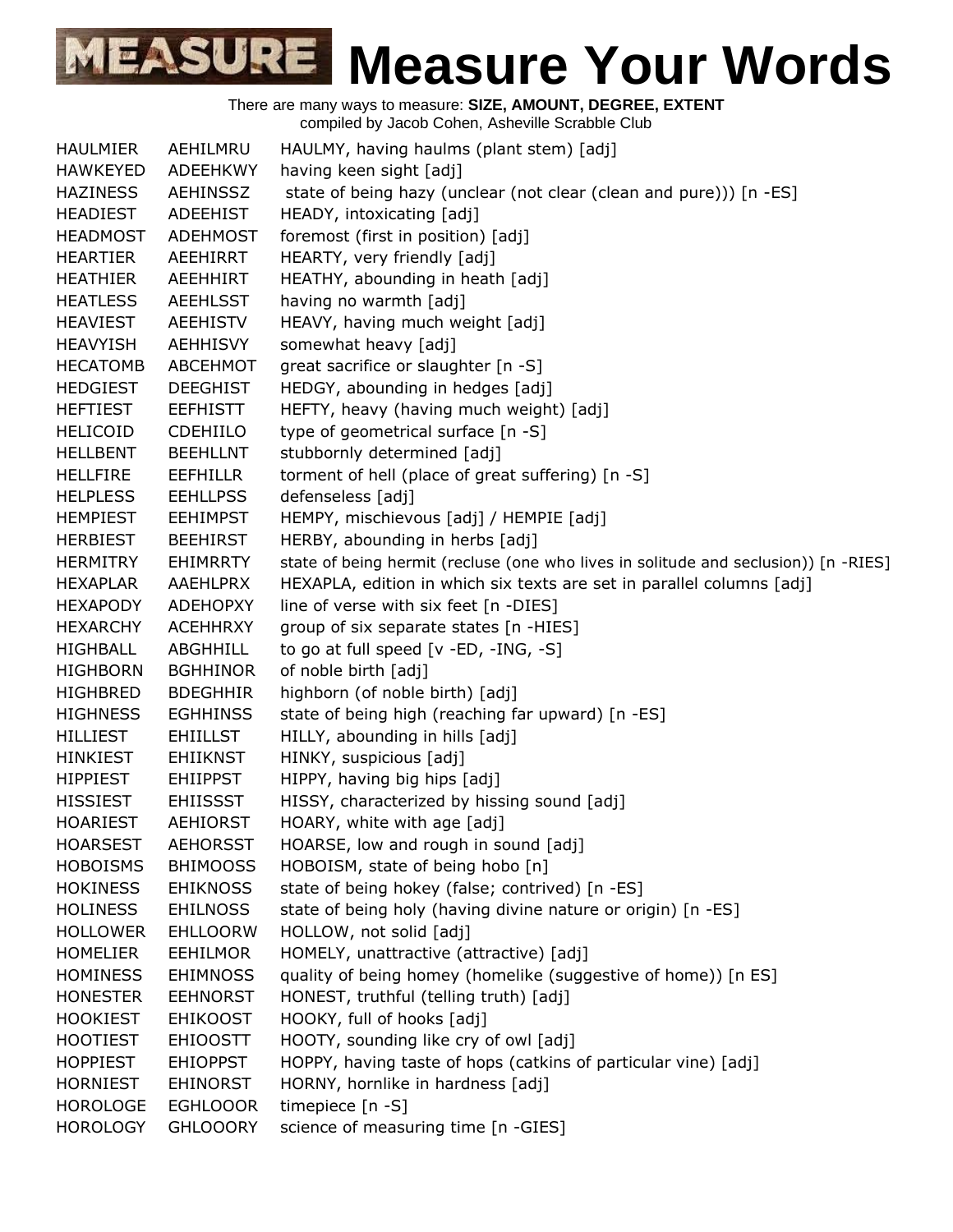# Measure Your Words

There are many ways to measure: **SIZE, AMOUNT, DEGREE, EXTENT**
compiled by Jacob Cohen, Asheville Scrabble Club

| | | |
|---|---|---|
| HAULMIER | AEHILMRU | HAULMY, having haulms (plant stem) [adj] |
| HAWKEYED | ADEEHKWY | having keen sight [adj] |
| HAZINESS | AEHINSSZ | state of being hazy (unclear (not clear (clean and pure))) [n -ES] |
| HEADIEST | ADEEHIST | HEADY, intoxicating [adj] |
| HEADMOST | ADEHMOST | foremost (first in position) [adj] |
| HEARTIER | AEEHIRRT | HEARTY, very friendly [adj] |
| HEATHIER | AEEHHIRT | HEATHY, abounding in heath [adj] |
| HEATLESS | AEEHLSST | having no warmth [adj] |
| HEAVIEST | AEEHISTV | HEAVY, having much weight [adj] |
| HEAVYISH | AEHHISVY | somewhat heavy [adj] |
| HECATOMB | ABCEHMOT | great sacrifice or slaughter [n -S] |
| HEDGIEST | DEEGHIST | HEDGY, abounding in hedges [adj] |
| HEFTIEST | EEFHISTT | HEFTY, heavy (having much weight) [adj] |
| HELICOID | CDEHIILO | type of geometrical surface [n -S] |
| HELLBENT | BEEHLLNT | stubbornly determined [adj] |
| HELLFIRE | EEFHILLR | torment of hell (place of great suffering) [n -S] |
| HELPLESS | EEHLLPSS | defenseless [adj] |
| HEMPIEST | EEHIMPST | HEMPY, mischievous [adj] / HEMPIE [adj] |
| HERBIEST | BEEHIRST | HERBY, abounding in herbs [adj] |
| HERMITRY | EHIMRRTY | state of being hermit (recluse (one who lives in solitude and seclusion)) [n -RIES] |
| HEXAPLAR | AAEHLPRX | HEXAPLA, edition in which six texts are set in parallel columns [adj] |
| HEXAPODY | ADEHOPXY | line of verse with six feet [n -DIES] |
| HEXARCHY | ACEHHRXY | group of six separate states [n -HIES] |
| HIGHBALL | ABGHHILL | to go at full speed [v -ED, -ING, -S] |
| HIGHBORN | BGHHINOR | of noble birth [adj] |
| HIGHBRED | BDEGHHIR | highborn (of noble birth) [adj] |
| HIGHNESS | EGHHINSS | state of being high (reaching far upward) [n -ES] |
| HILLIEST | EHIILLST | HILLY, abounding in hills [adj] |
| HINKIEST | EHIIKNST | HINKY, suspicious [adj] |
| HIPPIEST | EHIIPPST | HIPPY, having big hips [adj] |
| HISSIEST | EHIISSST | HISSY, characterized by hissing sound [adj] |
| HOARIEST | AEHIORST | HOARY, white with age [adj] |
| HOARSEST | AEHORSST | HOARSE, low and rough in sound [adj] |
| HOBOISMS | BHIMOOSS | HOBOISM, state of being hobo [n] |
| HOKINESS | EHIKNOSS | state of being hokey (false; contrived) [n -ES] |
| HOLINESS | EHILNOSS | state of being holy (having divine nature or origin) [n -ES] |
| HOLLOWER | EHLLOORW | HOLLOW, not solid [adj] |
| HOMELIER | EEHILMOR | HOMELY, unattractive (attractive) [adj] |
| HOMINESS | EHIMNOSS | quality of being homey (homelike (suggestive of home)) [n ES] |
| HONESTER | EEHNORST | HONEST, truthful (telling truth) [adj] |
| HOOKIEST | EHIKOOST | HOOKY, full of hooks [adj] |
| HOOTIEST | EHIOOSTT | HOOTY, sounding like cry of owl [adj] |
| HOPPIEST | EHIOPPST | HOPPY, having taste of hops (catkins of particular vine) [adj] |
| HORNIEST | EHINORST | HORNY, hornlike in hardness [adj] |
| HOROLOGE | EGHLOOOR | timepiece [n -S] |
| HOROLOGY | GHLOOORY | science of measuring time [n -GIES] |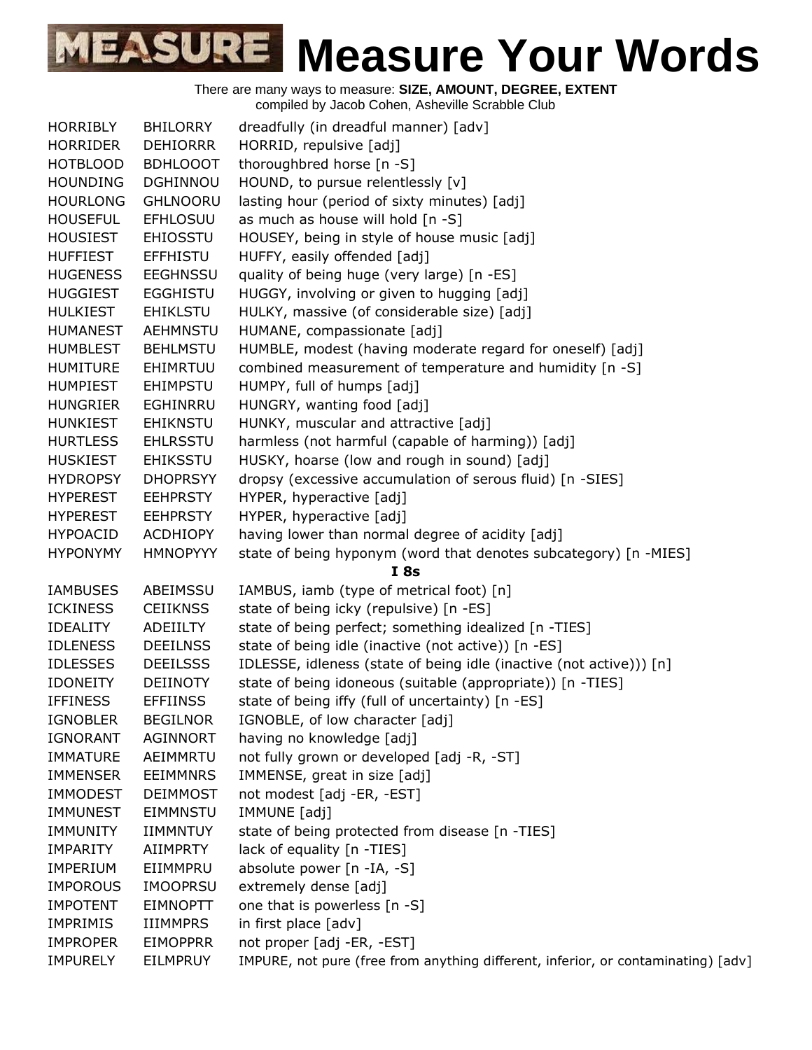# Measure Your Words

There are many ways to measure: **SIZE, AMOUNT, DEGREE, EXTENT**
compiled by Jacob Cohen, Asheville Scrabble Club

| | | |
|---|---|---|
| HORRIBLY | BHILORRY | dreadfully (in dreadful manner) [adv] |
| HORRIDER | DEHIORRR | HORRID, repulsive [adj] |
| HOTBLOOD | BDHLOOOT | thoroughbred horse [n -S] |
| HOUNDING | DGHINNOU | HOUND, to pursue relentlessly [v] |
| HOURLONG | GHLNOORU | lasting hour (period of sixty minutes) [adj] |
| HOUSEFUL | EFHLOSUU | as much as house will hold [n -S] |
| HOUSIEST | EHIOSSTU | HOUSEY, being in style of house music [adj] |
| HUFFIEST | EFFHISTU | HUFFY, easily offended [adj] |
| HUGENESS | EEGHNSSU | quality of being huge (very large) [n -ES] |
| HUGGIEST | EGGHISTU | HUGGY, involving or given to hugging [adj] |
| HULKIEST | EHIKLSTU | HULKY, massive (of considerable size) [adj] |
| HUMANEST | AEHMNSTU | HUMANE, compassionate [adj] |
| HUMBLEST | BEHLMSTU | HUMBLE, modest (having moderate regard for oneself) [adj] |
| HUMITURE | EHIMRTUU | combined measurement of temperature and humidity [n -S] |
| HUMPIEST | EHIMPSTU | HUMPY, full of humps [adj] |
| HUNGRIER | EGHINRRU | HUNGRY, wanting food [adj] |
| HUNKIEST | EHIKNSTU | HUNKY, muscular and attractive [adj] |
| HURTLESS | EHLRSSTU | harmless (not harmful (capable of harming)) [adj] |
| HUSKIEST | EHIKSSTU | HUSKY, hoarse (low and rough in sound) [adj] |
| HYDROPSY | DHOPRSYY | dropsy (excessive accumulation of serous fluid) [n -SIES] |
| HYPEREST | EEHPRSTY | HYPER, hyperactive [adj] |
| HYPEREST | EEHPRSTY | HYPER, hyperactive [adj] |
| HYPOACID | ACDHIOPY | having lower than normal degree of acidity [adj] |
| HYPONYMY | HMNOPYYY | state of being hyponym (word that denotes subcategory) [n -MIES] |

**I 8s**

| | | |
|---|---|---|
| IAMBUSES | ABEIMSSU | IAMBUS, iamb (type of metrical foot) [n] |
| ICKINESS | CEIIKNSS | state of being icky (repulsive) [n -ES] |
| IDEALITY | ADEIILTY | state of being perfect; something idealized [n -TIES] |
| IDLENESS | DEEILNSS | state of being idle (inactive (not active)) [n -ES] |
| IDLESSES | DEEILSSS | IDLESSE, idleness (state of being idle (inactive (not active))) [n] |
| IDONEITY | DEIINOTY | state of being idoneous (suitable (appropriate)) [n -TIES] |
| IFFINESS | EFFIINSS | state of being iffy (full of uncertainty) [n -ES] |
| IGNOBLER | BEGILNOR | IGNOBLE, of low character [adj] |
| IGNORANT | AGINNORT | having no knowledge [adj] |
| IMMATURE | AEIMMRTU | not fully grown or developed [adj -R, -ST] |
| IMMENSER | EEIMMNRS | IMMENSE, great in size [adj] |
| IMMODEST | DEIMMOST | not modest [adj -ER, -EST] |
| IMMUNEST | EIMMNSTU | IMMUNE [adj] |
| IMMUNITY | IIMMNTUY | state of being protected from disease [n -TIES] |
| IMPARITY | AIIMPRTY | lack of equality [n -TIES] |
| IMPERIUM | EIIMMPRU | absolute power [n -IA, -S] |
| IMPOROUS | IMOOPRSU | extremely dense [adj] |
| IMPOTENT | EIMNOPTT | one that is powerless [n -S] |
| IMPRIMIS | IIIMMPRS | in first place [adv] |
| IMPROPER | EIMOPPRR | not proper [adj -ER, -EST] |
| IMPURELY | EILMPRUY | IMPURE, not pure (free from anything different, inferior, or contaminating) [adv] |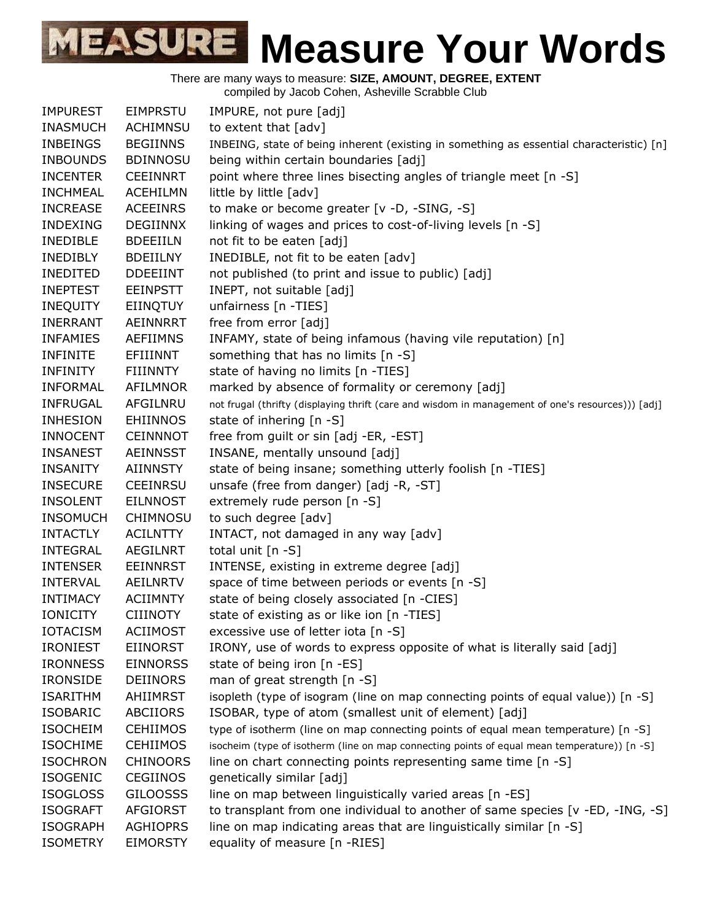# Measure Your Words

There are many ways to measure: **SIZE, AMOUNT, DEGREE, EXTENT**
compiled by Jacob Cohen, Asheville Scrabble Club

| | | |
|---|---|---|
| IMPUREST | EIMPRSTU | IMPURE, not pure [adj] |
| INASMUCH | ACHIMNSU | to extent that [adv] |
| INBEINGS | BEGIINNS | INBEING, state of being inherent (existing in something as essential characteristic) [n] |
| INBOUNDS | BDINNOSU | being within certain boundaries [adj] |
| INCENTER | CEEINNRT | point where three lines bisecting angles of triangle meet [n -S] |
| INCHMEAL | ACEHILMN | little by little [adv] |
| INCREASE | ACEEINRS | to make or become greater [v -D, -SING, -S] |
| INDEXING | DEGIINNX | linking of wages and prices to cost-of-living levels [n -S] |
| INEDIBLE | BDEEIILN | not fit to be eaten [adj] |
| INEDIBLY | BDEIILNY | INEDIBLE, not fit to be eaten [adv] |
| INEDITED | DDEEIINT | not published (to print and issue to public) [adj] |
| INEPTEST | EEINPSTT | INEPT, not suitable [adj] |
| INEQUITY | EIINQTUY | unfairness [n -TIES] |
| INERRANT | AEINNRRT | free from error [adj] |
| INFAMIES | AEFIIMNS | INFAMY, state of being infamous (having vile reputation) [n] |
| INFINITE | EFIIINNT | something that has no limits [n -S] |
| INFINITY | FIIINNTY | state of having no limits [n -TIES] |
| INFORMAL | AFILMNOR | marked by absence of formality or ceremony [adj] |
| INFRUGAL | AFGILNRU | not frugal (thrifty (displaying thrift (care and wisdom in management of one's resources))) [adj] |
| INHESION | EHIINNOS | state of inhering [n -S] |
| INNOCENT | CEINNNOT | free from guilt or sin [adj -ER, -EST] |
| INSANEST | AEINNSST | INSANE, mentally unsound [adj] |
| INSANITY | AIINNSTY | state of being insane; something utterly foolish [n -TIES] |
| INSECURE | CEEINRSU | unsafe (free from danger) [adj -R, -ST] |
| INSOLENT | EILNNOST | extremely rude person [n -S] |
| INSOMUCH | CHIMNOSU | to such degree [adv] |
| INTACTLY | ACILNTTY | INTACT, not damaged in any way [adv] |
| INTEGRAL | AEGILNRT | total unit [n -S] |
| INTENSER | EEINNRST | INTENSE, existing in extreme degree [adj] |
| INTERVAL | AEILNRTV | space of time between periods or events [n -S] |
| INTIMACY | ACIIMNTY | state of being closely associated [n -CIES] |
| IONICITY | CIIINOTY | state of existing as or like ion [n -TIES] |
| IOTACISM | ACIIMOST | excessive use of letter iota [n -S] |
| IRONIEST | EIINORST | IRONY, use of words to express opposite of what is literally said [adj] |
| IRONNESS | EINNORSS | state of being iron [n -ES] |
| IRONSIDE | DEIINORS | man of great strength [n -S] |
| ISARITHM | AHIIMRST | isopleth (type of isogram (line on map connecting points of equal value)) [n -S] |
| ISOBARIC | ABCIIORS | ISOBAR, type of atom (smallest unit of element) [adj] |
| ISOCHEIM | CEHIIMOS | type of isotherm (line on map connecting points of equal mean temperature) [n -S] |
| ISOCHIME | CEHIIMOS | isocheim (type of isotherm (line on map connecting points of equal mean temperature)) [n -S] |
| ISOCHRON | CHINOORS | line on chart connecting points representing same time [n -S] |
| ISOGENIC | CEGIINOS | genetically similar [adj] |
| ISOGLOSS | GILOOSSS | line on map between linguistically varied areas [n -ES] |
| ISOGRAFT | AFGIORST | to transplant from one individual to another of same species [v -ED, -ING, -S] |
| ISOGRAPH | AGHIOPRS | line on map indicating areas that are linguistically similar [n -S] |
| ISOMETRY | EIMORSTY | equality of measure [n -RIES] |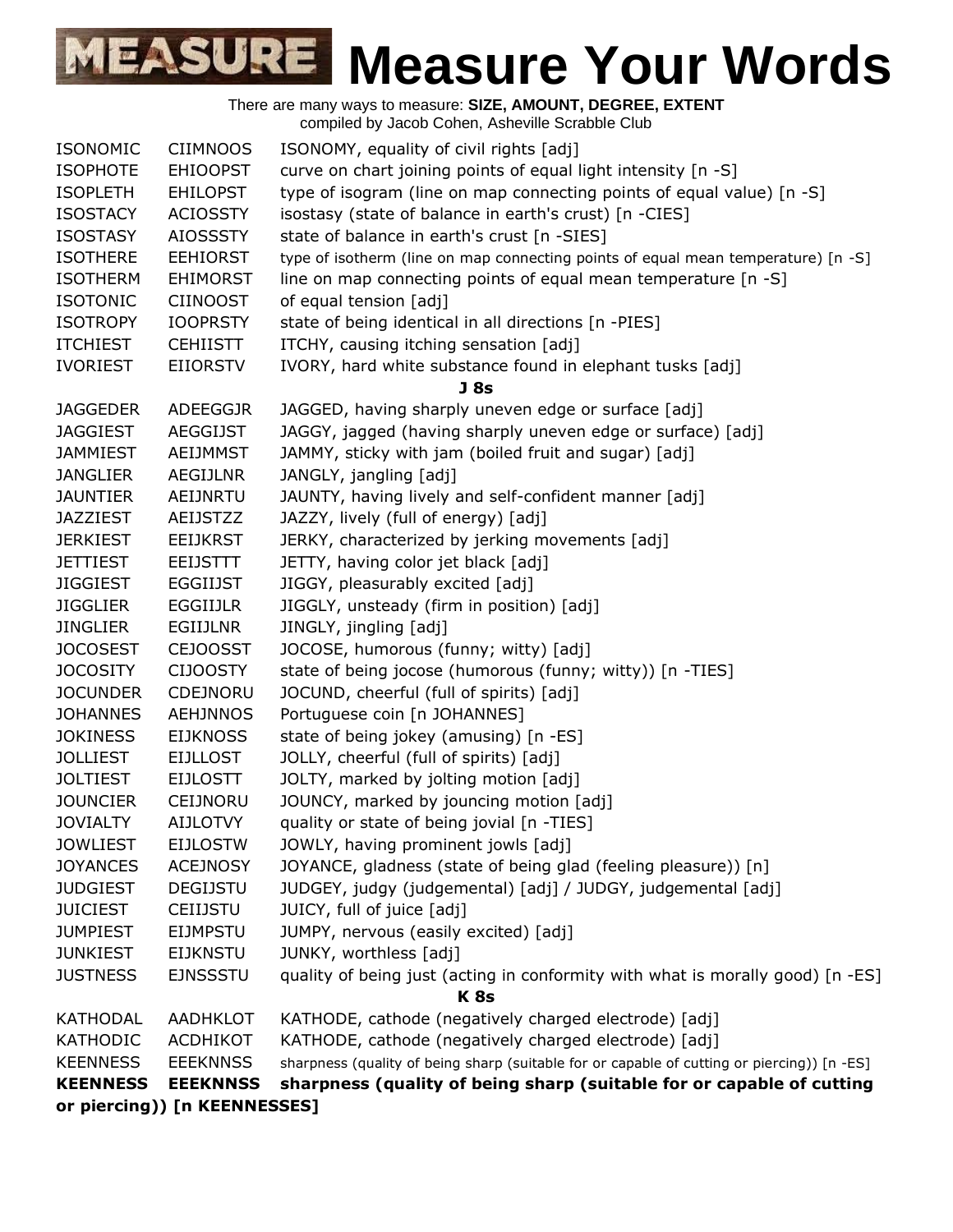# MEASURE Measure Your Words

There are many ways to measure: **SIZE, AMOUNT, DEGREE, EXTENT**
compiled by Jacob Cohen, Asheville Scrabble Club

| | | |
|---|---|---|
| ISONOMIC | CIIMNOOS | ISONOMY, equality of civil rights [adj] |
| ISOPHOTE | EHIOOPST | curve on chart joining points of equal light intensity [n -S] |
| ISOPLETH | EHILOPST | type of isogram (line on map connecting points of equal value) [n -S] |
| ISOSTACY | ACIOSSTY | isostasy (state of balance in earth's crust) [n -CIES] |
| ISOSTASY | AIOSSSTY | state of balance in earth's crust [n -SIES] |
| ISOTHERE | EEHIORST | type of isotherm (line on map connecting points of equal mean temperature) [n -S] |
| ISOTHERM | EHIMORST | line on map connecting points of equal mean temperature [n -S] |
| ISOTONIC | CIINOOST | of equal tension [adj] |
| ISOTROPY | IOOPRSTY | state of being identical in all directions [n -PIES] |
| ITCHIEST | CEHIISTT | ITCHY, causing itching sensation [adj] |
| IVORIEST | EIIORSTV | IVORY, hard white substance found in elephant tusks [adj] |

**J 8s**

| | | |
|---|---|---|
| JAGGEDER | ADEEGGJR | JAGGED, having sharply uneven edge or surface [adj] |
| JAGGIEST | AEGGIJST | JAGGY, jagged (having sharply uneven edge or surface) [adj] |
| JAMMIEST | AEIJMMST | JAMMY, sticky with jam (boiled fruit and sugar) [adj] |
| JANGLIER | AEGIJLNR | JANGLY, jangling [adj] |
| JAUNTIER | AEIJNRTU | JAUNTY, having lively and self-confident manner [adj] |
| JAZZIEST | AEIJSTZZ | JAZZY, lively (full of energy) [adj] |
| JERKIEST | EEIJKRST | JERKY, characterized by jerking movements [adj] |
| JETTIEST | EEIJSTTT | JETTY, having color jet black [adj] |
| JIGGIEST | EGGIIJST | JIGGY, pleasurably excited [adj] |
| JIGGLIER | EGGIIJLR | JIGGLY, unsteady (firm in position) [adj] |
| JINGLIER | EGIIJLNR | JINGLY, jingling [adj] |
| JOCOSEST | CEJOOSST | JOCOSE, humorous (funny; witty) [adj] |
| JOCOSITY | CIJOOSTY | state of being jocose (humorous (funny; witty)) [n -TIES] |
| JOCUNDER | CDEJNORU | JOCUND, cheerful (full of spirits) [adj] |
| JOHANNES | AEHJNNOS | Portuguese coin [n JOHANNES] |
| JOKINESS | EIJKNOSS | state of being jokey (amusing) [n -ES] |
| JOLLIEST | EIJLLOST | JOLLY, cheerful (full of spirits) [adj] |
| JOLTIEST | EIJLOSTT | JOLTY, marked by jolting motion [adj] |
| JOUNCIER | CEIJNORU | JOUNCY, marked by jouncing motion [adj] |
| JOVIALTY | AIJLOTVY | quality or state of being jovial [n -TIES] |
| JOWLIEST | EIJLOSTW | JOWLY, having prominent jowls [adj] |
| JOYANCES | ACEJNOSY | JOYANCE, gladness (state of being glad (feeling pleasure)) [n] |
| JUDGIEST | DEGIJSTU | JUDGEY, judgy (judgemental) [adj] / JUDGY, judgemental [adj] |
| JUICIEST | CEIIJSTU | JUICY, full of juice [adj] |
| JUMPIEST | EIJMPSTU | JUMPY, nervous (easily excited) [adj] |
| JUNKIEST | EIJKNSTU | JUNKY, worthless [adj] |
| JUSTNESS | EJNSSSTU | quality of being just (acting in conformity with what is morally good) [n -ES] |

**K 8s**

| | | |
|---|---|---|
| KATHODAL | AADHKLOT | KATHODE, cathode (negatively charged electrode) [adj] |
| KATHODIC | ACDHIKOT | KATHODE, cathode (negatively charged electrode) [adj] |
| KEENNESS | EEEKNNSS | sharpness (quality of being sharp (suitable for or capable of cutting or piercing)) [n -ES] |
| **KEENNESS** | **EEEKNNSS** | **sharpness (quality of being sharp (suitable for or capable of cutting or piercing)) [n KEENNESSES]** |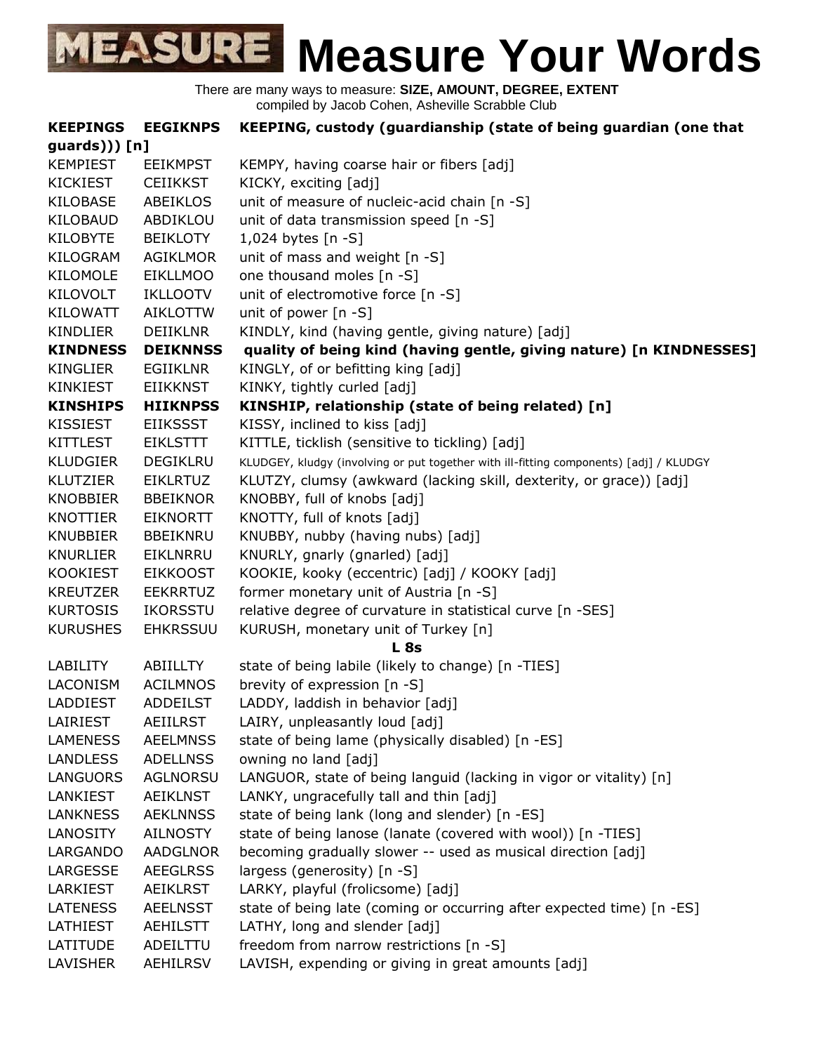# Measure Your Words

There are many ways to measure: **SIZE, AMOUNT, DEGREE, EXTENT**
compiled by Jacob Cohen, Asheville Scrabble Club

| | | |
|---|---|---|
| **KEEPINGS** | **EEGIKNPS** | **KEEPING, custody (guardianship (state of being guardian (one that guards))) [n]** |
| KEMPIEST | EEIKMPST | KEMPY, having coarse hair or fibers [adj] |
| KICKIEST | CEIIKKST | KICKY, exciting [adj] |
| KILOBASE | ABEIKLOS | unit of measure of nucleic-acid chain [n -S] |
| KILOBAUD | ABDIKLOU | unit of data transmission speed [n -S] |
| KILOBYTE | BEIKLOTY | 1,024 bytes [n -S] |
| KILOGRAM | AGIKLMOR | unit of mass and weight [n -S] |
| KILOMOLE | EIKLLMOO | one thousand moles [n -S] |
| KILOVOLT | IKLLOOTV | unit of electromotive force [n -S] |
| KILOWATT | AIKLOTTW | unit of power [n -S] |
| KINDLIER | DEIIKLNR | KINDLY, kind (having gentle, giving nature) [adj] |
| **KINDNESS** | **DEIKNNSS** | **quality of being kind (having gentle, giving nature) [n KINDNESSES]** |
| KINGLIER | EGIIKLNR | KINGLY, of or befitting king [adj] |
| KINKIEST | EIIKKNST | KINKY, tightly curled [adj] |
| **KINSHIPS** | **HIIKNPSS** | **KINSHIP, relationship (state of being related) [n]** |
| KISSIEST | EIIKSSST | KISSY, inclined to kiss [adj] |
| KITTLEST | EIKLSTTT | KITTLE, ticklish (sensitive to tickling) [adj] |
| KLUDGIER | DEGIKLRU | KLUDGEY, kludgy (involving or put together with ill-fitting components) [adj] / KLUDGY |
| KLUTZIER | EIKLRTUZ | KLUTZY, clumsy (awkward (lacking skill, dexterity, or grace)) [adj] |
| KNOBBIER | BBEIKNOR | KNOBBY, full of knobs [adj] |
| KNOTTIER | EIKNORTT | KNOTTY, full of knots [adj] |
| KNUBBIER | BBEIKNRU | KNUBBY, nubby (having nubs) [adj] |
| KNURLIER | EIKLNRRU | KNURLY, gnarly (gnarled) [adj] |
| KOOKIEST | EIKKOOST | KOOKIE, kooky (eccentric) [adj] / KOOKY [adj] |
| KREUTZER | EEKRRTUZ | former monetary unit of Austria [n -S] |
| KURTOSIS | IKORSSTU | relative degree of curvature in statistical curve [n -SES] |
| KURUSHES | EHKRSSUU | KURUSH, monetary unit of Turkey [n] |

**L 8s**

| | | |
|---|---|---|
| LABILITY | ABIILLTY | state of being labile (likely to change) [n -TIES] |
| LACONISM | ACILMNOS | brevity of expression [n -S] |
| LADDIEST | ADDEILST | LADDY, laddish in behavior [adj] |
| LAIRIEST | AEIILRST | LAIRY, unpleasantly loud [adj] |
| LAMENESS | AEELMNSS | state of being lame (physically disabled) [n -ES] |
| LANDLESS | ADELLNSS | owning no land [adj] |
| LANGUORS | AGLNORSU | LANGUOR, state of being languid (lacking in vigor or vitality) [n] |
| LANKIEST | AEIKLNST | LANKY, ungracefully tall and thin [adj] |
| LANKNESS | AEKLNNSS | state of being lank (long and slender) [n -ES] |
| LANOSITY | AILNOSTY | state of being lanose (lanate (covered with wool)) [n -TIES] |
| LARGANDO | AADGLNOR | becoming gradually slower -- used as musical direction [adj] |
| LARGESSE | AEEGLRSS | largess (generosity) [n -S] |
| LARKIEST | AEIKLRST | LARKY, playful (frolicsome) [adj] |
| LATENESS | AEELNSST | state of being late (coming or occurring after expected time) [n -ES] |
| LATHIEST | AEHILSTT | LATHY, long and slender [adj] |
| LATITUDE | ADEILTTU | freedom from narrow restrictions [n -S] |
| LAVISHER | AEHILRSV | LAVISH, expending or giving in great amounts [adj] |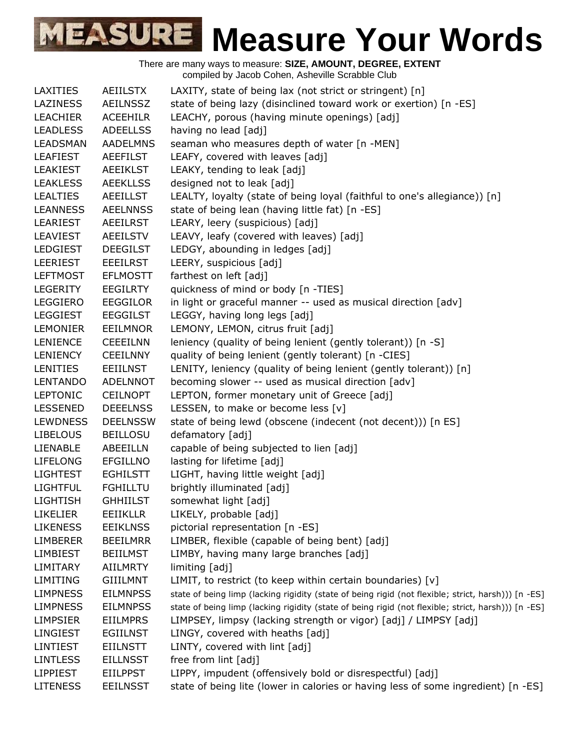# MEASURE Measure Your Words

There are many ways to measure: **SIZE, AMOUNT, DEGREE, EXTENT**
compiled by Jacob Cohen, Asheville Scrabble Club

| | | |
|---|---|---|
| LAXITIES | AEIILSTX | LAXITY, state of being lax (not strict or stringent) [n] |
| LAZINESS | AEILNSSZ | state of being lazy (disinclined toward work or exertion) [n -ES] |
| LEACHIER | ACEEHILR | LEACHY, porous (having minute openings) [adj] |
| LEADLESS | ADEELLSS | having no lead [adj] |
| LEADSMAN | AADELMNS | seaman who measures depth of water [n -MEN] |
| LEAFIEST | AEEFILST | LEAFY, covered with leaves [adj] |
| LEAKIEST | AEEIKLST | LEAKY, tending to leak [adj] |
| LEAKLESS | AEEKLLSS | designed not to leak [adj] |
| LEALTIES | AEEILLST | LEALTY, loyalty (state of being loyal (faithful to one's allegiance)) [n] |
| LEANNESS | AEELNNSS | state of being lean (having little fat) [n -ES] |
| LEARIEST | AEEILRST | LEARY, leery (suspicious) [adj] |
| LEAVIEST | AEEILSTV | LEAVY, leafy (covered with leaves) [adj] |
| LEDGIEST | DEEGILST | LEDGY, abounding in ledges [adj] |
| LEERIEST | EEEILRST | LEERY, suspicious [adj] |
| LEFTMOST | EFLMOSTT | farthest on left [adj] |
| LEGERITY | EEGILRTY | quickness of mind or body [n -TIES] |
| LEGGIERO | EEGGILOR | in light or graceful manner -- used as musical direction [adv] |
| LEGGIEST | EEGGILST | LEGGY, having long legs [adj] |
| LEMONIER | EEILMNOR | LEMONY, LEMON, citrus fruit [adj] |
| LENIENCE | CEEEILNN | leniency (quality of being lenient (gently tolerant)) [n -S] |
| LENIENCY | CEEILNNY | quality of being lenient (gently tolerant) [n -CIES] |
| LENITIES | EEIILNST | LENITY, leniency (quality of being lenient (gently tolerant)) [n] |
| LENTANDO | ADELNNOT | becoming slower -- used as musical direction [adv] |
| LEPTONIC | CEILNOPT | LEPTON, former monetary unit of Greece [adj] |
| LESSENED | DEEELNSS | LESSEN, to make or become less [v] |
| LEWDNESS | DEELNSSW | state of being lewd (obscene (indecent (not decent))) [n ES] |
| LIBELOUS | BEILLOSU | defamatory [adj] |
| LIENABLE | ABEEILLN | capable of being subjected to lien [adj] |
| LIFELONG | EFGILLNO | lasting for lifetime [adj] |
| LIGHTEST | EGHILSTT | LIGHT, having little weight [adj] |
| LIGHTFUL | FGHILLTU | brightly illuminated [adj] |
| LIGHTISH | GHHIILST | somewhat light [adj] |
| LIKELIER | EEIIKLLR | LIKELY, probable [adj] |
| LIKENESS | EEIKLNSS | pictorial representation [n -ES] |
| LIMBERER | BEEILMRR | LIMBER, flexible (capable of being bent) [adj] |
| LIMBIEST | BEIILMST | LIMBY, having many large branches [adj] |
| LIMITARY | AIILMRTY | limiting [adj] |
| LIMITING | GIIILMNT | LIMIT, to restrict (to keep within certain boundaries) [v] |
| LIMPNESS | EILMNPSS | state of being limp (lacking rigidity (state of being rigid (not flexible; strict, harsh))) [n -ES] |
| LIMPNESS | EILMNPSS | state of being limp (lacking rigidity (state of being rigid (not flexible; strict, harsh))) [n -ES] |
| LIMPSIER | EIILMPRS | LIMPSEY, limpsy (lacking strength or vigor) [adj] / LIMPSY [adj] |
| LINGIEST | EGIILNST | LINGY, covered with heaths [adj] |
| LINTIEST | EIILNSTT | LINTY, covered with lint [adj] |
| LINTLESS | EILLNSST | free from lint [adj] |
| LIPPIEST | EIILPPST | LIPPY, impudent (offensively bold or disrespectful) [adj] |
| LITENESS | EEILNSST | state of being lite (lower in calories or having less of some ingredient) [n -ES] |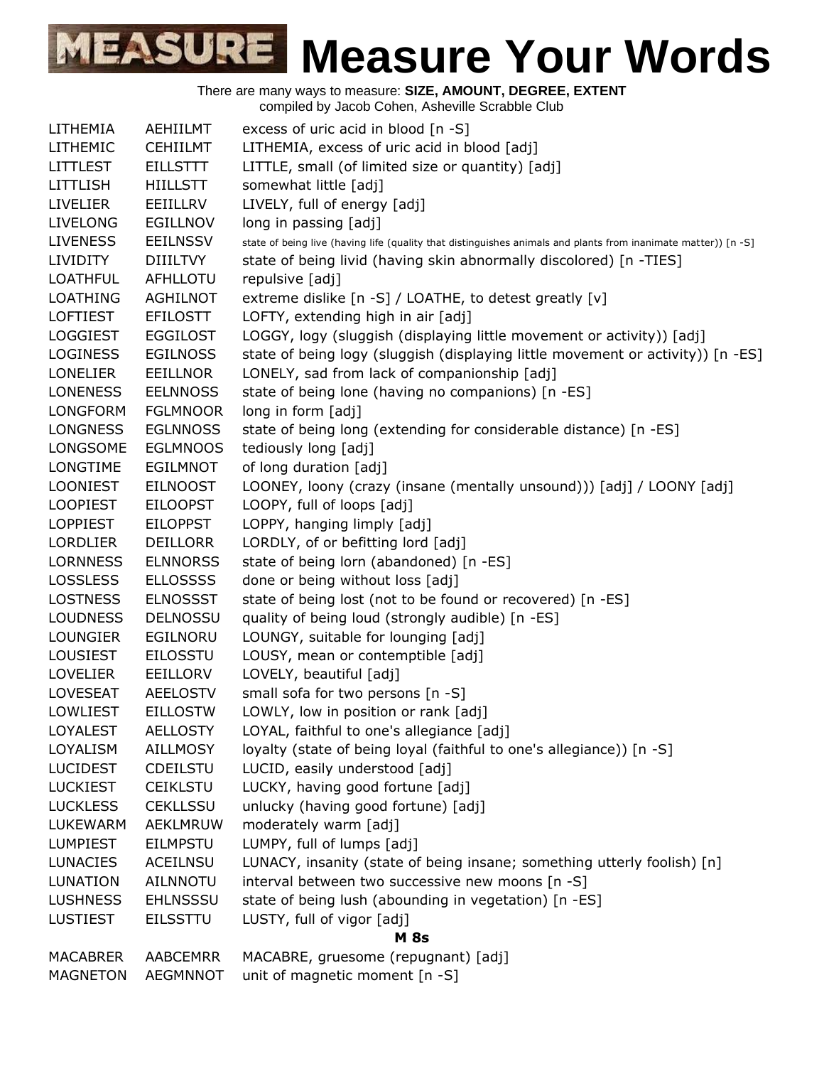# Measure Your Words

There are many ways to measure: **SIZE, AMOUNT, DEGREE, EXTENT**
compiled by Jacob Cohen, Asheville Scrabble Club

| | | |
|---|---|---|
| LITHEMIA | AEHIILMT | excess of uric acid in blood [n -S] |
| LITHEMIC | CEHIILMT | LITHEMIA, excess of uric acid in blood [adj] |
| LITTLEST | EILLSTTT | LITTLE, small (of limited size or quantity) [adj] |
| LITTLISH | HIILLSTT | somewhat little [adj] |
| LIVELIER | EEIILLRV | LIVELY, full of energy [adj] |
| LIVELONG | EGILLNOV | long in passing [adj] |
| LIVENESS | EEILNSSV | state of being live (having life (quality that distinguishes animals and plants from inanimate matter)) [n -S] |
| LIVIDITY | DIIILTVY | state of being livid (having skin abnormally discolored) [n -TIES] |
| LOATHFUL | AFHLLOTU | repulsive [adj] |
| LOATHING | AGHILNOT | extreme dislike [n -S] / LOATHE, to detest greatly [v] |
| LOFTIEST | EFILOSTT | LOFTY, extending high in air [adj] |
| LOGGIEST | EGGILOST | LOGGY, logy (sluggish (displaying little movement or activity)) [adj] |
| LOGINESS | EGILNOSS | state of being logy (sluggish (displaying little movement or activity)) [n -ES] |
| LONELIER | EEILLNOR | LONELY, sad from lack of companionship [adj] |
| LONENESS | EELNNOSS | state of being lone (having no companions) [n -ES] |
| LONGFORM | FGLMNOOR | long in form [adj] |
| LONGNESS | EGLNNOSS | state of being long (extending for considerable distance) [n -ES] |
| LONGSOME | EGLMNOOS | tediously long [adj] |
| LONGTIME | EGILMNOT | of long duration [adj] |
| LOONIEST | EILNOOST | LOONEY, loony (crazy (insane (mentally unsound))) [adj] / LOONY [adj] |
| LOOPIEST | EILOOPST | LOOPY, full of loops [adj] |
| LOPPIEST | EILOPPST | LOPPY, hanging limply [adj] |
| LORDLIER | DEILLORR | LORDLY, of or befitting lord [adj] |
| LORNNESS | ELNNORSS | state of being lorn (abandoned) [n -ES] |
| LOSSLESS | ELLOSSSS | done or being without loss [adj] |
| LOSTNESS | ELNOSSST | state of being lost (not to be found or recovered) [n -ES] |
| LOUDNESS | DELNOSSU | quality of being loud (strongly audible) [n -ES] |
| LOUNGIER | EGILNORU | LOUNGY, suitable for lounging [adj] |
| LOUSIEST | EILOSSTU | LOUSY, mean or contemptible [adj] |
| LOVELIER | EEILLORV | LOVELY, beautiful [adj] |
| LOVESEAT | AEELOSTV | small sofa for two persons [n -S] |
| LOWLIEST | EILLOSTW | LOWLY, low in position or rank [adj] |
| LOYALEST | AELLOSTY | LOYAL, faithful to one's allegiance [adj] |
| LOYALISM | AILLMOSY | loyalty (state of being loyal (faithful to one's allegiance)) [n -S] |
| LUCIDEST | CDEILSTU | LUCID, easily understood [adj] |
| LUCKIEST | CEIKLSTU | LUCKY, having good fortune [adj] |
| LUCKLESS | CEKLLSSU | unlucky (having good fortune) [adj] |
| LUKEWARM | AEKLMRUW | moderately warm [adj] |
| LUMPIEST | EILMPSTU | LUMPY, full of lumps [adj] |
| LUNACIES | ACEILNSU | LUNACY, insanity (state of being insane; something utterly foolish) [n] |
| LUNATION | AILNNOTU | interval between two successive new moons [n -S] |
| LUSHNESS | EHLNSSSU | state of being lush (abounding in vegetation) [n -ES] |
| LUSTIEST | EILSSTTU | LUSTY, full of vigor [adj] |
| | **M 8s** | |
| MACABRER | AABCEMRR | MACABRE, gruesome (repugnant) [adj] |
| MAGNETON | AEGMNNOT | unit of magnetic moment [n -S] |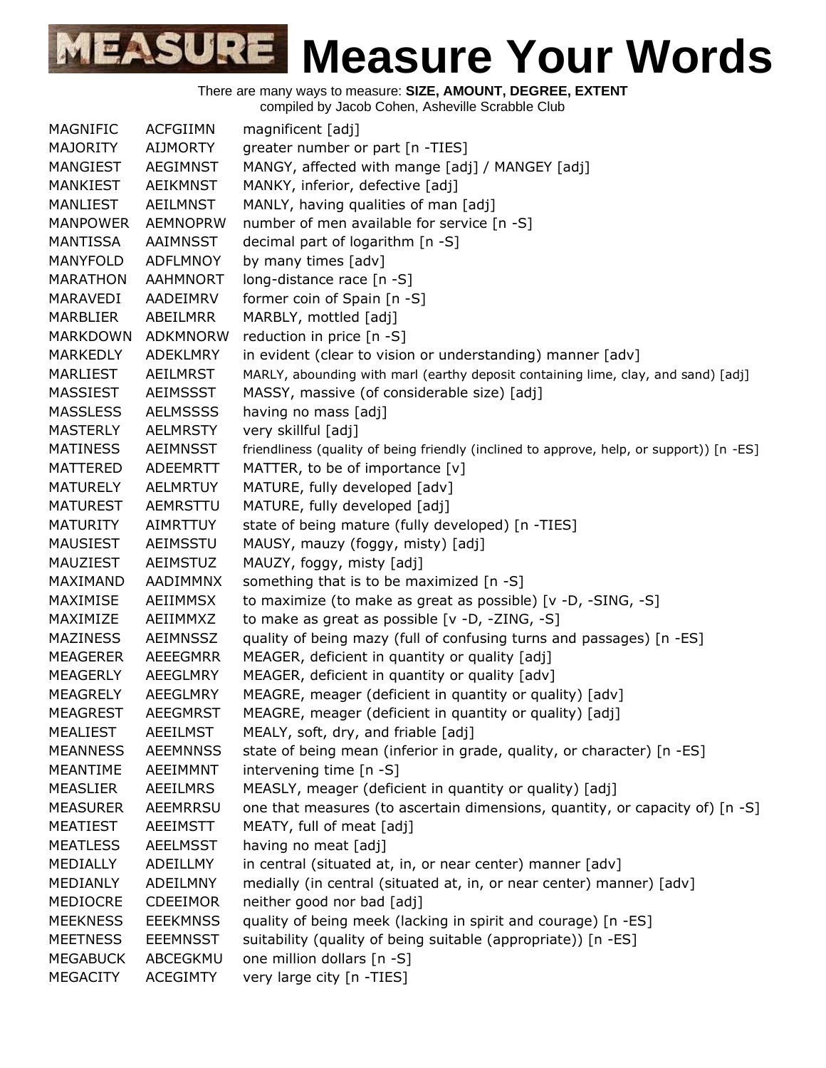# MEASURE Measure Your Words

There are many ways to measure: **SIZE, AMOUNT, DEGREE, EXTENT**
compiled by Jacob Cohen, Asheville Scrabble Club

| | | |
|---|---|---|
| MAGNIFIC | ACFGIIMN | magnificent [adj] |
| MAJORITY | AIJMORTY | greater number or part [n -TIES] |
| MANGIEST | AEGIMNST | MANGY, affected with mange [adj] / MANGEY [adj] |
| MANKIEST | AEIKMNST | MANKY, inferior, defective [adj] |
| MANLIEST | AEILMNST | MANLY, having qualities of man [adj] |
| MANPOWER | AEMNOPRW | number of men available for service [n -S] |
| MANTISSA | AAIMNSST | decimal part of logarithm [n -S] |
| MANYFOLD | ADFLMNOY | by many times [adv] |
| MARATHON | AAHMNORT | long-distance race [n -S] |
| MARAVEDI | AADEIMRV | former coin of Spain [n -S] |
| MARBLIER | ABEILMRR | MARBLY, mottled [adj] |
| MARKDOWN | ADKMNORW | reduction in price [n -S] |
| MARKEDLY | ADEKLMRY | in evident (clear to vision or understanding) manner [adv] |
| MARLIEST | AEILMRST | MARLY, abounding with marl (earthy deposit containing lime, clay, and sand) [adj] |
| MASSIEST | AEIMSSST | MASSY, massive (of considerable size) [adj] |
| MASSLESS | AELMSSSS | having no mass [adj] |
| MASTERLY | AELMRSTY | very skillful [adj] |
| MATINESS | AEIMNSST | friendliness (quality of being friendly (inclined to approve, help, or support)) [n -ES] |
| MATTERED | ADEEMRTT | MATTER, to be of importance [v] |
| MATURELY | AELMRTUY | MATURE, fully developed [adv] |
| MATUREST | AEMRSTTU | MATURE, fully developed [adj] |
| MATURITY | AIMRTTUY | state of being mature (fully developed) [n -TIES] |
| MAUSIEST | AEIMSSTU | MAUSY, mauzy (foggy, misty) [adj] |
| MAUZIEST | AEIMSTUZ | MAUZY, foggy, misty [adj] |
| MAXIMAND | AADIMMNX | something that is to be maximized [n -S] |
| MAXIMISE | AEIIMMSX | to maximize (to make as great as possible) [v -D, -SING, -S] |
| MAXIMIZE | AEIIMMXZ | to make as great as possible [v -D, -ZING, -S] |
| MAZINESS | AEIMNSSZ | quality of being mazy (full of confusing turns and passages) [n -ES] |
| MEAGERER | AEEEGMRR | MEAGER, deficient in quantity or quality [adj] |
| MEAGERLY | AEEGLMRY | MEAGER, deficient in quantity or quality [adv] |
| MEAGRELY | AEEGLMRY | MEAGRE, meager (deficient in quantity or quality) [adv] |
| MEAGREST | AEEGMRST | MEAGRE, meager (deficient in quantity or quality) [adj] |
| MEALIEST | AEEILMST | MEALY, soft, dry, and friable [adj] |
| MEANNESS | AEEMNNSS | state of being mean (inferior in grade, quality, or character) [n -ES] |
| MEANTIME | AEEIMMNT | intervening time [n -S] |
| MEASLIER | AEEILMRS | MEASLY, meager (deficient in quantity or quality) [adj] |
| MEASURER | AEEMRRSU | one that measures (to ascertain dimensions, quantity, or capacity of) [n -S] |
| MEATIEST | AEEIMSTT | MEATY, full of meat [adj] |
| MEATLESS | AEELMSST | having no meat [adj] |
| MEDIALLY | ADEILLMY | in central (situated at, in, or near center) manner [adv] |
| MEDIANLY | ADEILMNY | medially (in central (situated at, in, or near center) manner) [adv] |
| MEDIOCRE | CDEEIMOR | neither good nor bad [adj] |
| MEEKNESS | EEEKMNSS | quality of being meek (lacking in spirit and courage) [n -ES] |
| MEETNESS | EEEMNSST | suitability (quality of being suitable (appropriate)) [n -ES] |
| MEGABUCK | ABCEGKMU | one million dollars [n -S] |
| MEGACITY | ACEGIMTY | very large city [n -TIES] |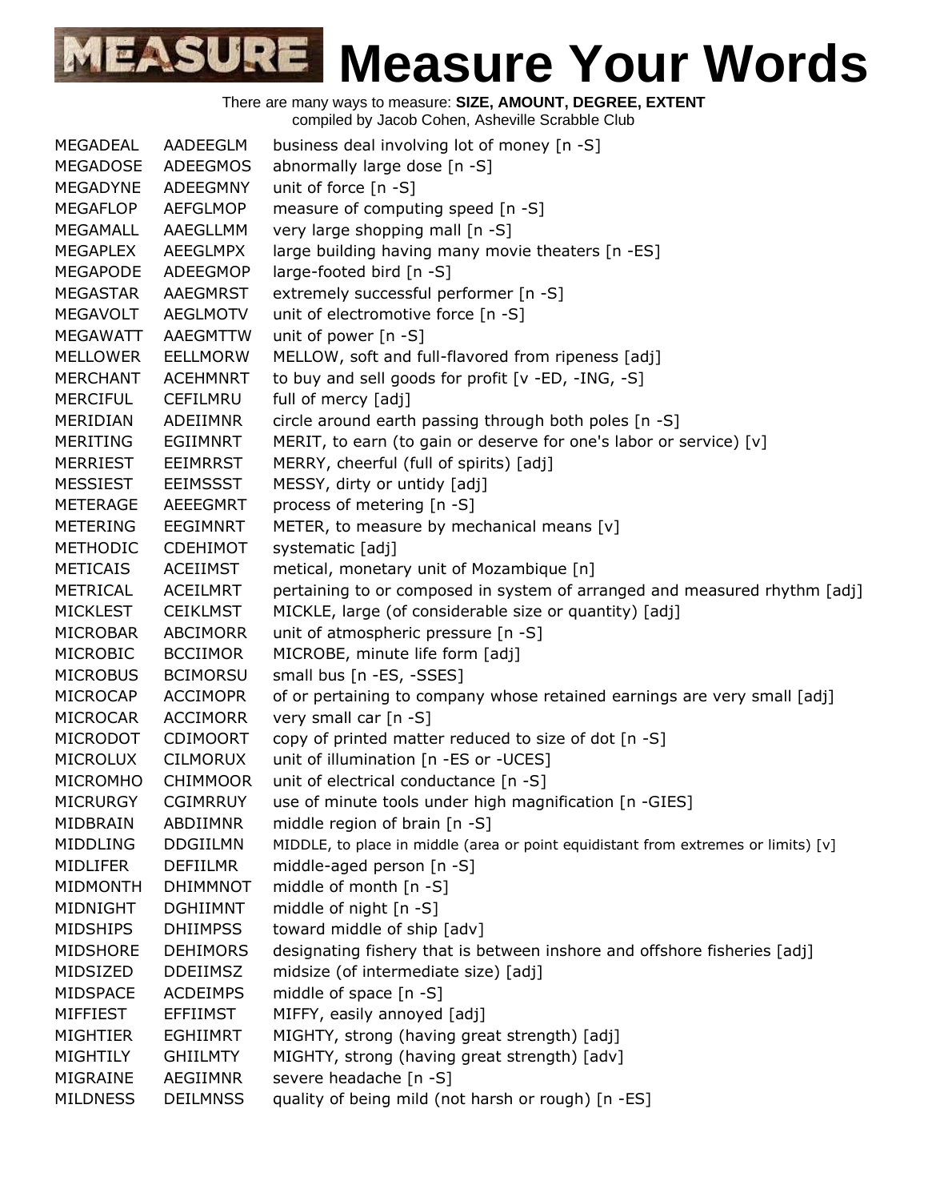# MEASURE Measure Your Words

There are many ways to measure: **SIZE, AMOUNT, DEGREE, EXTENT**
compiled by Jacob Cohen, Asheville Scrabble Club

| | | |
|---|---|---|
| MEGADEAL | AADEEGLM | business deal involving lot of money [n -S] |
| MEGADOSE | ADEEGMOS | abnormally large dose [n -S] |
| MEGADYNE | ADEEGMNY | unit of force [n -S] |
| MEGAFLOP | AEFGLMOP | measure of computing speed [n -S] |
| MEGAMALL | AAEGLLMM | very large shopping mall [n -S] |
| MEGAPLEX | AEEGLMPX | large building having many movie theaters [n -ES] |
| MEGAPODE | ADEEGMOP | large-footed bird [n -S] |
| MEGASTAR | AAEGMRST | extremely successful performer [n -S] |
| MEGAVOLT | AEGLMOTV | unit of electromotive force [n -S] |
| MEGAWATT | AAEGMTTW | unit of power [n -S] |
| MELLOWER | EELLMORW | MELLOW, soft and full-flavored from ripeness [adj] |
| MERCHANT | ACEHMNRT | to buy and sell goods for profit [v -ED, -ING, -S] |
| MERCIFUL | CEFILMRU | full of mercy [adj] |
| MERIDIAN | ADEIIMNR | circle around earth passing through both poles [n -S] |
| MERITING | EGIIMNRT | MERIT, to earn (to gain or deserve for one's labor or service) [v] |
| MERRIEST | EEIMRRST | MERRY, cheerful (full of spirits) [adj] |
| MESSIEST | EEIMSSST | MESSY, dirty or untidy [adj] |
| METERAGE | AEEEGMRT | process of metering [n -S] |
| METERING | EEGIMNRT | METER, to measure by mechanical means [v] |
| METHODIC | CDEHIMOT | systematic [adj] |
| METICAIS | ACEIIMST | metical, monetary unit of Mozambique [n] |
| METRICAL | ACEILMRT | pertaining to or composed in system of arranged and measured rhythm [adj] |
| MICKLEST | CEIKLMST | MICKLE, large (of considerable size or quantity) [adj] |
| MICROBAR | ABCIMORR | unit of atmospheric pressure [n -S] |
| MICROBIC | BCCIIMOR | MICROBE, minute life form [adj] |
| MICROBUS | BCIMORSU | small bus [n -ES, -SSES] |
| MICROCAP | ACCIMOPR | of or pertaining to company whose retained earnings are very small [adj] |
| MICROCAR | ACCIMORR | very small car [n -S] |
| MICRODOT | CDIMOORT | copy of printed matter reduced to size of dot [n -S] |
| MICROLUX | CILMORUX | unit of illumination [n -ES or -UCES] |
| MICROMHO | CHIMMOOR | unit of electrical conductance [n -S] |
| MICRURGY | CGIMRRUY | use of minute tools under high magnification [n -GIES] |
| MIDBRAIN | ABDIIMNR | middle region of brain [n -S] |
| MIDDLING | DDGIILMN | MIDDLE, to place in middle (area or point equidistant from extremes or limits) [v] |
| MIDLIFER | DEFIILMR | middle-aged person [n -S] |
| MIDMONTH | DHIMMNOT | middle of month [n -S] |
| MIDNIGHT | DGHIIMNT | middle of night [n -S] |
| MIDSHIPS | DHIIMPSS | toward middle of ship [adv] |
| MIDSHORE | DEHIMORS | designating fishery that is between inshore and offshore fisheries [adj] |
| MIDSIZED | DDEIIMSZ | midsize (of intermediate size) [adj] |
| MIDSPACE | ACDEIMPS | middle of space [n -S] |
| MIFFIEST | EFFIIMST | MIFFY, easily annoyed [adj] |
| MIGHTIER | EGHIIMRT | MIGHTY, strong (having great strength) [adj] |
| MIGHTILY | GHIILMTY | MIGHTY, strong (having great strength) [adv] |
| MIGRAINE | AEGIIMNR | severe headache [n -S] |
| MILDNESS | DEILMNSS | quality of being mild (not harsh or rough) [n -ES] |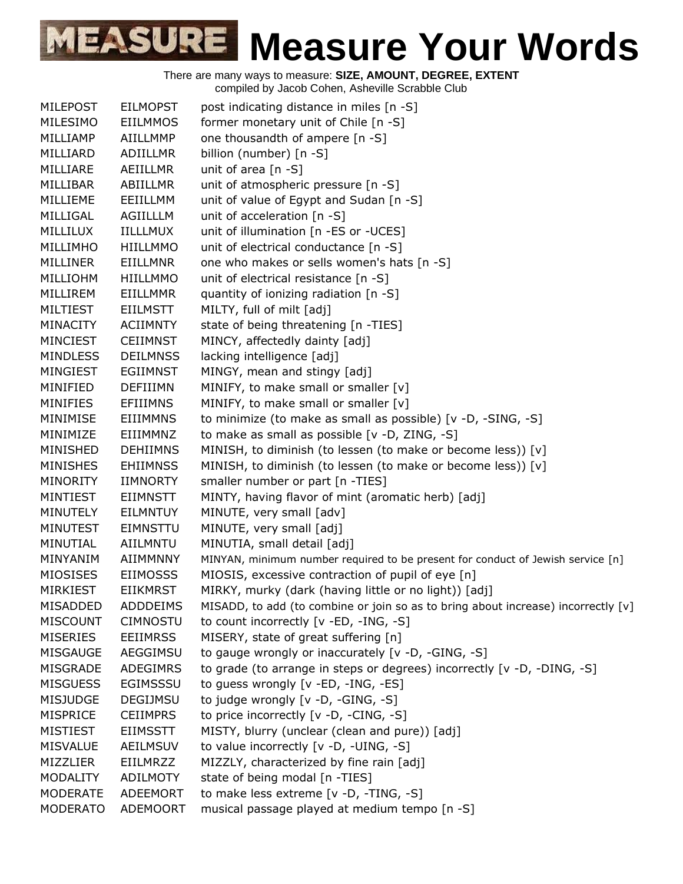# MEASURE Measure Your Words

There are many ways to measure: **SIZE, AMOUNT, DEGREE, EXTENT**
compiled by Jacob Cohen, Asheville Scrabble Club

| | | |
|---|---|---|
| MILEPOST | EILMOPST | post indicating distance in miles [n -S] |
| MILESIMO | EIILMMOS | former monetary unit of Chile [n -S] |
| MILLIAMP | AIILLMMP | one thousandth of ampere [n -S] |
| MILLIARD | ADIILLMR | billion (number) [n -S] |
| MILLIARE | AEIILLMR | unit of area [n -S] |
| MILLIBAR | ABIILLMR | unit of atmospheric pressure [n -S] |
| MILLIEME | EEIILLMM | unit of value of Egypt and Sudan [n -S] |
| MILLIGAL | AGIILLLM | unit of acceleration [n -S] |
| MILLILUX | IILLLMUX | unit of illumination [n -ES or -UCES] |
| MILLIMHO | HIILLMMO | unit of electrical conductance [n -S] |
| MILLINER | EIILLMNR | one who makes or sells women's hats [n -S] |
| MILLIOHM | HIILLMMO | unit of electrical resistance [n -S] |
| MILLIREM | EIILLMMR | quantity of ionizing radiation [n -S] |
| MILTIEST | EIILMSTT | MILTY, full of milt [adj] |
| MINACITY | ACIIMNTY | state of being threatening [n -TIES] |
| MINCIEST | CEIIMNST | MINCY, affectedly dainty [adj] |
| MINDLESS | DEILMNSS | lacking intelligence [adj] |
| MINGIEST | EGIIMNST | MINGY, mean and stingy [adj] |
| MINIFIED | DEFIIIMN | MINIFY, to make small or smaller [v] |
| MINIFIES | EFIIIMNS | MINIFY, to make small or smaller [v] |
| MINIMISE | EIIIMMNS | to minimize (to make as small as possible) [v -D, -SING, -S] |
| MINIMIZE | EIIIMMNZ | to make as small as possible [v -D, ZING, -S] |
| MINISHED | DEHIIMNS | MINISH, to diminish (to lessen (to make or become less)) [v] |
| MINISHES | EHIIMNSS | MINISH, to diminish (to lessen (to make or become less)) [v] |
| MINORITY | IIMNORTY | smaller number or part [n -TIES] |
| MINTIEST | EIIMNSTT | MINTY, having flavor of mint (aromatic herb) [adj] |
| MINUTELY | EILMNTUY | MINUTE, very small [adv] |
| MINUTEST | EIMNSTTU | MINUTE, very small [adj] |
| MINUTIAL | AIILMNTU | MINUTIA, small detail [adj] |
| MINYANIM | AIIMMNNY | MINYAN, minimum number required to be present for conduct of Jewish service [n] |
| MIOSISES | EIIMOSSS | MIOSIS, excessive contraction of pupil of eye [n] |
| MIRKIEST | EIIKMRST | MIRKY, murky (dark (having little or no light)) [adj] |
| MISADDED | ADDDEIMS | MISADD, to add (to combine or join so as to bring about increase) incorrectly [v] |
| MISCOUNT | CIMNOSTU | to count incorrectly [v -ED, -ING, -S] |
| MISERIES | EEIIMRSS | MISERY, state of great suffering [n] |
| MISGAUGE | AEGGIMSU | to gauge wrongly or inaccurately [v -D, -GING, -S] |
| MISGRADE | ADEGIMRS | to grade (to arrange in steps or degrees) incorrectly [v -D, -DING, -S] |
| MISGUESS | EGIMSSSU | to guess wrongly [v -ED, -ING, -ES] |
| MISJUDGE | DEGIJMSU | to judge wrongly [v -D, -GING, -S] |
| MISPRICE | CEIIMPRS | to price incorrectly [v -D, -CING, -S] |
| MISTIEST | EIIMSSTT | MISTY, blurry (unclear (clean and pure)) [adj] |
| MISVALUE | AEILMSUV | to value incorrectly [v -D, -UING, -S] |
| MIZZLIER | EIILMRZZ | MIZZLY, characterized by fine rain [adj] |
| MODALITY | ADILMOTY | state of being modal [n -TIES] |
| MODERATE | ADEEMORT | to make less extreme [v -D, -TING, -S] |
| MODERATO | ADEMOORT | musical passage played at medium tempo [n -S] |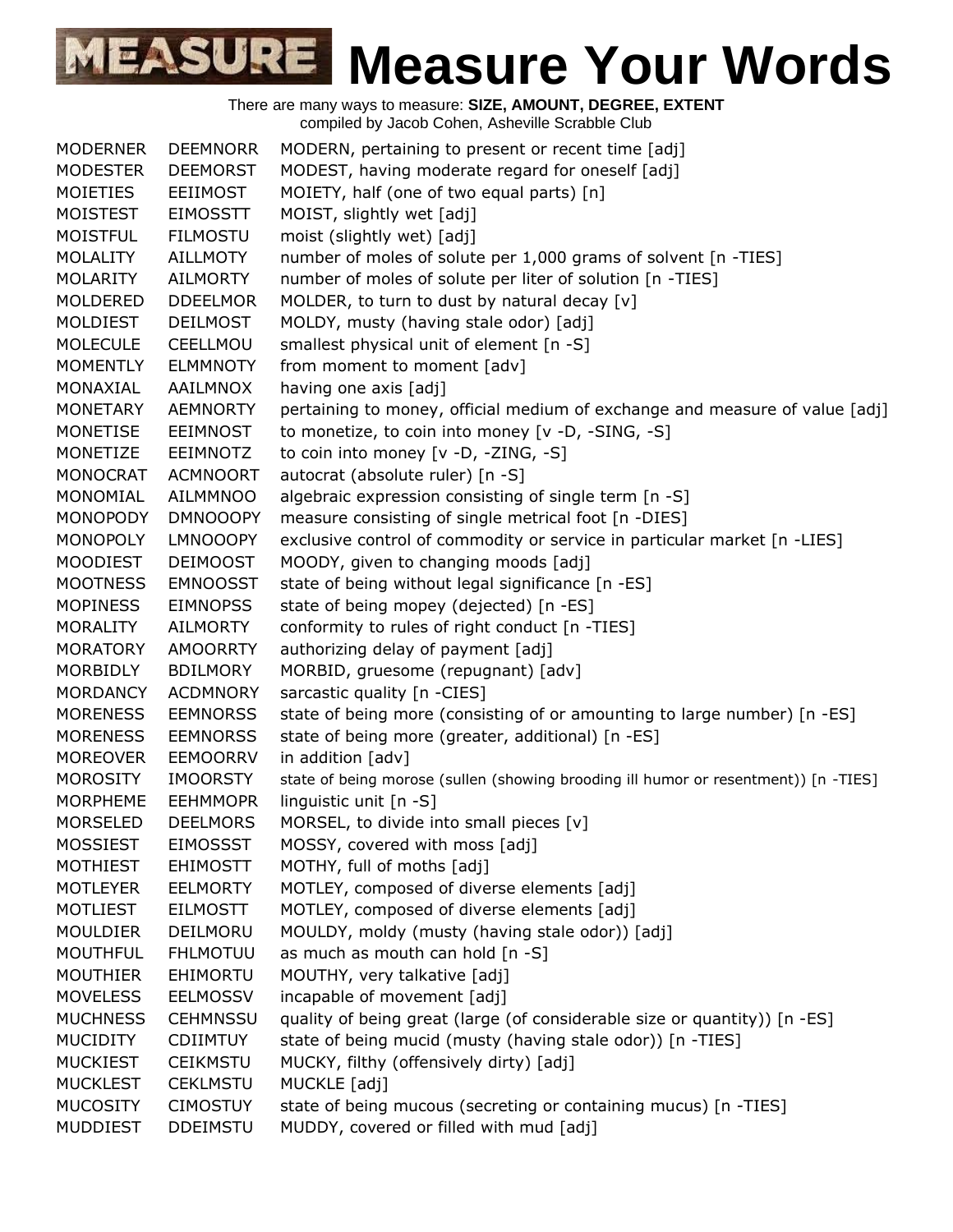# Measure Your Words

There are many ways to measure: **SIZE, AMOUNT, DEGREE, EXTENT**
compiled by Jacob Cohen, Asheville Scrabble Club

| | | |
|---|---|---|
| MODERNER | DEEMNORR | MODERN, pertaining to present or recent time [adj] |
| MODESTER | DEEMORST | MODEST, having moderate regard for oneself [adj] |
| MOIETIES | EEIIMOST | MOIETY, half (one of two equal parts) [n] |
| MOISTEST | EIMOSSTT | MOIST, slightly wet [adj] |
| MOISTFUL | FILMOSTU | moist (slightly wet) [adj] |
| MOLALITY | AILLMOTY | number of moles of solute per 1,000 grams of solvent [n -TIES] |
| MOLARITY | AILMORTY | number of moles of solute per liter of solution [n -TIES] |
| MOLDERED | DDEELMOR | MOLDER, to turn to dust by natural decay [v] |
| MOLDIEST | DEILMOST | MOLDY, musty (having stale odor) [adj] |
| MOLECULE | CEELLMOU | smallest physical unit of element [n -S] |
| MOMENTLY | ELMMNOTY | from moment to moment [adv] |
| MONAXIAL | AAILMNOX | having one axis [adj] |
| MONETARY | AEMNORTY | pertaining to money, official medium of exchange and measure of value [adj] |
| MONETISE | EEIMNOST | to monetize, to coin into money [v -D, -SING, -S] |
| MONETIZE | EEIMNOTZ | to coin into money [v -D, -ZING, -S] |
| MONOCRAT | ACMNOORT | autocrat (absolute ruler) [n -S] |
| MONOMIAL | AILMMNOO | algebraic expression consisting of single term [n -S] |
| MONOPODY | DMNOOOPY | measure consisting of single metrical foot [n -DIES] |
| MONOPOLY | LMNOOOPY | exclusive control of commodity or service in particular market [n -LIES] |
| MOODIEST | DEIMOOST | MOODY, given to changing moods [adj] |
| MOOTNESS | EMNOOSST | state of being without legal significance [n -ES] |
| MOPINESS | EIMNOPSS | state of being mopey (dejected) [n -ES] |
| MORALITY | AILMORTY | conformity to rules of right conduct [n -TIES] |
| MORATORY | AMOORRTY | authorizing delay of payment [adj] |
| MORBIDLY | BDILMORY | MORBID, gruesome (repugnant) [adv] |
| MORDANCY | ACDMNORY | sarcastic quality [n -CIES] |
| MORENESS | EEMNORSS | state of being more (consisting of or amounting to large number) [n -ES] |
| MORENESS | EEMNORSS | state of being more (greater, additional) [n -ES] |
| MOREOVER | EEMOORRV | in addition [adv] |
| MOROSITY | IMOORSTY | state of being morose (sullen (showing brooding ill humor or resentment)) [n -TIES] |
| MORPHEME | EEHMMOPR | linguistic unit [n -S] |
| MORSELED | DEELMORS | MORSEL, to divide into small pieces [v] |
| MOSSIEST | EIMOSSST | MOSSY, covered with moss [adj] |
| MOTHIEST | EHIMOSTT | MOTHY, full of moths [adj] |
| MOTLEYER | EELMORTY | MOTLEY, composed of diverse elements [adj] |
| MOTLIEST | EILMOSTT | MOTLEY, composed of diverse elements [adj] |
| MOULDIER | DEILMORU | MOULDY, moldy (musty (having stale odor)) [adj] |
| MOUTHFUL | FHLMOTUU | as much as mouth can hold [n -S] |
| MOUTHIER | EHIMORTU | MOUTHY, very talkative [adj] |
| MOVELESS | EELMOSSV | incapable of movement [adj] |
| MUCHNESS | CEHMNSSU | quality of being great (large (of considerable size or quantity)) [n -ES] |
| MUCIDITY | CDIIMTUY | state of being mucid (musty (having stale odor)) [n -TIES] |
| MUCKIEST | CEIKMSTU | MUCKY, filthy (offensively dirty) [adj] |
| MUCKLEST | CEKLMSTU | MUCKLE [adj] |
| MUCOSITY | CIMOSTUY | state of being mucous (secreting or containing mucus) [n -TIES] |
| MUDDIEST | DDEIMSTU | MUDDY, covered or filled with mud [adj] |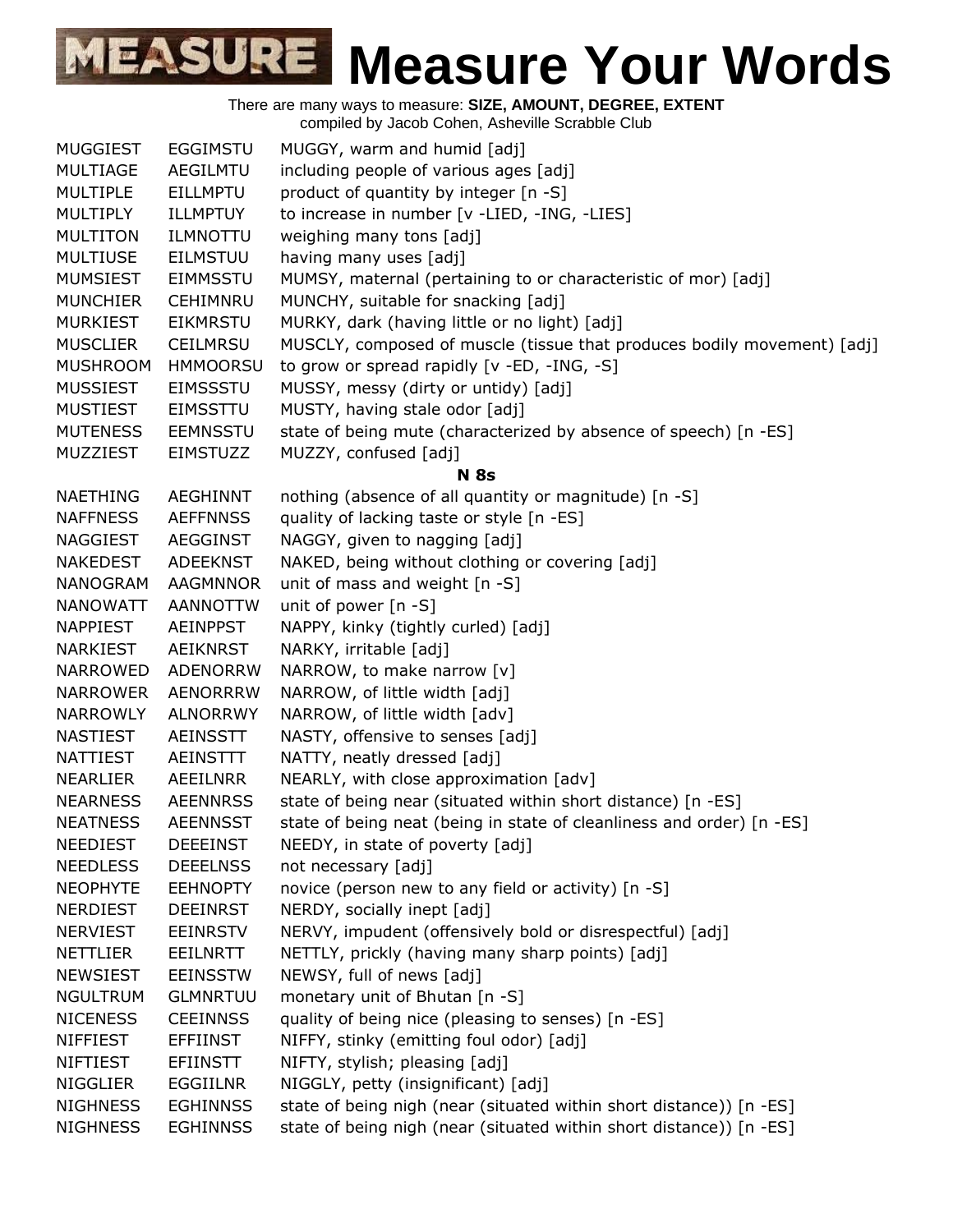# Measure Your Words

There are many ways to measure: **SIZE, AMOUNT, DEGREE, EXTENT**
compiled by Jacob Cohen, Asheville Scrabble Club

| | | |
|---|---|---|
| MUGGIEST | EGGIMSTU | MUGGY, warm and humid [adj] |
| MULTIAGE | AEGILMTU | including people of various ages [adj] |
| MULTIPLE | EILLMPTU | product of quantity by integer [n -S] |
| MULTIPLY | ILLMPTUY | to increase in number [v -LIED, -ING, -LIES] |
| MULTITON | ILMNOTTU | weighing many tons [adj] |
| MULTIUSE | EILMSTUU | having many uses [adj] |
| MUMSIEST | EIMMSSTU | MUMSY, maternal (pertaining to or characteristic of mor) [adj] |
| MUNCHIER | CEHIMNRU | MUNCHY, suitable for snacking [adj] |
| MURKIEST | EIKMRSTU | MURKY, dark (having little or no light) [adj] |
| MUSCLIER | CEILMRSU | MUSCLY, composed of muscle (tissue that produces bodily movement) [adj] |
| MUSHROOM | HMMOORSU | to grow or spread rapidly [v -ED, -ING, -S] |
| MUSSIEST | EIMSSSTU | MUSSY, messy (dirty or untidy) [adj] |
| MUSTIEST | EIMSSTTU | MUSTY, having stale odor [adj] |
| MUTENESS | EEMNSSTU | state of being mute (characterized by absence of speech) [n -ES] |
| MUZZIEST | EIMSTUZZ | MUZZY, confused [adj] |

**N 8s**

| | | |
|---|---|---|
| NAETHING | AEGHINNT | nothing (absence of all quantity or magnitude) [n -S] |
| NAFFNESS | AEFFNNSS | quality of lacking taste or style [n -ES] |
| NAGGIEST | AEGGINST | NAGGY, given to nagging [adj] |
| NAKEDEST | ADEEKNST | NAKED, being without clothing or covering [adj] |
| NANOGRAM | AAGMNNOR | unit of mass and weight [n -S] |
| NANOWATT | AANNOTTW | unit of power [n -S] |
| NAPPIEST | AEINPPST | NAPPY, kinky (tightly curled) [adj] |
| NARKIEST | AEIKNRST | NARKY, irritable [adj] |
| NARROWED | ADENORRW | NARROW, to make narrow [v] |
| NARROWER | AENORRRW | NARROW, of little width [adj] |
| NARROWLY | ALNORRWY | NARROW, of little width [adv] |
| NASTIEST | AEINSSTT | NASTY, offensive to senses [adj] |
| NATTIEST | AEINSTTT | NATTY, neatly dressed [adj] |
| NEARLIER | AEEILNRR | NEARLY, with close approximation [adv] |
| NEARNESS | AEENNRSS | state of being near (situated within short distance) [n -ES] |
| NEATNESS | AEENNSST | state of being neat (being in state of cleanliness and order) [n -ES] |
| NEEDIEST | DEEEINST | NEEDY, in state of poverty [adj] |
| NEEDLESS | DEEELNSS | not necessary [adj] |
| NEOPHYTE | EEHNOPTY | novice (person new to any field or activity) [n -S] |
| NERDIEST | DEEINRST | NERDY, socially inept [adj] |
| NERVIEST | EEINRSTV | NERVY, impudent (offensively bold or disrespectful) [adj] |
| NETTLIER | EEILNRTT | NETTLY, prickly (having many sharp points) [adj] |
| NEWSIEST | EEINSSTW | NEWSY, full of news [adj] |
| NGULTRUM | GLMNRTUU | monetary unit of Bhutan [n -S] |
| NICENESS | CEEINNSS | quality of being nice (pleasing to senses) [n -ES] |
| NIFFIEST | EFFIINST | NIFFY, stinky (emitting foul odor) [adj] |
| NIFTIEST | EFIINSTT | NIFTY, stylish; pleasing [adj] |
| NIGGLIER | EGGIILNR | NIGGLY, petty (insignificant) [adj] |
| NIGHNESS | EGHINNSS | state of being nigh (near (situated within short distance)) [n -ES] |
| NIGHNESS | EGHINNSS | state of being nigh (near (situated within short distance)) [n -ES] |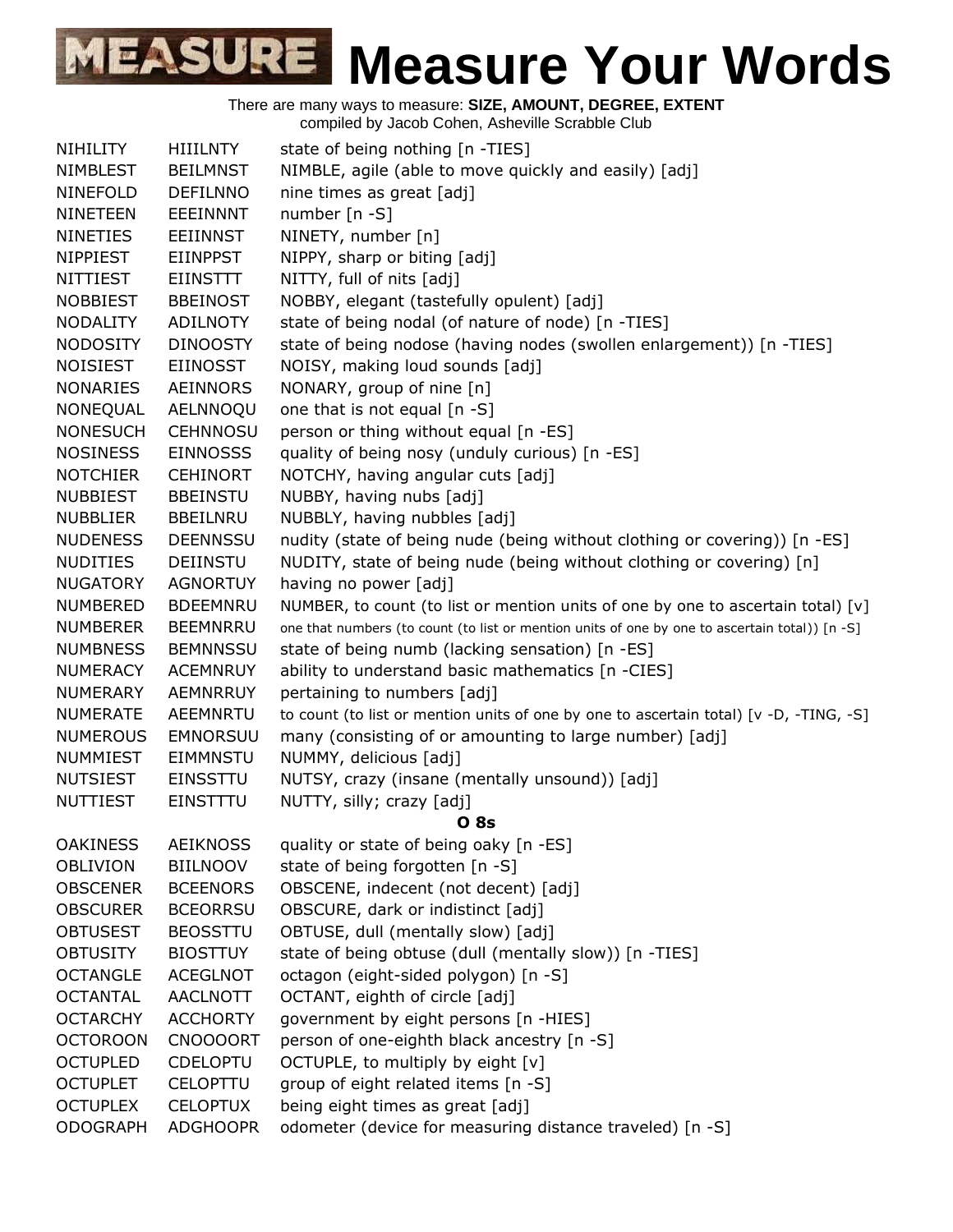# Measure Your Words

There are many ways to measure: **SIZE, AMOUNT, DEGREE, EXTENT**
compiled by Jacob Cohen, Asheville Scrabble Club

| | | |
|---|---|---|
| NIHILITY | HIIILNTY | state of being nothing [n -TIES] |
| NIMBLEST | BEILMNST | NIMBLE, agile (able to move quickly and easily) [adj] |
| NINEFOLD | DEFILNNO | nine times as great [adj] |
| NINETEEN | EEEINNNT | number [n -S] |
| NINETIES | EEIINNST | NINETY, number [n] |
| NIPPIEST | EIINPPST | NIPPY, sharp or biting [adj] |
| NITTIEST | EIINSTTT | NITTY, full of nits [adj] |
| NOBBIEST | BBEINOST | NOBBY, elegant (tastefully opulent) [adj] |
| NODALITY | ADILNOTY | state of being nodal (of nature of node) [n -TIES] |
| NODOSITY | DINOOSTY | state of being nodose (having nodes (swollen enlargement)) [n -TIES] |
| NOISIEST | EIINOSST | NOISY, making loud sounds [adj] |
| NONARIES | AEINNORS | NONARY, group of nine [n] |
| NONEQUAL | AELNNOQU | one that is not equal [n -S] |
| NONESUCH | CEHNNOSU | person or thing without equal [n -ES] |
| NOSINESS | EINNOSSS | quality of being nosy (unduly curious) [n -ES] |
| NOTCHIER | CEHINORT | NOTCHY, having angular cuts [adj] |
| NUBBIEST | BBEINSTU | NUBBY, having nubs [adj] |
| NUBBLIER | BBEILNRU | NUBBLY, having nubbles [adj] |
| NUDENESS | DEENNSSU | nudity (state of being nude (being without clothing or covering)) [n -ES] |
| NUDITIES | DEIINSTU | NUDITY, state of being nude (being without clothing or covering) [n] |
| NUGATORY | AGNORTUY | having no power [adj] |
| NUMBERED | BDEEMNRU | NUMBER, to count (to list or mention units of one by one to ascertain total) [v] |
| NUMBERER | BEEMNRRU | one that numbers (to count (to list or mention units of one by one to ascertain total)) [n -S] |
| NUMBNESS | BEMNNSSU | state of being numb (lacking sensation) [n -ES] |
| NUMERACY | ACEMNRUY | ability to understand basic mathematics [n -CIES] |
| NUMERARY | AEMNRRUY | pertaining to numbers [adj] |
| NUMERATE | AEEMNRTU | to count (to list or mention units of one by one to ascertain total) [v -D, -TING, -S] |
| NUMEROUS | EMNORSUU | many (consisting of or amounting to large number) [adj] |
| NUMMIEST | EIMMNSTU | NUMMY, delicious [adj] |
| NUTSIEST | EINSSTTU | NUTSY, crazy (insane (mentally unsound)) [adj] |
| NUTTIEST | EINSTTTU | NUTTY, silly; crazy [adj] |
| | | **O 8s** |
| OAKINESS | AEIKNOSS | quality or state of being oaky [n -ES] |
| OBLIVION | BIILNOOV | state of being forgotten [n -S] |
| OBSCENER | BCEENORS | OBSCENE, indecent (not decent) [adj] |
| OBSCURER | BCEORRSU | OBSCURE, dark or indistinct [adj] |
| OBTUSEST | BEOSSTTU | OBTUSE, dull (mentally slow) [adj] |
| OBTUSITY | BIOSTTUY | state of being obtuse (dull (mentally slow)) [n -TIES] |
| OCTANGLE | ACEGLNOT | octagon (eight-sided polygon) [n -S] |
| OCTANTAL | AACLNOTT | OCTANT, eighth of circle [adj] |
| OCTARCHY | ACCHORTY | government by eight persons [n -HIES] |
| OCTOROON | CNOOOORT | person of one-eighth black ancestry [n -S] |
| OCTUPLED | CDELOPTU | OCTUPLE, to multiply by eight [v] |
| OCTUPLET | CELOPTTU | group of eight related items [n -S] |
| OCTUPLEX | CELOPTUX | being eight times as great [adj] |
| ODOGRAPH | ADGHOOPR | odometer (device for measuring distance traveled) [n -S] |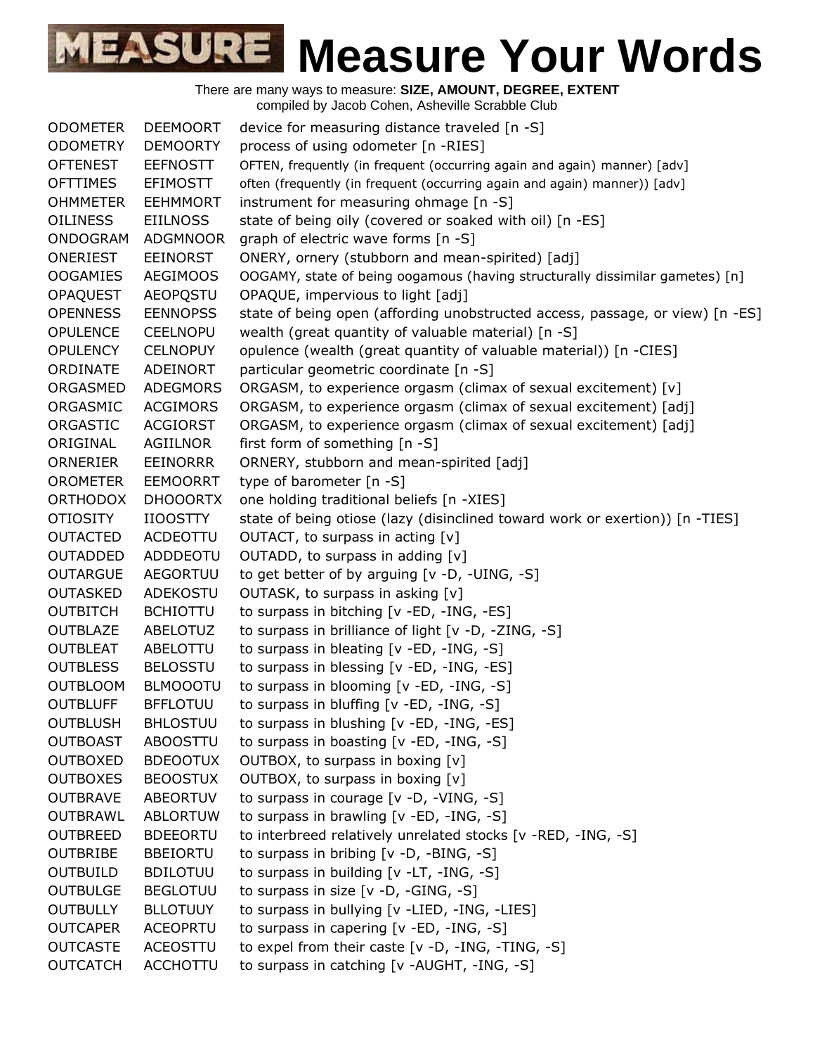# Measure Your Words

There are many ways to measure: **SIZE, AMOUNT, DEGREE, EXTENT**
compiled by Jacob Cohen, Asheville Scrabble Club

| | | |
|---|---|---|
| ODOMETER | DEEMOORT | device for measuring distance traveled [n -S] |
| ODOMETRY | DEMOORTY | process of using odometer [n -RIES] |
| OFTENEST | EEFNOSTT | OFTEN, frequently (in frequent (occurring again and again) manner) [adv] |
| OFTTIMES | EFIMOSTT | often (frequently (in frequent (occurring again and again) manner)) [adv] |
| OHMMETER | EEHMMORT | instrument for measuring ohmage [n -S] |
| OILINESS | EIILNOSS | state of being oily (covered or soaked with oil) [n -ES] |
| ONDOGRAM | ADGMNOOR | graph of electric wave forms [n -S] |
| ONERIEST | EEINORST | ONERY, ornery (stubborn and mean-spirited) [adj] |
| OOGAMIES | AEGIMOOS | OOGAMY, state of being oogamous (having structurally dissimilar gametes) [n] |
| OPAQUEST | AEOPQSTU | OPAQUE, impervious to light [adj] |
| OPENNESS | EENNOPSS | state of being open (affording unobstructed access, passage, or view) [n -ES] |
| OPULENCE | CEELNOPU | wealth (great quantity of valuable material) [n -S] |
| OPULENCY | CELNOPUY | opulence (wealth (great quantity of valuable material)) [n -CIES] |
| ORDINATE | ADEINORT | particular geometric coordinate [n -S] |
| ORGASMED | ADEGMORS | ORGASM, to experience orgasm (climax of sexual excitement) [v] |
| ORGASMIC | ACGIMORS | ORGASM, to experience orgasm (climax of sexual excitement) [adj] |
| ORGASTIC | ACGIORST | ORGASM, to experience orgasm (climax of sexual excitement) [adj] |
| ORIGINAL | AGIILNOR | first form of something [n -S] |
| ORNERIER | EEINORRR | ORNERY, stubborn and mean-spirited [adj] |
| OROMETER | EEMOORRT | type of barometer [n -S] |
| ORTHODOX | DHOOORTX | one holding traditional beliefs [n -XIES] |
| OTIOSITY | IIOOSTTY | state of being otiose (lazy (disinclined toward work or exertion)) [n -TIES] |
| OUTACTED | ACDEOTTU | OUTACT, to surpass in acting [v] |
| OUTADDED | ADDDEOTU | OUTADD, to surpass in adding [v] |
| OUTARGUE | AEGORTUU | to get better of by arguing [v -D, -UING, -S] |
| OUTASKED | ADEKOSTU | OUTASK, to surpass in asking [v] |
| OUTBITCH | BCHIOTTU | to surpass in bitching [v -ED, -ING, -ES] |
| OUTBLAZE | ABELOTUZ | to surpass in brilliance of light [v -D, -ZING, -S] |
| OUTBLEAT | ABELOTTU | to surpass in bleating [v -ED, -ING, -S] |
| OUTBLESS | BELOSSTU | to surpass in blessing [v -ED, -ING, -ES] |
| OUTBLOOM | BLMOOOTU | to surpass in blooming [v -ED, -ING, -S] |
| OUTBLUFF | BFFLOTUU | to surpass in bluffing [v -ED, -ING, -S] |
| OUTBLUSH | BHLOSTUU | to surpass in blushing [v -ED, -ING, -ES] |
| OUTBOAST | ABOOSTTU | to surpass in boasting [v -ED, -ING, -S] |
| OUTBOXED | BDEOOTUX | OUTBOX, to surpass in boxing [v] |
| OUTBOXES | BEOOSTUX | OUTBOX, to surpass in boxing [v] |
| OUTBRAVE | ABEORTUV | to surpass in courage [v -D, -VING, -S] |
| OUTBRAWL | ABLORTUW | to surpass in brawling [v -ED, -ING, -S] |
| OUTBREED | BDEEORTU | to interbreed relatively unrelated stocks [v -RED, -ING, -S] |
| OUTBRIBE | BBEIORTU | to surpass in bribing [v -D, -BING, -S] |
| OUTBUILD | BDILOTUU | to surpass in building [v -LT, -ING, -S] |
| OUTBULGE | BEGLOTUU | to surpass in size [v -D, -GING, -S] |
| OUTBULLY | BLLOTUUY | to surpass in bullying [v -LIED, -ING, -LIES] |
| OUTCAPER | ACEOPRTU | to surpass in capering [v -ED, -ING, -S] |
| OUTCASTE | ACEOSTTU | to expel from their caste [v -D, -ING, -TING, -S] |
| OUTCATCH | ACCHOTTU | to surpass in catching [v -AUGHT, -ING, -S] |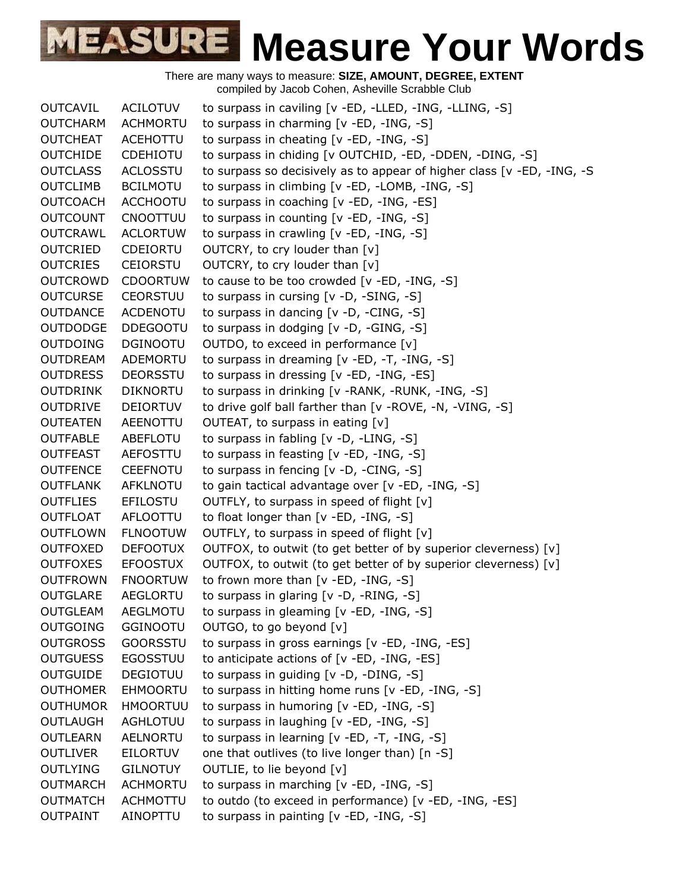# Measure Your Words

There are many ways to measure: **SIZE, AMOUNT, DEGREE, EXTENT**
compiled by Jacob Cohen, Asheville Scrabble Club

| | | |
|---|---|---|
| OUTCAVIL | ACILOTUV | to surpass in caviling [v -ED, -LLED, -ING, -LLING, -S] |
| OUTCHARM | ACHMORTU | to surpass in charming [v -ED, -ING, -S] |
| OUTCHEAT | ACEHOTTU | to surpass in cheating [v -ED, -ING, -S] |
| OUTCHIDE | CDEHIOTU | to surpass in chiding [v OUTCHID, -ED, -DDEN, -DING, -S] |
| OUTCLASS | ACLOSSTU | to surpass so decisively as to appear of higher class [v -ED, -ING, -S |
| OUTCLIMB | BCILMOTU | to surpass in climbing [v -ED, -LOMB, -ING, -S] |
| OUTCOACH | ACCHOOTU | to surpass in coaching [v -ED, -ING, -ES] |
| OUTCOUNT | CNOOTTUU | to surpass in counting [v -ED, -ING, -S] |
| OUTCRAWL | ACLORTUW | to surpass in crawling [v -ED, -ING, -S] |
| OUTCRIED | CDEIORTU | OUTCRY, to cry louder than [v] |
| OUTCRIES | CEIORSTU | OUTCRY, to cry louder than [v] |
| OUTCROWD | CDOORTUW | to cause to be too crowded [v -ED, -ING, -S] |
| OUTCURSE | CEORSTUU | to surpass in cursing [v -D, -SING, -S] |
| OUTDANCE | ACDENOTU | to surpass in dancing [v -D, -CING, -S] |
| OUTDODGE | DDEGOOTU | to surpass in dodging [v -D, -GING, -S] |
| OUTDOING | DGINOOTU | OUTDO, to exceed in performance [v] |
| OUTDREAM | ADEMORTU | to surpass in dreaming [v -ED, -T, -ING, -S] |
| OUTDRESS | DEORSSTU | to surpass in dressing [v -ED, -ING, -ES] |
| OUTDRINK | DIKNORTU | to surpass in drinking [v -RANK, -RUNK, -ING, -S] |
| OUTDRIVE | DEIORTUV | to drive golf ball farther than [v -ROVE, -N, -VING, -S] |
| OUTEATEN | AEENOTTU | OUTEAT, to surpass in eating [v] |
| OUTFABLE | ABEFLOTU | to surpass in fabling [v -D, -LING, -S] |
| OUTFEAST | AEFOSTTU | to surpass in feasting [v -ED, -ING, -S] |
| OUTFENCE | CEEFNOTU | to surpass in fencing [v -D, -CING, -S] |
| OUTFLANK | AFKLNOTU | to gain tactical advantage over [v -ED, -ING, -S] |
| OUTFLIES | EFILOSTU | OUTFLY, to surpass in speed of flight [v] |
| OUTFLOAT | AFLOOTTU | to float longer than [v -ED, -ING, -S] |
| OUTFLOWN | FLNOOTUW | OUTFLY, to surpass in speed of flight [v] |
| OUTFOXED | DEFOOTUX | OUTFOX, to outwit (to get better of by superior cleverness) [v] |
| OUTFOXES | EFOOSTUX | OUTFOX, to outwit (to get better of by superior cleverness) [v] |
| OUTFROWN | FNOORTUW | to frown more than [v -ED, -ING, -S] |
| OUTGLARE | AEGLORTU | to surpass in glaring [v -D, -RING, -S] |
| OUTGLEAM | AEGLMOTU | to surpass in gleaming [v -ED, -ING, -S] |
| OUTGOING | GGINOOTU | OUTGO, to go beyond [v] |
| OUTGROSS | GOORSSTU | to surpass in gross earnings [v -ED, -ING, -ES] |
| OUTGUESS | EGOSSTUU | to anticipate actions of [v -ED, -ING, -ES] |
| OUTGUIDE | DEGIOTUU | to surpass in guiding [v -D, -DING, -S] |
| OUTHOMER | EHMOORTU | to surpass in hitting home runs [v -ED, -ING, -S] |
| OUTHUMOR | HMOORTUU | to surpass in humoring [v -ED, -ING, -S] |
| OUTLAUGH | AGHLOTUU | to surpass in laughing [v -ED, -ING, -S] |
| OUTLEARN | AELNORTU | to surpass in learning [v -ED, -T, -ING, -S] |
| OUTLIVER | EILORTUV | one that outlives (to live longer than) [n -S] |
| OUTLYING | GILNOTUY | OUTLIE, to lie beyond [v] |
| OUTMARCH | ACHMORTU | to surpass in marching [v -ED, -ING, -S] |
| OUTMATCH | ACHMOTTU | to outdo (to exceed in performance) [v -ED, -ING, -ES] |
| OUTPAINT | AINOPTTU | to surpass in painting [v -ED, -ING, -S] |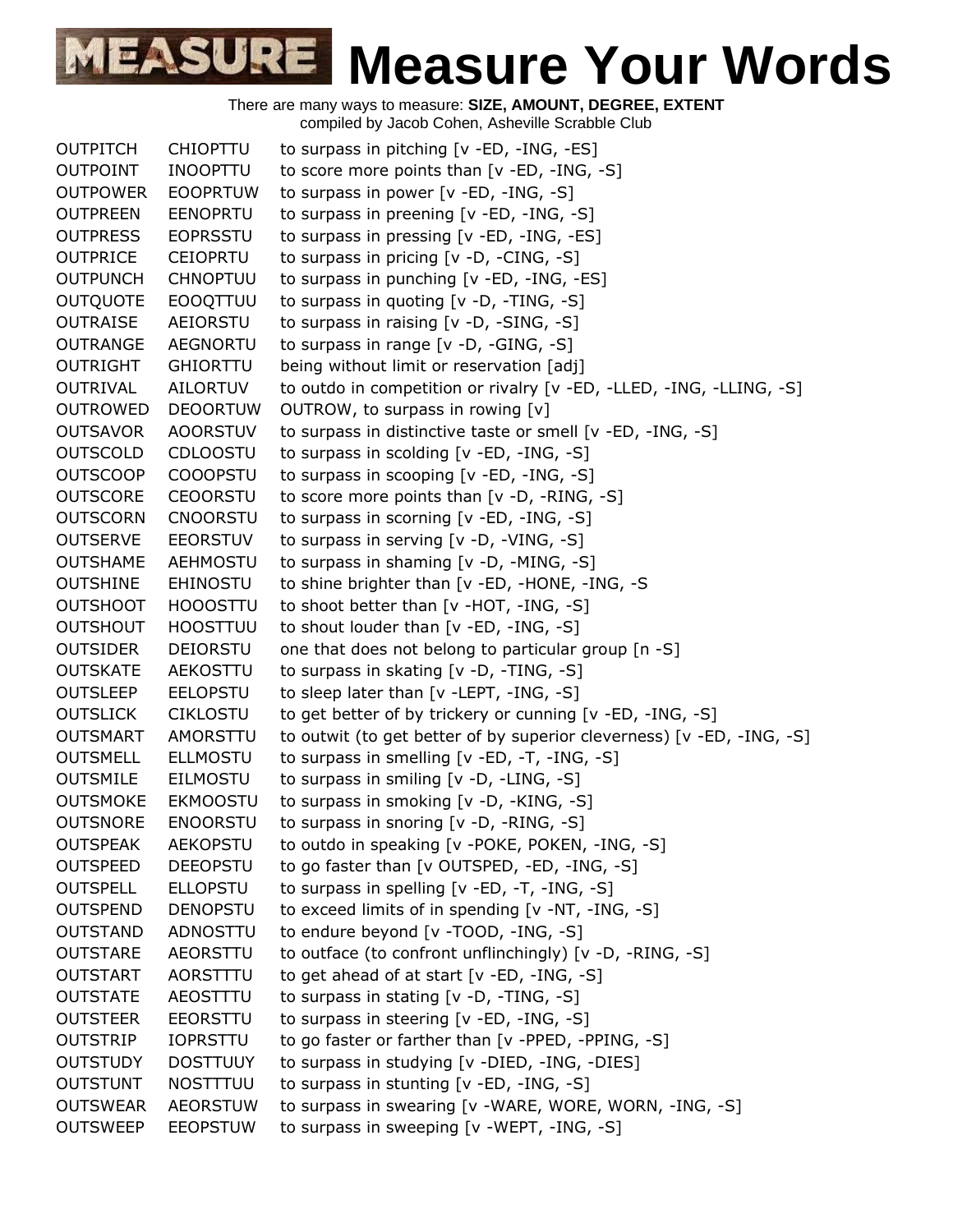# Measure Your Words

There are many ways to measure: **SIZE, AMOUNT, DEGREE, EXTENT**
compiled by Jacob Cohen, Asheville Scrabble Club

| | | |
|---|---|---|
| OUTPITCH | CHIOPTTU | to surpass in pitching [v -ED, -ING, -ES] |
| OUTPOINT | INOOPTTU | to score more points than [v -ED, -ING, -S] |
| OUTPOWER | EOOPRTUW | to surpass in power [v -ED, -ING, -S] |
| OUTPREEN | EENOPRTU | to surpass in preening [v -ED, -ING, -S] |
| OUTPRESS | EOPRSSTU | to surpass in pressing [v -ED, -ING, -ES] |
| OUTPRICE | CEIOPRTU | to surpass in pricing [v -D, -CING, -S] |
| OUTPUNCH | CHNOPTUU | to surpass in punching [v -ED, -ING, -ES] |
| OUTQUOTE | EOOQTTUU | to surpass in quoting [v -D, -TING, -S] |
| OUTRAISE | AEIORSTU | to surpass in raising [v -D, -SING, -S] |
| OUTRANGE | AEGNORTU | to surpass in range [v -D, -GING, -S] |
| OUTRIGHT | GHIORTTU | being without limit or reservation [adj] |
| OUTRIVAL | AILORTUV | to outdo in competition or rivalry [v -ED, -LLED, -ING, -LLING, -S] |
| OUTROWED | DEOORTUW | OUTROW, to surpass in rowing [v] |
| OUTSAVOR | AOORSTUV | to surpass in distinctive taste or smell [v -ED, -ING, -S] |
| OUTSCOLD | CDLOOSTU | to surpass in scolding [v -ED, -ING, -S] |
| OUTSCOOP | COOOPSTU | to surpass in scooping [v -ED, -ING, -S] |
| OUTSCORE | CEOORSTU | to score more points than [v -D, -RING, -S] |
| OUTSCORN | CNOORSTU | to surpass in scorning [v -ED, -ING, -S] |
| OUTSERVE | EEORSTUV | to surpass in serving [v -D, -VING, -S] |
| OUTSHAME | AEHMOSTU | to surpass in shaming [v -D, -MING, -S] |
| OUTSHINE | EHINOSTU | to shine brighter than [v -ED, -HONE, -ING, -S |
| OUTSHOOT | HOOOSTTU | to shoot better than [v -HOT, -ING, -S] |
| OUTSHOUT | HOOSTTUU | to shout louder than [v -ED, -ING, -S] |
| OUTSIDER | DEIORSTU | one that does not belong to particular group [n -S] |
| OUTSKATE | AEKOSTTU | to surpass in skating [v -D, -TING, -S] |
| OUTSLEEP | EELOPSTU | to sleep later than [v -LEPT, -ING, -S] |
| OUTSLICK | CIKLOSTU | to get better of by trickery or cunning [v -ED, -ING, -S] |
| OUTSMART | AMORSTTU | to outwit (to get better of by superior cleverness) [v -ED, -ING, -S] |
| OUTSMELL | ELLMOSTU | to surpass in smelling [v -ED, -T, -ING, -S] |
| OUTSMILE | EILMOSTU | to surpass in smiling [v -D, -LING, -S] |
| OUTSMOKE | EKMOOSTU | to surpass in smoking [v -D, -KING, -S] |
| OUTSNORE | ENOORSTU | to surpass in snoring [v -D, -RING, -S] |
| OUTSPEAK | AEKOPSTU | to outdo in speaking [v -POKE, POKEN, -ING, -S] |
| OUTSPEED | DEEOPSTU | to go faster than [v OUTSPED, -ED, -ING, -S] |
| OUTSPELL | ELLOPSTU | to surpass in spelling [v -ED, -T, -ING, -S] |
| OUTSPEND | DENOPSTU | to exceed limits of in spending [v -NT, -ING, -S] |
| OUTSTAND | ADNOSTTU | to endure beyond [v -TOOD, -ING, -S] |
| OUTSTARE | AEORSTTU | to outface (to confront unflinchingly) [v -D, -RING, -S] |
| OUTSTART | AORSTTTU | to get ahead of at start [v -ED, -ING, -S] |
| OUTSTATE | AEOSTTTU | to surpass in stating [v -D, -TING, -S] |
| OUTSTEER | EEORSTTU | to surpass in steering [v -ED, -ING, -S] |
| OUTSTRIP | IOPRSTTU | to go faster or farther than [v -PPED, -PPING, -S] |
| OUTSTUDY | DOSTTUUY | to surpass in studying [v -DIED, -ING, -DIES] |
| OUTSTUNT | NOSTTTUU | to surpass in stunting [v -ED, -ING, -S] |
| OUTSWEAR | AEORSTUW | to surpass in swearing [v -WARE, WORE, WORN, -ING, -S] |
| OUTSWEEP | EEOPSTUW | to surpass in sweeping [v -WEPT, -ING, -S] |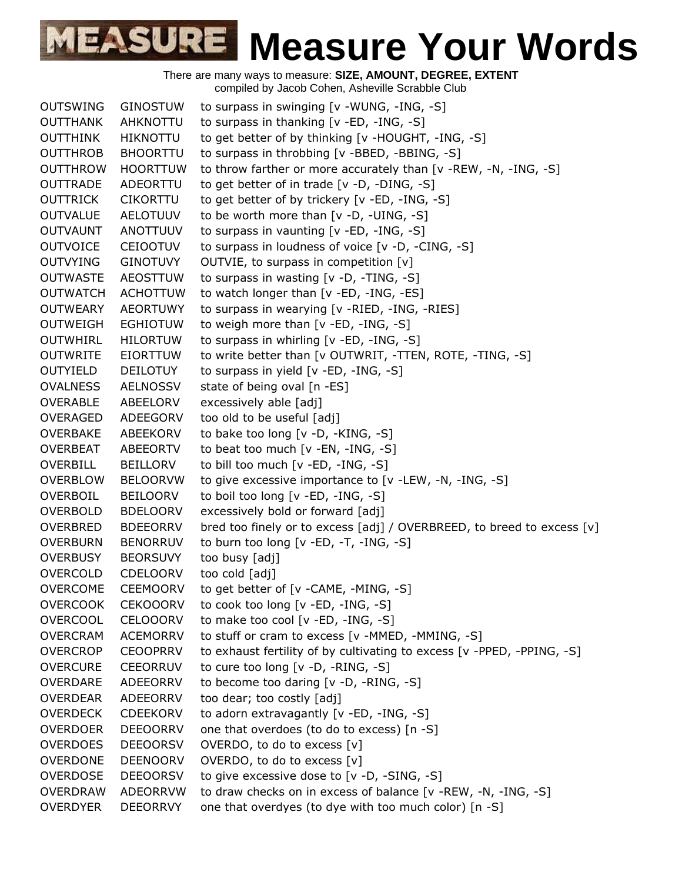# Measure Your Words

There are many ways to measure: **SIZE, AMOUNT, DEGREE, EXTENT**
compiled by Jacob Cohen, Asheville Scrabble Club

| | | |
|---|---|---|
| OUTSWING | GINOSTUW | to surpass in swinging [v -WUNG, -ING, -S] |
| OUTTHANK | AHKNOTTU | to surpass in thanking [v -ED, -ING, -S] |
| OUTTHINK | HIKNOTTU | to get better of by thinking [v -HOUGHT, -ING, -S] |
| OUTTHROB | BHOORTTU | to surpass in throbbing [v -BBED, -BBING, -S] |
| OUTTHROW | HOORTTUW | to throw farther or more accurately than [v -REW, -N, -ING, -S] |
| OUTTRADE | ADEORTTU | to get better of in trade [v -D, -DING, -S] |
| OUTTRICK | CIKORTTU | to get better of by trickery [v -ED, -ING, -S] |
| OUTVALUE | AELOTUUV | to be worth more than [v -D, -UING, -S] |
| OUTVAUNT | ANOTTUUV | to surpass in vaunting [v -ED, -ING, -S] |
| OUTVOICE | CEIOOTUV | to surpass in loudness of voice [v -D, -CING, -S] |
| OUTVYING | GINOTUVY | OUTVIE, to surpass in competition [v] |
| OUTWASTE | AEOSTTUW | to surpass in wasting [v -D, -TING, -S] |
| OUTWATCH | ACHOTTUW | to watch longer than [v -ED, -ING, -ES] |
| OUTWEARY | AEORTUWY | to surpass in wearying [v -RIED, -ING, -RIES] |
| OUTWEIGH | EGHIOTUW | to weigh more than [v -ED, -ING, -S] |
| OUTWHIRL | HILORTUW | to surpass in whirling [v -ED, -ING, -S] |
| OUTWRITE | EIORTTUW | to write better than [v OUTWRIT, -TTEN, ROTE, -TING, -S] |
| OUTYIELD | DEILOTUY | to surpass in yield [v -ED, -ING, -S] |
| OVALNESS | AELNOSSV | state of being oval [n -ES] |
| OVERABLE | ABEELORV | excessively able [adj] |
| OVERAGED | ADEEGORV | too old to be useful [adj] |
| OVERBAKE | ABEEKORV | to bake too long [v -D, -KING, -S] |
| OVERBEAT | ABEEORTV | to beat too much [v -EN, -ING, -S] |
| OVERBILL | BEILLORV | to bill too much [v -ED, -ING, -S] |
| OVERBLOW | BELOORVW | to give excessive importance to [v -LEW, -N, -ING, -S] |
| OVERBOIL | BEILOORV | to boil too long [v -ED, -ING, -S] |
| OVERBOLD | BDELOORV | excessively bold or forward [adj] |
| OVERBRED | BDEEORRV | bred too finely or to excess [adj] / OVERBREED, to breed to excess [v] |
| OVERBURN | BENORRUV | to burn too long [v -ED, -T, -ING, -S] |
| OVERBUSY | BEORSUVY | too busy [adj] |
| OVERCOLD | CDELOORV | too cold [adj] |
| OVERCOME | CEEMOORV | to get better of [v -CAME, -MING, -S] |
| OVERCOOK | CEKOOORV | to cook too long [v -ED, -ING, -S] |
| OVERCOOL | CELOOORV | to make too cool [v -ED, -ING, -S] |
| OVERCRAM | ACEMORRV | to stuff or cram to excess [v -MMED, -MMING, -S] |
| OVERCROP | CEOOPRRV | to exhaust fertility of by cultivating to excess [v -PPED, -PPING, -S] |
| OVERCURE | CEEORRUV | to cure too long [v -D, -RING, -S] |
| OVERDARE | ADEEORRV | to become too daring [v -D, -RING, -S] |
| OVERDEAR | ADEEORRV | too dear; too costly [adj] |
| OVERDECK | CDEEKORV | to adorn extravagantly [v -ED, -ING, -S] |
| OVERDOER | DEEOORRV | one that overdoes (to do to excess) [n -S] |
| OVERDOES | DEEOORSV | OVERDO, to do to excess [v] |
| OVERDONE | DEENOORV | OVERDO, to do to excess [v] |
| OVERDOSE | DEEOORSV | to give excessive dose to [v -D, -SING, -S] |
| OVERDRAW | ADEORRVW | to draw checks on in excess of balance [v -REW, -N, -ING, -S] |
| OVERDYER | DEEORRVY | one that overdyes (to dye with too much color) [n -S] |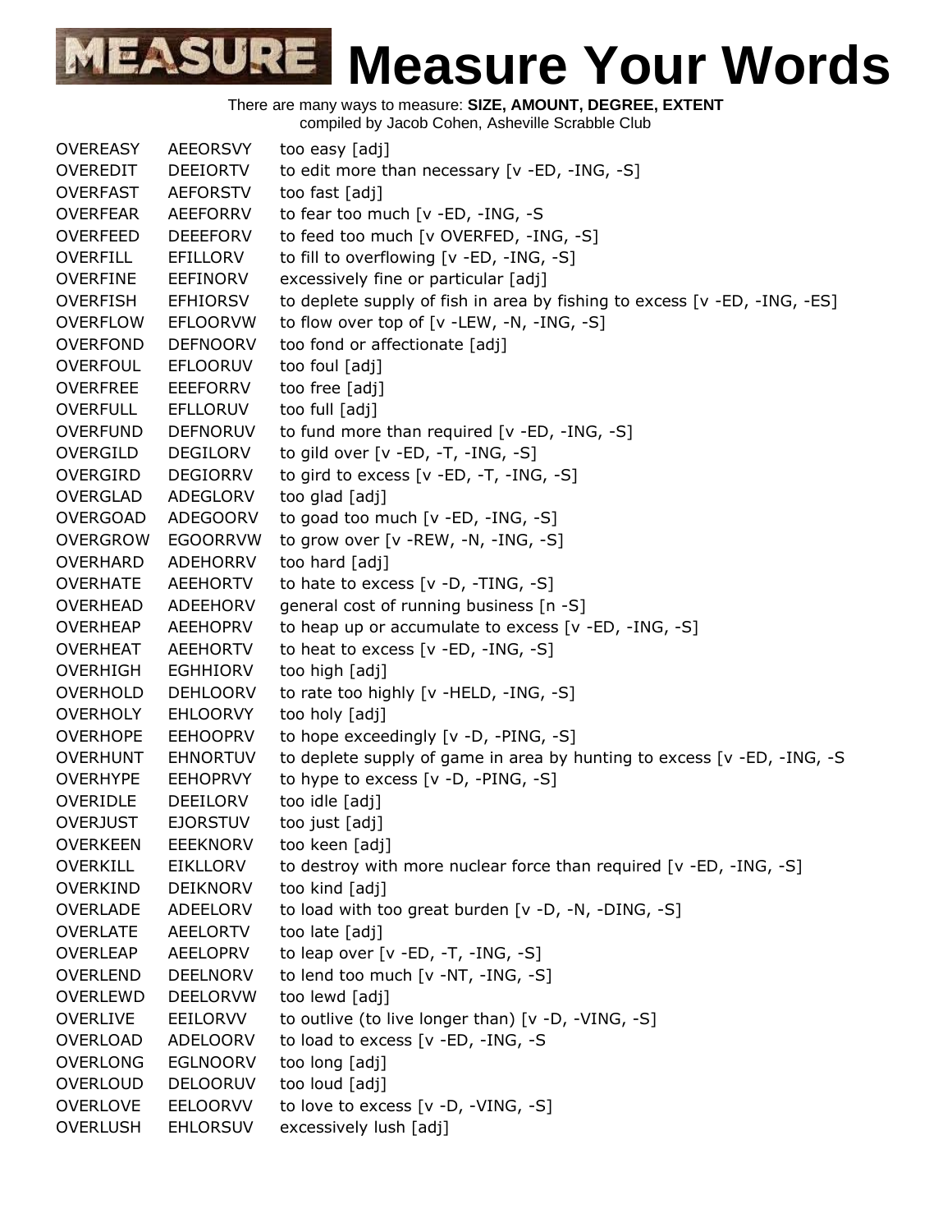# Measure Your Words

There are many ways to measure: **SIZE, AMOUNT, DEGREE, EXTENT**
compiled by Jacob Cohen, Asheville Scrabble Club

| | | |
|---|---|---|
| OVEREASY | AEEORSVY | too easy [adj] |
| OVEREDIT | DEEIORTV | to edit more than necessary [v -ED, -ING, -S] |
| OVERFAST | AEFORSTV | too fast [adj] |
| OVERFEAR | AEEFORRV | to fear too much [v -ED, -ING, -S |
| OVERFEED | DEEEFORV | to feed too much [v OVERFED, -ING, -S] |
| OVERFILL | EFILLORV | to fill to overflowing [v -ED, -ING, -S] |
| OVERFINE | EEFINORV | excessively fine or particular [adj] |
| OVERFISH | EFHIORSV | to deplete supply of fish in area by fishing to excess [v -ED, -ING, -ES] |
| OVERFLOW | EFLOORVW | to flow over top of [v -LEW, -N, -ING, -S] |
| OVERFOND | DEFNOORV | too fond or affectionate [adj] |
| OVERFOUL | EFLOORUV | too foul [adj] |
| OVERFREE | EEEFORRV | too free [adj] |
| OVERFULL | EFLLORUV | too full [adj] |
| OVERFUND | DEFNORUV | to fund more than required [v -ED, -ING, -S] |
| OVERGILD | DEGILORV | to gild over [v -ED, -T, -ING, -S] |
| OVERGIRD | DEGIORRV | to gird to excess [v -ED, -T, -ING, -S] |
| OVERGLAD | ADEGLORV | too glad [adj] |
| OVERGOAD | ADEGOORV | to goad too much [v -ED, -ING, -S] |
| OVERGROW | EGOORRVW | to grow over [v -REW, -N, -ING, -S] |
| OVERHARD | ADEHORRV | too hard [adj] |
| OVERHATE | AEEHORTV | to hate to excess [v -D, -TING, -S] |
| OVERHEAD | ADEEHORV | general cost of running business [n -S] |
| OVERHEAP | AEEHOPRV | to heap up or accumulate to excess [v -ED, -ING, -S] |
| OVERHEAT | AEEHORTV | to heat to excess [v -ED, -ING, -S] |
| OVERHIGH | EGHHIORV | too high [adj] |
| OVERHOLD | DEHLOORV | to rate too highly [v -HELD, -ING, -S] |
| OVERHOLY | EHLOORVY | too holy [adj] |
| OVERHOPE | EEHOOPRV | to hope exceedingly [v -D, -PING, -S] |
| OVERHUNT | EHNORTUV | to deplete supply of game in area by hunting to excess [v -ED, -ING, -S |
| OVERHYPE | EEHOPRVY | to hype to excess [v -D, -PING, -S] |
| OVERIDLE | DEEILORV | too idle [adj] |
| OVERJUST | EJORSTUV | too just [adj] |
| OVERKEEN | EEEKNORV | too keen [adj] |
| OVERKILL | EIKLLORV | to destroy with more nuclear force than required [v -ED, -ING, -S] |
| OVERKIND | DEIKNORV | too kind [adj] |
| OVERLADE | ADEELORV | to load with too great burden [v -D, -N, -DING, -S] |
| OVERLATE | AEELORTV | too late [adj] |
| OVERLEAP | AEELOPRV | to leap over [v -ED, -T, -ING, -S] |
| OVERLEND | DEELNORV | to lend too much [v -NT, -ING, -S] |
| OVERLEWD | DEELORVW | too lewd [adj] |
| OVERLIVE | EEILORVV | to outlive (to live longer than) [v -D, -VING, -S] |
| OVERLOAD | ADELOORV | to load to excess [v -ED, -ING, -S |
| OVERLONG | EGLNOORV | too long [adj] |
| OVERLOUD | DELOORUV | too loud [adj] |
| OVERLOVE | EELOORVV | to love to excess [v -D, -VING, -S] |
| OVERLUSH | EHLORSUV | excessively lush [adj] |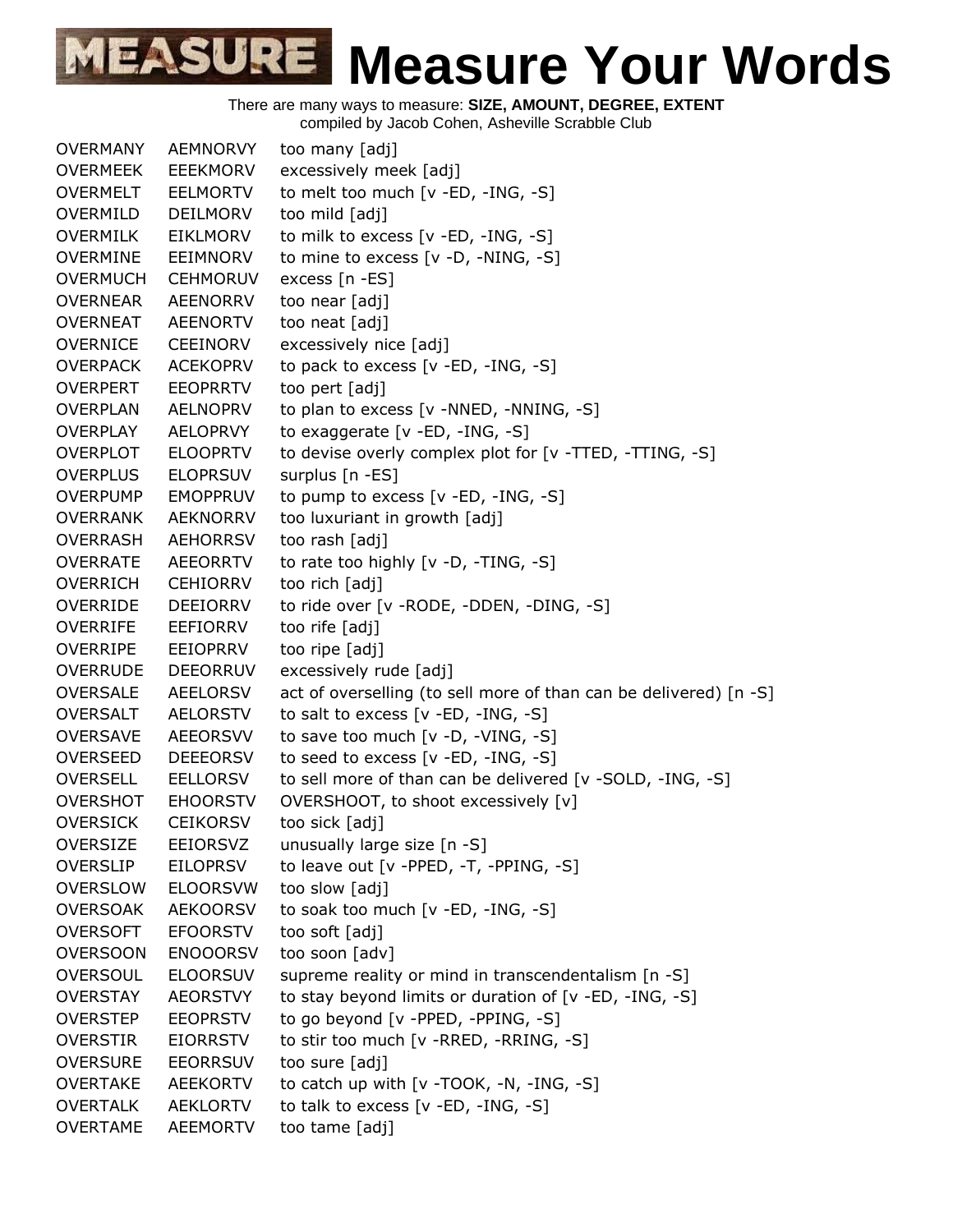# Measure Your Words

There are many ways to measure: **SIZE, AMOUNT, DEGREE, EXTENT**
compiled by Jacob Cohen, Asheville Scrabble Club

| | | |
|---|---|---|
| OVERMANY | AEMNORVY | too many [adj] |
| OVERMEEK | EEEKMORV | excessively meek [adj] |
| OVERMELT | EELMORTV | to melt too much [v -ED, -ING, -S] |
| OVERMILD | DEILMORV | too mild [adj] |
| OVERMILK | EIKLMORV | to milk to excess [v -ED, -ING, -S] |
| OVERMINE | EEIMNORV | to mine to excess [v -D, -NING, -S] |
| OVERMUCH | CEHMORUV | excess [n -ES] |
| OVERNEAR | AEENORRV | too near [adj] |
| OVERNEAT | AEENORTV | too neat [adj] |
| OVERNICE | CEEINORV | excessively nice [adj] |
| OVERPACK | ACEKOPRV | to pack to excess [v -ED, -ING, -S] |
| OVERPERT | EEOPRRTV | too pert [adj] |
| OVERPLAN | AELNOPRV | to plan to excess [v -NNED, -NNING, -S] |
| OVERPLAY | AELOPRVY | to exaggerate [v -ED, -ING, -S] |
| OVERPLOT | ELOOPRTV | to devise overly complex plot for [v -TTED, -TTING, -S] |
| OVERPLUS | ELOPRSUV | surplus [n -ES] |
| OVERPUMP | EMOPPRUV | to pump to excess [v -ED, -ING, -S] |
| OVERRANK | AEKNORRV | too luxuriant in growth [adj] |
| OVERRASH | AEHORRSV | too rash [adj] |
| OVERRATE | AEEORRTV | to rate too highly [v -D, -TING, -S] |
| OVERRICH | CEHIORRV | too rich [adj] |
| OVERRIDE | DEEIORRV | to ride over [v -RODE, -DDEN, -DING, -S] |
| OVERRIFE | EEFIORRV | too rife [adj] |
| OVERRIPE | EEIOPRRV | too ripe [adj] |
| OVERRUDE | DEEORRUV | excessively rude [adj] |
| OVERSALE | AEELORSV | act of overselling (to sell more of than can be delivered) [n -S] |
| OVERSALT | AELORSTV | to salt to excess [v -ED, -ING, -S] |
| OVERSAVE | AEEORSVV | to save too much [v -D, -VING, -S] |
| OVERSEED | DEEEORSV | to seed to excess [v -ED, -ING, -S] |
| OVERSELL | EELLORSV | to sell more of than can be delivered [v -SOLD, -ING, -S] |
| OVERSHOT | EHOORSTV | OVERSHOOT, to shoot excessively [v] |
| OVERSICK | CEIKORSV | too sick [adj] |
| OVERSIZE | EEIORSVZ | unusually large size [n -S] |
| OVERSLIP | EILOPRSV | to leave out [v -PPED, -T, -PPING, -S] |
| OVERSLOW | ELOORSVW | too slow [adj] |
| OVERSOAK | AEKOORSV | to soak too much [v -ED, -ING, -S] |
| OVERSOFT | EFOORSTV | too soft [adj] |
| OVERSOON | ENOOORSV | too soon [adv] |
| OVERSOUL | ELOORSUV | supreme reality or mind in transcendentalism [n -S] |
| OVERSTAY | AEORSTVY | to stay beyond limits or duration of [v -ED, -ING, -S] |
| OVERSTEP | EEOPRSTV | to go beyond [v -PPED, -PPING, -S] |
| OVERSTIR | EIORRSTV | to stir too much [v -RRED, -RRING, -S] |
| OVERSURE | EEORRSUV | too sure [adj] |
| OVERTAKE | AEEKORTV | to catch up with [v -TOOK, -N, -ING, -S] |
| OVERTALK | AEKLORTV | to talk to excess [v -ED, -ING, -S] |
| OVERTAME | AEEMORTV | too tame [adj] |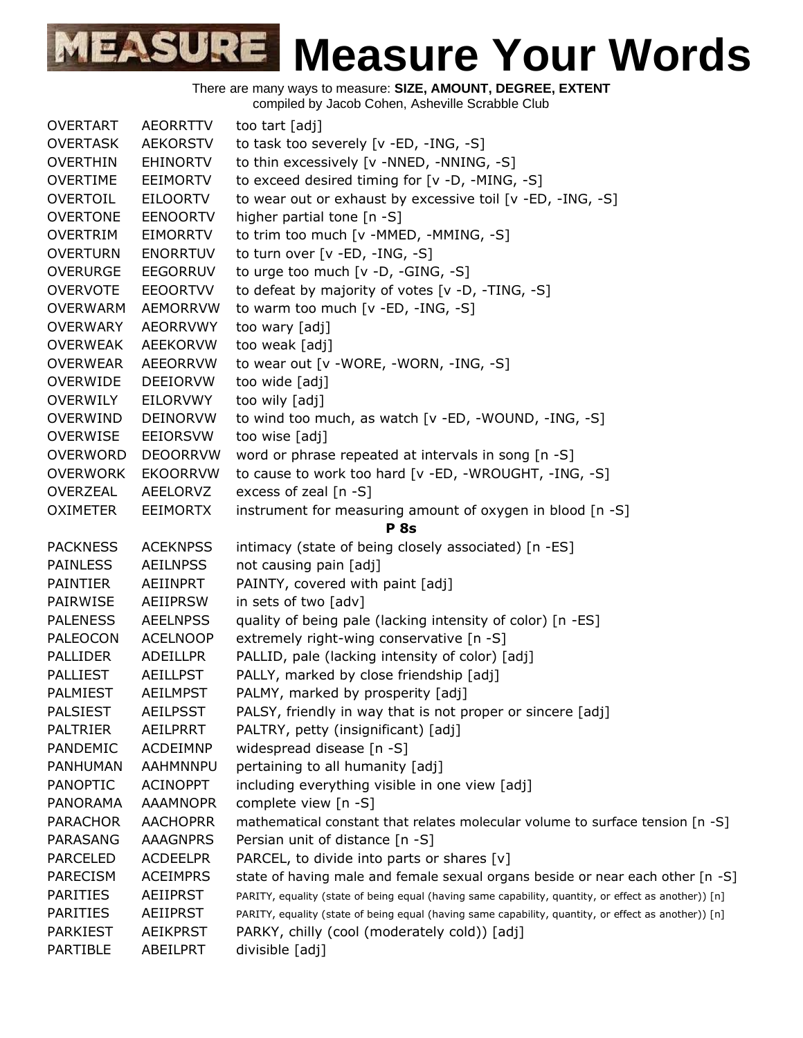# Measure Your Words

There are many ways to measure: **SIZE, AMOUNT, DEGREE, EXTENT**
compiled by Jacob Cohen, Asheville Scrabble Club

| | | |
|---|---|---|
| OVERTART | AEORRTTV | too tart [adj] |
| OVERTASK | AEKORSTV | to task too severely [v -ED, -ING, -S] |
| OVERTHIN | EHINORTV | to thin excessively [v -NNED, -NNING, -S] |
| OVERTIME | EEIMORTV | to exceed desired timing for [v -D, -MING, -S] |
| OVERTOIL | EILOORTV | to wear out or exhaust by excessive toil [v -ED, -ING, -S] |
| OVERTONE | EENOORTV | higher partial tone [n -S] |
| OVERTRIM | EIMORRTV | to trim too much [v -MMED, -MMING, -S] |
| OVERTURN | ENORRTUV | to turn over [v -ED, -ING, -S] |
| OVERURGE | EEGORRUV | to urge too much [v -D, -GING, -S] |
| OVERVOTE | EEOORTVV | to defeat by majority of votes [v -D, -TING, -S] |
| OVERWARM | AEMORRVW | to warm too much [v -ED, -ING, -S] |
| OVERWARY | AEORRVWY | too wary [adj] |
| OVERWEAK | AEEKORVW | too weak [adj] |
| OVERWEAR | AEEORRVW | to wear out [v -WORE, -WORN, -ING, -S] |
| OVERWIDE | DEEIORVW | too wide [adj] |
| OVERWILY | EILORVWY | too wily [adj] |
| OVERWIND | DEINORVW | to wind too much, as watch [v -ED, -WOUND, -ING, -S] |
| OVERWISE | EEIORSVW | too wise [adj] |
| OVERWORD | DEOORRVW | word or phrase repeated at intervals in song [n -S] |
| OVERWORK | EKOORRVW | to cause to work too hard [v -ED, -WROUGHT, -ING, -S] |
| OVERZEAL | AEELORVZ | excess of zeal [n -S] |
| OXIMETER | EEIMORTX | instrument for measuring amount of oxygen in blood [n -S] |
| | | **P 8s** |
| PACKNESS | ACEKNPSS | intimacy (state of being closely associated) [n -ES] |
| PAINLESS | AEILNPSS | not causing pain [adj] |
| PAINTIER | AEIINPRT | PAINTY, covered with paint [adj] |
| PAIRWISE | AEIIPRSW | in sets of two [adv] |
| PALENESS | AEELNPSS | quality of being pale (lacking intensity of color) [n -ES] |
| PALEOCON | ACELNOOP | extremely right-wing conservative [n -S] |
| PALLIDER | ADEILLPR | PALLID, pale (lacking intensity of color) [adj] |
| PALLIEST | AEILLPST | PALLY, marked by close friendship [adj] |
| PALMIEST | AEILMPST | PALMY, marked by prosperity [adj] |
| PALSIEST | AEILPSST | PALSY, friendly in way that is not proper or sincere [adj] |
| PALTRIER | AEILPRRT | PALTRY, petty (insignificant) [adj] |
| PANDEMIC | ACDEIMNP | widespread disease [n -S] |
| PANHUMAN | AAHMNNPU | pertaining to all humanity [adj] |
| PANOPTIC | ACINOPPT | including everything visible in one view [adj] |
| PANORAMA | AAAMNOPR | complete view [n -S] |
| PARACHOR | AACHOPRR | mathematical constant that relates molecular volume to surface tension [n -S] |
| PARASANG | AAAGNPRS | Persian unit of distance [n -S] |
| PARCELED | ACDEELPR | PARCEL, to divide into parts or shares [v] |
| PARECISM | ACEIMPRS | state of having male and female sexual organs beside or near each other [n -S] |
| PARITIES | AEIIPRST | PARITY, equality (state of being equal (having same capability, quantity, or effect as another)) [n] |
| PARITIES | AEIIPRST | PARITY, equality (state of being equal (having same capability, quantity, or effect as another)) [n] |
| PARKIEST | AEIKPRST | PARKY, chilly (cool (moderately cold)) [adj] |
| PARTIBLE | ABEILPRT | divisible [adj] |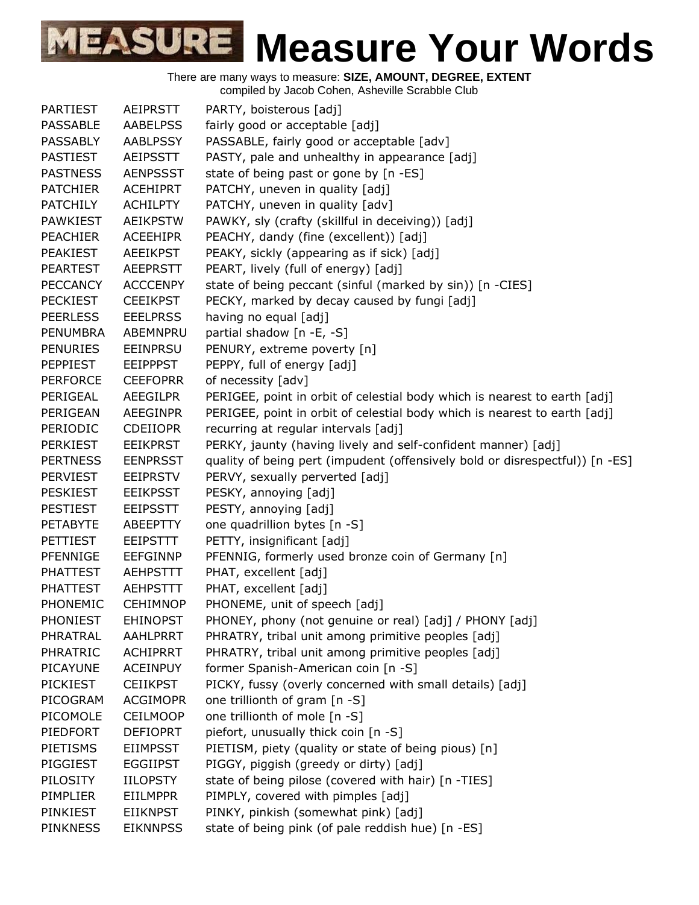# Measure Your Words

There are many ways to measure: **SIZE, AMOUNT, DEGREE, EXTENT**
compiled by Jacob Cohen, Asheville Scrabble Club

| | | |
|---|---|---|
| PARTIEST | AEIPRSTT | PARTY, boisterous [adj] |
| PASSABLE | AABELPSS | fairly good or acceptable [adj] |
| PASSABLY | AABLPSSY | PASSABLE, fairly good or acceptable [adv] |
| PASTIEST | AEIPSSTT | PASTY, pale and unhealthy in appearance [adj] |
| PASTNESS | AENPSSST | state of being past or gone by [n -ES] |
| PATCHIER | ACEHIPRT | PATCHY, uneven in quality [adj] |
| PATCHILY | ACHILPTY | PATCHY, uneven in quality [adv] |
| PAWKIEST | AEIKPSTW | PAWKY, sly (crafty (skillful in deceiving)) [adj] |
| PEACHIER | ACEEHIPR | PEACHY, dandy (fine (excellent)) [adj] |
| PEAKIEST | AEEIKPST | PEAKY, sickly (appearing as if sick) [adj] |
| PEARTEST | AEEPRSTT | PEART, lively (full of energy) [adj] |
| PECCANCY | ACCCENPY | state of being peccant (sinful (marked by sin)) [n -CIES] |
| PECKIEST | CEEIKPST | PECKY, marked by decay caused by fungi [adj] |
| PEERLESS | EEELPRSS | having no equal [adj] |
| PENUMBRA | ABEMNPRU | partial shadow [n -E, -S] |
| PENURIES | EEINPRSU | PENURY, extreme poverty [n] |
| PEPPIEST | EEIPPPST | PEPPY, full of energy [adj] |
| PERFORCE | CEEFOPRR | of necessity [adv] |
| PERIGEAL | AEEGILPR | PERIGEE, point in orbit of celestial body which is nearest to earth [adj] |
| PERIGEAN | AEEGINPR | PERIGEE, point in orbit of celestial body which is nearest to earth [adj] |
| PERIODIC | CDEIIOPR | recurring at regular intervals [adj] |
| PERKIEST | EEIKPRST | PERKY, jaunty (having lively and self-confident manner) [adj] |
| PERTNESS | EENPRSST | quality of being pert (impudent (offensively bold or disrespectful)) [n -ES] |
| PERVIEST | EEIPRSTV | PERVY, sexually perverted [adj] |
| PESKIEST | EEIKPSST | PESKY, annoying [adj] |
| PESTIEST | EEIPSSTT | PESTY, annoying [adj] |
| PETABYTE | ABEEPTTY | one quadrillion bytes [n -S] |
| PETTIEST | EEIPSTTT | PETTY, insignificant [adj] |
| PFENNIGE | EEFGINNP | PFENNIG, formerly used bronze coin of Germany [n] |
| PHATTEST | AEHPSTTT | PHAT, excellent [adj] |
| PHATTEST | AEHPSTTT | PHAT, excellent [adj] |
| PHONEMIC | CEHIMNOP | PHONEME, unit of speech [adj] |
| PHONIEST | EHINOPST | PHONEY, phony (not genuine or real) [adj] / PHONY [adj] |
| PHRATRAL | AAHLPRRT | PHRATRY, tribal unit among primitive peoples [adj] |
| PHRATRIC | ACHIPRRT | PHRATRY, tribal unit among primitive peoples [adj] |
| PICAYUNE | ACEINPUY | former Spanish-American coin [n -S] |
| PICKIEST | CEIIKPST | PICKY, fussy (overly concerned with small details) [adj] |
| PICOGRAM | ACGIMOPR | one trillionth of gram [n -S] |
| PICOMOLE | CEILMOOP | one trillionth of mole [n -S] |
| PIEDFORT | DEFIOPRT | piefort, unusually thick coin [n -S] |
| PIETISMS | EIIMPSST | PIETISM, piety (quality or state of being pious) [n] |
| PIGGIEST | EGGIIPST | PIGGY, piggish (greedy or dirty) [adj] |
| PILOSITY | IILOPSTY | state of being pilose (covered with hair) [n -TIES] |
| PIMPLIER | EIILMPPR | PIMPLY, covered with pimples [adj] |
| PINKIEST | EIIKNPST | PINKY, pinkish (somewhat pink) [adj] |
| PINKNESS | EIKNNPSS | state of being pink (of pale reddish hue) [n -ES] |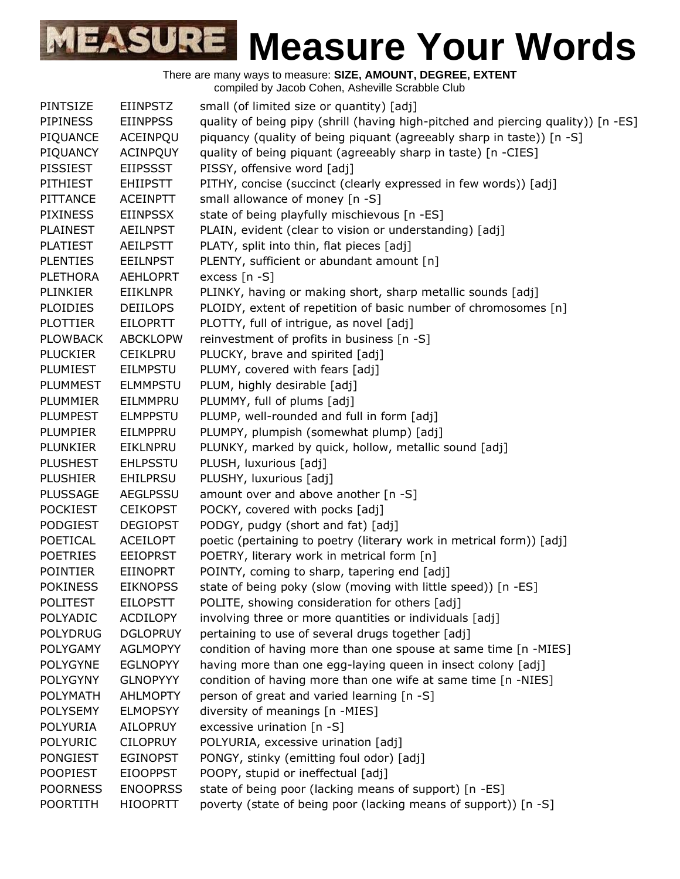# Measure Your Words

There are many ways to measure: **SIZE, AMOUNT, DEGREE, EXTENT**
compiled by Jacob Cohen, Asheville Scrabble Club

| | | |
|---|---|---|
| PINTSIZE | EIINPSTZ | small (of limited size or quantity) [adj] |
| PIPINESS | EIINPPSS | quality of being pipy (shrill (having high-pitched and piercing quality)) [n -ES] |
| PIQUANCE | ACEINPQU | piquancy (quality of being piquant (agreeably sharp in taste)) [n -S] |
| PIQUANCY | ACINPQUY | quality of being piquant (agreeably sharp in taste) [n -CIES] |
| PISSIEST | EIIPSSST | PISSY, offensive word [adj] |
| PITHIEST | EHIIPSTT | PITHY, concise (succinct (clearly expressed in few words)) [adj] |
| PITTANCE | ACEINPTT | small allowance of money [n -S] |
| PIXINESS | EIINPSSX | state of being playfully mischievous [n -ES] |
| PLAINEST | AEILNPST | PLAIN, evident (clear to vision or understanding) [adj] |
| PLATIEST | AEILPSTT | PLATY, split into thin, flat pieces [adj] |
| PLENTIES | EEILNPST | PLENTY, sufficient or abundant amount [n] |
| PLETHORA | AEHLOPRT | excess [n -S] |
| PLINKIER | EIIKLNPR | PLINKY, having or making short, sharp metallic sounds [adj] |
| PLOIDIES | DEIILOPS | PLOIDY, extent of repetition of basic number of chromosomes [n] |
| PLOTTIER | EILOPRTT | PLOTTY, full of intrigue, as novel [adj] |
| PLOWBACK | ABCKLOPW | reinvestment of profits in business [n -S] |
| PLUCKIER | CEIKLPRU | PLUCKY, brave and spirited [adj] |
| PLUMIEST | EILMPSTU | PLUMY, covered with fears [adj] |
| PLUMMEST | ELMMPSTU | PLUM, highly desirable [adj] |
| PLUMMIER | EILMMPRU | PLUMMY, full of plums [adj] |
| PLUMPEST | ELMPPSTU | PLUMP, well-rounded and full in form [adj] |
| PLUMPIER | EILMPPRU | PLUMPY, plumpish (somewhat plump) [adj] |
| PLUNKIER | EIKLNPRU | PLUNKY, marked by quick, hollow, metallic sound [adj] |
| PLUSHEST | EHLPSSTU | PLUSH, luxurious [adj] |
| PLUSHIER | EHILPRSU | PLUSHY, luxurious [adj] |
| PLUSSAGE | AEGLPSSU | amount over and above another [n -S] |
| POCKIEST | CEIKOPST | POCKY, covered with pocks [adj] |
| PODGIEST | DEGIOPST | PODGY, pudgy (short and fat) [adj] |
| POETICAL | ACEILOPT | poetic (pertaining to poetry (literary work in metrical form)) [adj] |
| POETRIES | EEIOPRST | POETRY, literary work in metrical form [n] |
| POINTIER | EIINOPRT | POINTY, coming to sharp, tapering end [adj] |
| POKINESS | EIKNOPSS | state of being poky (slow (moving with little speed)) [n -ES] |
| POLITEST | EILOPSTT | POLITE, showing consideration for others [adj] |
| POLYADIC | ACDILOPY | involving three or more quantities or individuals [adj] |
| POLYDRUG | DGLOPRUY | pertaining to use of several drugs together [adj] |
| POLYGAMY | AGLMOPYY | condition of having more than one spouse at same time [n -MIES] |
| POLYGYNE | EGLNOPYY | having more than one egg-laying queen in insect colony [adj] |
| POLYGYNY | GLNOPYYY | condition of having more than one wife at same time [n -NIES] |
| POLYMATH | AHLMOPTY | person of great and varied learning [n -S] |
| POLYSEMY | ELMOPSYY | diversity of meanings [n -MIES] |
| POLYURIA | AILOPRUY | excessive urination [n -S] |
| POLYURIC | CILOPRUY | POLYURIA, excessive urination [adj] |
| PONGIEST | EGINOPST | PONGY, stinky (emitting foul odor) [adj] |
| POOPIEST | EIOOPPST | POOPY, stupid or ineffectual [adj] |
| POORNESS | ENOOPRSS | state of being poor (lacking means of support) [n -ES] |
| POORTITH | HIOOPRTT | poverty (state of being poor (lacking means of support)) [n -S] |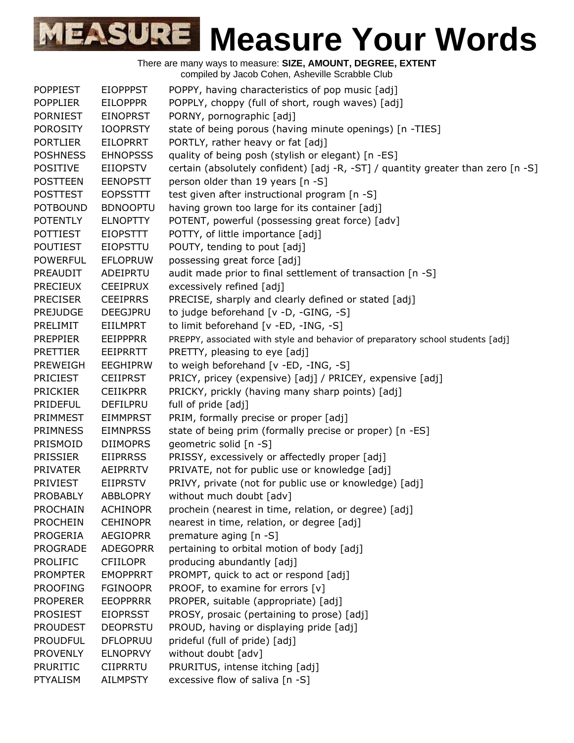# Measure Your Words

There are many ways to measure: **SIZE, AMOUNT, DEGREE, EXTENT**
compiled by Jacob Cohen, Asheville Scrabble Club

| | | |
|---|---|---|
| POPPIEST | EIOPPPST | POPPY, having characteristics of pop music [adj] |
| POPPLIER | EILOPPPR | POPPLY, choppy (full of short, rough waves) [adj] |
| PORNIEST | EINOPRST | PORNY, pornographic [adj] |
| POROSITY | IOOPRSTY | state of being porous (having minute openings) [n -TIES] |
| PORTLIER | EILOPRRT | PORTLY, rather heavy or fat [adj] |
| POSHNESS | EHNOPSSS | quality of being posh (stylish or elegant) [n -ES] |
| POSITIVE | EIIOPSTV | certain (absolutely confident) [adj -R, -ST] / quantity greater than zero [n -S] |
| POSTTEEN | EENOPSTT | person older than 19 years [n -S] |
| POSTTEST | EOPSSTTT | test given after instructional program [n -S] |
| POTBOUND | BDNOOPTU | having grown too large for its container [adj] |
| POTENTLY | ELNOPTTY | POTENT, powerful (possessing great force) [adv] |
| POTTIEST | EIOPSTTT | POTTY, of little importance [adj] |
| POUTIEST | EIOPSTTU | POUTY, tending to pout [adj] |
| POWERFUL | EFLOPRUW | possessing great force [adj] |
| PREAUDIT | ADEIPRTU | audit made prior to final settlement of transaction [n -S] |
| PRECIEUX | CEEIPRUX | excessively refined [adj] |
| PRECISER | CEEIPRRS | PRECISE, sharply and clearly defined or stated [adj] |
| PREJUDGE | DEEGJPRU | to judge beforehand [v -D, -GING, -S] |
| PRELIMIT | EIILMPRT | to limit beforehand [v -ED, -ING, -S] |
| PREPPIER | EEIPPPRR | PREPPY, associated with style and behavior of preparatory school students [adj] |
| PRETTIER | EEIPRRTT | PRETTY, pleasing to eye [adj] |
| PREWEIGH | EEGHIPRW | to weigh beforehand [v -ED, -ING, -S] |
| PRICIEST | CEIIPRST | PRICY, pricey (expensive) [adj] / PRICEY, expensive [adj] |
| PRICKIER | CEIIKPRR | PRICKY, prickly (having many sharp points) [adj] |
| PRIDEFUL | DEFILPRU | full of pride [adj] |
| PRIMMEST | EIMMPRST | PRIM, formally precise or proper [adj] |
| PRIMNESS | EIMNPRSS | state of being prim (formally precise or proper) [n -ES] |
| PRISMOID | DIIMOPRS | geometric solid [n -S] |
| PRISSIER | EIIPRRSS | PRISSY, excessively or affectedly proper [adj] |
| PRIVATER | AEIPRRTV | PRIVATE, not for public use or knowledge [adj] |
| PRIVIEST | EIIPRSTV | PRIVY, private (not for public use or knowledge) [adj] |
| PROBABLY | ABBLOPRY | without much doubt [adv] |
| PROCHAIN | ACHINOPR | prochein (nearest in time, relation, or degree) [adj] |
| PROCHEIN | CEHINOPR | nearest in time, relation, or degree [adj] |
| PROGERIA | AEGIOPRR | premature aging [n -S] |
| PROGRADE | ADEGOPRR | pertaining to orbital motion of body [adj] |
| PROLIFIC | CFIILOPR | producing abundantly [adj] |
| PROMPTER | EMOPPRRT | PROMPT, quick to act or respond [adj] |
| PROOFING | FGINOOPR | PROOF, to examine for errors [v] |
| PROPERER | EEOPPRRR | PROPER, suitable (appropriate) [adj] |
| PROSIEST | EIOPRSST | PROSY, prosaic (pertaining to prose) [adj] |
| PROUDEST | DEOPRSTU | PROUD, having or displaying pride [adj] |
| PROUDFUL | DFLOPRUU | prideful (full of pride) [adj] |
| PROVENLY | ELNOPRVY | without doubt [adv] |
| PRURITIC | CIIPRRTU | PRURITUS, intense itching [adj] |
| PTYALISM | AILMPSTY | excessive flow of saliva [n -S] |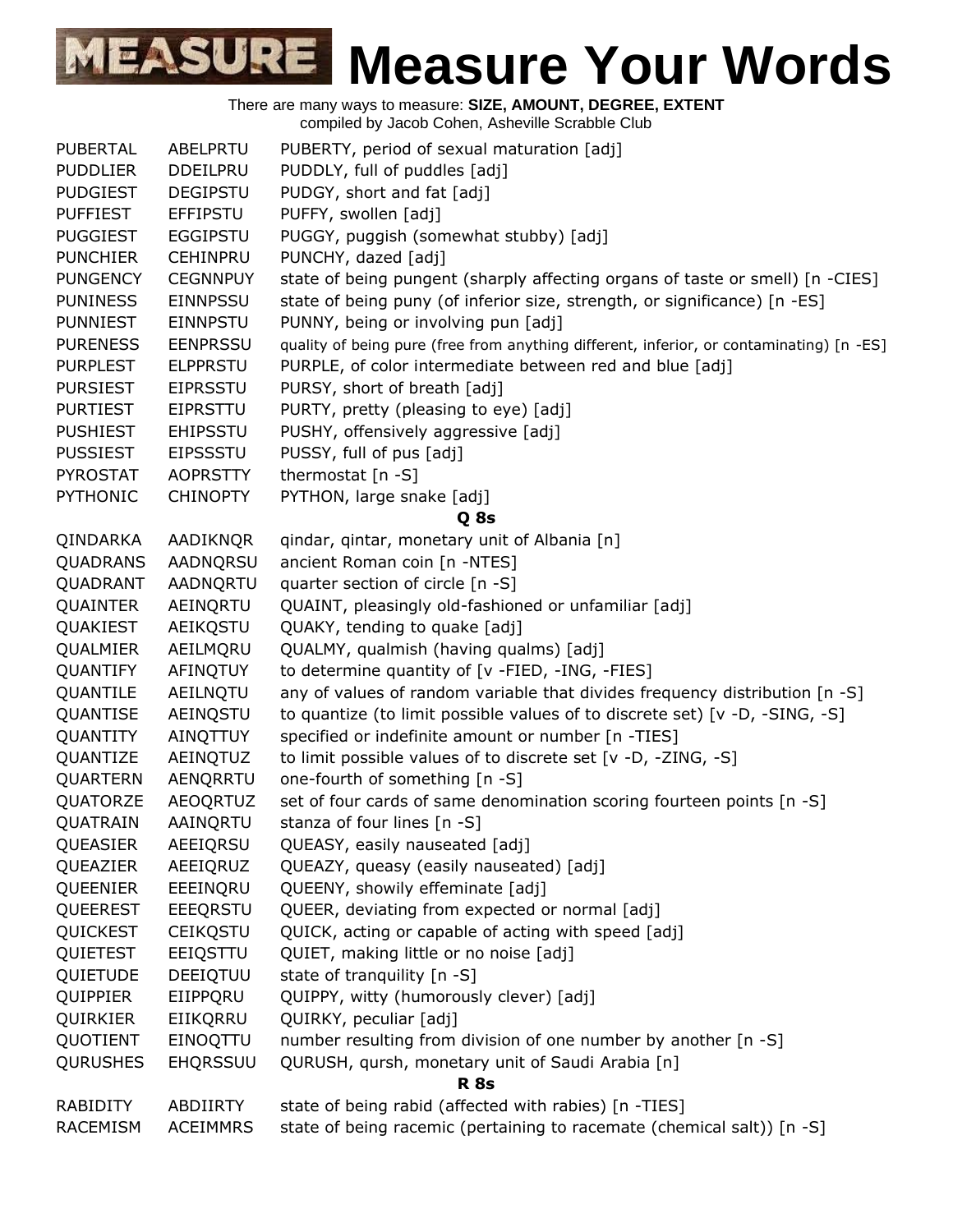# Measure Your Words

There are many ways to measure: **SIZE, AMOUNT, DEGREE, EXTENT**
compiled by Jacob Cohen, Asheville Scrabble Club

| | | |
|---|---|---|
| PUBERTAL | ABELPRTU | PUBERTY, period of sexual maturation [adj] |
| PUDDLIER | DDEILPRU | PUDDLY, full of puddles [adj] |
| PUDGIEST | DEGIPSTU | PUDGY, short and fat [adj] |
| PUFFIEST | EFFIPSTU | PUFFY, swollen [adj] |
| PUGGIEST | EGGIPSTU | PUGGY, puggish (somewhat stubby) [adj] |
| PUNCHIER | CEHINPRU | PUNCHY, dazed [adj] |
| PUNGENCY | CEGNNPUY | state of being pungent (sharply affecting organs of taste or smell) [n -CIES] |
| PUNINESS | EINNPSSU | state of being puny (of inferior size, strength, or significance) [n -ES] |
| PUNNIEST | EINNPSTU | PUNNY, being or involving pun [adj] |
| PURENESS | EENPRSSU | quality of being pure (free from anything different, inferior, or contaminating) [n -ES] |
| PURPLEST | ELPPRSTU | PURPLE, of color intermediate between red and blue [adj] |
| PURSIEST | EIPRSSTU | PURSY, short of breath [adj] |
| PURTIEST | EIPRSTTU | PURTY, pretty (pleasing to eye) [adj] |
| PUSHIEST | EHIPSSTU | PUSHY, offensively aggressive [adj] |
| PUSSIEST | EIPSSSTU | PUSSY, full of pus [adj] |
| PYROSTAT | AOPRSTTY | thermostat [n -S] |
| PYTHONIC | CHINOPTY | PYTHON, large snake [adj] |

**Q 8s**

| | | |
|---|---|---|
| QINDARKA | AADIKNQR | qindar, qintar, monetary unit of Albania [n] |
| QUADRANS | AADNQRSU | ancient Roman coin [n -NTES] |
| QUADRANT | AADNQRTU | quarter section of circle [n -S] |
| QUAINTER | AEINQRTU | QUAINT, pleasingly old-fashioned or unfamiliar [adj] |
| QUAKIEST | AEIKQSTU | QUAKY, tending to quake [adj] |
| QUALMIER | AEILMQRU | QUALMY, qualmish (having qualms) [adj] |
| QUANTIFY | AFINQTUY | to determine quantity of [v -FIED, -ING, -FIES] |
| QUANTILE | AEILNQTU | any of values of random variable that divides frequency distribution [n -S] |
| QUANTISE | AEINQSTU | to quantize (to limit possible values of to discrete set) [v -D, -SING, -S] |
| QUANTITY | AINQTTUY | specified or indefinite amount or number [n -TIES] |
| QUANTIZE | AEINQTUZ | to limit possible values of to discrete set [v -D, -ZING, -S] |
| QUARTERN | AENQRRTU | one-fourth of something [n -S] |
| QUATORZE | AEOQRTUZ | set of four cards of same denomination scoring fourteen points [n -S] |
| QUATRAIN | AAINQRTU | stanza of four lines [n -S] |
| QUEASIER | AEEIQRSU | QUEASY, easily nauseated [adj] |
| QUEAZIER | AEEIQRUZ | QUEAZY, queasy (easily nauseated) [adj] |
| QUEENIER | EEEINQRU | QUEENY, showily effeminate [adj] |
| QUEEREST | EEEQRSTU | QUEER, deviating from expected or normal [adj] |
| QUICKEST | CEIKQSTU | QUICK, acting or capable of acting with speed [adj] |
| QUIETEST | EEIQSTTU | QUIET, making little or no noise [adj] |
| QUIETUDE | DEEIQTUU | state of tranquility [n -S] |
| QUIPPIER | EIIPPQRU | QUIPPY, witty (humorously clever) [adj] |
| QUIRKIER | EIIKQRRU | QUIRKY, peculiar [adj] |
| QUOTIENT | EINOQTTU | number resulting from division of one number by another [n -S] |
| QURUSHES | EHQRSSUU | QURUSH, qursh, monetary unit of Saudi Arabia [n] |

**R 8s**

| | | |
|---|---|---|
| RABIDITY | ABDIIRTY | state of being rabid (affected with rabies) [n -TIES] |
| RACEMISM | ACEIMMRS | state of being racemic (pertaining to racemate (chemical salt)) [n -S] |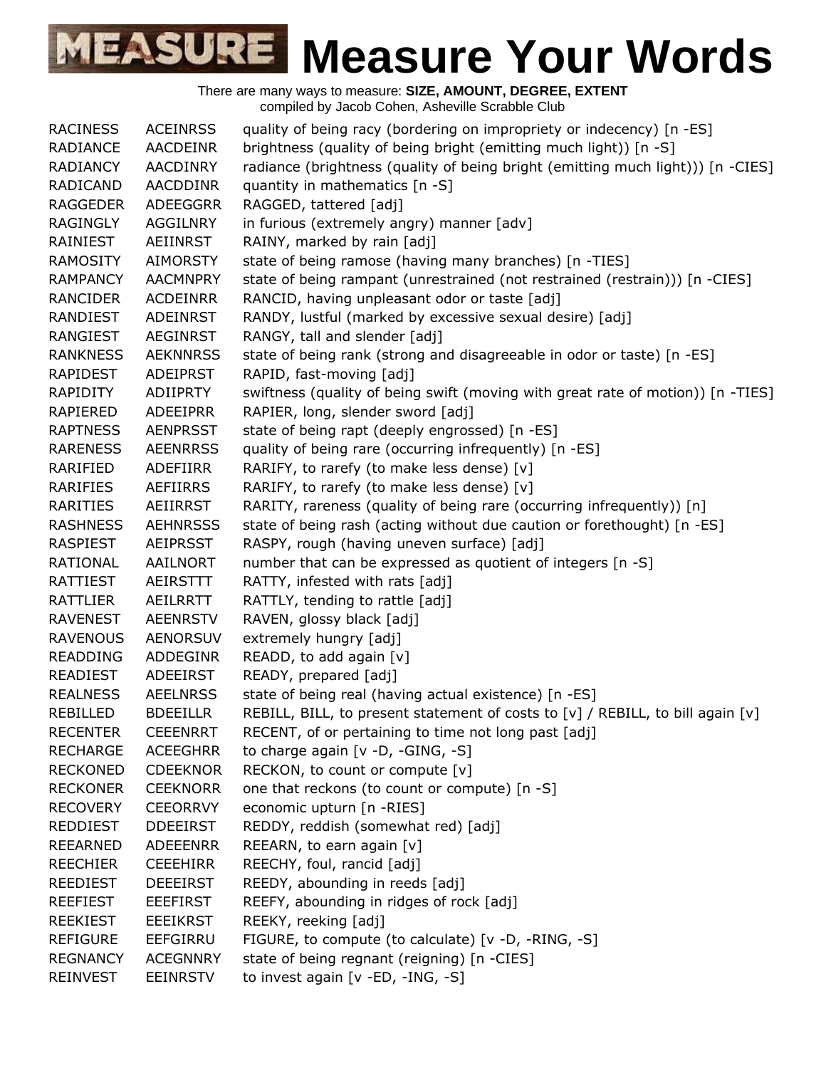# Measure Your Words

There are many ways to measure: **SIZE, AMOUNT, DEGREE, EXTENT**
compiled by Jacob Cohen, Asheville Scrabble Club

| | | |
|---|---|---|
| RACINESS | ACEINRSS | quality of being racy (bordering on impropriety or indecency) [n -ES] |
| RADIANCE | AACDEINR | brightness (quality of being bright (emitting much light)) [n -S] |
| RADIANCY | AACDINRY | radiance (brightness (quality of being bright (emitting much light))) [n -CIES] |
| RADICAND | AACDDINR | quantity in mathematics [n -S] |
| RAGGEDER | ADEEGGRR | RAGGED, tattered [adj] |
| RAGINGLY | AGGILNRY | in furious (extremely angry) manner [adv] |
| RAINIEST | AEIINRST | RAINY, marked by rain [adj] |
| RAMOSITY | AIMORSTY | state of being ramose (having many branches) [n -TIES] |
| RAMPANCY | AACMNPRY | state of being rampant (unrestrained (not restrained (restrain))) [n -CIES] |
| RANCIDER | ACDEINRR | RANCID, having unpleasant odor or taste [adj] |
| RANDIEST | ADEINRST | RANDY, lustful (marked by excessive sexual desire) [adj] |
| RANGIEST | AEGINRST | RANGY, tall and slender [adj] |
| RANKNESS | AEKNNRSS | state of being rank (strong and disagreeable in odor or taste) [n -ES] |
| RAPIDEST | ADEIPRST | RAPID, fast-moving [adj] |
| RAPIDITY | ADIIPRTY | swiftness (quality of being swift (moving with great rate of motion)) [n -TIES] |
| RAPIERED | ADEEIPRR | RAPIER, long, slender sword [adj] |
| RAPTNESS | AENPRSST | state of being rapt (deeply engrossed) [n -ES] |
| RARENESS | AEENRRSS | quality of being rare (occurring infrequently) [n -ES] |
| RARIFIED | ADEFIIRR | RARIFY, to rarefy (to make less dense) [v] |
| RARIFIES | AEFIIRRS | RARIFY, to rarefy (to make less dense) [v] |
| RARITIES | AEIIRRST | RARITY, rareness (quality of being rare (occurring infrequently)) [n] |
| RASHNESS | AEHNRSSS | state of being rash (acting without due caution or forethought) [n -ES] |
| RASPIEST | AEIPRSST | RASPY, rough (having uneven surface) [adj] |
| RATIONAL | AAILNORT | number that can be expressed as quotient of integers [n -S] |
| RATTIEST | AEIRSTTT | RATTY, infested with rats [adj] |
| RATTLIER | AEILRRTT | RATTLY, tending to rattle [adj] |
| RAVENEST | AEENRSTV | RAVEN, glossy black [adj] |
| RAVENOUS | AENORSUV | extremely hungry [adj] |
| READDING | ADDEGINR | READD, to add again [v] |
| READIEST | ADEEIRST | READY, prepared [adj] |
| REALNESS | AEELNRSS | state of being real (having actual existence) [n -ES] |
| REBILLED | BDEEILLR | REBILL, BILL, to present statement of costs to [v] / REBILL, to bill again [v] |
| RECENTER | CEEENRRT | RECENT, of or pertaining to time not long past [adj] |
| RECHARGE | ACEEGHRR | to charge again [v -D, -GING, -S] |
| RECKONED | CDEEKNOR | RECKON, to count or compute [v] |
| RECKONER | CEEKNORR | one that reckons (to count or compute) [n -S] |
| RECOVERY | CEEORRVY | economic upturn [n -RIES] |
| REDDIEST | DDEEIRST | REDDY, reddish (somewhat red) [adj] |
| REEARNED | ADEEENRR | REEARN, to earn again [v] |
| REECHIER | CEEEHIRR | REECHY, foul, rancid [adj] |
| REEDIEST | DEEEIRST | REEDY, abounding in reeds [adj] |
| REEFIEST | EEEFIRST | REEFY, abounding in ridges of rock [adj] |
| REEKIEST | EEEIKRST | REEKY, reeking [adj] |
| REFIGURE | EEFGIRRU | FIGURE, to compute (to calculate) [v -D, -RING, -S] |
| REGNANCY | ACEGNNRY | state of being regnant (reigning) [n -CIES] |
| REINVEST | EEINRSTV | to invest again [v -ED, -ING, -S] |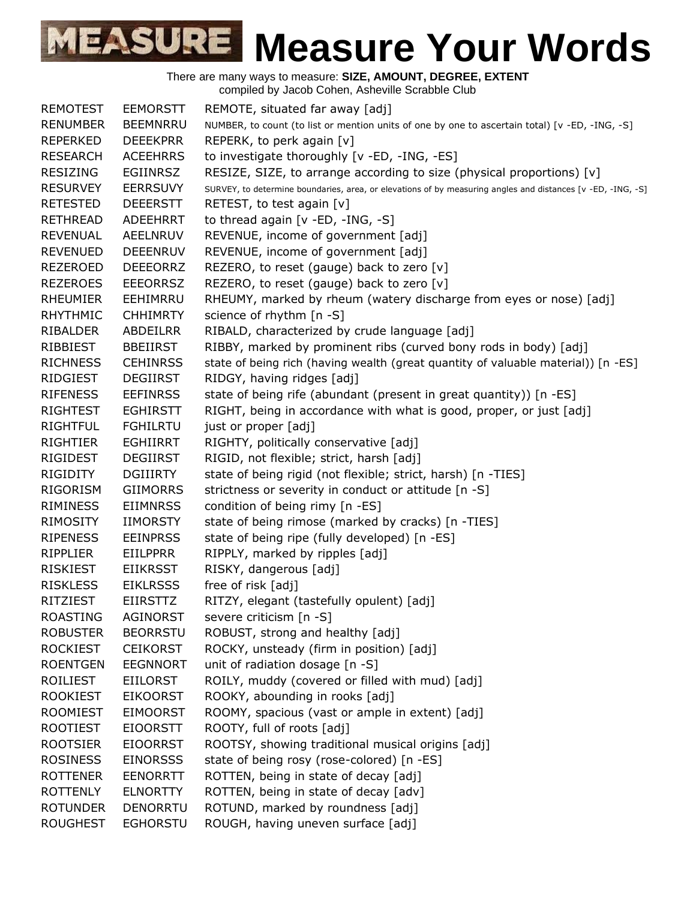# Measure Your Words

There are many ways to measure: **SIZE, AMOUNT, DEGREE, EXTENT**
compiled by Jacob Cohen, Asheville Scrabble Club

| | | |
|---|---|---|
| REMOTEST | EEMORSTT | REMOTE, situated far away [adj] |
| RENUMBER | BEEMNRRU | NUMBER, to count (to list or mention units of one by one to ascertain total) [v -ED, -ING, -S] |
| REPERKED | DEEEKPRR | REPERK, to perk again [v] |
| RESEARCH | ACEEHRRS | to investigate thoroughly [v -ED, -ING, -ES] |
| RESIZING | EGIINRSZ | RESIZE, SIZE, to arrange according to size (physical proportions) [v] |
| RESURVEY | EERRSUVY | SURVEY, to determine boundaries, area, or elevations of by measuring angles and distances [v -ED, -ING, -S] |
| RETESTED | DEEERSTT | RETEST, to test again [v] |
| RETHREAD | ADEEHRRT | to thread again [v -ED, -ING, -S] |
| REVENUAL | AEELNRUV | REVENUE, income of government [adj] |
| REVENUED | DEEENRUV | REVENUE, income of government [adj] |
| REZEROED | DEEEORRZ | REZERO, to reset (gauge) back to zero [v] |
| REZEROES | EEEORRSZ | REZERO, to reset (gauge) back to zero [v] |
| RHEUMIER | EEHIMRRU | RHEUMY, marked by rheum (watery discharge from eyes or nose) [adj] |
| RHYTHMIC | CHHIMRTY | science of rhythm [n -S] |
| RIBALDER | ABDEILRR | RIBALD, characterized by crude language [adj] |
| RIBBIEST | BBEIIRST | RIBBY, marked by prominent ribs (curved bony rods in body) [adj] |
| RICHNESS | CEHINRSS | state of being rich (having wealth (great quantity of valuable material)) [n -ES] |
| RIDGIEST | DEGIIRST | RIDGY, having ridges [adj] |
| RIFENESS | EEFINRSS | state of being rife (abundant (present in great quantity)) [n -ES] |
| RIGHTEST | EGHIRSTT | RIGHT, being in accordance with what is good, proper, or just [adj] |
| RIGHTFUL | FGHILRTU | just or proper [adj] |
| RIGHTIER | EGHIIRRT | RIGHTY, politically conservative [adj] |
| RIGIDEST | DEGIIRST | RIGID, not flexible; strict, harsh [adj] |
| RIGIDITY | DGIIIRTY | state of being rigid (not flexible; strict, harsh) [n -TIES] |
| RIGORISM | GIIMORRS | strictness or severity in conduct or attitude [n -S] |
| RIMINESS | EIIMNRSS | condition of being rimy [n -ES] |
| RIMOSITY | IIMORSTY | state of being rimose (marked by cracks) [n -TIES] |
| RIPENESS | EEINPRSS | state of being ripe (fully developed) [n -ES] |
| RIPPLIER | EIILPPRR | RIPPLY, marked by ripples [adj] |
| RISKIEST | EIIKRSST | RISKY, dangerous [adj] |
| RISKLESS | EIKLRSSS | free of risk [adj] |
| RITZIEST | EIIRSTTZ | RITZY, elegant (tastefully opulent) [adj] |
| ROASTING | AGINORST | severe criticism [n -S] |
| ROBUSTER | BEORRSTU | ROBUST, strong and healthy [adj] |
| ROCKIEST | CEIKORST | ROCKY, unsteady (firm in position) [adj] |
| ROENTGEN | EEGNNORT | unit of radiation dosage [n -S] |
| ROILIEST | EIILORST | ROILY, muddy (covered or filled with mud) [adj] |
| ROOKIEST | EIKOORST | ROOKY, abounding in rooks [adj] |
| ROOMIEST | EIMOORST | ROOMY, spacious (vast or ample in extent) [adj] |
| ROOTIEST | EIOORSTT | ROOTY, full of roots [adj] |
| ROOTSIER | EIOORRST | ROOTSY, showing traditional musical origins [adj] |
| ROSINESS | EINORSSS | state of being rosy (rose-colored) [n -ES] |
| ROTTENER | EENORRTT | ROTTEN, being in state of decay [adj] |
| ROTTENLY | ELNORTTY | ROTTEN, being in state of decay [adv] |
| ROTUNDER | DENORRTU | ROTUND, marked by roundness [adj] |
| ROUGHEST | EGHORSTU | ROUGH, having uneven surface [adj] |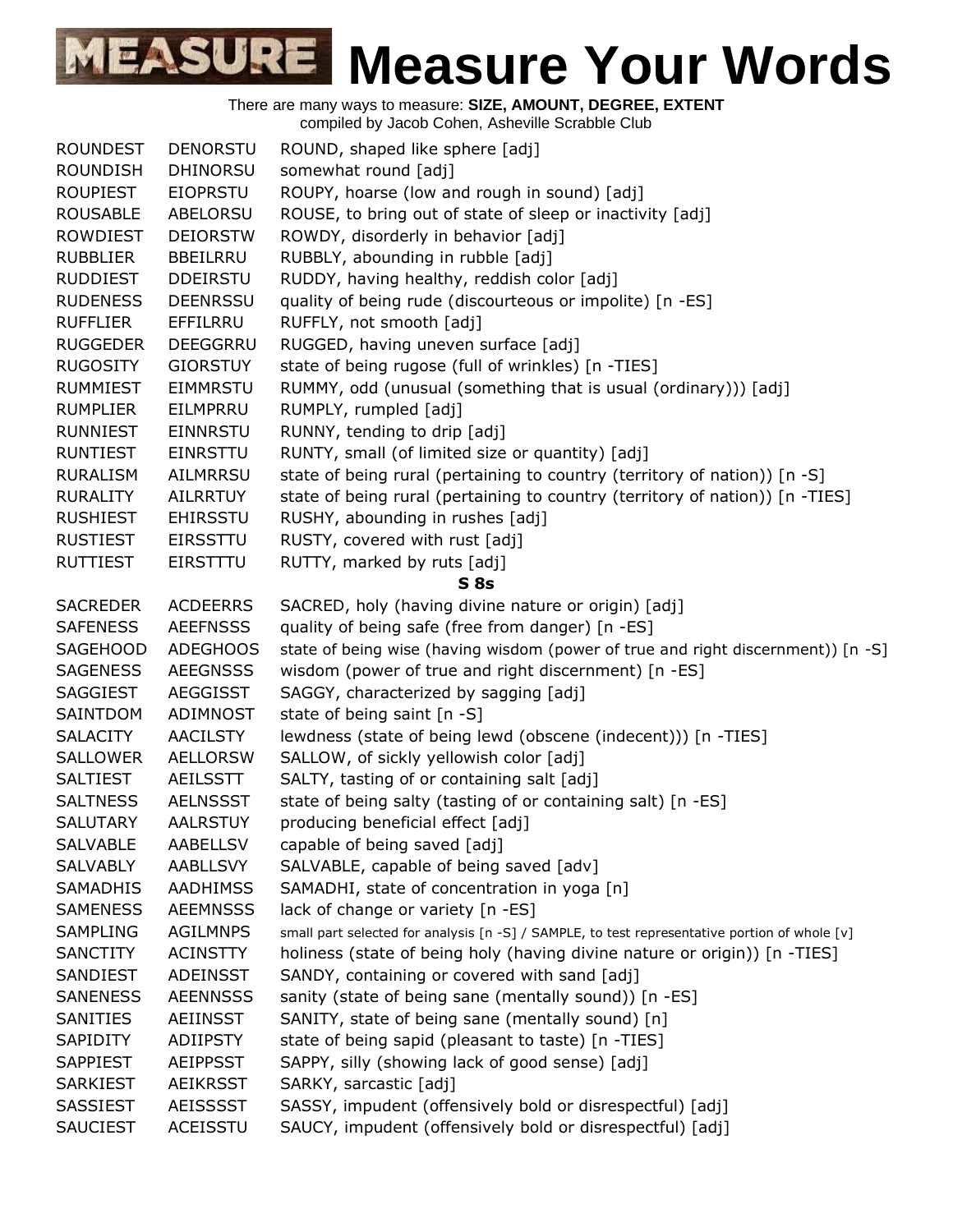# Measure Your Words

There are many ways to measure: **SIZE, AMOUNT, DEGREE, EXTENT**
compiled by Jacob Cohen, Asheville Scrabble Club

| | | |
|---|---|---|
| ROUNDEST | DENORSTU | ROUND, shaped like sphere [adj] |
| ROUNDISH | DHINORSU | somewhat round [adj] |
| ROUPIEST | EIOPRSTU | ROUPY, hoarse (low and rough in sound) [adj] |
| ROUSABLE | ABELORSU | ROUSE, to bring out of state of sleep or inactivity [adj] |
| ROWDIEST | DEIORSTW | ROWDY, disorderly in behavior [adj] |
| RUBBLIER | BBEILRRU | RUBBLY, abounding in rubble [adj] |
| RUDDIEST | DDEIRSTU | RUDDY, having healthy, reddish color [adj] |
| RUDENESS | DEENRSSU | quality of being rude (discourteous or impolite) [n -ES] |
| RUFFLIER | EFFILRRU | RUFFLY, not smooth [adj] |
| RUGGEDER | DEEGGRRU | RUGGED, having uneven surface [adj] |
| RUGOSITY | GIORSTUY | state of being rugose (full of wrinkles) [n -TIES] |
| RUMMIEST | EIMMRSTU | RUMMY, odd (unusual (something that is usual (ordinary))) [adj] |
| RUMPLIER | EILMPRRU | RUMPLY, rumpled [adj] |
| RUNNIEST | EINNRSTU | RUNNY, tending to drip [adj] |
| RUNTIEST | EINRSTTU | RUNTY, small (of limited size or quantity) [adj] |
| RURALISM | AILMRRSU | state of being rural (pertaining to country (territory of nation)) [n -S] |
| RURALITY | AILRRTUY | state of being rural (pertaining to country (territory of nation)) [n -TIES] |
| RUSHIEST | EHIRSSTU | RUSHY, abounding in rushes [adj] |
| RUSTIEST | EIRSSTTU | RUSTY, covered with rust [adj] |
| RUTTIEST | EIRSTTTU | RUTTY, marked by ruts [adj] |
| | | **S 8s** |
| SACREDER | ACDEERRS | SACRED, holy (having divine nature or origin) [adj] |
| SAFENESS | AEEFNSSS | quality of being safe (free from danger) [n -ES] |
| SAGEHOOD | ADEGHOOS | state of being wise (having wisdom (power of true and right discernment)) [n -S] |
| SAGENESS | AEEGNSSS | wisdom (power of true and right discernment) [n -ES] |
| SAGGIEST | AEGGISST | SAGGY, characterized by sagging [adj] |
| SAINTDOM | ADIMNOST | state of being saint [n -S] |
| SALACITY | AACILSTY | lewdness (state of being lewd (obscene (indecent))) [n -TIES] |
| SALLOWER | AELLORSW | SALLOW, of sickly yellowish color [adj] |
| SALTIEST | AEILSSTT | SALTY, tasting of or containing salt [adj] |
| SALTNESS | AELNSSST | state of being salty (tasting of or containing salt) [n -ES] |
| SALUTARY | AALRSTUY | producing beneficial effect [adj] |
| SALVABLE | AABELLSV | capable of being saved [adj] |
| SALVABLY | AABLLSVY | SALVABLE, capable of being saved [adv] |
| SAMADHIS | AADHIMSS | SAMADHI, state of concentration in yoga [n] |
| SAMENESS | AEEMNSSS | lack of change or variety [n -ES] |
| SAMPLING | AGILMNPS | small part selected for analysis [n -S] / SAMPLE, to test representative portion of whole [v] |
| SANCTITY | ACINSTTY | holiness (state of being holy (having divine nature or origin)) [n -TIES] |
| SANDIEST | ADEINSST | SANDY, containing or covered with sand [adj] |
| SANENESS | AEENNSSS | sanity (state of being sane (mentally sound)) [n -ES] |
| SANITIES | AEIINSST | SANITY, state of being sane (mentally sound) [n] |
| SAPIDITY | ADIIPSTY | state of being sapid (pleasant to taste) [n -TIES] |
| SAPPIEST | AEIPPSST | SAPPY, silly (showing lack of good sense) [adj] |
| SARKIEST | AEIKRSST | SARKY, sarcastic [adj] |
| SASSIEST | AEISSSST | SASSY, impudent (offensively bold or disrespectful) [adj] |
| SAUCIEST | ACEISSTU | SAUCY, impudent (offensively bold or disrespectful) [adj] |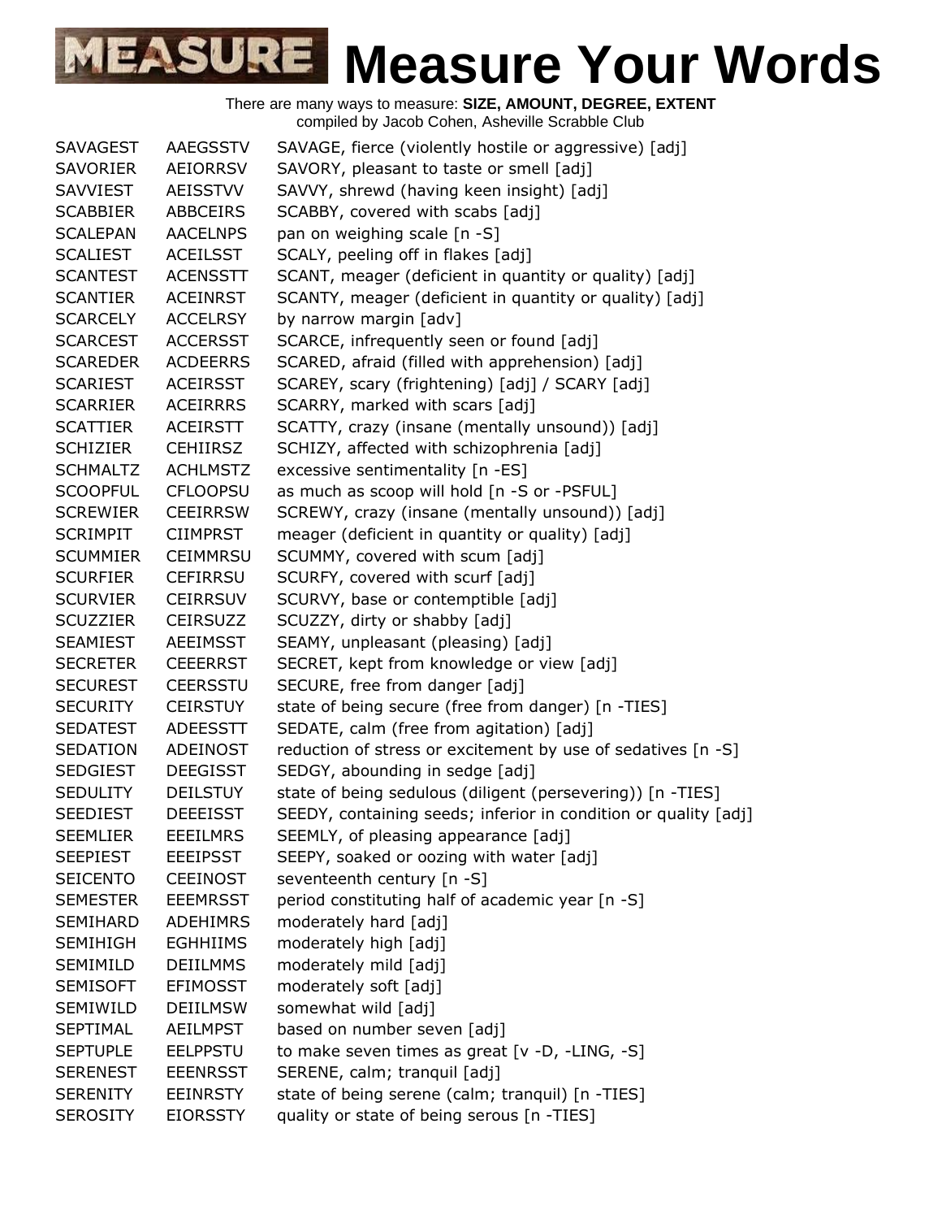# Measure Your Words

There are many ways to measure: **SIZE, AMOUNT, DEGREE, EXTENT**
compiled by Jacob Cohen, Asheville Scrabble Club

| | | |
|---|---|---|
| SAVAGEST | AAEGSSTV | SAVAGE, fierce (violently hostile or aggressive) [adj] |
| SAVORIER | AEIORRSV | SAVORY, pleasant to taste or smell [adj] |
| SAVVIEST | AEISSTVV | SAVVY, shrewd (having keen insight) [adj] |
| SCABBIER | ABBCEIRS | SCABBY, covered with scabs [adj] |
| SCALEPAN | AACELNPS | pan on weighing scale [n -S] |
| SCALIEST | ACEILSST | SCALY, peeling off in flakes [adj] |
| SCANTEST | ACENSSTT | SCANT, meager (deficient in quantity or quality) [adj] |
| SCANTIER | ACEINRST | SCANTY, meager (deficient in quantity or quality) [adj] |
| SCARCELY | ACCELRSY | by narrow margin [adv] |
| SCARCEST | ACCERSST | SCARCE, infrequently seen or found [adj] |
| SCAREDER | ACDEERRS | SCARED, afraid (filled with apprehension) [adj] |
| SCARIEST | ACEIRSST | SCAREY, scary (frightening) [adj] / SCARY [adj] |
| SCARRIER | ACEIRRRS | SCARRY, marked with scars [adj] |
| SCATTIER | ACEIRSTT | SCATTY, crazy (insane (mentally unsound)) [adj] |
| SCHIZIER | CEHIIRSZ | SCHIZY, affected with schizophrenia [adj] |
| SCHMALTZ | ACHLMSTZ | excessive sentimentality [n -ES] |
| SCOOPFUL | CFLOOPSU | as much as scoop will hold [n -S or -PSFUL] |
| SCREWIER | CEEIRRSW | SCREWY, crazy (insane (mentally unsound)) [adj] |
| SCRIMPIT | CIIMPRST | meager (deficient in quantity or quality) [adj] |
| SCUMMIER | CEIMMRSU | SCUMMY, covered with scum [adj] |
| SCURFIER | CEFIRRSU | SCURFY, covered with scurf [adj] |
| SCURVIER | CEIRRSUV | SCURVY, base or contemptible [adj] |
| SCUZZIER | CEIRSUZZ | SCUZZY, dirty or shabby [adj] |
| SEAMIEST | AEEIMSST | SEAMY, unpleasant (pleasing) [adj] |
| SECRETER | CEEERRST | SECRET, kept from knowledge or view [adj] |
| SECUREST | CEERSSTU | SECURE, free from danger [adj] |
| SECURITY | CEIRSTUY | state of being secure (free from danger) [n -TIES] |
| SEDATEST | ADEESSTT | SEDATE, calm (free from agitation) [adj] |
| SEDATION | ADEINOST | reduction of stress or excitement by use of sedatives [n -S] |
| SEDGIEST | DEEGISST | SEDGY, abounding in sedge [adj] |
| SEDULITY | DEILSTUY | state of being sedulous (diligent (persevering)) [n -TIES] |
| SEEDIEST | DEEEISST | SEEDY, containing seeds; inferior in condition or quality [adj] |
| SEEMLIER | EEEILMRS | SEEMLY, of pleasing appearance [adj] |
| SEEPIEST | EEEIPSST | SEEPY, soaked or oozing with water [adj] |
| SEICENTO | CEEINOST | seventeenth century [n -S] |
| SEMESTER | EEEMRSST | period constituting half of academic year [n -S] |
| SEMIHARD | ADEHIMRS | moderately hard [adj] |
| SEMIHIGH | EGHHIIMS | moderately high [adj] |
| SEMIMILD | DEIILMMS | moderately mild [adj] |
| SEMISOFT | EFIMOSST | moderately soft [adj] |
| SEMIWILD | DEIILMSW | somewhat wild [adj] |
| SEPTIMAL | AEILMPST | based on number seven [adj] |
| SEPTUPLE | EELPPSTU | to make seven times as great [v -D, -LING, -S] |
| SERENEST | EEENRSST | SERENE, calm; tranquil [adj] |
| SERENITY | EEINRSTY | state of being serene (calm; tranquil) [n -TIES] |
| SEROSITY | EIORSSTY | quality or state of being serous [n -TIES] |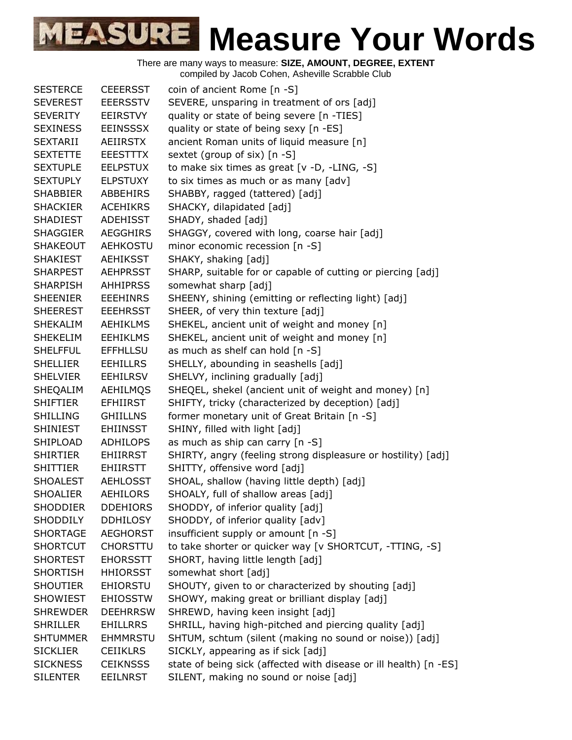# MEASURE Measure Your Words

There are many ways to measure: **SIZE, AMOUNT, DEGREE, EXTENT**
compiled by Jacob Cohen, Asheville Scrabble Club

| | | |
|---|---|---|
| SESTERCE | CEEERSST | coin of ancient Rome [n -S] |
| SEVEREST | EEERSSTV | SEVERE, unsparing in treatment of ors [adj] |
| SEVERITY | EEIRSTVY | quality or state of being severe [n -TIES] |
| SEXINESS | EEINSSSX | quality or state of being sexy [n -ES] |
| SEXTARII | AEIIRSTX | ancient Roman units of liquid measure [n] |
| SEXTETTE | EEESTTTX | sextet (group of six) [n -S] |
| SEXTUPLE | EELPSTUX | to make six times as great [v -D, -LING, -S] |
| SEXTUPLY | ELPSTUXY | to six times as much or as many [adv] |
| SHABBIER | ABBEHIRS | SHABBY, ragged (tattered) [adj] |
| SHACKIER | ACEHIKRS | SHACKY, dilapidated [adj] |
| SHADIEST | ADEHISST | SHADY, shaded [adj] |
| SHAGGIER | AEGGHIRS | SHAGGY, covered with long, coarse hair [adj] |
| SHAKEOUT | AEHKOSTU | minor economic recession [n -S] |
| SHAKIEST | AEHIKSST | SHAKY, shaking [adj] |
| SHARPEST | AEHPRSST | SHARP, suitable for or capable of cutting or piercing [adj] |
| SHARPISH | AHHIPRSS | somewhat sharp [adj] |
| SHEENIER | EEEHINRS | SHEENY, shining (emitting or reflecting light) [adj] |
| SHEEREST | EEEHRSST | SHEER, of very thin texture [adj] |
| SHEKALIM | AEHIKLMS | SHEKEL, ancient unit of weight and money [n] |
| SHEKELIM | EEHIKLMS | SHEKEL, ancient unit of weight and money [n] |
| SHELFFUL | EFFHLLSU | as much as shelf can hold [n -S] |
| SHELLIER | EEHILLRS | SHELLY, abounding in seashells [adj] |
| SHELVIER | EEHILRSV | SHELVY, inclining gradually [adj] |
| SHEQALIM | AEHILMQS | SHEQEL, shekel (ancient unit of weight and money) [n] |
| SHIFTIER | EFHIIRST | SHIFTY, tricky (characterized by deception) [adj] |
| SHILLING | GHIILLNS | former monetary unit of Great Britain [n -S] |
| SHINIEST | EHIINSST | SHINY, filled with light [adj] |
| SHIPLOAD | ADHILOPS | as much as ship can carry [n -S] |
| SHIRTIER | EHIIRRST | SHIRTY, angry (feeling strong displeasure or hostility) [adj] |
| SHITTIER | EHIIRSTT | SHITTY, offensive word [adj] |
| SHOALEST | AEHLOSST | SHOAL, shallow (having little depth) [adj] |
| SHOALIER | AEHILORS | SHOALY, full of shallow areas [adj] |
| SHODDIER | DDEHIORS | SHODDY, of inferior quality [adj] |
| SHODDILY | DDHILOSY | SHODDY, of inferior quality [adv] |
| SHORTAGE | AEGHORST | insufficient supply or amount [n -S] |
| SHORTCUT | CHORSTTU | to take shorter or quicker way [v SHORTCUT, -TTING, -S] |
| SHORTEST | EHORSSTT | SHORT, having little length [adj] |
| SHORTISH | HHIORSST | somewhat short [adj] |
| SHOUTIER | EHIORSTU | SHOUTY, given to or characterized by shouting [adj] |
| SHOWIEST | EHIOSSTW | SHOWY, making great or brilliant display [adj] |
| SHREWDER | DEEHRRSW | SHREWD, having keen insight [adj] |
| SHRILLER | EHILLRRS | SHRILL, having high-pitched and piercing quality [adj] |
| SHTUMMER | EHMMRSTU | SHTUM, schtum (silent (making no sound or noise)) [adj] |
| SICKLIER | CEIIKLRS | SICKLY, appearing as if sick [adj] |
| SICKNESS | CEIKNSSS | state of being sick (affected with disease or ill health) [n -ES] |
| SILENTER | EEILNRST | SILENT, making no sound or noise [adj] |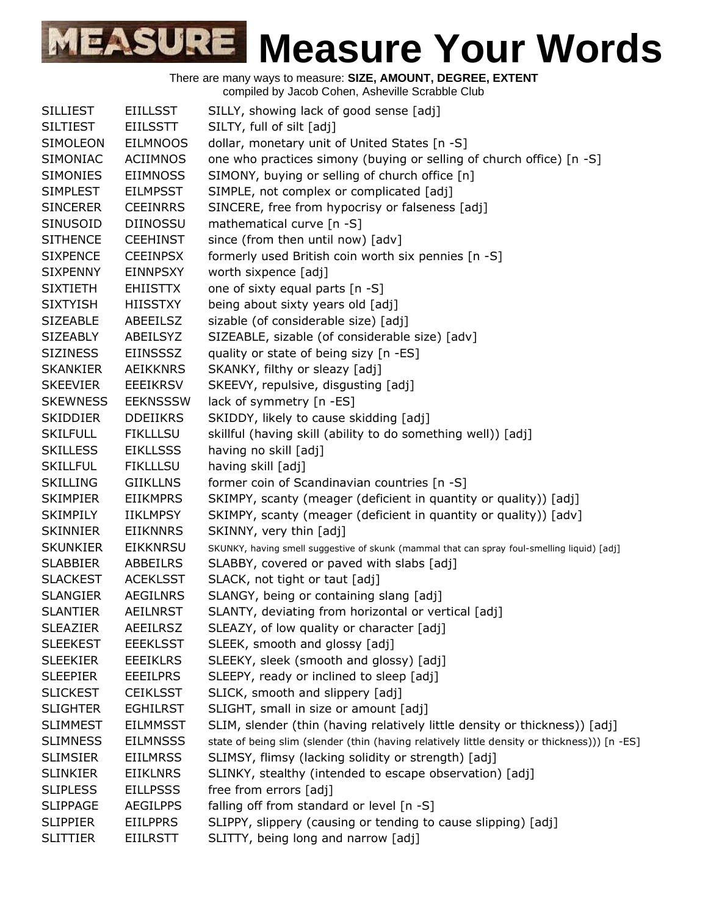# Measure Your Words

There are many ways to measure: **SIZE, AMOUNT, DEGREE, EXTENT**
compiled by Jacob Cohen, Asheville Scrabble Club

| | | |
|---|---|---|
| SILLIEST | EIILLSST | SILLY, showing lack of good sense [adj] |
| SILTIEST | EIILSSTT | SILTY, full of silt [adj] |
| SIMOLEON | EILMNOOS | dollar, monetary unit of United States [n -S] |
| SIMONIAC | ACIIMNOS | one who practices simony (buying or selling of church office) [n -S] |
| SIMONIES | EIIMNOSS | SIMONY, buying or selling of church office [n] |
| SIMPLEST | EILMPSST | SIMPLE, not complex or complicated [adj] |
| SINCERER | CEEINRRS | SINCERE, free from hypocrisy or falseness [adj] |
| SINUSOID | DIINOSSU | mathematical curve [n -S] |
| SITHENCE | CEEHINST | since (from then until now) [adv] |
| SIXPENCE | CEEINPSX | formerly used British coin worth six pennies [n -S] |
| SIXPENNY | EINNPSXY | worth sixpence [adj] |
| SIXTIETH | EHIISTTX | one of sixty equal parts [n -S] |
| SIXTYISH | HIISSTXY | being about sixty years old [adj] |
| SIZEABLE | ABEEILSZ | sizable (of considerable size) [adj] |
| SIZEABLY | ABEILSYZ | SIZEABLE, sizable (of considerable size) [adv] |
| SIZINESS | EIINSSSZ | quality or state of being sizy [n -ES] |
| SKANKIER | AEIKKNRS | SKANKY, filthy or sleazy [adj] |
| SKEEVIER | EEEIKRSV | SKEEVY, repulsive, disgusting [adj] |
| SKEWNESS | EEKNSSSW | lack of symmetry [n -ES] |
| SKIDDIER | DDEIIKRS | SKIDDY, likely to cause skidding [adj] |
| SKILFULL | FIKLLLSU | skillful (having skill (ability to do something well)) [adj] |
| SKILLESS | EIKLLSSS | having no skill [adj] |
| SKILLFUL | FIKLLLSU | having skill [adj] |
| SKILLING | GIIKLLNS | former coin of Scandinavian countries [n -S] |
| SKIMPIER | EIIKMPRS | SKIMPY, scanty (meager (deficient in quantity or quality)) [adj] |
| SKIMPILY | IIKLMPSY | SKIMPY, scanty (meager (deficient in quantity or quality)) [adv] |
| SKINNIER | EIIKNNRS | SKINNY, very thin [adj] |
| SKUNKIER | EIKKNRSU | SKUNKY, having smell suggestive of skunk (mammal that can spray foul-smelling liquid) [adj] |
| SLABBIER | ABBEILRS | SLABBY, covered or paved with slabs [adj] |
| SLACKEST | ACEKLSST | SLACK, not tight or taut [adj] |
| SLANGIER | AEGILNRS | SLANGY, being or containing slang [adj] |
| SLANTIER | AEILNRST | SLANTY, deviating from horizontal or vertical [adj] |
| SLEAZIER | AEEILRSZ | SLEAZY, of low quality or character [adj] |
| SLEEKEST | EEEKLSST | SLEEK, smooth and glossy [adj] |
| SLEEKIER | EEEIKLRS | SLEEKY, sleek (smooth and glossy) [adj] |
| SLEEPIER | EEEILPRS | SLEEPY, ready or inclined to sleep [adj] |
| SLICKEST | CEIKLSST | SLICK, smooth and slippery [adj] |
| SLIGHTER | EGHILRST | SLIGHT, small in size or amount [adj] |
| SLIMMEST | EILMMSST | SLIM, slender (thin (having relatively little density or thickness)) [adj] |
| SLIMNESS | EILMNSSS | state of being slim (slender (thin (having relatively little density or thickness))) [n -ES] |
| SLIMSIER | EIILMRSS | SLIMSY, flimsy (lacking solidity or strength) [adj] |
| SLINKIER | EIIKLNRS | SLINKY, stealthy (intended to escape observation) [adj] |
| SLIPLESS | EILLPSSS | free from errors [adj] |
| SLIPPAGE | AEGILPPS | falling off from standard or level [n -S] |
| SLIPPIER | EIILPPRS | SLIPPY, slippery (causing or tending to cause slipping) [adj] |
| SLITTIER | EIILRSTT | SLITTY, being long and narrow [adj] |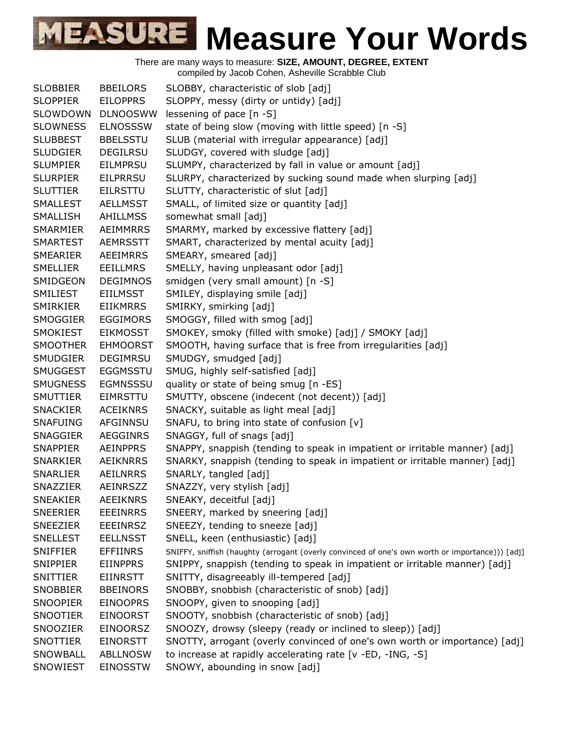# Measure Your Words

There are many ways to measure: **SIZE, AMOUNT, DEGREE, EXTENT**
compiled by Jacob Cohen, Asheville Scrabble Club

| | | |
|---|---|---|
| SLOBBIER | BBEILORS | SLOBBY, characteristic of slob [adj] |
| SLOPPIER | EILOPPRS | SLOPPY, messy (dirty or untidy) [adj] |
| SLOWDOWN | DLNOOSWW | lessening of pace [n -S] |
| SLOWNESS | ELNOSSSW | state of being slow (moving with little speed) [n -S] |
| SLUBBEST | BBELSSTU | SLUB (material with irregular appearance) [adj] |
| SLUDGIER | DEGILRSU | SLUDGY, covered with sludge [adj] |
| SLUMPIER | EILMPRSU | SLUMPY, characterized by fall in value or amount [adj] |
| SLURPIER | EILPRRSU | SLURPY, characterized by sucking sound made when slurping [adj] |
| SLUTTIER | EILRSTTU | SLUTTY, characteristic of slut [adj] |
| SMALLEST | AELLMSST | SMALL, of limited size or quantity [adj] |
| SMALLISH | AHILLMSS | somewhat small [adj] |
| SMARMIER | AEIMMRRS | SMARMY, marked by excessive flattery [adj] |
| SMARTEST | AEMRSSTT | SMART, characterized by mental acuity [adj] |
| SMEARIER | AEEIMRRS | SMEARY, smeared [adj] |
| SMELLIER | EEILLMRS | SMELLY, having unpleasant odor [adj] |
| SMIDGEON | DEGIMNOS | smidgen (very small amount) [n -S] |
| SMILIEST | EIILMSST | SMILEY, displaying smile [adj] |
| SMIRKIER | EIIKMRRS | SMIRKY, smirking [adj] |
| SMOGGIER | EGGIMORS | SMOGGY, filled with smog [adj] |
| SMOKIEST | EIKMOSST | SMOKEY, smoky (filled with smoke) [adj] / SMOKY [adj] |
| SMOOTHER | EHMOORST | SMOOTH, having surface that is free from irregularities [adj] |
| SMUDGIER | DEGIMRSU | SMUDGY, smudged [adj] |
| SMUGGEST | EGGMSSTU | SMUG, highly self-satisfied [adj] |
| SMUGNESS | EGMNSSSU | quality or state of being smug [n -ES] |
| SMUTTIER | EIMRSTTU | SMUTTY, obscene (indecent (not decent)) [adj] |
| SNACKIER | ACEIKNRS | SNACKY, suitable as light meal [adj] |
| SNAFUING | AFGINNSU | SNAFU, to bring into state of confusion [v] |
| SNAGGIER | AEGGINRS | SNAGGY, full of snags [adj] |
| SNAPPIER | AEINPPRS | SNAPPY, snappish (tending to speak in impatient or irritable manner) [adj] |
| SNARKIER | AEIKNRRS | SNARKY, snappish (tending to speak in impatient or irritable manner) [adj] |
| SNARLIER | AEILNRRS | SNARLY, tangled [adj] |
| SNAZZIER | AEINRSZZ | SNAZZY, very stylish [adj] |
| SNEAKIER | AEEIKNRS | SNEAKY, deceitful [adj] |
| SNEERIER | EEEINRRS | SNEERY, marked by sneering [adj] |
| SNEEZIER | EEEINRSZ | SNEEZY, tending to sneeze [adj] |
| SNELLEST | EELLNSST | SNELL, keen (enthusiastic) [adj] |
| SNIFFIER | EFFIINRS | SNIFFY, sniffish (haughty (arrogant (overly convinced of one's own worth or importance))) [adj] |
| SNIPPIER | EIINPPRS | SNIPPY, snappish (tending to speak in impatient or irritable manner) [adj] |
| SNITTIER | EIINRSTT | SNITTY, disagreeably ill-tempered [adj] |
| SNOBBIER | BBEINORS | SNOBBY, snobbish (characteristic of snob) [adj] |
| SNOOPIER | EINOOPRS | SNOOPY, given to snooping [adj] |
| SNOOTIER | EINOORST | SNOOTY, snobbish (characteristic of snob) [adj] |
| SNOOZIER | EINOORSZ | SNOOZY, drowsy (sleepy (ready or inclined to sleep)) [adj] |
| SNOTTIER | EINORSTT | SNOTTY, arrogant (overly convinced of one's own worth or importance) [adj] |
| SNOWBALL | ABLLNOSW | to increase at rapidly accelerating rate [v -ED, -ING, -S] |
| SNOWIEST | EINOSSTW | SNOWY, abounding in snow [adj] |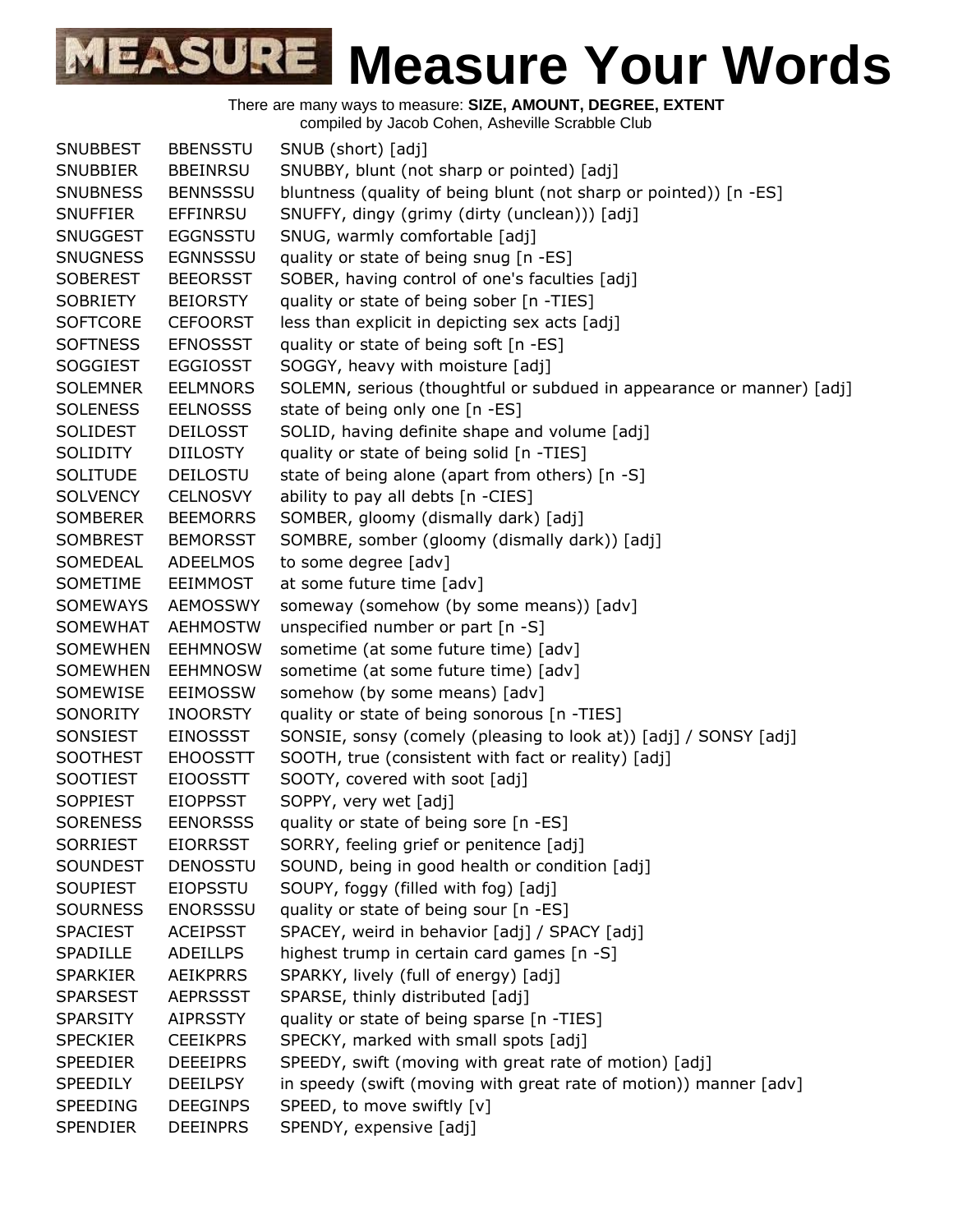# Measure Your Words

There are many ways to measure: **SIZE, AMOUNT, DEGREE, EXTENT**
compiled by Jacob Cohen, Asheville Scrabble Club

| | | |
|---|---|---|
| SNUBBEST | BBENSSTU | SNUB (short) [adj] |
| SNUBBIER | BBEINRSU | SNUBBY, blunt (not sharp or pointed) [adj] |
| SNUBNESS | BENNSSSU | bluntness (quality of being blunt (not sharp or pointed)) [n -ES] |
| SNUFFIER | EFFINRSU | SNUFFY, dingy (grimy (dirty (unclean))) [adj] |
| SNUGGEST | EGGNSSTU | SNUG, warmly comfortable [adj] |
| SNUGNESS | EGNNSSSU | quality or state of being snug [n -ES] |
| SOBEREST | BEEORSST | SOBER, having control of one's faculties [adj] |
| SOBRIETY | BEIORSTY | quality or state of being sober [n -TIES] |
| SOFTCORE | CEFOORST | less than explicit in depicting sex acts [adj] |
| SOFTNESS | EFNOSSST | quality or state of being soft [n -ES] |
| SOGGIEST | EGGIOSST | SOGGY, heavy with moisture [adj] |
| SOLEMNER | EELMNORS | SOLEMN, serious (thoughtful or subdued in appearance or manner) [adj] |
| SOLENESS | EELNOSSS | state of being only one [n -ES] |
| SOLIDEST | DEILOSST | SOLID, having definite shape and volume [adj] |
| SOLIDITY | DIILOSTY | quality or state of being solid [n -TIES] |
| SOLITUDE | DEILOSTU | state of being alone (apart from others) [n -S] |
| SOLVENCY | CELNOSVY | ability to pay all debts [n -CIES] |
| SOMBERER | BEEMORRS | SOMBER, gloomy (dismally dark) [adj] |
| SOMBREST | BEMORSST | SOMBRE, somber (gloomy (dismally dark)) [adj] |
| SOMEDEAL | ADEELMOS | to some degree [adv] |
| SOMETIME | EEIMMOST | at some future time [adv] |
| SOMEWAYS | AEMOSSWY | someway (somehow (by some means)) [adv] |
| SOMEWHAT | AEHMOSTW | unspecified number or part [n -S] |
| SOMEWHEN | EEHMNOSW | sometime (at some future time) [adv] |
| SOMEWHEN | EEHMNOSW | sometime (at some future time) [adv] |
| SOMEWISE | EEIMOSSW | somehow (by some means) [adv] |
| SONORITY | INOORSTY | quality or state of being sonorous [n -TIES] |
| SONSIEST | EINOSSST | SONSIE, sonsy (comely (pleasing to look at)) [adj] / SONSY [adj] |
| SOOTHEST | EHOOSSTT | SOOTH, true (consistent with fact or reality) [adj] |
| SOOTIEST | EIOOSSTT | SOOTY, covered with soot [adj] |
| SOPPIEST | EIOPPSST | SOPPY, very wet [adj] |
| SORENESS | EENORSSS | quality or state of being sore [n -ES] |
| SORRIEST | EIORRSST | SORRY, feeling grief or penitence [adj] |
| SOUNDEST | DENOSSTU | SOUND, being in good health or condition [adj] |
| SOUPIEST | EIOPSSTU | SOUPY, foggy (filled with fog) [adj] |
| SOURNESS | ENORSSSU | quality or state of being sour [n -ES] |
| SPACIEST | ACEIPSST | SPACEY, weird in behavior [adj] / SPACY [adj] |
| SPADILLE | ADEILLPS | highest trump in certain card games [n -S] |
| SPARKIER | AEIKPRRS | SPARKY, lively (full of energy) [adj] |
| SPARSEST | AEPRSSST | SPARSE, thinly distributed [adj] |
| SPARSITY | AIPRSSTY | quality or state of being sparse [n -TIES] |
| SPECKIER | CEEIKPRS | SPECKY, marked with small spots [adj] |
| SPEEDIER | DEEEIPRS | SPEEDY, swift (moving with great rate of motion) [adj] |
| SPEEDILY | DEEILPSY | in speedy (swift (moving with great rate of motion)) manner [adv] |
| SPEEDING | DEEGINPS | SPEED, to move swiftly [v] |
| SPENDIER | DEEINPRS | SPENDY, expensive [adj] |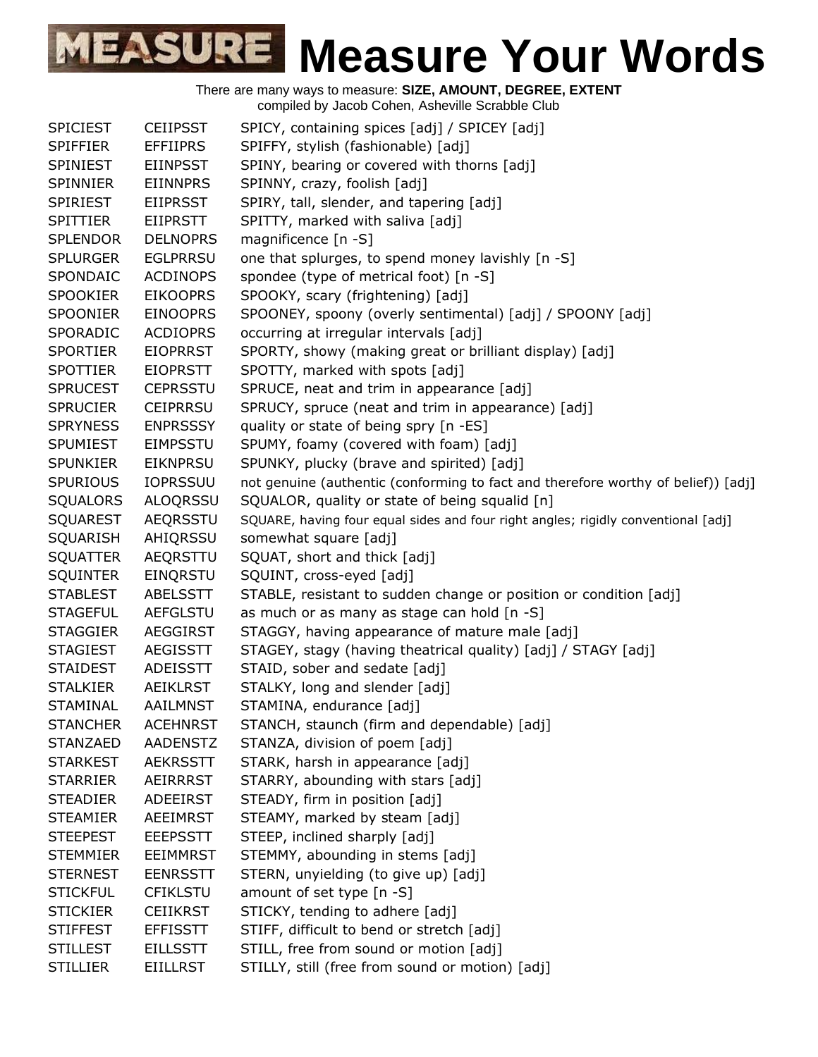# Measure Your Words

There are many ways to measure: **SIZE, AMOUNT, DEGREE, EXTENT**
compiled by Jacob Cohen, Asheville Scrabble Club

| | | |
|---|---|---|
| SPICIEST | CEIIPSST | SPICY, containing spices [adj] / SPICEY [adj] |
| SPIFFIER | EFFIIPRS | SPIFFY, stylish (fashionable) [adj] |
| SPINIEST | EIINPSST | SPINY, bearing or covered with thorns [adj] |
| SPINNIER | EIINNPRS | SPINNY, crazy, foolish [adj] |
| SPIRIEST | EIIPRSST | SPIRY, tall, slender, and tapering [adj] |
| SPITTIER | EIIPRSTT | SPITTY, marked with saliva [adj] |
| SPLENDOR | DELNOPRS | magnificence [n -S] |
| SPLURGER | EGLPRRSU | one that splurges, to spend money lavishly [n -S] |
| SPONDAIC | ACDINOPS | spondee (type of metrical foot) [n -S] |
| SPOOKIER | EIKOOPRS | SPOOKY, scary (frightening) [adj] |
| SPOONIER | EINOOPRS | SPOONEY, spoony (overly sentimental) [adj] / SPOONY [adj] |
| SPORADIC | ACDIOPRS | occurring at irregular intervals [adj] |
| SPORTIER | EIOPRRST | SPORTY, showy (making great or brilliant display) [adj] |
| SPOTTIER | EIOPRSTT | SPOTTY, marked with spots [adj] |
| SPRUCEST | CEPRSSTU | SPRUCE, neat and trim in appearance [adj] |
| SPRUCIER | CEIPRRSU | SPRUCY, spruce (neat and trim in appearance) [adj] |
| SPRYNESS | ENPRSSSY | quality or state of being spry [n -ES] |
| SPUMIEST | EIMPSSTU | SPUMY, foamy (covered with foam) [adj] |
| SPUNKIER | EIKNPRSU | SPUNKY, plucky (brave and spirited) [adj] |
| SPURIOUS | IOPRSSUU | not genuine (authentic (conforming to fact and therefore worthy of belief)) [adj] |
| SQUALORS | ALOQRSSU | SQUALOR, quality or state of being squalid [n] |
| SQUAREST | AEQRSSTU | SQUARE, having four equal sides and four right angles; rigidly conventional [adj] |
| SQUARISH | AHIQRSSU | somewhat square [adj] |
| SQUATTER | AEQRSTTU | SQUAT, short and thick [adj] |
| SQUINTER | EINQRSTU | SQUINT, cross-eyed [adj] |
| STABLEST | ABELSSTT | STABLE, resistant to sudden change or position or condition [adj] |
| STAGEFUL | AEFGLSTU | as much or as many as stage can hold [n -S] |
| STAGGIER | AEGGIRST | STAGGY, having appearance of mature male [adj] |
| STAGIEST | AEGISSTT | STAGEY, stagy (having theatrical quality) [adj] / STAGY [adj] |
| STAIDEST | ADEISSTT | STAID, sober and sedate [adj] |
| STALKIER | AEIKLRST | STALKY, long and slender [adj] |
| STAMINAL | AAILMNST | STAMINA, endurance [adj] |
| STANCHER | ACEHNRST | STANCH, staunch (firm and dependable) [adj] |
| STANZAED | AADENSTZ | STANZA, division of poem [adj] |
| STARKEST | AEKRSSTT | STARK, harsh in appearance [adj] |
| STARRIER | AEIRRRST | STARRY, abounding with stars [adj] |
| STEADIER | ADEEIRST | STEADY, firm in position [adj] |
| STEAMIER | AEEIMRST | STEAMY, marked by steam [adj] |
| STEEPEST | EEEPSSTT | STEEP, inclined sharply [adj] |
| STEMMIER | EEIMMRST | STEMMY, abounding in stems [adj] |
| STERNEST | EENRSSTT | STERN, unyielding (to give up) [adj] |
| STICKFUL | CFIKLSTU | amount of set type [n -S] |
| STICKIER | CEIIKRST | STICKY, tending to adhere [adj] |
| STIFFEST | EFFISSTT | STIFF, difficult to bend or stretch [adj] |
| STILLEST | EILLSSTT | STILL, free from sound or motion [adj] |
| STILLIER | EIILLRST | STILLY, still (free from sound or motion) [adj] |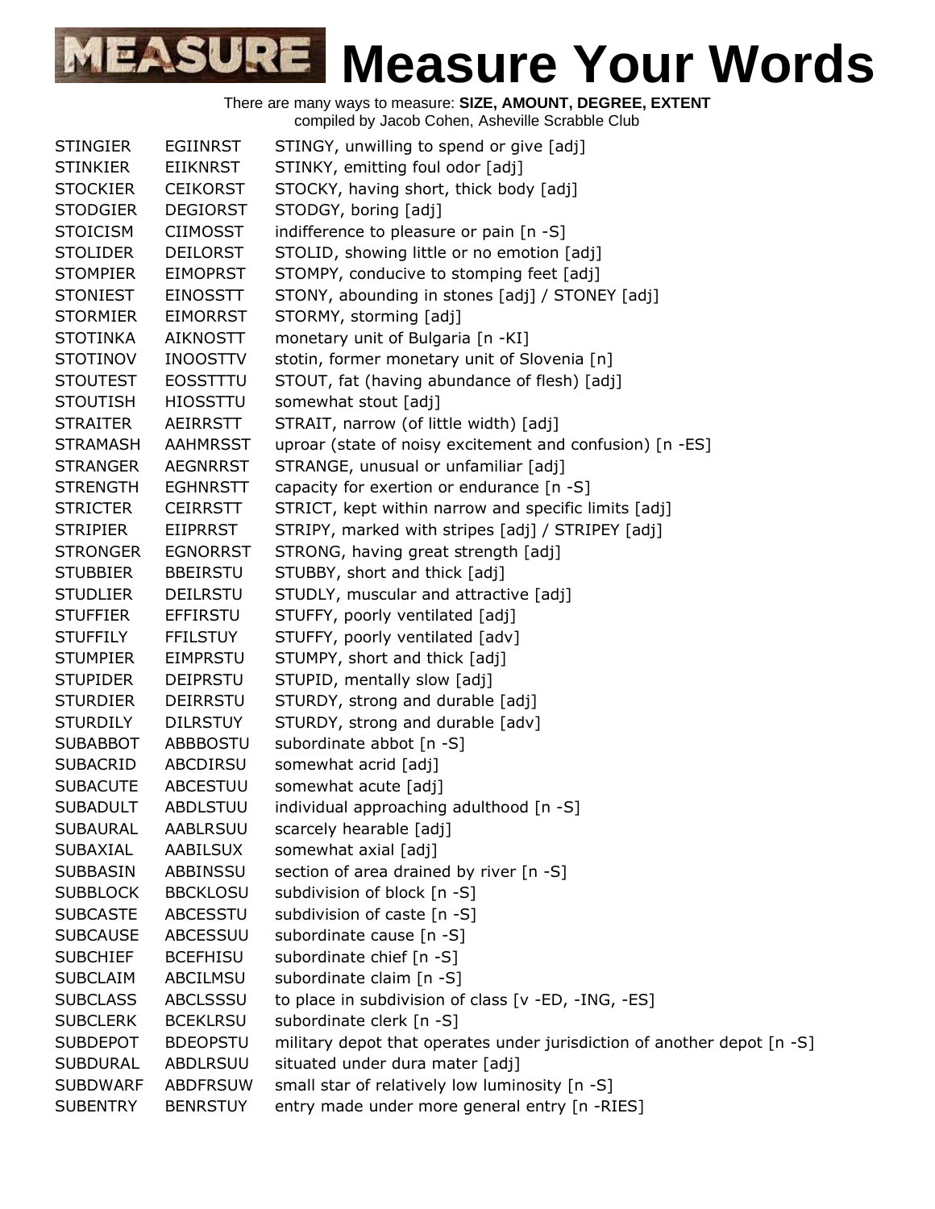# Measure Your Words

There are many ways to measure: **SIZE, AMOUNT, DEGREE, EXTENT**
compiled by Jacob Cohen, Asheville Scrabble Club

| | | |
|---|---|---|
| STINGIER | EGIINRST | STINGY, unwilling to spend or give [adj] |
| STINKIER | EIIKNRST | STINKY, emitting foul odor [adj] |
| STOCKIER | CEIKORST | STOCKY, having short, thick body [adj] |
| STODGIER | DEGIORST | STODGY, boring [adj] |
| STOICISM | CIIMOSST | indifference to pleasure or pain [n -S] |
| STOLIDER | DEILORST | STOLID, showing little or no emotion [adj] |
| STOMPIER | EIMOPRST | STOMPY, conducive to stomping feet [adj] |
| STONIEST | EINOSSTT | STONY, abounding in stones [adj] / STONEY [adj] |
| STORMIER | EIMORRST | STORMY, storming [adj] |
| STOTINKA | AIKNOSTT | monetary unit of Bulgaria [n -KI] |
| STOTINOV | INOOSTTV | stotin, former monetary unit of Slovenia [n] |
| STOUTEST | EOSSTTTU | STOUT, fat (having abundance of flesh) [adj] |
| STOUTISH | HIOSSTTU | somewhat stout [adj] |
| STRAITER | AEIRRSTT | STRAIT, narrow (of little width) [adj] |
| STRAMASH | AAHMRSST | uproar (state of noisy excitement and confusion) [n -ES] |
| STRANGER | AEGNRRST | STRANGE, unusual or unfamiliar [adj] |
| STRENGTH | EGHNRSTT | capacity for exertion or endurance [n -S] |
| STRICTER | CEIRRSTT | STRICT, kept within narrow and specific limits [adj] |
| STRIPIER | EIIPRRST | STRIPY, marked with stripes [adj] / STRIPEY [adj] |
| STRONGER | EGNORRST | STRONG, having great strength [adj] |
| STUBBIER | BBEIRSTU | STUBBY, short and thick [adj] |
| STUDLIER | DEILRSTU | STUDLY, muscular and attractive [adj] |
| STUFFIER | EFFIRSTU | STUFFY, poorly ventilated [adj] |
| STUFFILY | FFILSTUY | STUFFY, poorly ventilated [adv] |
| STUMPIER | EIMPRSTU | STUMPY, short and thick [adj] |
| STUPIDER | DEIPRSTU | STUPID, mentally slow [adj] |
| STURDIER | DEIRRSTU | STURDY, strong and durable [adj] |
| STURDILY | DILRSTUY | STURDY, strong and durable [adv] |
| SUBABBOT | ABBBOSTU | subordinate abbot [n -S] |
| SUBACRID | ABCDIRSU | somewhat acrid [adj] |
| SUBACUTE | ABCESTUU | somewhat acute [adj] |
| SUBADULT | ABDLSTUU | individual approaching adulthood [n -S] |
| SUBAURAL | AABLRSUU | scarcely hearable [adj] |
| SUBAXIAL | AABILSUX | somewhat axial [adj] |
| SUBBASIN | ABBINSSU | section of area drained by river [n -S] |
| SUBBLOCK | BBCKLOSU | subdivision of block [n -S] |
| SUBCASTE | ABCESSTU | subdivision of caste [n -S] |
| SUBCAUSE | ABCESSUU | subordinate cause [n -S] |
| SUBCHIEF | BCEFHISU | subordinate chief [n -S] |
| SUBCLAIM | ABCILMSU | subordinate claim [n -S] |
| SUBCLASS | ABCLSSSU | to place in subdivision of class [v -ED, -ING, -ES] |
| SUBCLERK | BCEKLRSU | subordinate clerk [n -S] |
| SUBDEPOT | BDEOPSTU | military depot that operates under jurisdiction of another depot [n -S] |
| SUBDURAL | ABDLRSUU | situated under dura mater [adj] |
| SUBDWARF | ABDFRSUW | small star of relatively low luminosity [n -S] |
| SUBENTRY | BENRSTUY | entry made under more general entry [n -RIES] |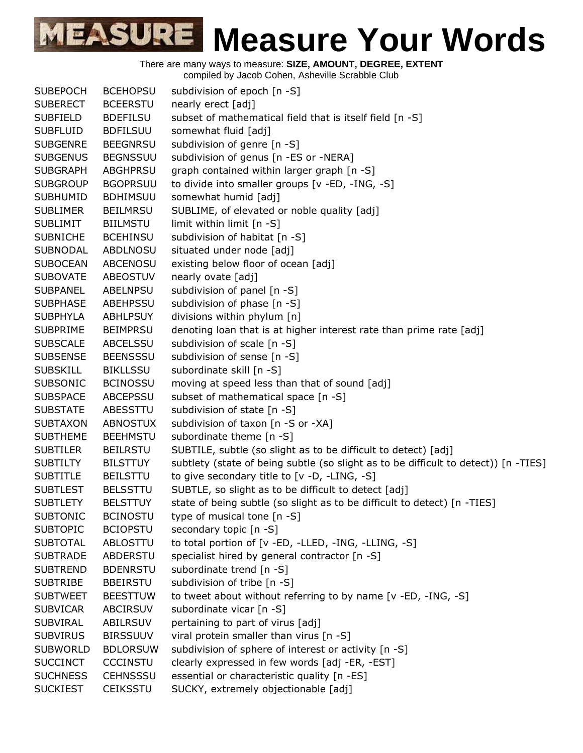# Measure Your Words

There are many ways to measure: **SIZE, AMOUNT, DEGREE, EXTENT**
compiled by Jacob Cohen, Asheville Scrabble Club

| | | |
|---|---|---|
| SUBEPOCH | BCEHOPSU | subdivision of epoch [n -S] |
| SUBERECT | BCEERSTU | nearly erect [adj] |
| SUBFIELD | BDEFILSU | subset of mathematical field that is itself field [n -S] |
| SUBFLUID | BDFILSUU | somewhat fluid [adj] |
| SUBGENRE | BEEGNRSU | subdivision of genre [n -S] |
| SUBGENUS | BEGNSSUU | subdivision of genus [n -ES or -NERA] |
| SUBGRAPH | ABGHPRSU | graph contained within larger graph [n -S] |
| SUBGROUP | BGOPRSUU | to divide into smaller groups [v -ED, -ING, -S] |
| SUBHUMID | BDHIMSUU | somewhat humid [adj] |
| SUBLIMER | BEILMRSU | SUBLIME, of elevated or noble quality [adj] |
| SUBLIMIT | BIILMSTU | limit within limit [n -S] |
| SUBNICHE | BCEHINSU | subdivision of habitat [n -S] |
| SUBNODAL | ABDLNOSU | situated under node [adj] |
| SUBOCEAN | ABCENOSU | existing below floor of ocean [adj] |
| SUBOVATE | ABEOSTUV | nearly ovate [adj] |
| SUBPANEL | ABELNPSU | subdivision of panel [n -S] |
| SUBPHASE | ABEHPSSU | subdivision of phase [n -S] |
| SUBPHYLA | ABHLPSUY | divisions within phylum [n] |
| SUBPRIME | BEIMPRSU | denoting loan that is at higher interest rate than prime rate [adj] |
| SUBSCALE | ABCELSSU | subdivision of scale [n -S] |
| SUBSENSE | BEENSSSU | subdivision of sense [n -S] |
| SUBSKILL | BIKLLSSU | subordinate skill [n -S] |
| SUBSONIC | BCINOSSU | moving at speed less than that of sound [adj] |
| SUBSPACE | ABCEPSSU | subset of mathematical space [n -S] |
| SUBSTATE | ABESSTTU | subdivision of state [n -S] |
| SUBTAXON | ABNOSTUX | subdivision of taxon [n -S or -XA] |
| SUBTHEME | BEEHMSTU | subordinate theme [n -S] |
| SUBTILER | BEILRSTU | SUBTILE, subtle (so slight as to be difficult to detect) [adj] |
| SUBTILTY | BILSTTUY | subtlety (state of being subtle (so slight as to be difficult to detect)) [n -TIES] |
| SUBTITLE | BEILSTTU | to give secondary title to [v -D, -LING, -S] |
| SUBTLEST | BELSSTTU | SUBTLE, so slight as to be difficult to detect [adj] |
| SUBTLETY | BELSTTUY | state of being subtle (so slight as to be difficult to detect) [n -TIES] |
| SUBTONIC | BCINOSTU | type of musical tone [n -S] |
| SUBTOPIC | BCIOPSTU | secondary topic [n -S] |
| SUBTOTAL | ABLOSTTU | to total portion of [v -ED, -LLED, -ING, -LLING, -S] |
| SUBTRADE | ABDERSTU | specialist hired by general contractor [n -S] |
| SUBTREND | BDENRSTU | subordinate trend [n -S] |
| SUBTRIBE | BBEIRSTU | subdivision of tribe [n -S] |
| SUBTWEET | BEESTTUW | to tweet about without referring to by name [v -ED, -ING, -S] |
| SUBVICAR | ABCIRSUV | subordinate vicar [n -S] |
| SUBVIRAL | ABILRSUV | pertaining to part of virus [adj] |
| SUBVIRUS | BIRSSUUV | viral protein smaller than virus [n -S] |
| SUBWORLD | BDLORSUW | subdivision of sphere of interest or activity [n -S] |
| SUCCINCT | CCCINSTU | clearly expressed in few words [adj -ER, -EST] |
| SUCHNESS | CEHNSSSU | essential or characteristic quality [n -ES] |
| SUCKIEST | CEIKSSTU | SUCKY, extremely objectionable [adj] |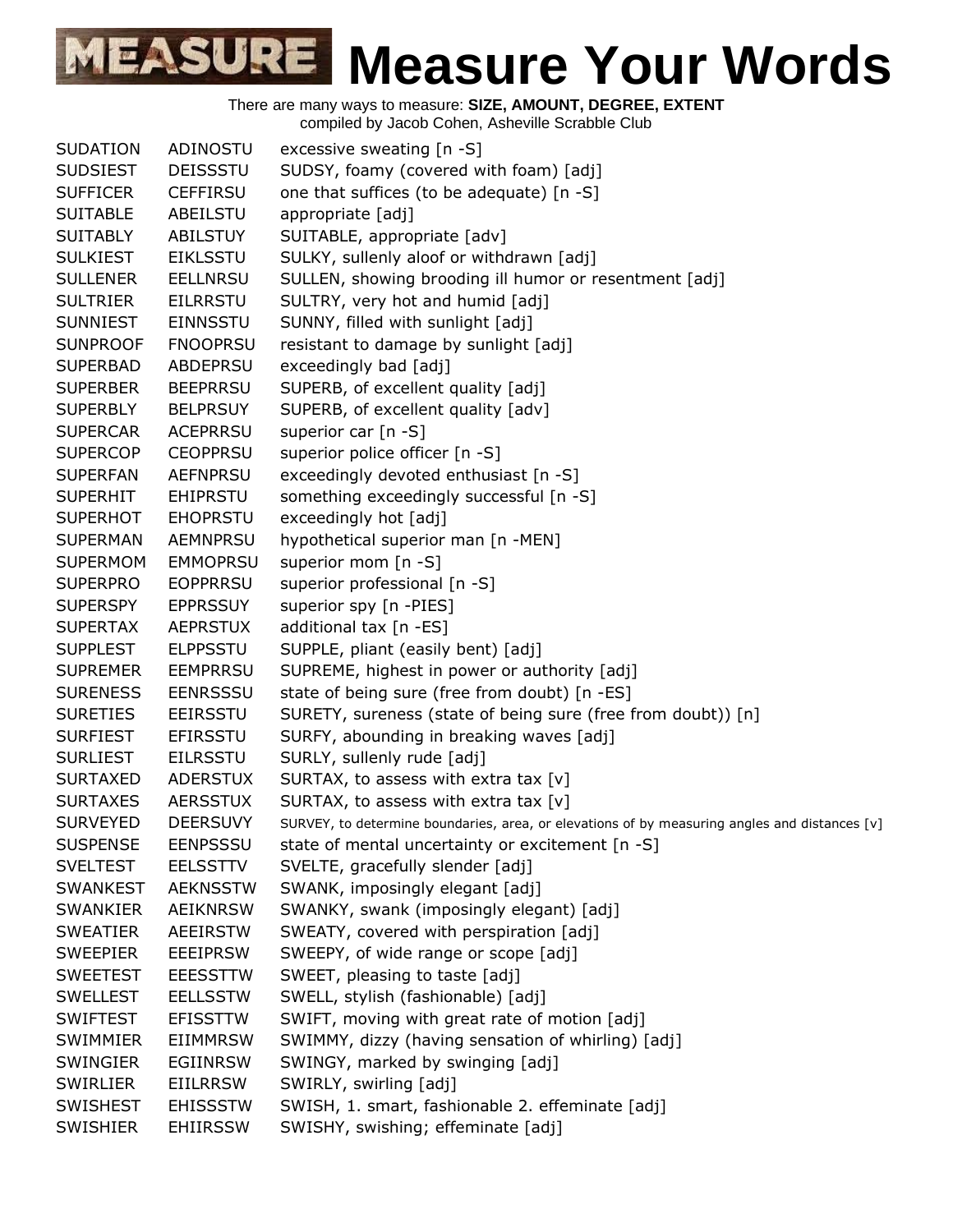# Measure Your Words

There are many ways to measure: **SIZE, AMOUNT, DEGREE, EXTENT**
compiled by Jacob Cohen, Asheville Scrabble Club

| | | |
|---|---|---|
| SUDATION | ADINOSTU | excessive sweating [n -S] |
| SUDSIEST | DEISSSTU | SUDSY, foamy (covered with foam) [adj] |
| SUFFICER | CEFFIRSU | one that suffices (to be adequate) [n -S] |
| SUITABLE | ABEILSTU | appropriate [adj] |
| SUITABLY | ABILSTUY | SUITABLE, appropriate [adv] |
| SULKIEST | EIKLSSTU | SULKY, sullenly aloof or withdrawn [adj] |
| SULLENER | EELLNRSU | SULLEN, showing brooding ill humor or resentment [adj] |
| SULTRIER | EILRRSTU | SULTRY, very hot and humid [adj] |
| SUNNIEST | EINNSSTU | SUNNY, filled with sunlight [adj] |
| SUNPROOF | FNOOPRSU | resistant to damage by sunlight [adj] |
| SUPERBAD | ABDEPRSU | exceedingly bad [adj] |
| SUPERBER | BEEPRRSU | SUPERB, of excellent quality [adj] |
| SUPERBLY | BELPRSUY | SUPERB, of excellent quality [adv] |
| SUPERCAR | ACEPRRSU | superior car [n -S] |
| SUPERCOP | CEOPPRSU | superior police officer [n -S] |
| SUPERFAN | AEFNPRSU | exceedingly devoted enthusiast [n -S] |
| SUPERHIT | EHIPRSTU | something exceedingly successful [n -S] |
| SUPERHOT | EHOPRSTU | exceedingly hot [adj] |
| SUPERMAN | AEMNPRSU | hypothetical superior man [n -MEN] |
| SUPERMOM | EMMOPRSU | superior mom [n -S] |
| SUPERPRO | EOPPRRSU | superior professional [n -S] |
| SUPERSPY | EPPRSSUY | superior spy [n -PIES] |
| SUPERTAX | AEPRSTUX | additional tax [n -ES] |
| SUPPLEST | ELPPSSTU | SUPPLE, pliant (easily bent) [adj] |
| SUPREMER | EEMPRRSU | SUPREME, highest in power or authority [adj] |
| SURENESS | EENRSSSU | state of being sure (free from doubt) [n -ES] |
| SURETIES | EEIRSSTU | SURETY, sureness (state of being sure (free from doubt)) [n] |
| SURFIEST | EFIRSSTU | SURFY, abounding in breaking waves [adj] |
| SURLIEST | EILRSSTU | SURLY, sullenly rude [adj] |
| SURTAXED | ADERSTUX | SURTAX, to assess with extra tax [v] |
| SURTAXES | AERSSTUX | SURTAX, to assess with extra tax [v] |
| SURVEYED | DEERSUVY | SURVEY, to determine boundaries, area, or elevations of by measuring angles and distances [v] |
| SUSPENSE | EENPSSSU | state of mental uncertainty or excitement [n -S] |
| SVELTEST | EELSSTTV | SVELTE, gracefully slender [adj] |
| SWANKEST | AEKNSSTW | SWANK, imposingly elegant [adj] |
| SWANKIER | AEIKNRSW | SWANKY, swank (imposingly elegant) [adj] |
| SWEATIER | AEEIRSTW | SWEATY, covered with perspiration [adj] |
| SWEEPIER | EEEIPRSW | SWEEPY, of wide range or scope [adj] |
| SWEETEST | EEESSTTW | SWEET, pleasing to taste [adj] |
| SWELLEST | EELLSSTW | SWELL, stylish (fashionable) [adj] |
| SWIFTEST | EFISSTTW | SWIFT, moving with great rate of motion [adj] |
| SWIMMIER | EIIMMRSW | SWIMMY, dizzy (having sensation of whirling) [adj] |
| SWINGIER | EGIINRSW | SWINGY, marked by swinging [adj] |
| SWIRLIER | EIILRRSW | SWIRLY, swirling [adj] |
| SWISHEST | EHISSSTW | SWISH, 1. smart, fashionable 2. effeminate [adj] |
| SWISHIER | EHIIRSSW | SWISHY, swishing; effeminate [adj] |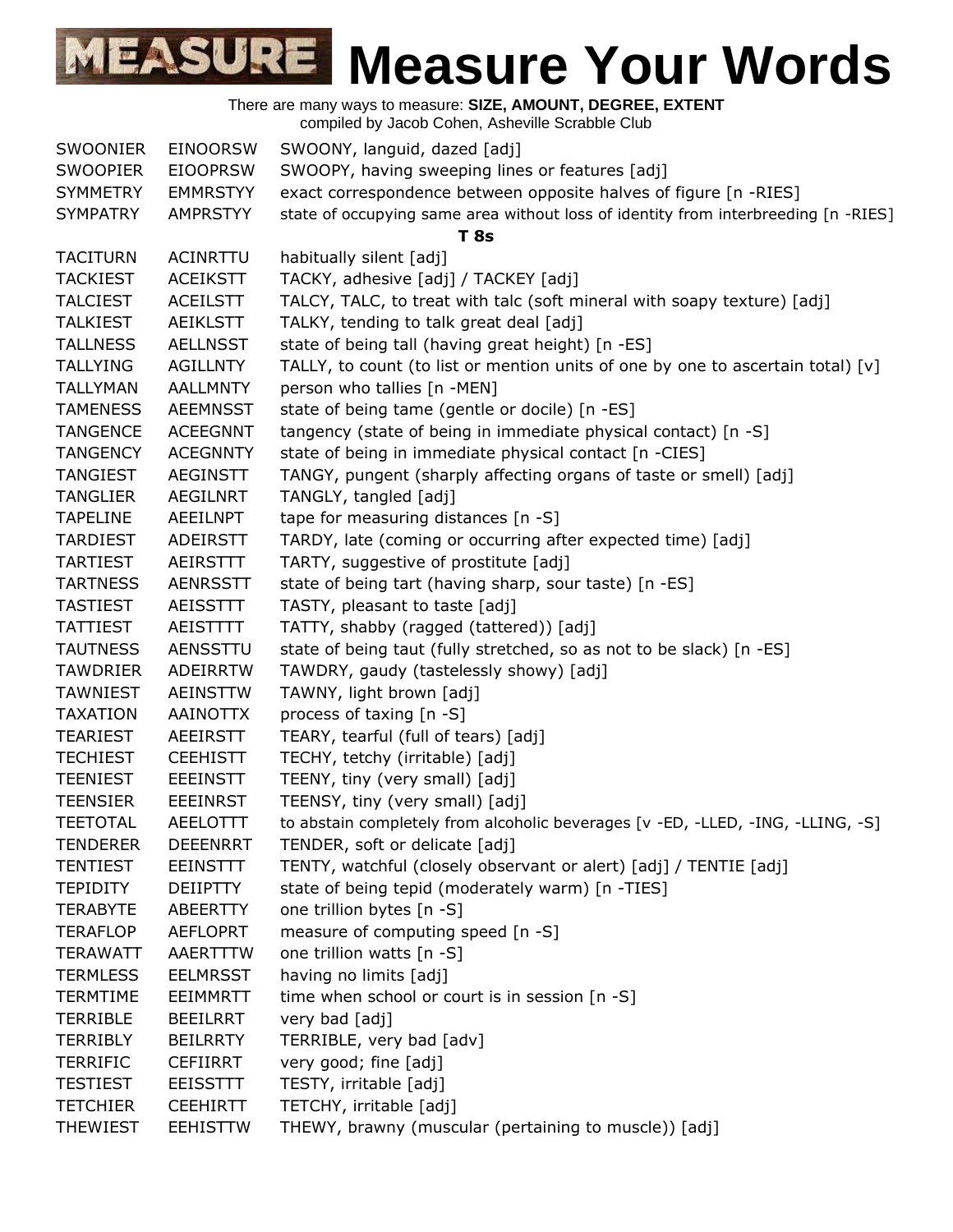# Measure Your Words

There are many ways to measure: **SIZE, AMOUNT, DEGREE, EXTENT**
compiled by Jacob Cohen, Asheville Scrabble Club

| | | |
|---|---|---|
| SWOONIER | EINOORSW | SWOONY, languid, dazed [adj] |
| SWOOPIER | EIOOPRSW | SWOOPY, having sweeping lines or features [adj] |
| SYMMETRY | EMMRSTYY | exact correspondence between opposite halves of figure [n -RIES] |
| SYMPATRY | AMPRSTYY | state of occupying same area without loss of identity from interbreeding [n -RIES] |
| | | **T 8s** |
| TACITURN | ACINRTTU | habitually silent [adj] |
| TACKIEST | ACEIKSTT | TACKY, adhesive [adj] / TACKEY [adj] |
| TALCIEST | ACEILSTT | TALCY, TALC, to treat with talc (soft mineral with soapy texture) [adj] |
| TALKIEST | AEIKLSTT | TALKY, tending to talk great deal [adj] |
| TALLNESS | AELLNSST | state of being tall (having great height) [n -ES] |
| TALLYING | AGILLNTY | TALLY, to count (to list or mention units of one by one to ascertain total) [v] |
| TALLYMAN | AALLMNTY | person who tallies [n -MEN] |
| TAMENESS | AEEMNSST | state of being tame (gentle or docile) [n -ES] |
| TANGENCE | ACEEGNNT | tangency (state of being in immediate physical contact) [n -S] |
| TANGENCY | ACEGNNTY | state of being in immediate physical contact [n -CIES] |
| TANGIEST | AEGINSTT | TANGY, pungent (sharply affecting organs of taste or smell) [adj] |
| TANGLIER | AEGILNRT | TANGLY, tangled [adj] |
| TAPELINE | AEEILNPT | tape for measuring distances [n -S] |
| TARDIEST | ADEIRSTT | TARDY, late (coming or occurring after expected time) [adj] |
| TARTIEST | AEIRSTTT | TARTY, suggestive of prostitute [adj] |
| TARTNESS | AENRSSTT | state of being tart (having sharp, sour taste) [n -ES] |
| TASTIEST | AEISSTTT | TASTY, pleasant to taste [adj] |
| TATTIEST | AEISTTTT | TATTY, shabby (ragged (tattered)) [adj] |
| TAUTNESS | AENSSTTU | state of being taut (fully stretched, so as not to be slack) [n -ES] |
| TAWDRIER | ADEIRRTW | TAWDRY, gaudy (tastelessly showy) [adj] |
| TAWNIEST | AEINSTTW | TAWNY, light brown [adj] |
| TAXATION | AAINOTTX | process of taxing [n -S] |
| TEARIEST | AEEIRSTT | TEARY, tearful (full of tears) [adj] |
| TECHIEST | CEEHISTT | TECHY, tetchy (irritable) [adj] |
| TEENIEST | EEEINSTT | TEENY, tiny (very small) [adj] |
| TEENSIER | EEEINRST | TEENSY, tiny (very small) [adj] |
| TEETOTAL | AEELOTTT | to abstain completely from alcoholic beverages [v -ED, -LLED, -ING, -LLING, -S] |
| TENDERER | DEEENRRT | TENDER, soft or delicate [adj] |
| TENTIEST | EEINSTTT | TENTY, watchful (closely observant or alert) [adj] / TENTIE [adj] |
| TEPIDITY | DEIIPTTY | state of being tepid (moderately warm) [n -TIES] |
| TERABYTE | ABEERTTY | one trillion bytes [n -S] |
| TERAFLOP | AEFLOPRT | measure of computing speed [n -S] |
| TERAWATT | AAERTTTW | one trillion watts [n -S] |
| TERMLESS | EELMRSST | having no limits [adj] |
| TERMTIME | EEIMMRTT | time when school or court is in session [n -S] |
| TERRIBLE | BEEILRRT | very bad [adj] |
| TERRIBLY | BEILRRTY | TERRIBLE, very bad [adv] |
| TERRIFIC | CEFIIRRT | very good; fine [adj] |
| TESTIEST | EEISSTTT | TESTY, irritable [adj] |
| TETCHIER | CEEHIRTT | TETCHY, irritable [adj] |
| THEWIEST | EEHISTTW | THEWY, brawny (muscular (pertaining to muscle)) [adj] |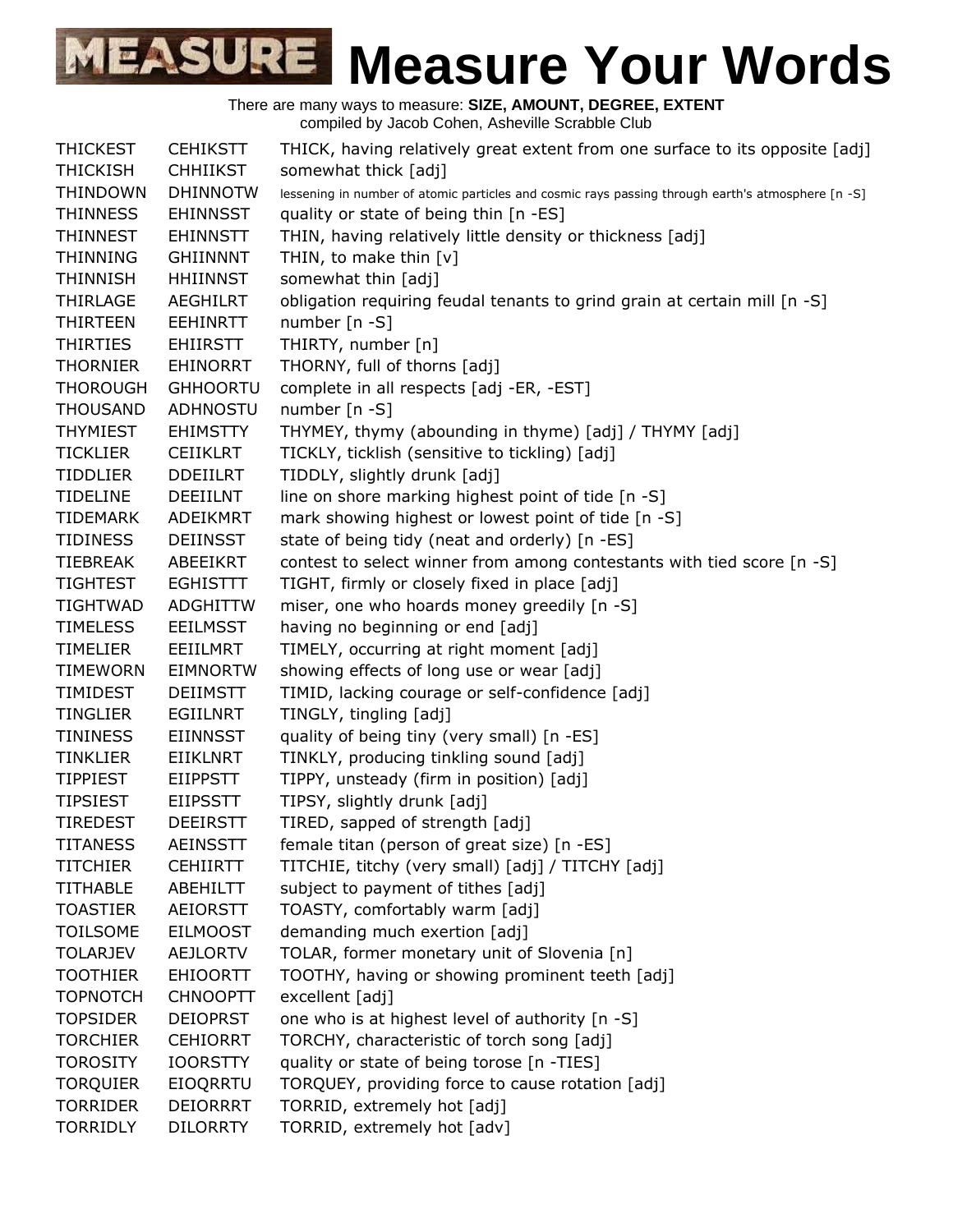# Measure Your Words

There are many ways to measure: **SIZE, AMOUNT, DEGREE, EXTENT**
compiled by Jacob Cohen, Asheville Scrabble Club

| | | |
|---|---|---|
| THICKEST | CEHIKSTT | THICK, having relatively great extent from one surface to its opposite [adj] |
| THICKISH | CHHIIKST | somewhat thick [adj] |
| THINDOWN | DHINNOTW | lessening in number of atomic particles and cosmic rays passing through earth's atmosphere [n -S] |
| THINNESS | EHINNSST | quality or state of being thin [n -ES] |
| THINNEST | EHINNSTT | THIN, having relatively little density or thickness [adj] |
| THINNING | GHIINNNT | THIN, to make thin [v] |
| THINNISH | HHIINNST | somewhat thin [adj] |
| THIRLAGE | AEGHILRT | obligation requiring feudal tenants to grind grain at certain mill [n -S] |
| THIRTEEN | EEHINRTT | number [n -S] |
| THIRTIES | EHIIRSTT | THIRTY, number [n] |
| THORNIER | EHINORRT | THORNY, full of thorns [adj] |
| THOROUGH | GHHOORTU | complete in all respects [adj -ER, -EST] |
| THOUSAND | ADHNOSTU | number [n -S] |
| THYMIEST | EHIMSTTY | THYMEY, thymy (abounding in thyme) [adj] / THYMY [adj] |
| TICKLIER | CEIIKLRT | TICKLY, ticklish (sensitive to tickling) [adj] |
| TIDDLIER | DDEIILRT | TIDDLY, slightly drunk [adj] |
| TIDELINE | DEEIILNT | line on shore marking highest point of tide [n -S] |
| TIDEMARK | ADEIKMRT | mark showing highest or lowest point of tide [n -S] |
| TIDINESS | DEIINSST | state of being tidy (neat and orderly) [n -ES] |
| TIEBREAK | ABEEIKRT | contest to select winner from among contestants with tied score [n -S] |
| TIGHTEST | EGHISTTT | TIGHT, firmly or closely fixed in place [adj] |
| TIGHTWAD | ADGHITTW | miser, one who hoards money greedily [n -S] |
| TIMELESS | EEILMSST | having no beginning or end [adj] |
| TIMELIER | EEIILMRT | TIMELY, occurring at right moment [adj] |
| TIMEWORN | EIMNORTW | showing effects of long use or wear [adj] |
| TIMIDEST | DEIIMSTT | TIMID, lacking courage or self-confidence [adj] |
| TINGLIER | EGIILNRT | TINGLY, tingling [adj] |
| TININESS | EIINNSST | quality of being tiny (very small) [n -ES] |
| TINKLIER | EIIKLNRT | TINKLY, producing tinkling sound [adj] |
| TIPPIEST | EIIPPSTT | TIPPY, unsteady (firm in position) [adj] |
| TIPSIEST | EIIPSSTT | TIPSY, slightly drunk [adj] |
| TIREDEST | DEEIRSTT | TIRED, sapped of strength [adj] |
| TITANESS | AEINSSTT | female titan (person of great size) [n -ES] |
| TITCHIER | CEHIIRTT | TITCHIE, titchy (very small) [adj] / TITCHY [adj] |
| TITHABLE | ABEHILTT | subject to payment of tithes [adj] |
| TOASTIER | AEIORSTT | TOASTY, comfortably warm [adj] |
| TOILSOME | EILMOOST | demanding much exertion [adj] |
| TOLARJEV | AEJLORTV | TOLAR, former monetary unit of Slovenia [n] |
| TOOTHIER | EHIOORTT | TOOTHY, having or showing prominent teeth [adj] |
| TOPNOTCH | CHNOOPTT | excellent [adj] |
| TOPSIDER | DEIOPRST | one who is at highest level of authority [n -S] |
| TORCHIER | CEHIORRT | TORCHY, characteristic of torch song [adj] |
| TOROSITY | IOORSTTY | quality or state of being torose [n -TIES] |
| TORQUIER | EIOQRRTU | TORQUEY, providing force to cause rotation [adj] |
| TORRIDER | DEIORRRT | TORRID, extremely hot [adj] |
| TORRIDLY | DILORRTY | TORRID, extremely hot [adv] |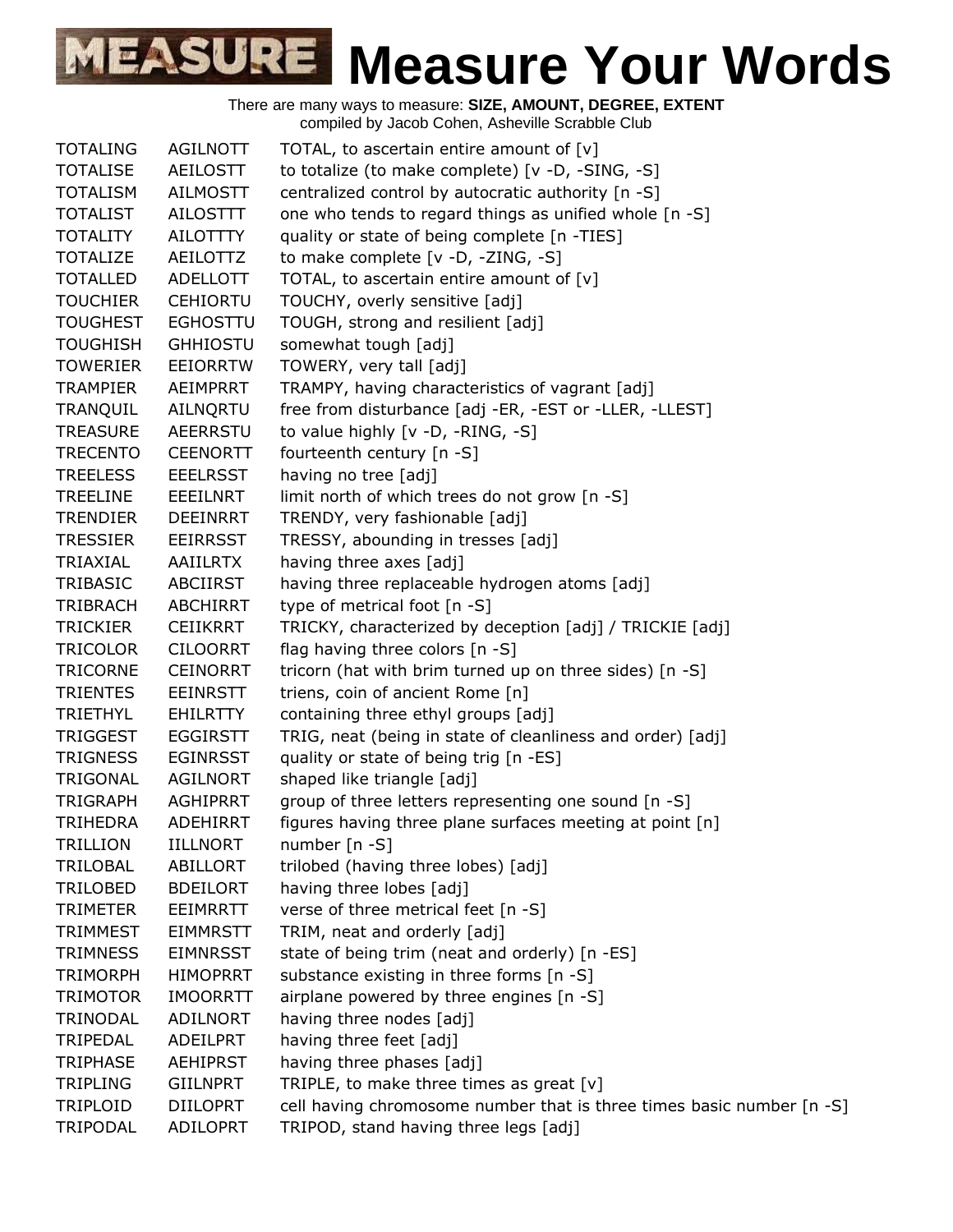# Measure Your Words

There are many ways to measure: **SIZE, AMOUNT, DEGREE, EXTENT**
compiled by Jacob Cohen, Asheville Scrabble Club

| | | |
|---|---|---|
| TOTALING | AGILNOTT | TOTAL, to ascertain entire amount of [v] |
| TOTALISE | AEILOSTT | to totalize (to make complete) [v -D, -SING, -S] |
| TOTALISM | AILMOSTT | centralized control by autocratic authority [n -S] |
| TOTALIST | AILOSTTT | one who tends to regard things as unified whole [n -S] |
| TOTALITY | AILOTTTY | quality or state of being complete [n -TIES] |
| TOTALIZE | AEILOTTZ | to make complete [v -D, -ZING, -S] |
| TOTALLED | ADELLOTT | TOTAL, to ascertain entire amount of [v] |
| TOUCHIER | CEHIORTU | TOUCHY, overly sensitive [adj] |
| TOUGHEST | EGHOSTTU | TOUGH, strong and resilient [adj] |
| TOUGHISH | GHHIOSTU | somewhat tough [adj] |
| TOWERIER | EEIORRTW | TOWERY, very tall [adj] |
| TRAMPIER | AEIMPRRT | TRAMPY, having characteristics of vagrant [adj] |
| TRANQUIL | AILNQRTU | free from disturbance [adj -ER, -EST or -LLER, -LLEST] |
| TREASURE | AEERRSTU | to value highly [v -D, -RING, -S] |
| TRECENTO | CEENORTT | fourteenth century [n -S] |
| TREELESS | EEELRSST | having no tree [adj] |
| TREELINE | EEEILNRT | limit north of which trees do not grow [n -S] |
| TRENDIER | DEEINRRT | TRENDY, very fashionable [adj] |
| TRESSIER | EEIRRSST | TRESSY, abounding in tresses [adj] |
| TRIAXIAL | AAIILRTX | having three axes [adj] |
| TRIBASIC | ABCIIRST | having three replaceable hydrogen atoms [adj] |
| TRIBRACH | ABCHIRRT | type of metrical foot [n -S] |
| TRICKIER | CEIIKRRT | TRICKY, characterized by deception [adj] / TRICKIE [adj] |
| TRICOLOR | CILOORRT | flag having three colors [n -S] |
| TRICORNE | CEINORRT | tricorn (hat with brim turned up on three sides) [n -S] |
| TRIENTES | EEINRSTT | triens, coin of ancient Rome [n] |
| TRIETHYL | EHILRTTY | containing three ethyl groups [adj] |
| TRIGGEST | EGGIRSTT | TRIG, neat (being in state of cleanliness and order) [adj] |
| TRIGNESS | EGINRSST | quality or state of being trig [n -ES] |
| TRIGONAL | AGILNORT | shaped like triangle [adj] |
| TRIGRAPH | AGHIPRRT | group of three letters representing one sound [n -S] |
| TRIHEDRA | ADEHIRRT | figures having three plane surfaces meeting at point [n] |
| TRILLION | IILLNORT | number [n -S] |
| TRILOBAL | ABILLORT | trilobed (having three lobes) [adj] |
| TRILOBED | BDEILORT | having three lobes [adj] |
| TRIMETER | EEIMRRTT | verse of three metrical feet [n -S] |
| TRIMMEST | EIMMRSTT | TRIM, neat and orderly [adj] |
| TRIMNESS | EIMNRSST | state of being trim (neat and orderly) [n -ES] |
| TRIMORPH | HIMOPRRT | substance existing in three forms [n -S] |
| TRIMOTOR | IMOORRTT | airplane powered by three engines [n -S] |
| TRINODAL | ADILNORT | having three nodes [adj] |
| TRIPEDAL | ADEILPRT | having three feet [adj] |
| TRIPHASE | AEHIPRST | having three phases [adj] |
| TRIPLING | GIILNPRT | TRIPLE, to make three times as great [v] |
| TRIPLOID | DIILOPRT | cell having chromosome number that is three times basic number [n -S] |
| TRIPODAL | ADILOPRT | TRIPOD, stand having three legs [adj] |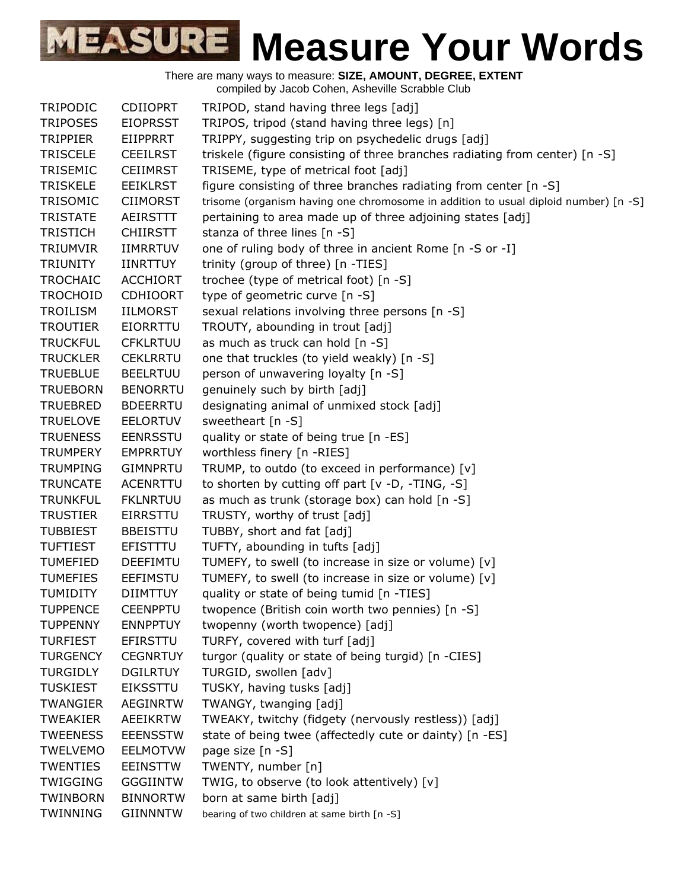# Measure Your Words

There are many ways to measure: **SIZE, AMOUNT, DEGREE, EXTENT**
compiled by Jacob Cohen, Asheville Scrabble Club

| | | |
|---|---|---|
| TRIPODIC | CDIIOPRT | TRIPOD, stand having three legs [adj] |
| TRIPOSES | EIOPRSST | TRIPOS, tripod (stand having three legs) [n] |
| TRIPPIER | EIIPPRRT | TRIPPY, suggesting trip on psychedelic drugs [adj] |
| TRISCELE | CEEILRST | triskele (figure consisting of three branches radiating from center) [n -S] |
| TRISEMIC | CEIIMRST | TRISEME, type of metrical foot [adj] |
| TRISKELE | EEIKLRST | figure consisting of three branches radiating from center [n -S] |
| TRISOMIC | CIIMORST | trisome (organism having one chromosome in addition to usual diploid number) [n -S] |
| TRISTATE | AEIRSTTT | pertaining to area made up of three adjoining states [adj] |
| TRISTICH | CHIIRSTT | stanza of three lines [n -S] |
| TRIUMVIR | IIMRRTUV | one of ruling body of three in ancient Rome [n -S or -I] |
| TRIUNITY | IINRTTUY | trinity (group of three) [n -TIES] |
| TROCHAIC | ACCHIORT | trochee (type of metrical foot) [n -S] |
| TROCHOID | CDHIOORT | type of geometric curve [n -S] |
| TROILISM | IILMORST | sexual relations involving three persons [n -S] |
| TROUTIER | EIORRTTU | TROUTY, abounding in trout [adj] |
| TRUCKFUL | CFKLRTUU | as much as truck can hold [n -S] |
| TRUCKLER | CEKLRRTU | one that truckles (to yield weakly) [n -S] |
| TRUEBLUE | BEELRTUU | person of unwavering loyalty [n -S] |
| TRUEBORN | BENORRTU | genuinely such by birth [adj] |
| TRUEBRED | BDEERRTU | designating animal of unmixed stock [adj] |
| TRUELOVE | EELORTUV | sweetheart [n -S] |
| TRUENESS | EENRSSTU | quality or state of being true [n -ES] |
| TRUMPERY | EMPRRTUY | worthless finery [n -RIES] |
| TRUMPING | GIMNPRTU | TRUMP, to outdo (to exceed in performance) [v] |
| TRUNCATE | ACENRTTU | to shorten by cutting off part [v -D, -TING, -S] |
| TRUNKFUL | FKLNRTUU | as much as trunk (storage box) can hold [n -S] |
| TRUSTIER | EIRRSTTU | TRUSTY, worthy of trust [adj] |
| TUBBIEST | BBEISTTU | TUBBY, short and fat [adj] |
| TUFTIEST | EFISTTTU | TUFTY, abounding in tufts [adj] |
| TUMEFIED | DEEFIMTU | TUMEFY, to swell (to increase in size or volume) [v] |
| TUMEFIES | EEFIMSTU | TUMEFY, to swell (to increase in size or volume) [v] |
| TUMIDITY | DIIMTTUY | quality or state of being tumid [n -TIES] |
| TUPPENCE | CEENPPTU | twopence (British coin worth two pennies) [n -S] |
| TUPPENNY | ENNPPTUY | twopenny (worth twopence) [adj] |
| TURFIEST | EFIRSTTU | TURFY, covered with turf [adj] |
| TURGENCY | CEGNRTUY | turgor (quality or state of being turgid) [n -CIES] |
| TURGIDLY | DGILRTUY | TURGID, swollen [adv] |
| TUSKIEST | EIKSSTTU | TUSKY, having tusks [adj] |
| TWANGIER | AEGINRTW | TWANGY, twanging [adj] |
| TWEAKIER | AEEIKRTW | TWEAKY, twitchy (fidgety (nervously restless)) [adj] |
| TWEENESS | EEENSSTW | state of being twee (affectedly cute or dainty) [n -ES] |
| TWELVEMO | EELMOTVW | page size [n -S] |
| TWENTIES | EEINSTTW | TWENTY, number [n] |
| TWIGGING | GGGIINTW | TWIG, to observe (to look attentively) [v] |
| TWINBORN | BINNORTW | born at same birth [adj] |
| TWINNING | GIINNNTW | bearing of two children at same birth [n -S] |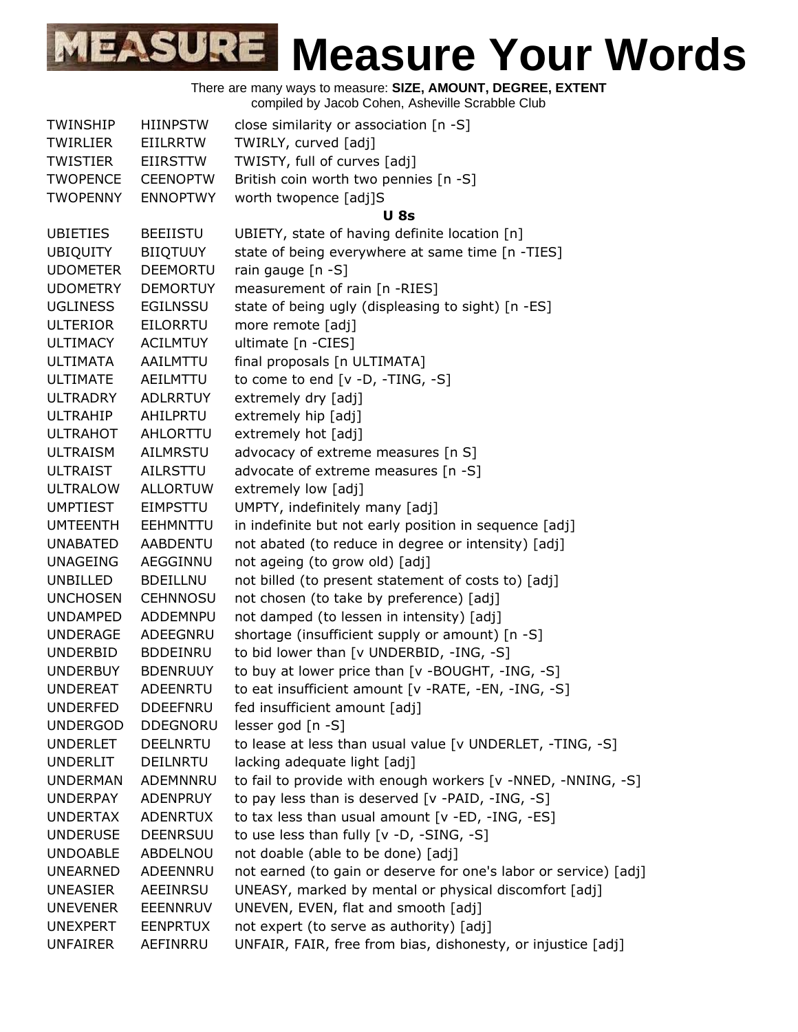# MEASURE Measure Your Words

There are many ways to measure: **SIZE, AMOUNT, DEGREE, EXTENT**
compiled by Jacob Cohen, Asheville Scrabble Club

| | | |
|---|---|---|
| TWINSHIP | HIINPSTW | close similarity or association [n -S] |
| TWIRLIER | EIILRRTW | TWIRLY, curved [adj] |
| TWISTIER | EIIRSTTW | TWISTY, full of curves [adj] |
| TWOPENCE | CEENOPTW | British coin worth two pennies [n -S] |
| TWOPENNY | ENNOPTWY | worth twopence [adj]S |

**U 8s**

| | | |
|---|---|---|
| UBIETIES | BEEIISTU | UBIETY, state of having definite location [n] |
| UBIQUITY | BIIQTUUY | state of being everywhere at same time [n -TIES] |
| UDOMETER | DEEMORTU | rain gauge [n -S] |
| UDOMETRY | DEMORTUY | measurement of rain [n -RIES] |
| UGLINESS | EGILNSSU | state of being ugly (displeasing to sight) [n -ES] |
| ULTERIOR | EILORRTU | more remote [adj] |
| ULTIMACY | ACILMTUY | ultimate [n -CIES] |
| ULTIMATA | AAILMTTU | final proposals [n ULTIMATA] |
| ULTIMATE | AEILMTTU | to come to end [v -D, -TING, -S] |
| ULTRADRY | ADLRRTUY | extremely dry [adj] |
| ULTRAHIP | AHILPRTU | extremely hip [adj] |
| ULTRAHOT | AHLORTTU | extremely hot [adj] |
| ULTRAISM | AILMRSTU | advocacy of extreme measures [n S] |
| ULTRAIST | AILRSTTU | advocate of extreme measures [n -S] |
| ULTRALOW | ALLORTUW | extremely low [adj] |
| UMPTIEST | EIMPSTTU | UMPTY, indefinitely many [adj] |
| UMTEENTH | EEHMNTTU | in indefinite but not early position in sequence [adj] |
| UNABATED | AABDENTU | not abated (to reduce in degree or intensity) [adj] |
| UNAGEING | AEGGINNU | not ageing (to grow old) [adj] |
| UNBILLED | BDEILLNU | not billed (to present statement of costs to) [adj] |
| UNCHOSEN | CEHNNOSU | not chosen (to take by preference) [adj] |
| UNDAMPED | ADDEMNPU | not damped (to lessen in intensity) [adj] |
| UNDERAGE | ADEEGNRU | shortage (insufficient supply or amount) [n -S] |
| UNDERBID | BDDEINRU | to bid lower than [v UNDERBID, -ING, -S] |
| UNDERBUY | BDENRUUY | to buy at lower price than [v -BOUGHT, -ING, -S] |
| UNDEREAT | ADEENRTU | to eat insufficient amount [v -RATE, -EN, -ING, -S] |
| UNDERFED | DDEEFNRU | fed insufficient amount [adj] |
| UNDERGOD | DDEGNORU | lesser god [n -S] |
| UNDERLET | DEELNRTU | to lease at less than usual value [v UNDERLET, -TING, -S] |
| UNDERLIT | DEILNRTU | lacking adequate light [adj] |
| UNDERMAN | ADEMNNRU | to fail to provide with enough workers [v -NNED, -NNING, -S] |
| UNDERPAY | ADENPRUY | to pay less than is deserved [v -PAID, -ING, -S] |
| UNDERTAX | ADENRTUX | to tax less than usual amount [v -ED, -ING, -ES] |
| UNDERUSE | DEENRSUU | to use less than fully [v -D, -SING, -S] |
| UNDOABLE | ABDELNOU | not doable (able to be done) [adj] |
| UNEARNED | ADEENNRU | not earned (to gain or deserve for one's labor or service) [adj] |
| UNEASIER | AEEINRSU | UNEASY, marked by mental or physical discomfort [adj] |
| UNEVENER | EEENNRUV | UNEVEN, EVEN, flat and smooth [adj] |
| UNEXPERT | EENPRTUX | not expert (to serve as authority) [adj] |
| UNFAIRER | AEFINRRU | UNFAIR, FAIR, free from bias, dishonesty, or injustice [adj] |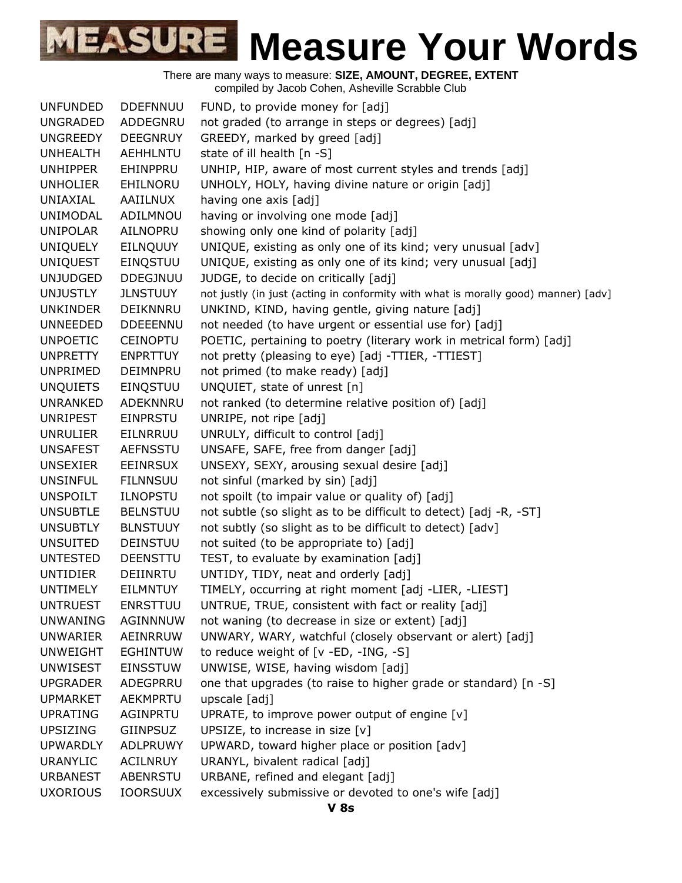# MEASURE Measure Your Words

There are many ways to measure: **SIZE, AMOUNT, DEGREE, EXTENT**
compiled by Jacob Cohen, Asheville Scrabble Club

| | | |
|---|---|---|
| UNFUNDED | DDEFNNUU | FUND, to provide money for [adj] |
| UNGRADED | ADDEGNRU | not graded (to arrange in steps or degrees) [adj] |
| UNGREEDY | DEEGNRUY | GREEDY, marked by greed [adj] |
| UNHEALTH | AEHHLNTU | state of ill health [n -S] |
| UNHIPPER | EHINPPRU | UNHIP, HIP, aware of most current styles and trends [adj] |
| UNHOLIER | EHILNORU | UNHOLY, HOLY, having divine nature or origin [adj] |
| UNIAXIAL | AAIILNUX | having one axis [adj] |
| UNIMODAL | ADILMNOU | having or involving one mode [adj] |
| UNIPOLAR | AILNOPRU | showing only one kind of polarity [adj] |
| UNIQUELY | EILNQUUY | UNIQUE, existing as only one of its kind; very unusual [adv] |
| UNIQUEST | EINQSTUU | UNIQUE, existing as only one of its kind; very unusual [adj] |
| UNJUDGED | DDEGJNUU | JUDGE, to decide on critically [adj] |
| UNJUSTLY | JLNSTUUY | not justly (in just (acting in conformity with what is morally good) manner) [adv] |
| UNKINDER | DEIKNNRU | UNKIND, KIND, having gentle, giving nature [adj] |
| UNNEEDED | DDEEENNU | not needed (to have urgent or essential use for) [adj] |
| UNPOETIC | CEINOPTU | POETIC, pertaining to poetry (literary work in metrical form) [adj] |
| UNPRETTY | ENPRTTUY | not pretty (pleasing to eye) [adj -TTIER, -TTIEST] |
| UNPRIMED | DEIMNPRU | not primed (to make ready) [adj] |
| UNQUIETS | EINQSTUU | UNQUIET, state of unrest [n] |
| UNRANKED | ADEKNNRU | not ranked (to determine relative position of) [adj] |
| UNRIPEST | EINPRSTU | UNRIPE, not ripe [adj] |
| UNRULIER | EILNRRUU | UNRULY, difficult to control [adj] |
| UNSAFEST | AEFNSSTU | UNSAFE, SAFE, free from danger [adj] |
| UNSEXIER | EEINRSUX | UNSEXY, SEXY, arousing sexual desire [adj] |
| UNSINFUL | FILNNSUU | not sinful (marked by sin) [adj] |
| UNSPOILT | ILNOPSTU | not spoilt (to impair value or quality of) [adj] |
| UNSUBTLE | BELNSTUU | not subtle (so slight as to be difficult to detect) [adj -R, -ST] |
| UNSUBTLY | BLNSTUUY | not subtly (so slight as to be difficult to detect) [adv] |
| UNSUITED | DEINSTUU | not suited (to be appropriate to) [adj] |
| UNTESTED | DEENSTTU | TEST, to evaluate by examination [adj] |
| UNTIDIER | DEIINRTU | UNTIDY, TIDY, neat and orderly [adj] |
| UNTIMELY | EILMNTUY | TIMELY, occurring at right moment [adj -LIER, -LIEST] |
| UNTRUEST | ENRSTTUU | UNTRUE, TRUE, consistent with fact or reality [adj] |
| UNWANING | AGINNNUW | not waning (to decrease in size or extent) [adj] |
| UNWARIER | AEINRRUW | UNWARY, WARY, watchful (closely observant or alert) [adj] |
| UNWEIGHT | EGHINTUW | to reduce weight of [v -ED, -ING, -S] |
| UNWISEST | EINSSTUW | UNWISE, WISE, having wisdom [adj] |
| UPGRADER | ADEGPRRU | one that upgrades (to raise to higher grade or standard) [n -S] |
| UPMARKET | AEKMPRTU | upscale [adj] |
| UPRATING | AGINPRTU | UPRATE, to improve power output of engine [v] |
| UPSIZING | GIINPSUZ | UPSIZE, to increase in size [v] |
| UPWARDLY | ADLPRUWY | UPWARD, toward higher place or position [adv] |
| URANYLIC | ACILNRUY | URANYL, bivalent radical [adj] |
| URBANEST | ABENRSTU | URBANE, refined and elegant [adj] |
| UXORIOUS | IOORSUUX | excessively submissive or devoted to one's wife [adj] |

**V 8s**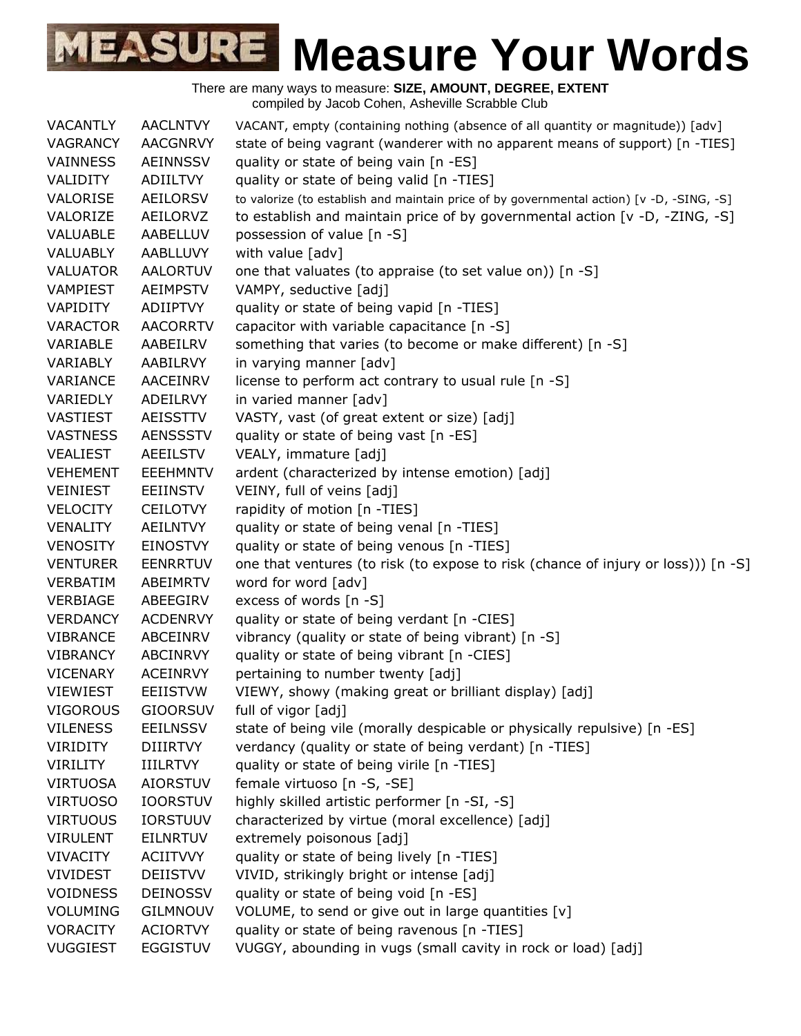# Measure Your Words

There are many ways to measure: **SIZE, AMOUNT, DEGREE, EXTENT**
compiled by Jacob Cohen, Asheville Scrabble Club

| | | |
|---|---|---|
| VACANTLY | AACLNTVY | VACANT, empty (containing nothing (absence of all quantity or magnitude)) [adv] |
| VAGRANCY | AACGNRVY | state of being vagrant (wanderer with no apparent means of support) [n -TIES] |
| VAINNESS | AEINNSSV | quality or state of being vain [n -ES] |
| VALIDITY | ADIILTVY | quality or state of being valid [n -TIES] |
| VALORISE | AEILORSV | to valorize (to establish and maintain price of by governmental action) [v -D, -SING, -S] |
| VALORIZE | AEILORVZ | to establish and maintain price of by governmental action [v -D, -ZING, -S] |
| VALUABLE | AABELLUV | possession of value [n -S] |
| VALUABLY | AABLLUVY | with value [adv] |
| VALUATOR | AALORTUV | one that valuates (to appraise (to set value on)) [n -S] |
| VAMPIEST | AEIMPSTV | VAMPY, seductive [adj] |
| VAPIDITY | ADIIPTVY | quality or state of being vapid [n -TIES] |
| VARACTOR | AACORRTV | capacitor with variable capacitance [n -S] |
| VARIABLE | AABEILRV | something that varies (to become or make different) [n -S] |
| VARIABLY | AABILRVY | in varying manner [adv] |
| VARIANCE | AACEINRV | license to perform act contrary to usual rule [n -S] |
| VARIEDLY | ADEILRVY | in varied manner [adv] |
| VASTIEST | AEISSTTV | VASTY, vast (of great extent or size) [adj] |
| VASTNESS | AENSSSTV | quality or state of being vast [n -ES] |
| VEALIEST | AEEILSTV | VEALY, immature [adj] |
| VEHEMENT | EEEHMNTV | ardent (characterized by intense emotion) [adj] |
| VEINIEST | EEIINSTV | VEINY, full of veins [adj] |
| VELOCITY | CEILOTVY | rapidity of motion [n -TIES] |
| VENALITY | AEILNTVY | quality or state of being venal [n -TIES] |
| VENOSITY | EINOSTVY | quality or state of being venous [n -TIES] |
| VENTURER | EENRRTUV | one that ventures (to risk (to expose to risk (chance of injury or loss))) [n -S] |
| VERBATIM | ABEIMRTV | word for word [adv] |
| VERBIAGE | ABEEGIRV | excess of words [n -S] |
| VERDANCY | ACDENRVY | quality or state of being verdant [n -CIES] |
| VIBRANCE | ABCEINRV | vibrancy (quality or state of being vibrant) [n -S] |
| VIBRANCY | ABCINRVY | quality or state of being vibrant [n -CIES] |
| VICENARY | ACEINRVY | pertaining to number twenty [adj] |
| VIEWIEST | EEIISTVW | VIEWY, showy (making great or brilliant display) [adj] |
| VIGOROUS | GIOORSUV | full of vigor [adj] |
| VILENESS | EEILNSSV | state of being vile (morally despicable or physically repulsive) [n -ES] |
| VIRIDITY | DIIIRTVY | verdancy (quality or state of being verdant) [n -TIES] |
| VIRILITY | IIILRTVY | quality or state of being virile [n -TIES] |
| VIRTUOSA | AIORSTUV | female virtuoso [n -S, -SE] |
| VIRTUOSO | IOORSTUV | highly skilled artistic performer [n -SI, -S] |
| VIRTUOUS | IORSTUUV | characterized by virtue (moral excellence) [adj] |
| VIRULENT | EILNRTUV | extremely poisonous [adj] |
| VIVACITY | ACIITVVY | quality or state of being lively [n -TIES] |
| VIVIDEST | DEIISTVV | VIVID, strikingly bright or intense [adj] |
| VOIDNESS | DEINOSSV | quality or state of being void [n -ES] |
| VOLUMING | GILMNOUV | VOLUME, to send or give out in large quantities [v] |
| VORACITY | ACIORTVY | quality or state of being ravenous [n -TIES] |
| VUGGIEST | EGGISTUV | VUGGY, abounding in vugs (small cavity in rock or load) [adj] |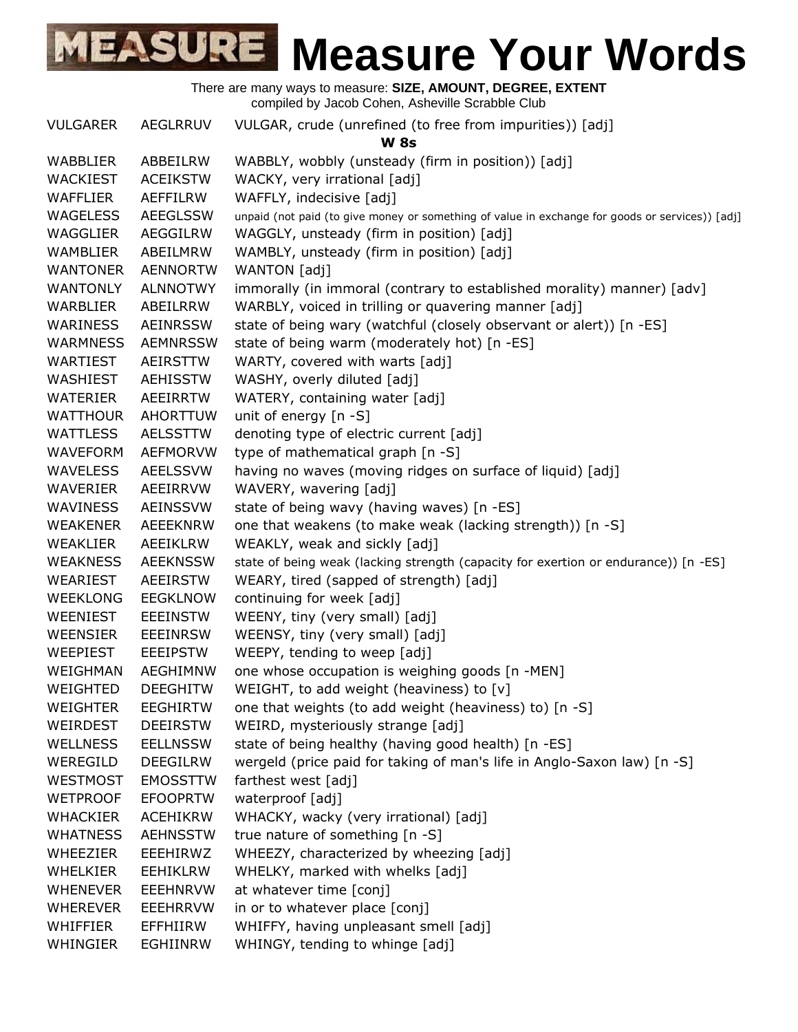# Measure Your Words

There are many ways to measure: **SIZE, AMOUNT, DEGREE, EXTENT**
compiled by Jacob Cohen, Asheville Scrabble Club

| | | |
|---|---|---|
| VULGARER | AEGLRRUV | VULGAR, crude (unrefined (to free from impurities)) [adj] |
| | | **W 8s** |
| WABBLIER | ABBEILRW | WABBLY, wobbly (unsteady (firm in position)) [adj] |
| WACKIEST | ACEIKSTW | WACKY, very irrational [adj] |
| WAFFLIER | AEFFILRW | WAFFLY, indecisive [adj] |
| WAGELESS | AEEGLSSW | unpaid (not paid (to give money or something of value in exchange for goods or services)) [adj] |
| WAGGLIER | AEGGILRW | WAGGLY, unsteady (firm in position) [adj] |
| WAMBLIER | ABEILMRW | WAMBLY, unsteady (firm in position) [adj] |
| WANTONER | AENNORTW | WANTON [adj] |
| WANTONLY | ALNNOTWY | immorally (in immoral (contrary to established morality) manner) [adv] |
| WARBLIER | ABEILRRW | WARBLY, voiced in trilling or quavering manner [adj] |
| WARINESS | AEINRSSW | state of being wary (watchful (closely observant or alert)) [n -ES] |
| WARMNESS | AEMNRSSW | state of being warm (moderately hot) [n -ES] |
| WARTIEST | AEIRSTTW | WARTY, covered with warts [adj] |
| WASHIEST | AEHISSTW | WASHY, overly diluted [adj] |
| WATERIER | AEEIRRTW | WATERY, containing water [adj] |
| WATTHOUR | AHORTTUW | unit of energy [n -S] |
| WATTLESS | AELSSTTW | denoting type of electric current [adj] |
| WAVEFORM | AEFMORVW | type of mathematical graph [n -S] |
| WAVELESS | AEELSSVW | having no waves (moving ridges on surface of liquid) [adj] |
| WAVERIER | AEEIRRVW | WAVERY, wavering [adj] |
| WAVINESS | AEINSSVW | state of being wavy (having waves) [n -ES] |
| WEAKENER | AEEEKNRW | one that weakens (to make weak (lacking strength)) [n -S] |
| WEAKLIER | AEEIKLRW | WEAKLY, weak and sickly [adj] |
| WEAKNESS | AEEKNSSW | state of being weak (lacking strength (capacity for exertion or endurance)) [n -ES] |
| WEARIEST | AEEIRSTW | WEARY, tired (sapped of strength) [adj] |
| WEEKLONG | EEGKLNOW | continuing for week [adj] |
| WEENIEST | EEEINSTW | WEENY, tiny (very small) [adj] |
| WEENSIER | EEEINRSW | WEENSY, tiny (very small) [adj] |
| WEEPIEST | EEEIPSTW | WEEPY, tending to weep [adj] |
| WEIGHMAN | AEGHIMNW | one whose occupation is weighing goods [n -MEN] |
| WEIGHTED | DEEGHITW | WEIGHT, to add weight (heaviness) to [v] |
| WEIGHTER | EEGHIRTW | one that weights (to add weight (heaviness) to) [n -S] |
| WEIRDEST | DEEIRSTW | WEIRD, mysteriously strange [adj] |
| WELLNESS | EELLNSSW | state of being healthy (having good health) [n -ES] |
| WEREGILD | DEEGILRW | wergeld (price paid for taking of man's life in Anglo-Saxon law) [n -S] |
| WESTMOST | EMOSSTTW | farthest west [adj] |
| WETPROOF | EFOOPRTW | waterproof [adj] |
| WHACKIER | ACEHIKRW | WHACKY, wacky (very irrational) [adj] |
| WHATNESS | AEHNSSTW | true nature of something [n -S] |
| WHEEZIER | EEEHIRWZ | WHEEZY, characterized by wheezing [adj] |
| WHELKIER | EEHIKLRW | WHELKY, marked with whelks [adj] |
| WHENEVER | EEEHNRVW | at whatever time [conj] |
| WHEREVER | EEEHRRVW | in or to whatever place [conj] |
| WHIFFIER | EFFHIIRW | WHIFFY, having unpleasant smell [adj] |
| WHINGIER | EGHIINRW | WHINGY, tending to whinge [adj] |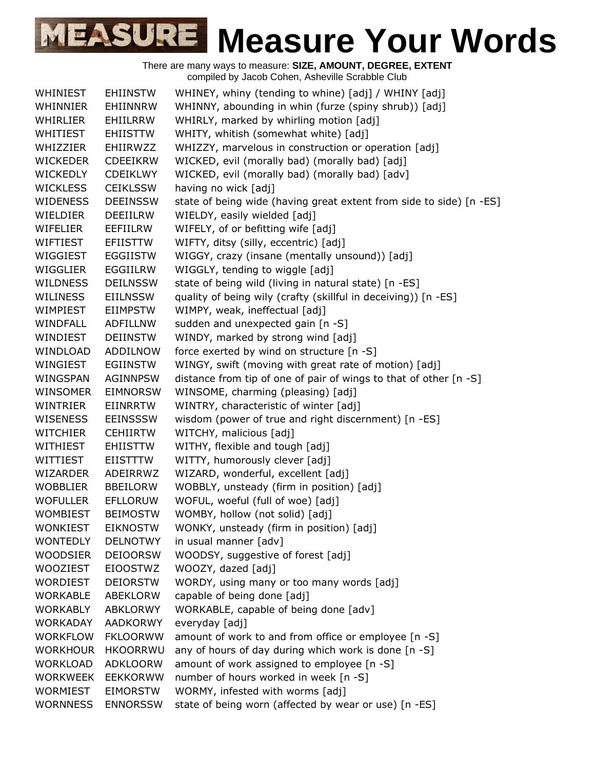# Measure Your Words

There are many ways to measure: **SIZE, AMOUNT, DEGREE, EXTENT**
compiled by Jacob Cohen, Asheville Scrabble Club

| | | |
|---|---|---|
| WHINIEST | EHIINSTW | WHINEY, whiny (tending to whine) [adj] / WHINY [adj] |
| WHINNIER | EHIINNRW | WHINNY, abounding in whin (furze (spiny shrub)) [adj] |
| WHIRLIER | EHIILRRW | WHIRLY, marked by whirling motion [adj] |
| WHITIEST | EHIISTTW | WHITY, whitish (somewhat white) [adj] |
| WHIZZIER | EHIIRWZZ | WHIZZY, marvelous in construction or operation [adj] |
| WICKEDER | CDEEIKRW | WICKED, evil (morally bad) (morally bad) [adj] |
| WICKEDLY | CDEIKLWY | WICKED, evil (morally bad) (morally bad) [adv] |
| WICKLESS | CEIKLSSW | having no wick [adj] |
| WIDENESS | DEEINSSW | state of being wide (having great extent from side to side) [n -ES] |
| WIELDIER | DEEIILRW | WIELDY, easily wielded [adj] |
| WIFELIER | EEFIILRW | WIFELY, of or befitting wife [adj] |
| WIFTIEST | EFIISTTW | WIFTY, ditsy (silly, eccentric) [adj] |
| WIGGIEST | EGGIISTW | WIGGY, crazy (insane (mentally unsound)) [adj] |
| WIGGLIER | EGGIILRW | WIGGLY, tending to wiggle [adj] |
| WILDNESS | DEILNSSW | state of being wild (living in natural state) [n -ES] |
| WILINESS | EIILNSSW | quality of being wily (crafty (skillful in deceiving)) [n -ES] |
| WIMPIEST | EIIMPSTW | WIMPY, weak, ineffectual [adj] |
| WINDFALL | ADFILLNW | sudden and unexpected gain [n -S] |
| WINDIEST | DEIINSTW | WINDY, marked by strong wind [adj] |
| WINDLOAD | ADDILNOW | force exerted by wind on structure [n -S] |
| WINGIEST | EGIINSTW | WINGY, swift (moving with great rate of motion) [adj] |
| WINGSPAN | AGINNPSW | distance from tip of one of pair of wings to that of other [n -S] |
| WINSOMER | EIMNORSW | WINSOME, charming (pleasing) [adj] |
| WINTRIER | EIINRRTW | WINTRY, characteristic of winter [adj] |
| WISENESS | EEINSSSW | wisdom (power of true and right discernment) [n -ES] |
| WITCHIER | CEHIIRTW | WITCHY, malicious [adj] |
| WITHIEST | EHIISTTW | WITHY, flexible and tough [adj] |
| WITTIEST | EIISTTTW | WITTY, humorously clever [adj] |
| WIZARDER | ADEIRRWZ | WIZARD, wonderful, excellent [adj] |
| WOBBLIER | BBEILORW | WOBBLY, unsteady (firm in position) [adj] |
| WOFULLER | EFLLORUW | WOFUL, woeful (full of woe) [adj] |
| WOMBIEST | BEIMOSTW | WOMBY, hollow (not solid) [adj] |
| WONKIEST | EIKNOSTW | WONKY, unsteady (firm in position) [adj] |
| WONTEDLY | DELNOTWY | in usual manner [adv] |
| WOODSIER | DEIOORSW | WOODSY, suggestive of forest [adj] |
| WOOZIEST | EIOOSTWZ | WOOZY, dazed [adj] |
| WORDIEST | DEIORSTW | WORDY, using many or too many words [adj] |
| WORKABLE | ABEKLORW | capable of being done [adj] |
| WORKABLY | ABKLORWY | WORKABLE, capable of being done [adv] |
| WORKADAY | AADKORWY | everyday [adj] |
| WORKFLOW | FKLOORWW | amount of work to and from office or employee [n -S] |
| WORKHOUR | HKOORRWU | any of hours of day during which work is done [n -S] |
| WORKLOAD | ADKLOORW | amount of work assigned to employee [n -S] |
| WORKWEEK | EEKKORWW | number of hours worked in week [n -S] |
| WORMIEST | EIMORSTW | WORMY, infested with worms [adj] |
| WORNNESS | ENNORSSW | state of being worn (affected by wear or use) [n -ES] |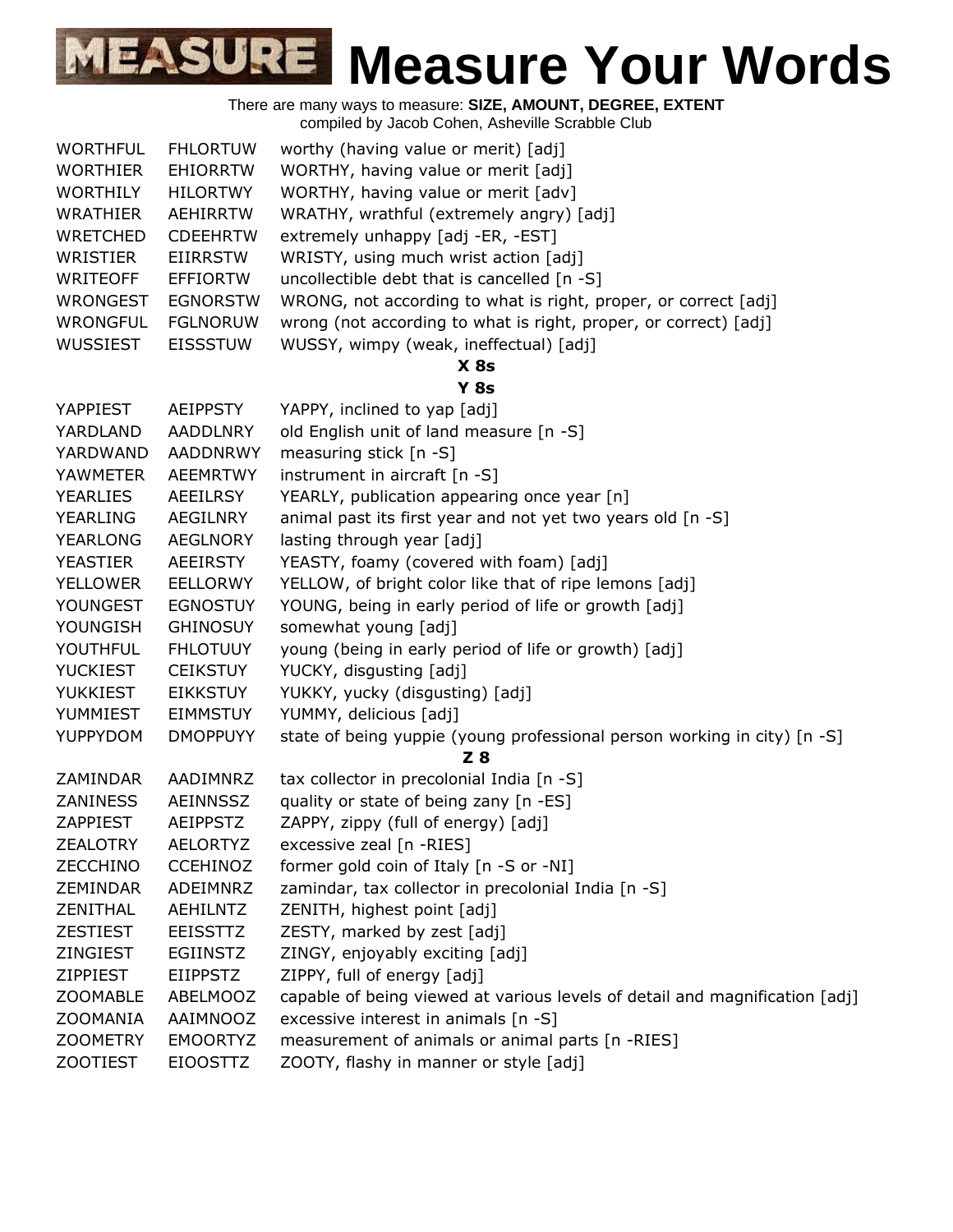# Measure Your Words

There are many ways to measure: **SIZE, AMOUNT, DEGREE, EXTENT**
compiled by Jacob Cohen, Asheville Scrabble Club

| | | |
|---|---|---|
| WORTHFUL | FHLORTUW | worthy (having value or merit) [adj] |
| WORTHIER | EHIORRTW | WORTHY, having value or merit [adj] |
| WORTHILY | HILORTWY | WORTHY, having value or merit [adv] |
| WRATHIER | AEHIRRTW | WRATHY, wrathful (extremely angry) [adj] |
| WRETCHED | CDEEHRTW | extremely unhappy [adj -ER, -EST] |
| WRISTIER | EIIRRSTW | WRISTY, using much wrist action [adj] |
| WRITEOFF | EFFIORTW | uncollectible debt that is cancelled [n -S] |
| WRONGEST | EGNORSTW | WRONG, not according to what is right, proper, or correct [adj] |
| WRONGFUL | FGLNORUW | wrong (not according to what is right, proper, or correct) [adj] |
| WUSSIEST | EISSSTUW | WUSSY, wimpy (weak, ineffectual) [adj] |

**X 8s**

**Y 8s**

| | | |
|---|---|---|
| YAPPIEST | AEIPPSTY | YAPPY, inclined to yap [adj] |
| YARDLAND | AADDLNRY | old English unit of land measure [n -S] |
| YARDWAND | AADDNRWY | measuring stick [n -S] |
| YAWMETER | AEEMRTWY | instrument in aircraft [n -S] |
| YEARLIES | AEEILRSY | YEARLY, publication appearing once year [n] |
| YEARLING | AEGILNRY | animal past its first year and not yet two years old [n -S] |
| YEARLONG | AEGLNORY | lasting through year [adj] |
| YEASTIER | AEEIRSTY | YEASTY, foamy (covered with foam) [adj] |
| YELLOWER | EELLORWY | YELLOW, of bright color like that of ripe lemons [adj] |
| YOUNGEST | EGNOSTUY | YOUNG, being in early period of life or growth [adj] |
| YOUNGISH | GHINOSUY | somewhat young [adj] |
| YOUTHFUL | FHLOTUUY | young (being in early period of life or growth) [adj] |
| YUCKIEST | CEIKSTUY | YUCKY, disgusting [adj] |
| YUKKIEST | EIKKSTUY | YUKKY, yucky (disgusting) [adj] |
| YUMMIEST | EIMMSTUY | YUMMY, delicious [adj] |
| YUPPYDOM | DMOPPUYY | state of being yuppie (young professional person working in city) [n -S] |

**Z 8**

| | | |
|---|---|---|
| ZAMINDAR | AADIMNRZ | tax collector in precolonial India [n -S] |
| ZANINESS | AEINNSSZ | quality or state of being zany [n -ES] |
| ZAPPIEST | AEIPPSTZ | ZAPPY, zippy (full of energy) [adj] |
| ZEALOTRY | AELORTYZ | excessive zeal [n -RIES] |
| ZECCHINO | CCEHINOZ | former gold coin of Italy [n -S or -NI] |
| ZEMINDAR | ADEIMNRZ | zamindar, tax collector in precolonial India [n -S] |
| ZENITHAL | AEHILNTZ | ZENITH, highest point [adj] |
| ZESTIEST | EEISSTTZ | ZESTY, marked by zest [adj] |
| ZINGIEST | EGIINSTZ | ZINGY, enjoyably exciting [adj] |
| ZIPPIEST | EIIPPSTZ | ZIPPY, full of energy [adj] |
| ZOOMABLE | ABELMOOZ | capable of being viewed at various levels of detail and magnification [adj] |
| ZOOMANIA | AAIMNOOZ | excessive interest in animals [n -S] |
| ZOOMETRY | EMOORTYZ | measurement of animals or animal parts [n -RIES] |
| ZOOTIEST | EIOOSTTZ | ZOOTY, flashy in manner or style [adj] |